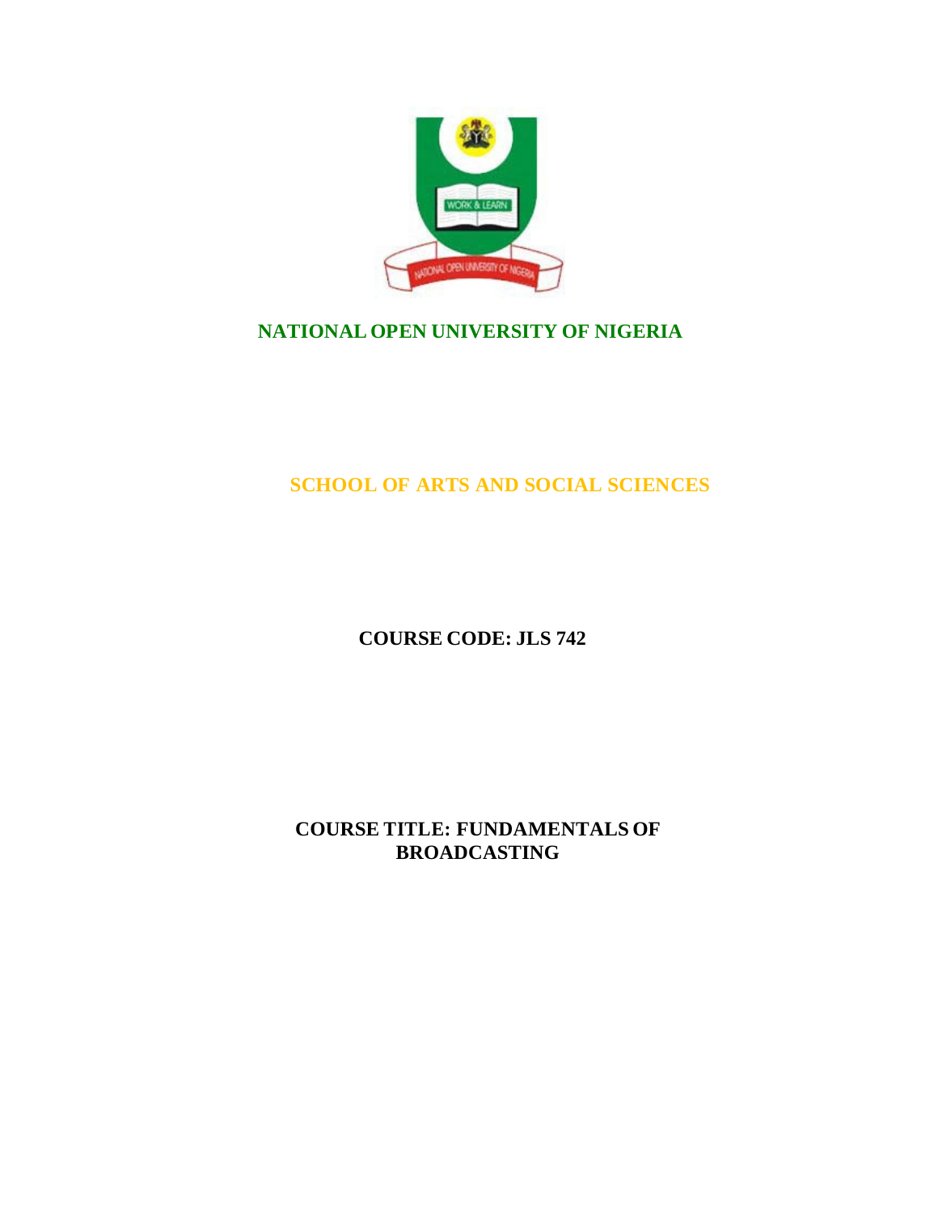# NATIONAL OPEN UNIVERSITY OF NIGERIA

## SCHOOL OF ARTS AND SOCIAL SCIENCES

**COURSE CODE: JLS 742**

**COURSE TITLE: FUNDAMENTALS OF BROADCASTING**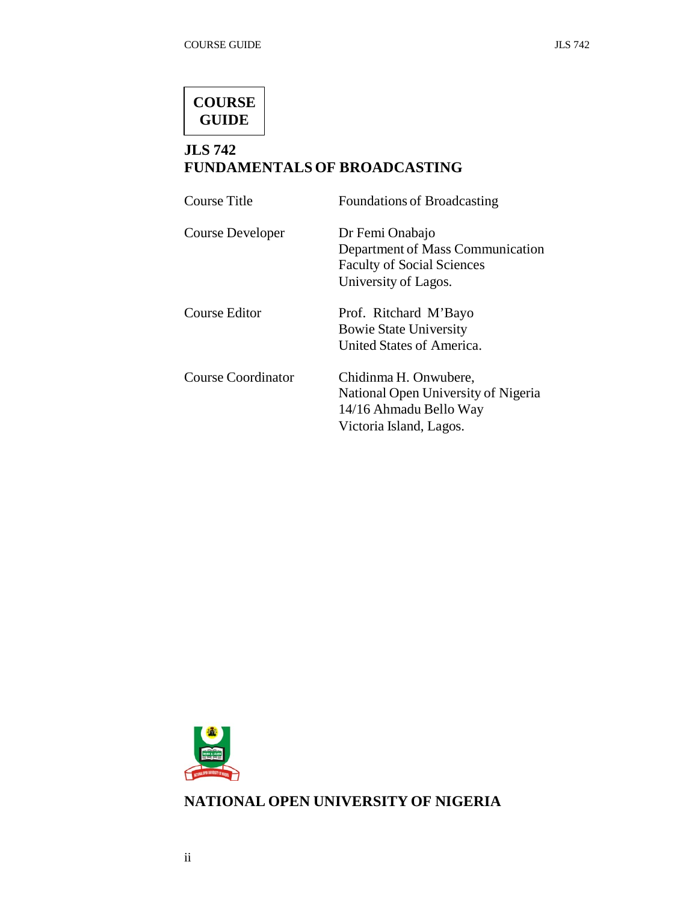**COURSE GUIDE**

# JLS 742
# FUNDAMENTALS OF BROADCASTING

| | |
|---|---|
| Course Title | Foundations of Broadcasting |
| Course Developer | Dr Femi Onabajo<br>Department of Mass Communication<br>Faculty of Social Sciences<br>University of Lagos. |
| Course Editor | Prof. Ritchard M'Bayo<br>Bowie State University<br>United States of America. |
| Course Coordinator | Chidinma H. Onwubere,<br>National Open University of Nigeria<br>14/16 Ahmadu Bello Way<br>Victoria Island, Lagos. |

**NATIONAL OPEN UNIVERSITY OF NIGERIA**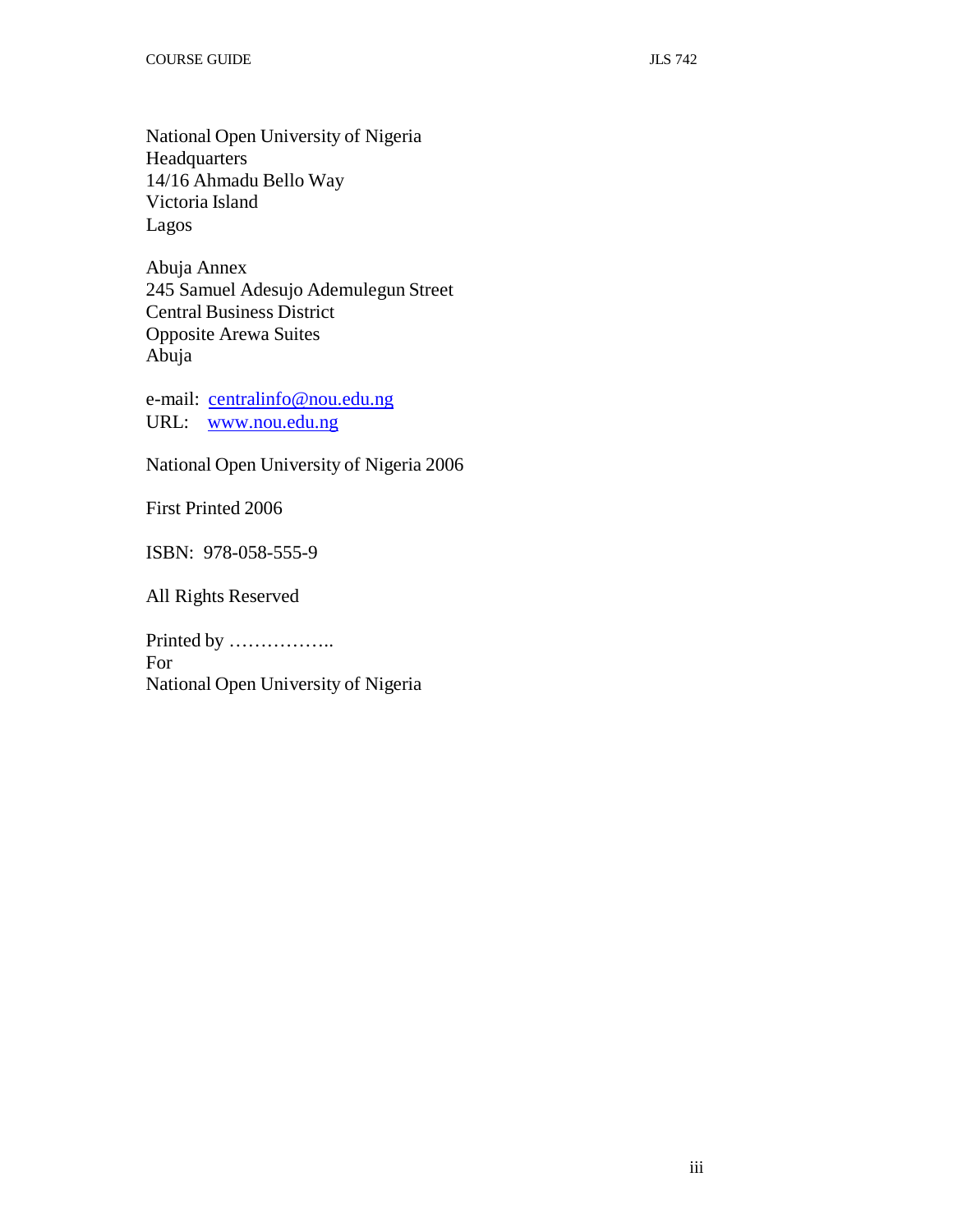National Open University of Nigeria  
Headquarters  
14/16 Ahmadu Bello Way  
Victoria Island  
Lagos

Abuja Annex  
245 Samuel Adesujo Ademulegun Street  
Central Business District  
Opposite Arewa Suites  
Abuja

e-mail: centralinfo@nou.edu.ng  
URL: www.nou.edu.ng

National Open University of Nigeria 2006

First Printed 2006

ISBN: 978-058-555-9

All Rights Reserved

Printed by ……………..  
For  
National Open University of Nigeria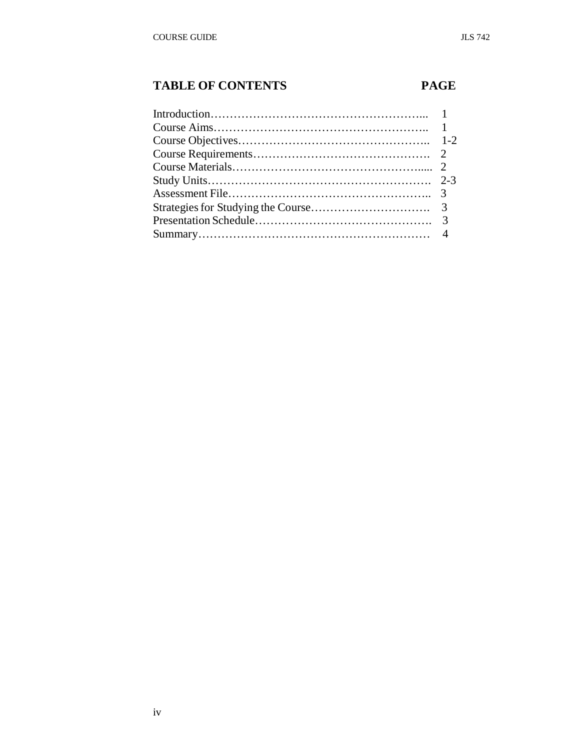## TABLE OF CONTENTS

| | PAGE |
|---|---|
| Introduction | 1 |
| Course Aims | 1 |
| Course Objectives | 1-2 |
| Course Requirements | 2 |
| Course Materials | 2 |
| Study Units | 2-3 |
| Assessment File | 3 |
| Strategies for Studying the Course | 3 |
| Presentation Schedule | 3 |
| Summary | 4 |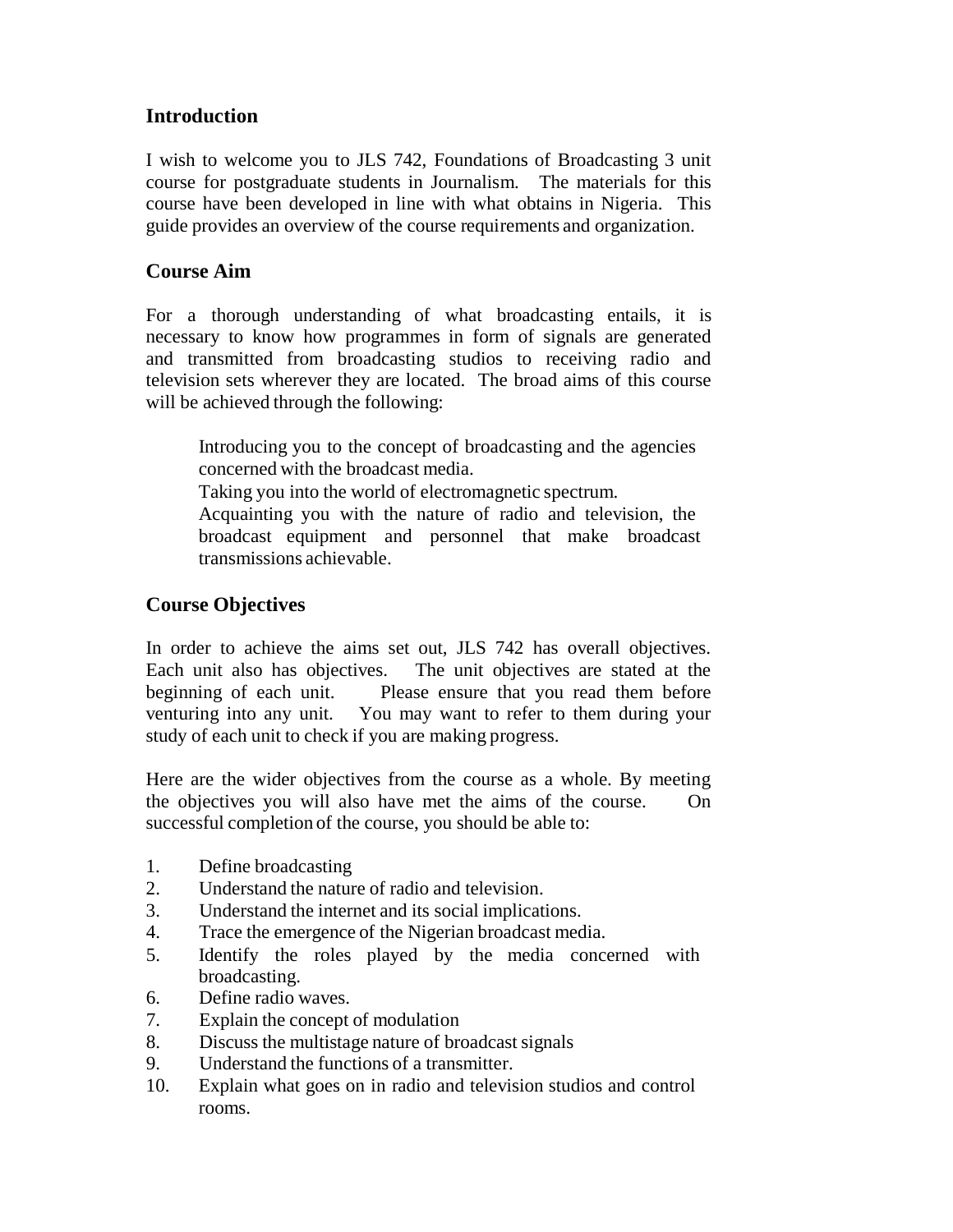## Introduction

I wish to welcome you to JLS 742, Foundations of Broadcasting 3 unit course for postgraduate students in Journalism. The materials for this course have been developed in line with what obtains in Nigeria. This guide provides an overview of the course requirements and organization.

## Course Aim

For a thorough understanding of what broadcasting entails, it is necessary to know how programmes in form of signals are generated and transmitted from broadcasting studios to receiving radio and television sets wherever they are located. The broad aims of this course will be achieved through the following:

- Introducing you to the concept of broadcasting and the agencies concerned with the broadcast media.
- Taking you into the world of electromagnetic spectrum.
- Acquainting you with the nature of radio and television, the broadcast equipment and personnel that make broadcast transmissions achievable.

## Course Objectives

In order to achieve the aims set out, JLS 742 has overall objectives. Each unit also has objectives. The unit objectives are stated at the beginning of each unit. Please ensure that you read them before venturing into any unit. You may want to refer to them during your study of each unit to check if you are making progress.

Here are the wider objectives from the course as a whole. By meeting the objectives you will also have met the aims of the course. On successful completion of the course, you should be able to:

1. Define broadcasting
2. Understand the nature of radio and television.
3. Understand the internet and its social implications.
4. Trace the emergence of the Nigerian broadcast media.
5. Identify the roles played by the media concerned with broadcasting.
6. Define radio waves.
7. Explain the concept of modulation
8. Discuss the multistage nature of broadcast signals
9. Understand the functions of a transmitter.
10. Explain what goes on in radio and television studios and control rooms.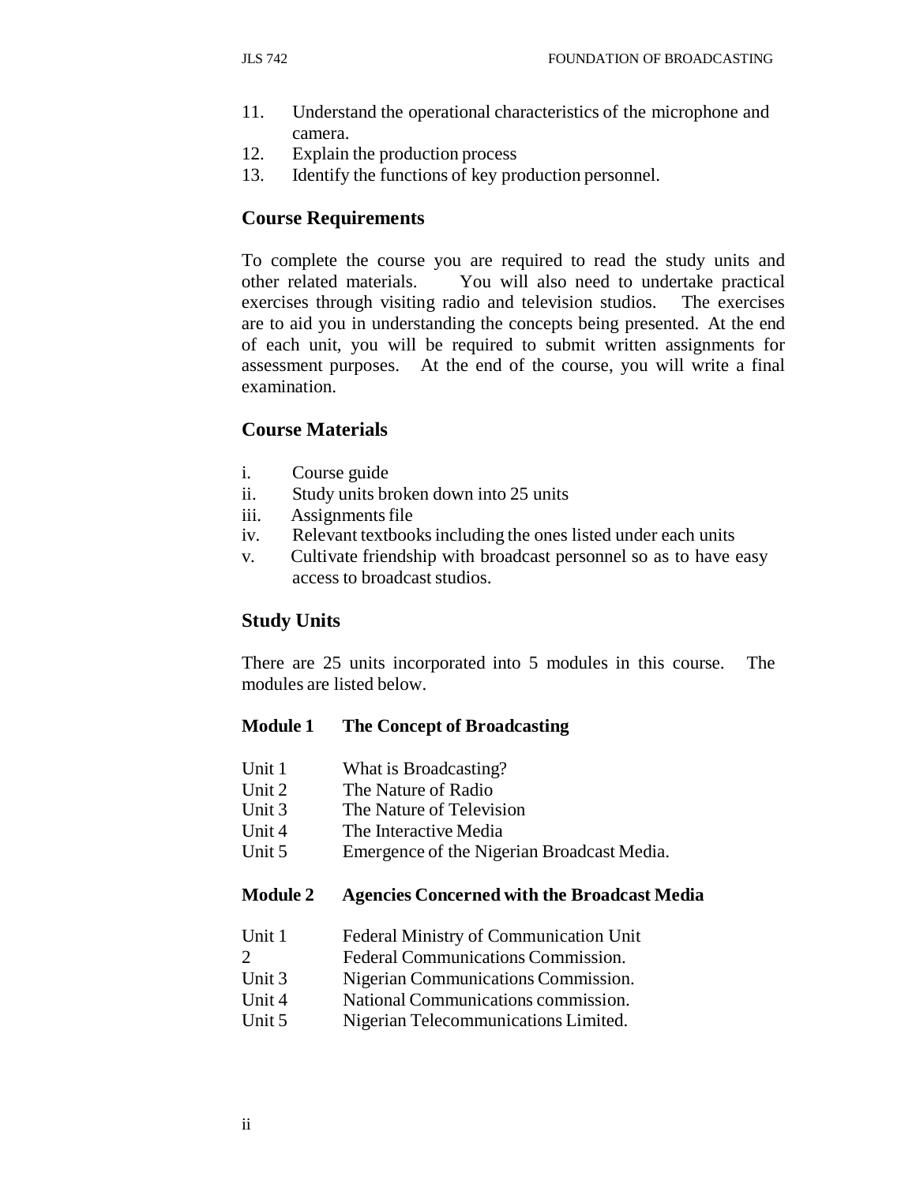11. Understand the operational characteristics of the microphone and camera.
12. Explain the production process
13. Identify the functions of key production personnel.

## Course Requirements

To complete the course you are required to read the study units and other related materials. You will also need to undertake practical exercises through visiting radio and television studios. The exercises are to aid you in understanding the concepts being presented. At the end of each unit, you will be required to submit written assignments for assessment purposes. At the end of the course, you will write a final examination.

## Course Materials

i. Course guide
ii. Study units broken down into 25 units
iii. Assignments file
iv. Relevant textbooks including the ones listed under each units
v. Cultivate friendship with broadcast personnel so as to have easy access to broadcast studios.

## Study Units

There are 25 units incorporated into 5 modules in this course. The modules are listed below.

**Module 1 The Concept of Broadcasting**

Unit 1 What is Broadcasting?
Unit 2 The Nature of Radio
Unit 3 The Nature of Television
Unit 4 The Interactive Media
Unit 5 Emergence of the Nigerian Broadcast Media.

**Module 2 Agencies Concerned with the Broadcast Media**

Unit 1 Federal Ministry of Communication Unit
2 Federal Communications Commission.
Unit 3 Nigerian Communications Commission.
Unit 4 National Communications commission.
Unit 5 Nigerian Telecommunications Limited.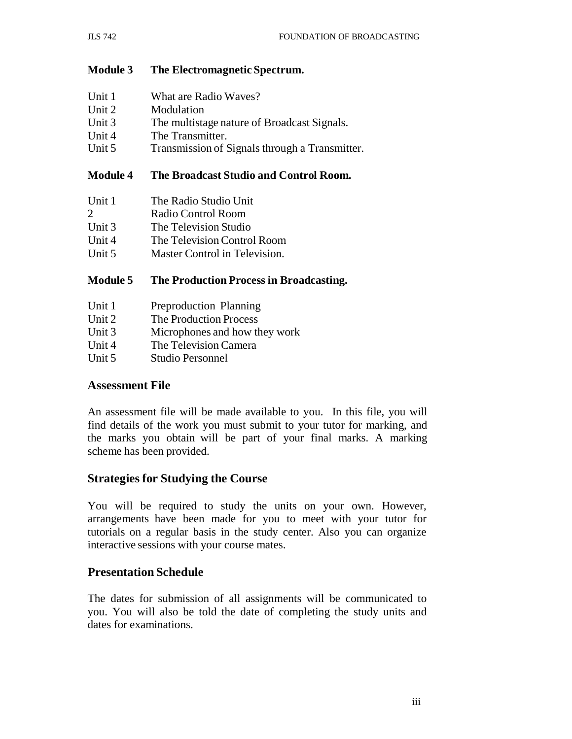**Module 3 The Electromagnetic Spectrum.**

Unit 1 What are Radio Waves?
Unit 2 Modulation
Unit 3 The multistage nature of Broadcast Signals.
Unit 4 The Transmitter.
Unit 5 Transmission of Signals through a Transmitter.

**Module 4 The Broadcast Studio and Control Room.**

Unit 1 The Radio Studio Unit
2 Radio Control Room
Unit 3 The Television Studio
Unit 4 The Television Control Room
Unit 5 Master Control in Television.

**Module 5 The Production Process in Broadcasting.**

Unit 1 Preproduction Planning
Unit 2 The Production Process
Unit 3 Microphones and how they work
Unit 4 The Television Camera
Unit 5 Studio Personnel

## Assessment File

An assessment file will be made available to you. In this file, you will find details of the work you must submit to your tutor for marking, and the marks you obtain will be part of your final marks. A marking scheme has been provided.

## Strategies for Studying the Course

You will be required to study the units on your own. However, arrangements have been made for you to meet with your tutor for tutorials on a regular basis in the study center. Also you can organize interactive sessions with your course mates.

## Presentation Schedule

The dates for submission of all assignments will be communicated to you. You will also be told the date of completing the study units and dates for examinations.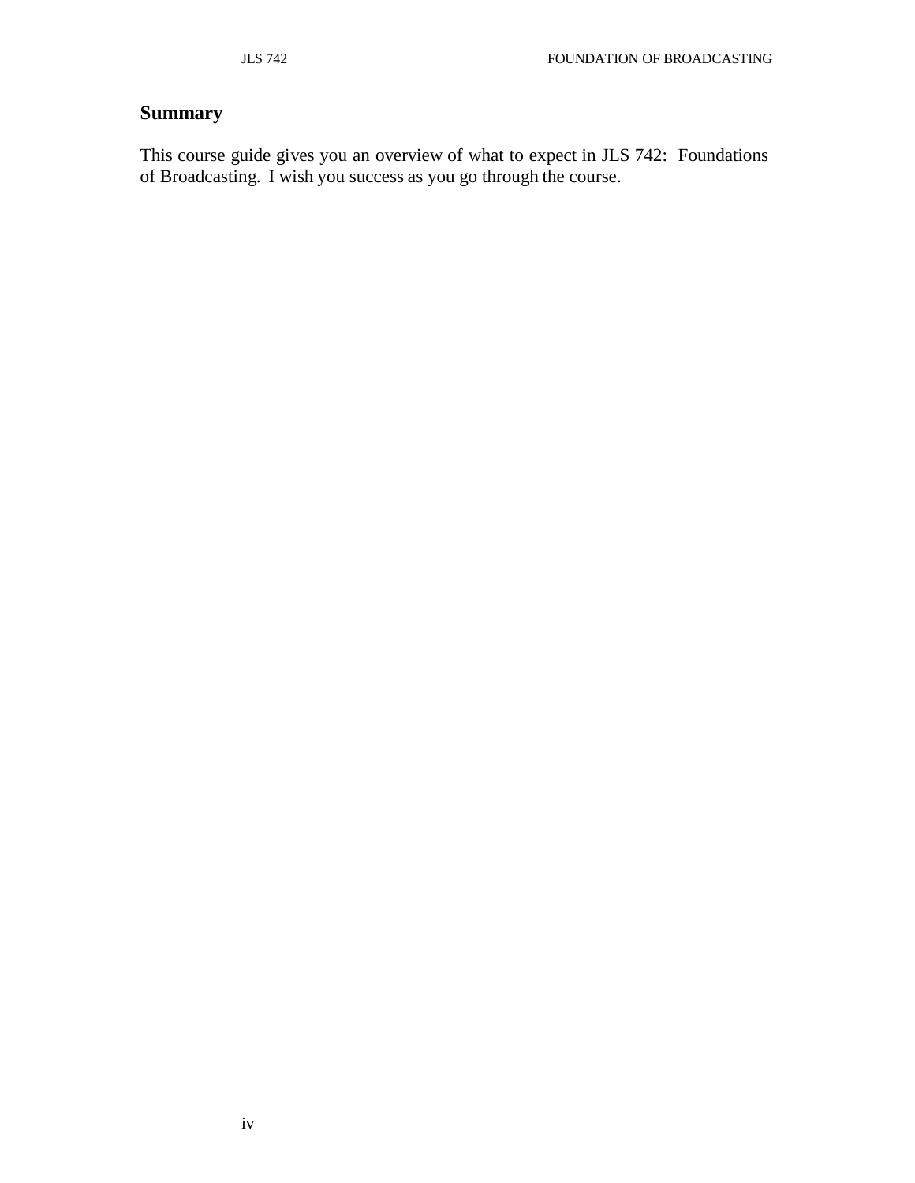## Summary

This course guide gives you an overview of what to expect in JLS 742: Foundations of Broadcasting. I wish you success as you go through the course.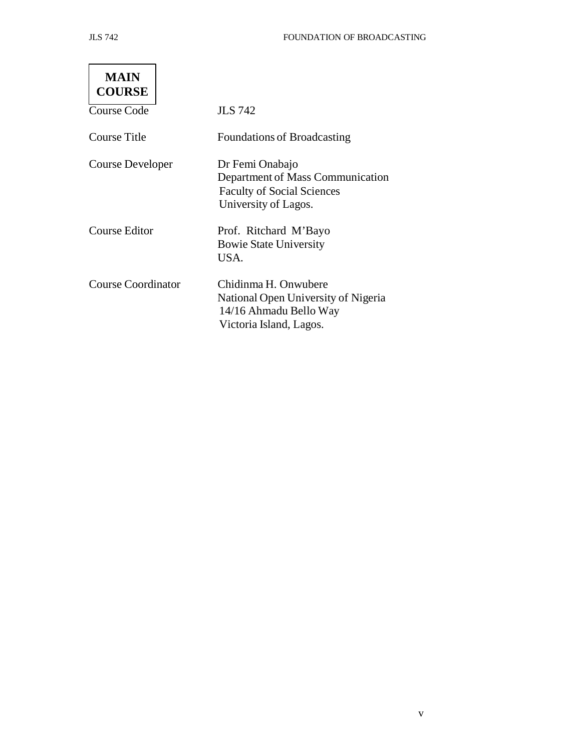**MAIN COURSE**

| | |
|---|---|
| Course Code | JLS 742 |
| Course Title | Foundations of Broadcasting |
| Course Developer | Dr Femi Onabajo<br>Department of Mass Communication<br>Faculty of Social Sciences<br>University of Lagos. |
| Course Editor | Prof. Ritchard M'Bayo<br>Bowie State University<br>USA. |
| Course Coordinator | Chidinma H. Onwubere<br>National Open University of Nigeria<br>14/16 Ahmadu Bello Way<br>Victoria Island, Lagos. |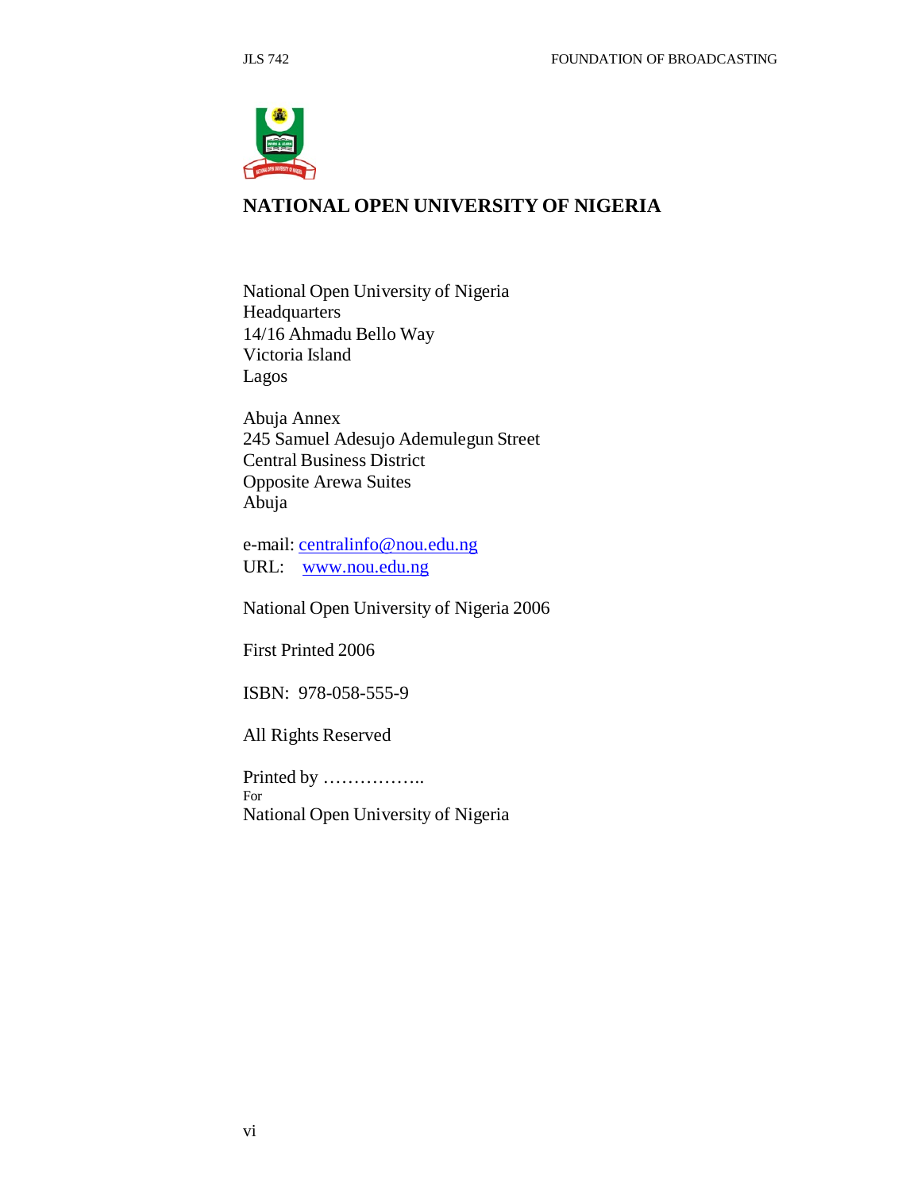# NATIONAL OPEN UNIVERSITY OF NIGERIA

National Open University of Nigeria
Headquarters
14/16 Ahmadu Bello Way
Victoria Island
Lagos

Abuja Annex
245 Samuel Adesujo Ademulegun Street
Central Business District
Opposite Arewa Suites
Abuja

e-mail: centralinfo@nou.edu.ng
URL: www.nou.edu.ng

National Open University of Nigeria 2006

First Printed 2006

ISBN: 978-058-555-9

All Rights Reserved

Printed by ……………..
For
National Open University of Nigeria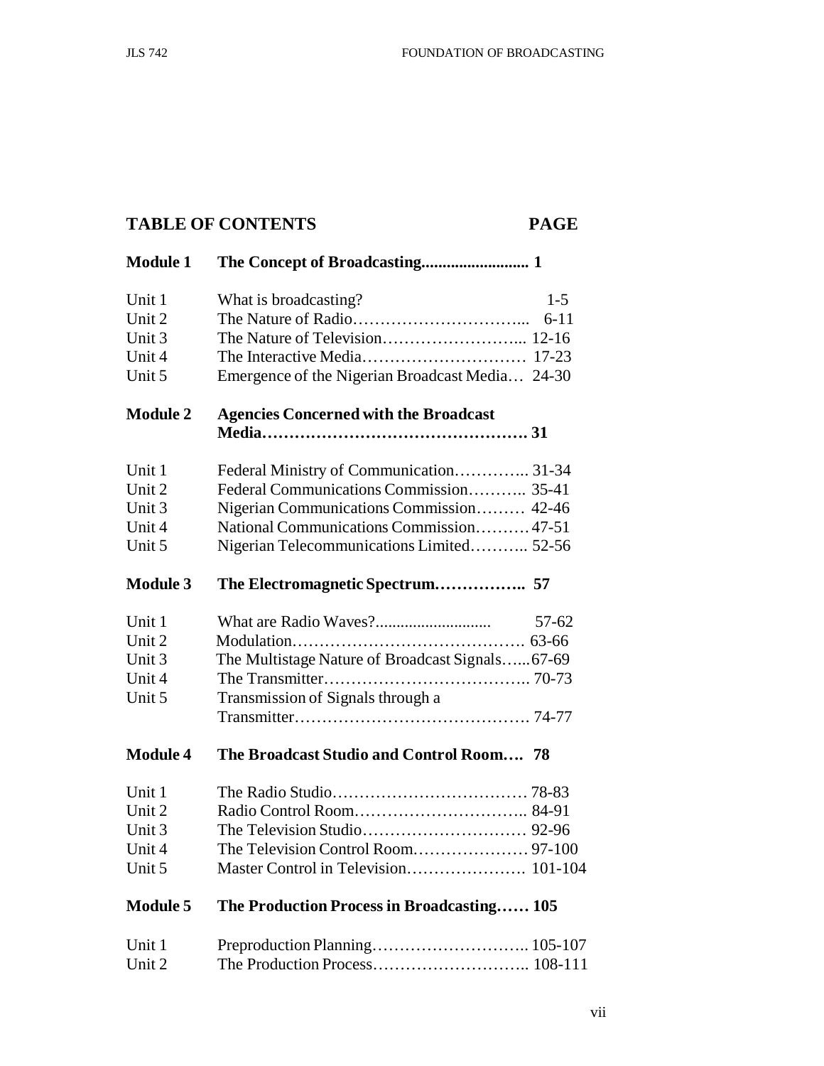## TABLE OF CONTENTS PAGE

| | | |
|---|---|---|
| **Module 1** | **The Concept of Broadcasting** | **1** |
| Unit 1 | What is broadcasting? | 1-5 |
| Unit 2 | The Nature of Radio | 6-11 |
| Unit 3 | The Nature of Television | 12-16 |
| Unit 4 | The Interactive Media | 17-23 |
| Unit 5 | Emergence of the Nigerian Broadcast Media | 24-30 |
| **Module 2** | **Agencies Concerned with the Broadcast Media** | **31** |
| Unit 1 | Federal Ministry of Communication | 31-34 |
| Unit 2 | Federal Communications Commission | 35-41 |
| Unit 3 | Nigerian Communications Commission | 42-46 |
| Unit 4 | National Communications Commission | 47-51 |
| Unit 5 | Nigerian Telecommunications Limited | 52-56 |
| **Module 3** | **The Electromagnetic Spectrum** | **57** |
| Unit 1 | What are Radio Waves? | 57-62 |
| Unit 2 | Modulation | 63-66 |
| Unit 3 | The Multistage Nature of Broadcast Signals | 67-69 |
| Unit 4 | The Transmitter | 70-73 |
| Unit 5 | Transmission of Signals through a Transmitter | 74-77 |
| **Module 4** | **The Broadcast Studio and Control Room** | **78** |
| Unit 1 | The Radio Studio | 78-83 |
| Unit 2 | Radio Control Room | 84-91 |
| Unit 3 | The Television Studio | 92-96 |
| Unit 4 | The Television Control Room | 97-100 |
| Unit 5 | Master Control in Television | 101-104 |
| **Module 5** | **The Production Process in Broadcasting** | **105** |
| Unit 1 | Preproduction Planning | 105-107 |
| Unit 2 | The Production Process | 108-111 |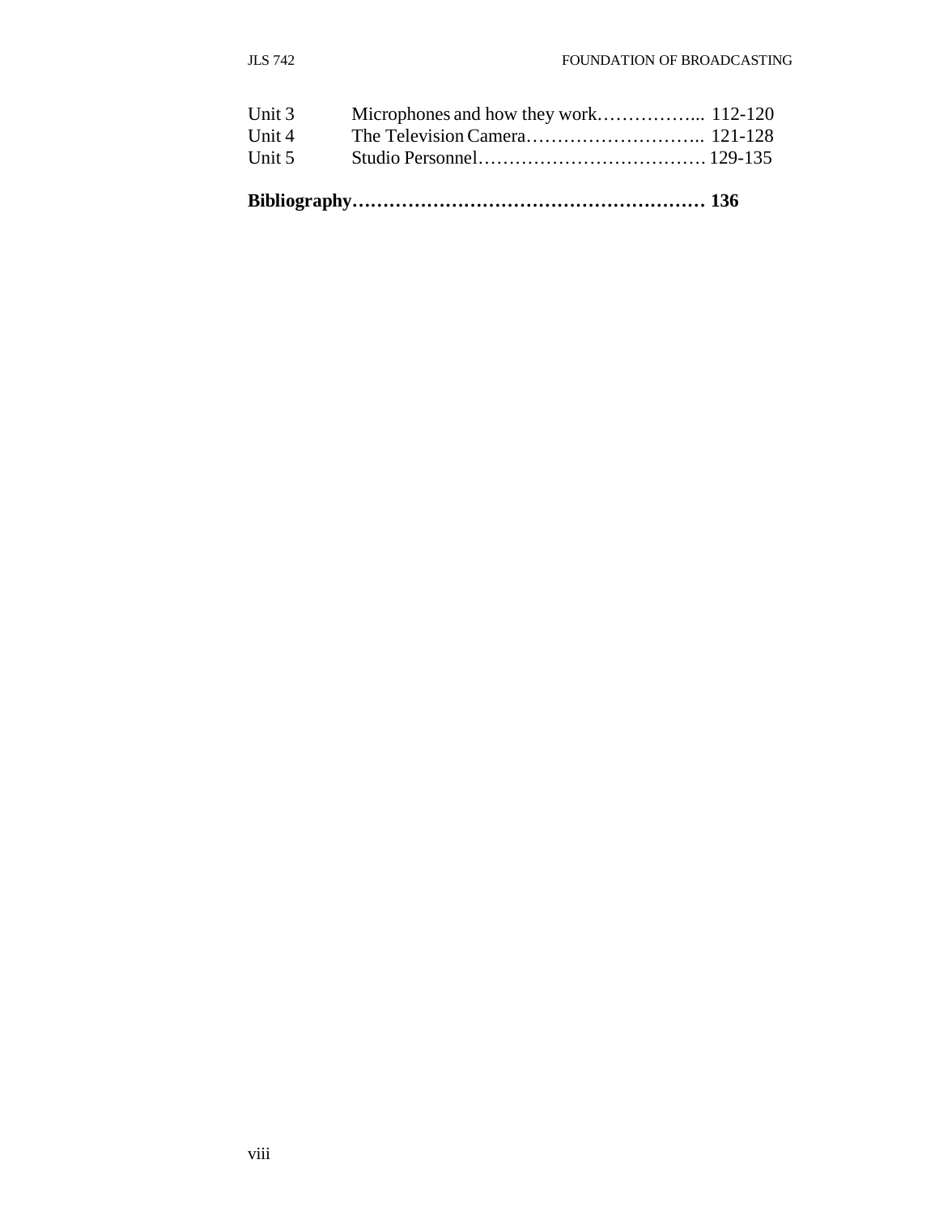Unit 3 Microphones and how they work……………... 112-120
Unit 4 The Television Camera……………………….. 121-128
Unit 5 Studio Personnel……………………………… 129-135

**Bibliography………………………………………………… 136**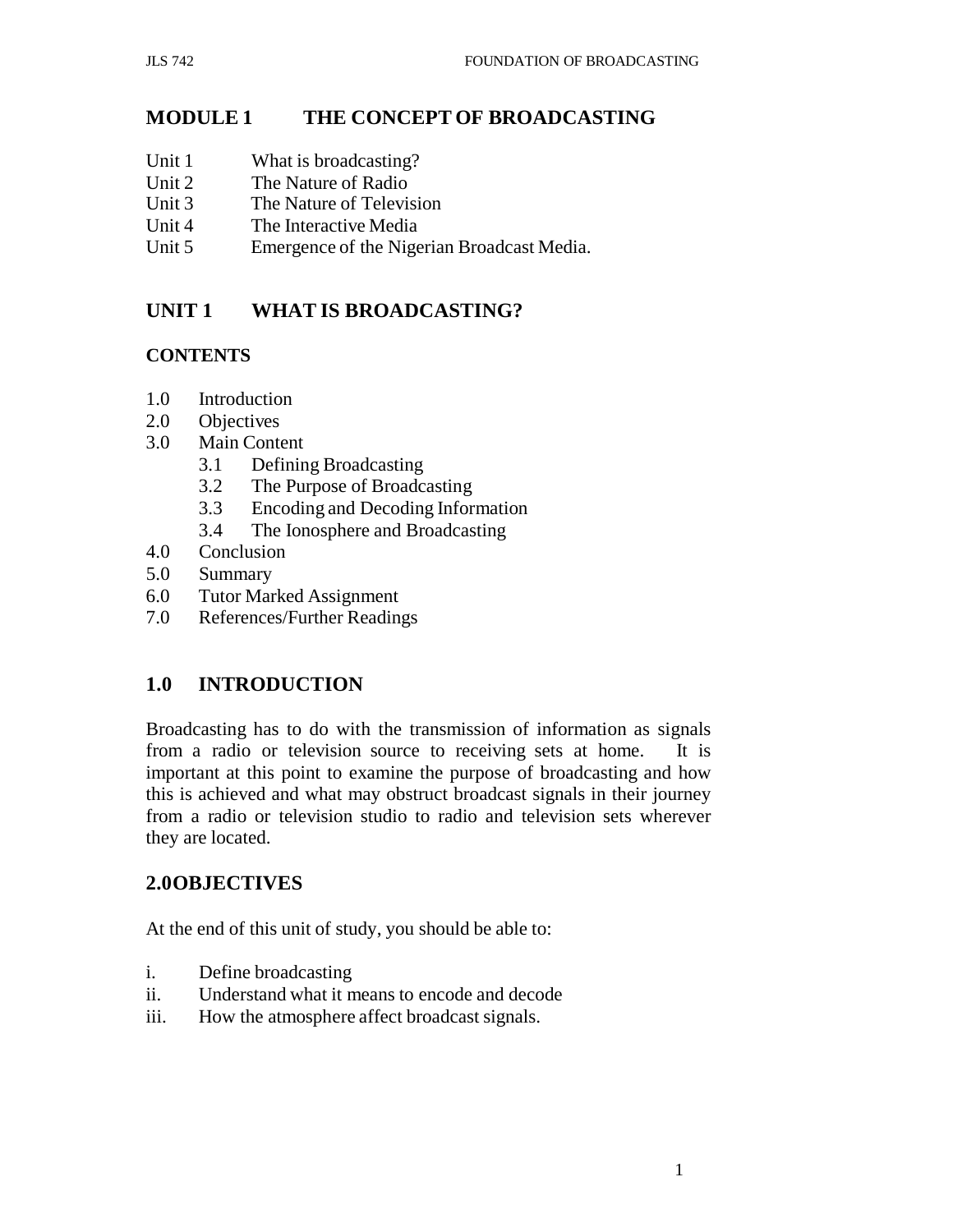# MODULE 1 THE CONCEPT OF BROADCASTING

Unit 1 What is broadcasting?
Unit 2 The Nature of Radio
Unit 3 The Nature of Television
Unit 4 The Interactive Media
Unit 5 Emergence of the Nigerian Broadcast Media.

## UNIT 1 WHAT IS BROADCASTING?

### CONTENTS

1.0 Introduction
2.0 Objectives
3.0 Main Content
- 3.1 Defining Broadcasting
- 3.2 The Purpose of Broadcasting
- 3.3 Encoding and Decoding Information
- 3.4 The Ionosphere and Broadcasting

4.0 Conclusion
5.0 Summary
6.0 Tutor Marked Assignment
7.0 References/Further Readings

## 1.0 INTRODUCTION

Broadcasting has to do with the transmission of information as signals from a radio or television source to receiving sets at home. It is important at this point to examine the purpose of broadcasting and how this is achieved and what may obstruct broadcast signals in their journey from a radio or television studio to radio and television sets wherever they are located.

## 2.0 OBJECTIVES

At the end of this unit of study, you should be able to:

i. Define broadcasting
ii. Understand what it means to encode and decode
iii. How the atmosphere affect broadcast signals.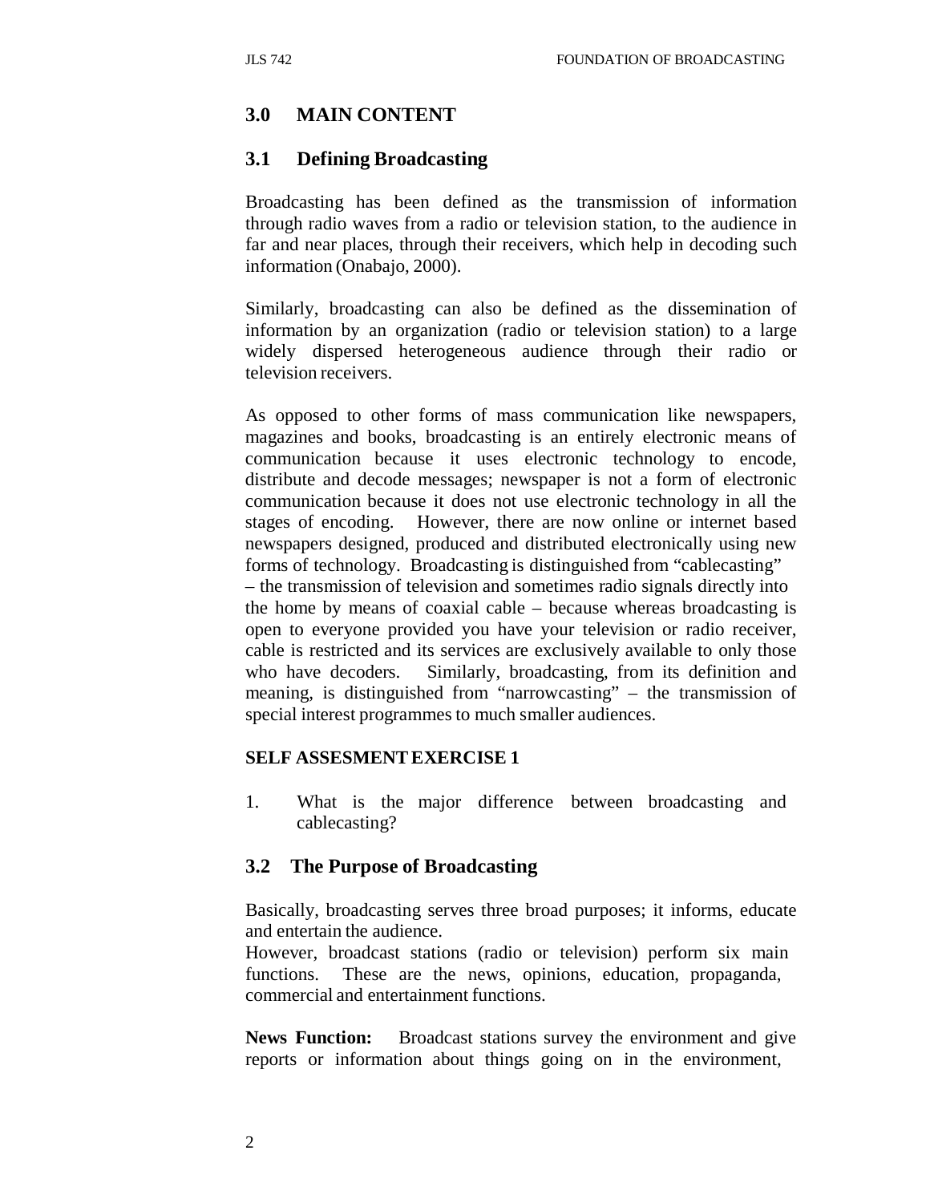## 3.0 MAIN CONTENT

### 3.1 Defining Broadcasting

Broadcasting has been defined as the transmission of information through radio waves from a radio or television station, to the audience in far and near places, through their receivers, which help in decoding such information (Onabajo, 2000).

Similarly, broadcasting can also be defined as the dissemination of information by an organization (radio or television station) to a large widely dispersed heterogeneous audience through their radio or television receivers.

As opposed to other forms of mass communication like newspapers, magazines and books, broadcasting is an entirely electronic means of communication because it uses electronic technology to encode, distribute and decode messages; newspaper is not a form of electronic communication because it does not use electronic technology in all the stages of encoding. However, there are now online or internet based newspapers designed, produced and distributed electronically using new forms of technology. Broadcasting is distinguished from "cablecasting" – the transmission of television and sometimes radio signals directly into the home by means of coaxial cable – because whereas broadcasting is open to everyone provided you have your television or radio receiver, cable is restricted and its services are exclusively available to only those who have decoders. Similarly, broadcasting, from its definition and meaning, is distinguished from "narrowcasting" – the transmission of special interest programmes to much smaller audiences.

**SELF ASSESMENT EXERCISE 1**

1. What is the major difference between broadcasting and cablecasting?

### 3.2 The Purpose of Broadcasting

Basically, broadcasting serves three broad purposes; it informs, educate and entertain the audience.
However, broadcast stations (radio or television) perform six main functions. These are the news, opinions, education, propaganda, commercial and entertainment functions.

**News Function:** Broadcast stations survey the environment and give reports or information about things going on in the environment,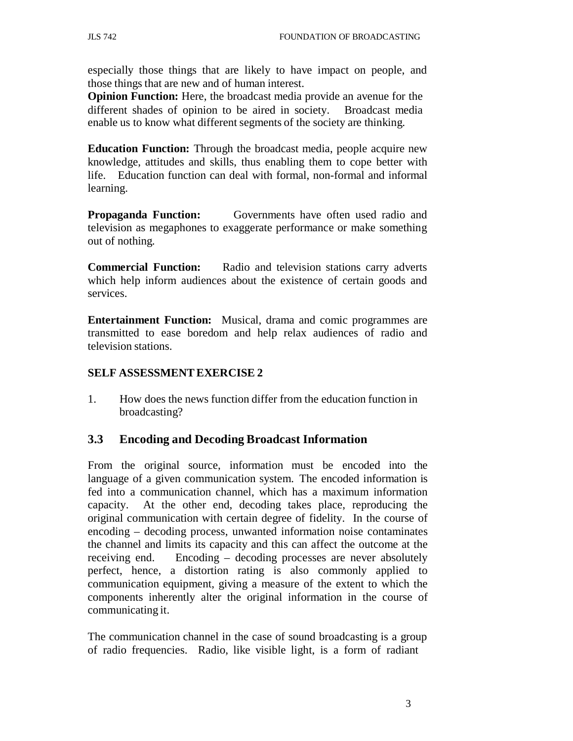especially those things that are likely to have impact on people, and those things that are new and of human interest.

**Opinion Function:** Here, the broadcast media provide an avenue for the different shades of opinion to be aired in society. Broadcast media enable us to know what different segments of the society are thinking.

**Education Function:** Through the broadcast media, people acquire new knowledge, attitudes and skills, thus enabling them to cope better with life. Education function can deal with formal, non-formal and informal learning.

**Propaganda Function:** Governments have often used radio and television as megaphones to exaggerate performance or make something out of nothing.

**Commercial Function:** Radio and television stations carry adverts which help inform audiences about the existence of certain goods and services.

**Entertainment Function:** Musical, drama and comic programmes are transmitted to ease boredom and help relax audiences of radio and television stations.

**SELF ASSESSMENT EXERCISE 2**

1. How does the news function differ from the education function in broadcasting?

## 3.3 Encoding and Decoding Broadcast Information

From the original source, information must be encoded into the language of a given communication system. The encoded information is fed into a communication channel, which has a maximum information capacity. At the other end, decoding takes place, reproducing the original communication with certain degree of fidelity. In the course of encoding – decoding process, unwanted information noise contaminates the channel and limits its capacity and this can affect the outcome at the receiving end. Encoding – decoding processes are never absolutely perfect, hence, a distortion rating is also commonly applied to communication equipment, giving a measure of the extent to which the components inherently alter the original information in the course of communicating it.

The communication channel in the case of sound broadcasting is a group of radio frequencies. Radio, like visible light, is a form of radiant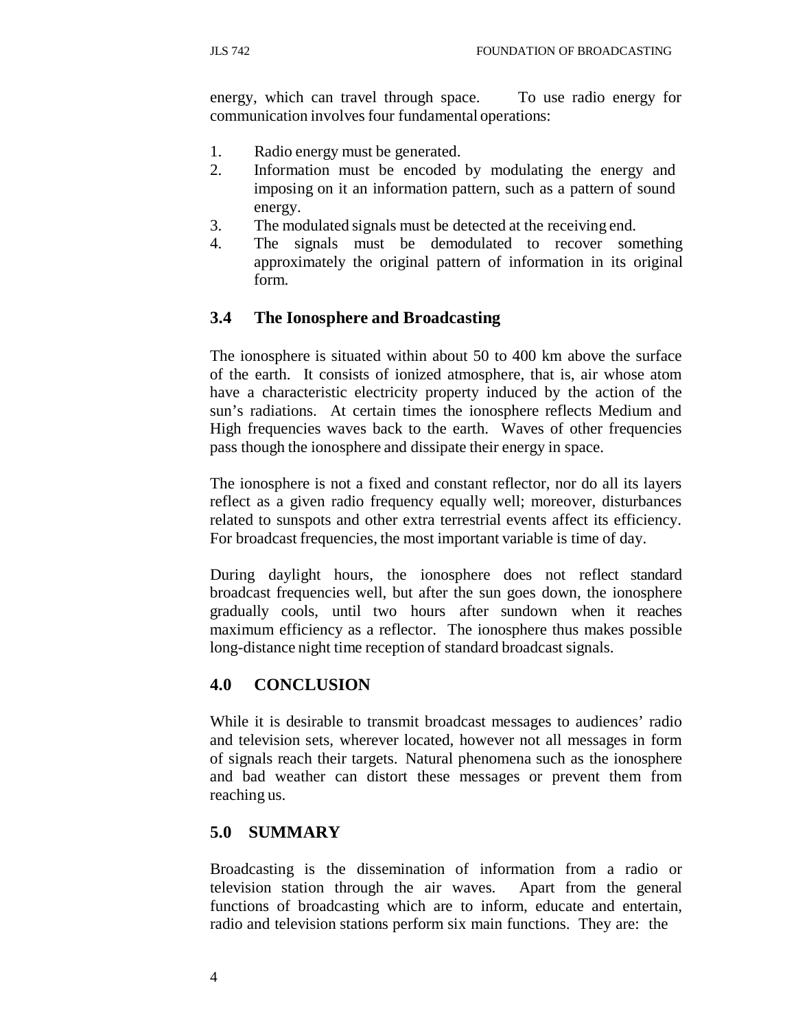energy, which can travel through space. To use radio energy for communication involves four fundamental operations:

1. Radio energy must be generated.
2. Information must be encoded by modulating the energy and imposing on it an information pattern, such as a pattern of sound energy.
3. The modulated signals must be detected at the receiving end.
4. The signals must be demodulated to recover something approximately the original pattern of information in its original form.

### 3.4 The Ionosphere and Broadcasting

The ionosphere is situated within about 50 to 400 km above the surface of the earth. It consists of ionized atmosphere, that is, air whose atom have a characteristic electricity property induced by the action of the sun's radiations. At certain times the ionosphere reflects Medium and High frequencies waves back to the earth. Waves of other frequencies pass though the ionosphere and dissipate their energy in space.

The ionosphere is not a fixed and constant reflector, nor do all its layers reflect as a given radio frequency equally well; moreover, disturbances related to sunspots and other extra terrestrial events affect its efficiency. For broadcast frequencies, the most important variable is time of day.

During daylight hours, the ionosphere does not reflect standard broadcast frequencies well, but after the sun goes down, the ionosphere gradually cools, until two hours after sundown when it reaches maximum efficiency as a reflector. The ionosphere thus makes possible long-distance night time reception of standard broadcast signals.

## 4.0 CONCLUSION

While it is desirable to transmit broadcast messages to audiences' radio and television sets, wherever located, however not all messages in form of signals reach their targets. Natural phenomena such as the ionosphere and bad weather can distort these messages or prevent them from reaching us.

## 5.0 SUMMARY

Broadcasting is the dissemination of information from a radio or television station through the air waves. Apart from the general functions of broadcasting which are to inform, educate and entertain, radio and television stations perform six main functions. They are: the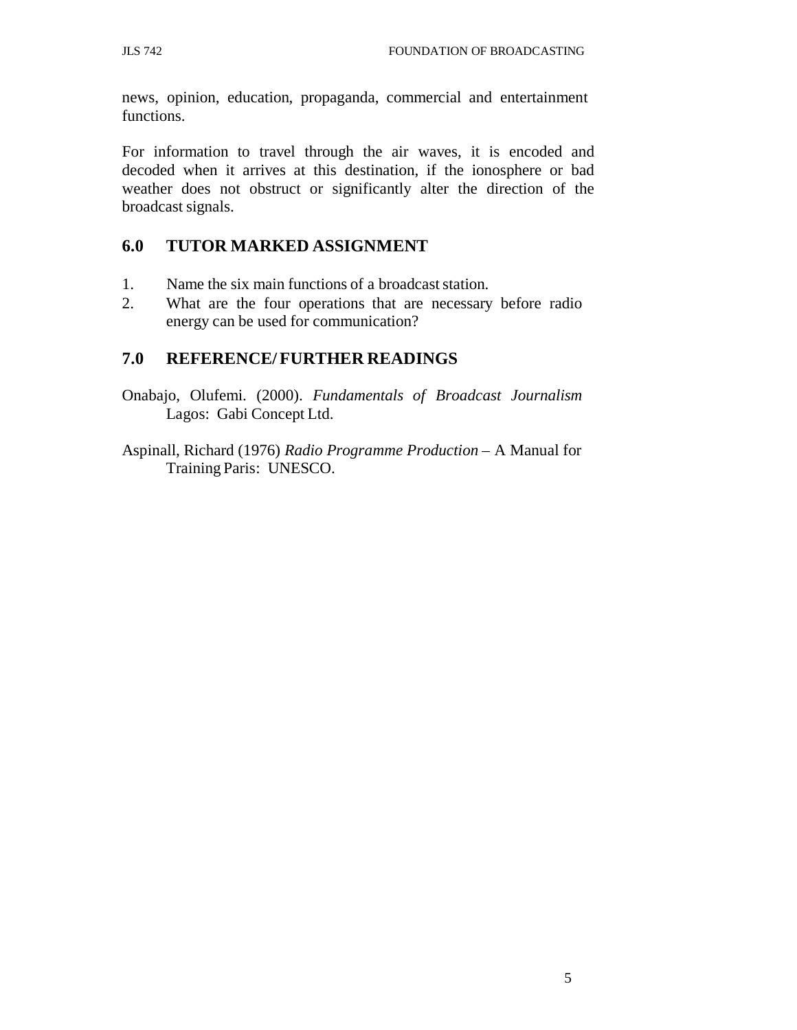news, opinion, education, propaganda, commercial and entertainment functions.

For information to travel through the air waves, it is encoded and decoded when it arrives at this destination, if the ionosphere or bad weather does not obstruct or significantly alter the direction of the broadcast signals.

## 6.0 TUTOR MARKED ASSIGNMENT

1. Name the six main functions of a broadcast station.
2. What are the four operations that are necessary before radio energy can be used for communication?

## 7.0 REFERENCE/ FURTHER READINGS

Onabajo, Olufemi. (2000). *Fundamentals of Broadcast Journalism* Lagos: Gabi Concept Ltd.

Aspinall, Richard (1976) *Radio Programme Production* – A Manual for Training Paris: UNESCO.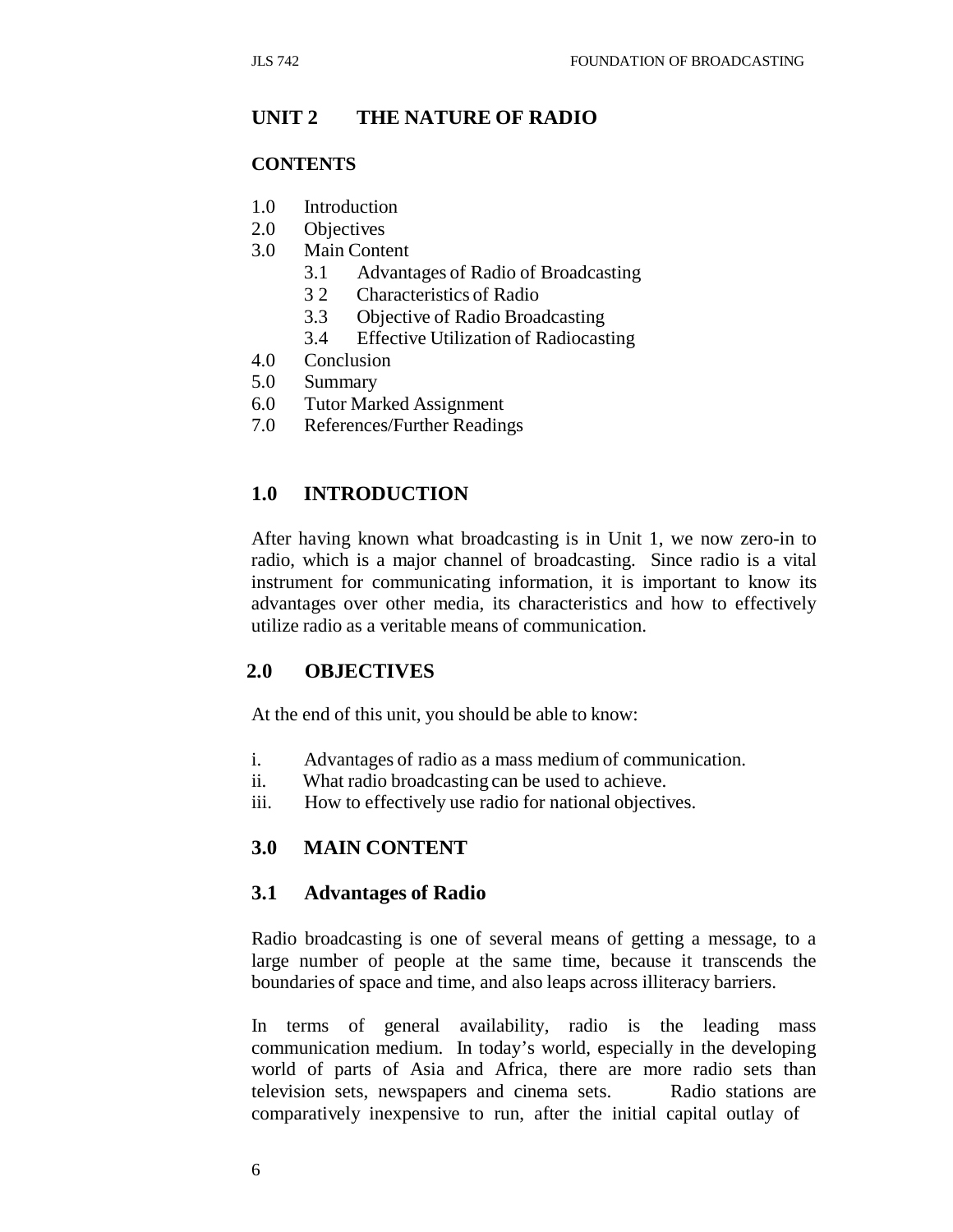## UNIT 2 THE NATURE OF RADIO

### CONTENTS

1.0 Introduction
2.0 Objectives
3.0 Main Content
   3.1 Advantages of Radio of Broadcasting
   3 2 Characteristics of Radio
   3.3 Objective of Radio Broadcasting
   3.4 Effective Utilization of Radiocasting
4.0 Conclusion
5.0 Summary
6.0 Tutor Marked Assignment
7.0 References/Further Readings

## 1.0 INTRODUCTION

After having known what broadcasting is in Unit 1, we now zero-in to radio, which is a major channel of broadcasting. Since radio is a vital instrument for communicating information, it is important to know its advantages over other media, its characteristics and how to effectively utilize radio as a veritable means of communication.

## 2.0 OBJECTIVES

At the end of this unit, you should be able to know:

i. Advantages of radio as a mass medium of communication.
ii. What radio broadcasting can be used to achieve.
iii. How to effectively use radio for national objectives.

## 3.0 MAIN CONTENT

### 3.1 Advantages of Radio

Radio broadcasting is one of several means of getting a message, to a large number of people at the same time, because it transcends the boundaries of space and time, and also leaps across illiteracy barriers.

In terms of general availability, radio is the leading mass communication medium. In today's world, especially in the developing world of parts of Asia and Africa, there are more radio sets than television sets, newspapers and cinema sets. Radio stations are comparatively inexpensive to run, after the initial capital outlay of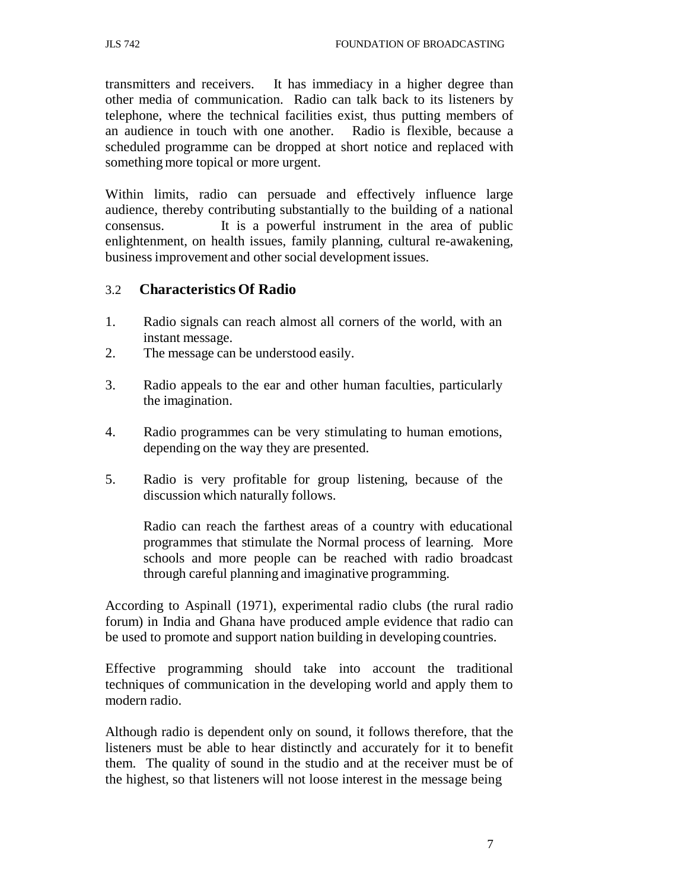transmitters and receivers. It has immediacy in a higher degree than other media of communication. Radio can talk back to its listeners by telephone, where the technical facilities exist, thus putting members of an audience in touch with one another. Radio is flexible, because a scheduled programme can be dropped at short notice and replaced with something more topical or more urgent.

Within limits, radio can persuade and effectively influence large audience, thereby contributing substantially to the building of a national consensus. It is a powerful instrument in the area of public enlightenment, on health issues, family planning, cultural re-awakening, business improvement and other social development issues.

### 3.2 Characteristics Of Radio

1. Radio signals can reach almost all corners of the world, with an instant message.
2. The message can be understood easily.
3. Radio appeals to the ear and other human faculties, particularly the imagination.
4. Radio programmes can be very stimulating to human emotions, depending on the way they are presented.
5. Radio is very profitable for group listening, because of the discussion which naturally follows.

   Radio can reach the farthest areas of a country with educational programmes that stimulate the Normal process of learning. More schools and more people can be reached with radio broadcast through careful planning and imaginative programming.

According to Aspinall (1971), experimental radio clubs (the rural radio forum) in India and Ghana have produced ample evidence that radio can be used to promote and support nation building in developing countries.

Effective programming should take into account the traditional techniques of communication in the developing world and apply them to modern radio.

Although radio is dependent only on sound, it follows therefore, that the listeners must be able to hear distinctly and accurately for it to benefit them. The quality of sound in the studio and at the receiver must be of the highest, so that listeners will not loose interest in the message being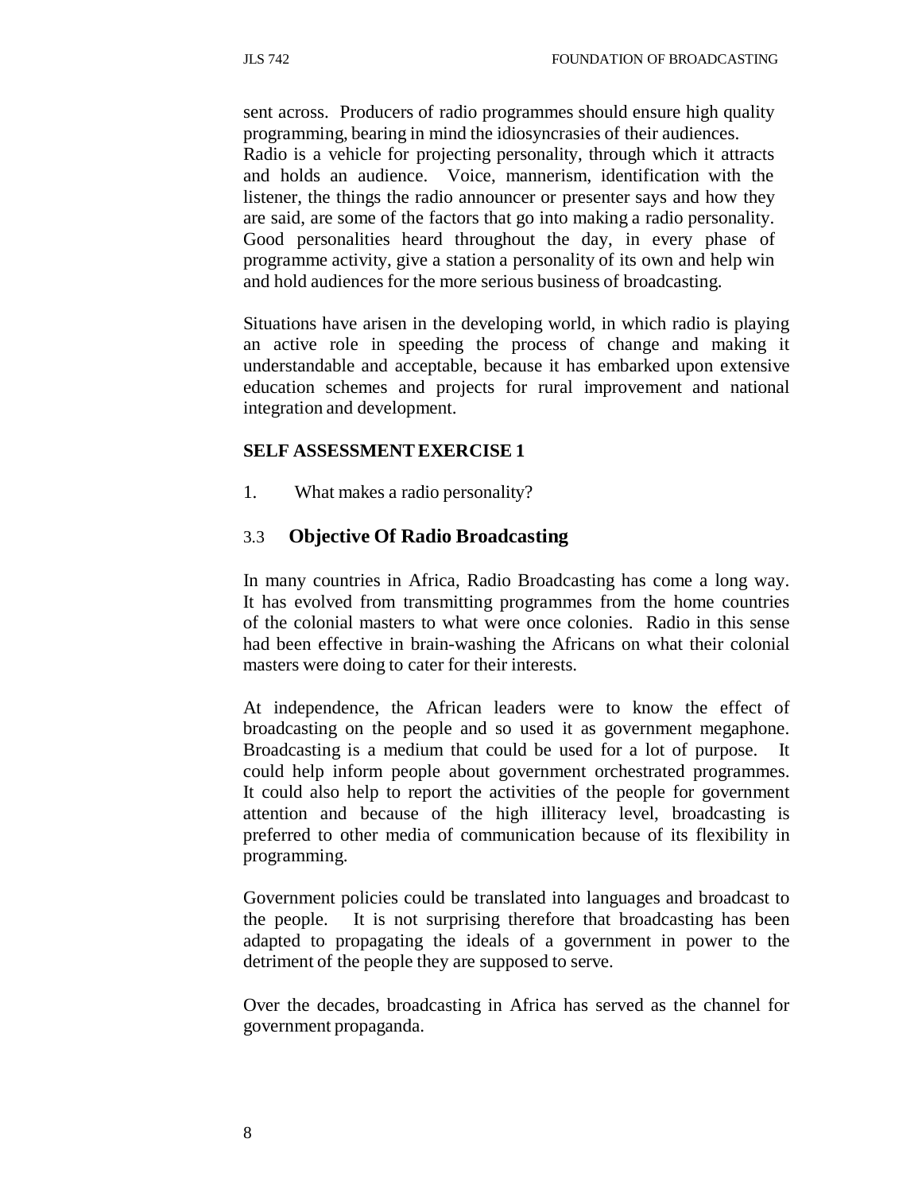sent across. Producers of radio programmes should ensure high quality programming, bearing in mind the idiosyncrasies of their audiences. Radio is a vehicle for projecting personality, through which it attracts and holds an audience. Voice, mannerism, identification with the listener, the things the radio announcer or presenter says and how they are said, are some of the factors that go into making a radio personality. Good personalities heard throughout the day, in every phase of programme activity, give a station a personality of its own and help win and hold audiences for the more serious business of broadcasting.

Situations have arisen in the developing world, in which radio is playing an active role in speeding the process of change and making it understandable and acceptable, because it has embarked upon extensive education schemes and projects for rural improvement and national integration and development.

**SELF ASSESSMENT EXERCISE 1**

1. What makes a radio personality?

## 3.3 Objective Of Radio Broadcasting

In many countries in Africa, Radio Broadcasting has come a long way. It has evolved from transmitting programmes from the home countries of the colonial masters to what were once colonies. Radio in this sense had been effective in brain-washing the Africans on what their colonial masters were doing to cater for their interests.

At independence, the African leaders were to know the effect of broadcasting on the people and so used it as government megaphone. Broadcasting is a medium that could be used for a lot of purpose. It could help inform people about government orchestrated programmes. It could also help to report the activities of the people for government attention and because of the high illiteracy level, broadcasting is preferred to other media of communication because of its flexibility in programming.

Government policies could be translated into languages and broadcast to the people. It is not surprising therefore that broadcasting has been adapted to propagating the ideals of a government in power to the detriment of the people they are supposed to serve.

Over the decades, broadcasting in Africa has served as the channel for government propaganda.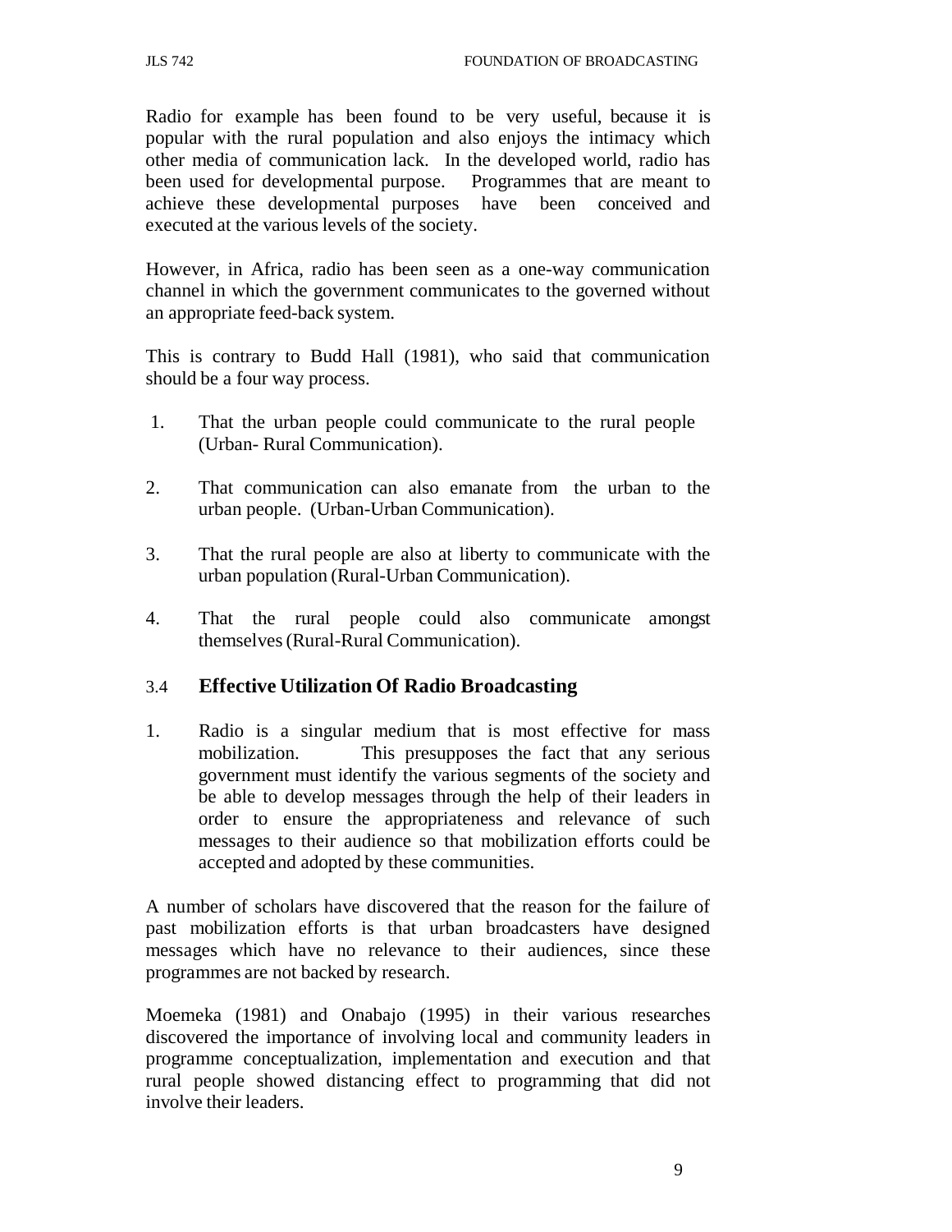Radio for example has been found to be very useful, because it is popular with the rural population and also enjoys the intimacy which other media of communication lack. In the developed world, radio has been used for developmental purpose. Programmes that are meant to achieve these developmental purposes have been conceived and executed at the various levels of the society.

However, in Africa, radio has been seen as a one-way communication channel in which the government communicates to the governed without an appropriate feed-back system.

This is contrary to Budd Hall (1981), who said that communication should be a four way process.

1. That the urban people could communicate to the rural people (Urban- Rural Communication).
2. That communication can also emanate from the urban to the urban people. (Urban-Urban Communication).
3. That the rural people are also at liberty to communicate with the urban population (Rural-Urban Communication).
4. That the rural people could also communicate amongst themselves (Rural-Rural Communication).

### 3.4 Effective Utilization Of Radio Broadcasting

1. Radio is a singular medium that is most effective for mass mobilization. This presupposes the fact that any serious government must identify the various segments of the society and be able to develop messages through the help of their leaders in order to ensure the appropriateness and relevance of such messages to their audience so that mobilization efforts could be accepted and adopted by these communities.

A number of scholars have discovered that the reason for the failure of past mobilization efforts is that urban broadcasters have designed messages which have no relevance to their audiences, since these programmes are not backed by research.

Moemeka (1981) and Onabajo (1995) in their various researches discovered the importance of involving local and community leaders in programme conceptualization, implementation and execution and that rural people showed distancing effect to programming that did not involve their leaders.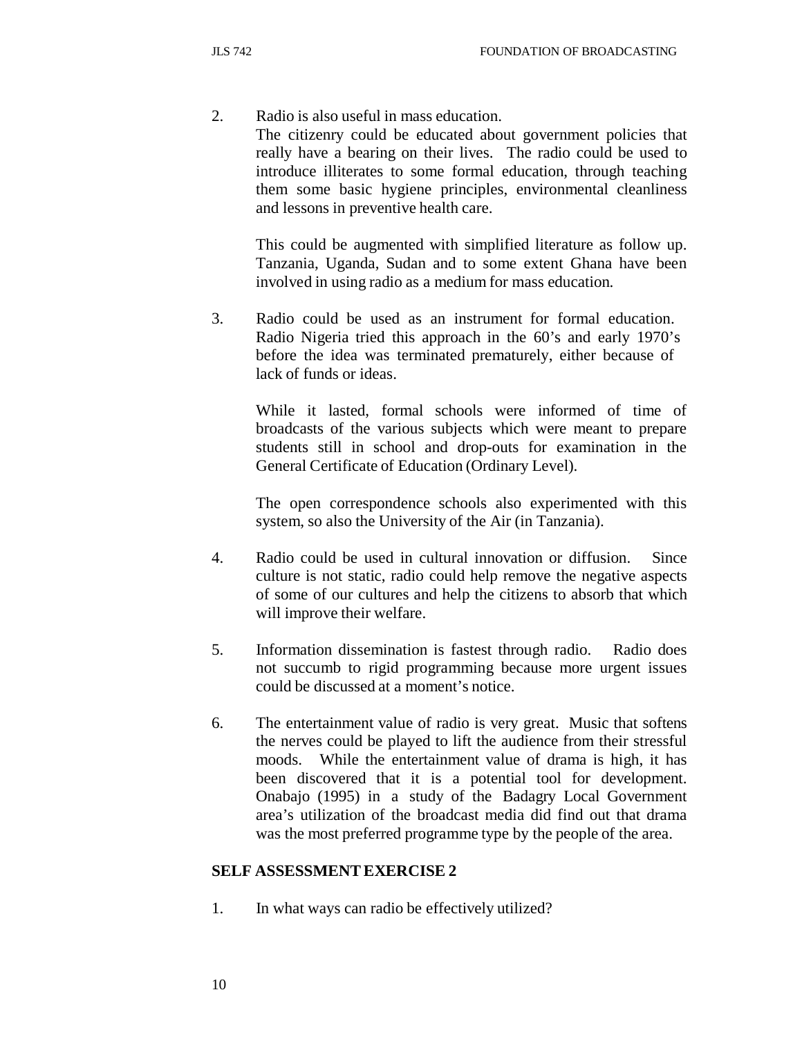2. Radio is also useful in mass education.

   The citizenry could be educated about government policies that really have a bearing on their lives. The radio could be used to introduce illiterates to some formal education, through teaching them some basic hygiene principles, environmental cleanliness and lessons in preventive health care.

   This could be augmented with simplified literature as follow up. Tanzania, Uganda, Sudan and to some extent Ghana have been involved in using radio as a medium for mass education.

3. Radio could be used as an instrument for formal education. Radio Nigeria tried this approach in the 60's and early 1970's before the idea was terminated prematurely, either because of lack of funds or ideas.

   While it lasted, formal schools were informed of time of broadcasts of the various subjects which were meant to prepare students still in school and drop-outs for examination in the General Certificate of Education (Ordinary Level).

   The open correspondence schools also experimented with this system, so also the University of the Air (in Tanzania).

4. Radio could be used in cultural innovation or diffusion. Since culture is not static, radio could help remove the negative aspects of some of our cultures and help the citizens to absorb that which will improve their welfare.

5. Information dissemination is fastest through radio. Radio does not succumb to rigid programming because more urgent issues could be discussed at a moment's notice.

6. The entertainment value of radio is very great. Music that softens the nerves could be played to lift the audience from their stressful moods. While the entertainment value of drama is high, it has been discovered that it is a potential tool for development. Onabajo (1995) in a study of the Badagry Local Government area's utilization of the broadcast media did find out that drama was the most preferred programme type by the people of the area.

**SELF ASSESSMENT EXERCISE 2**

1. In what ways can radio be effectively utilized?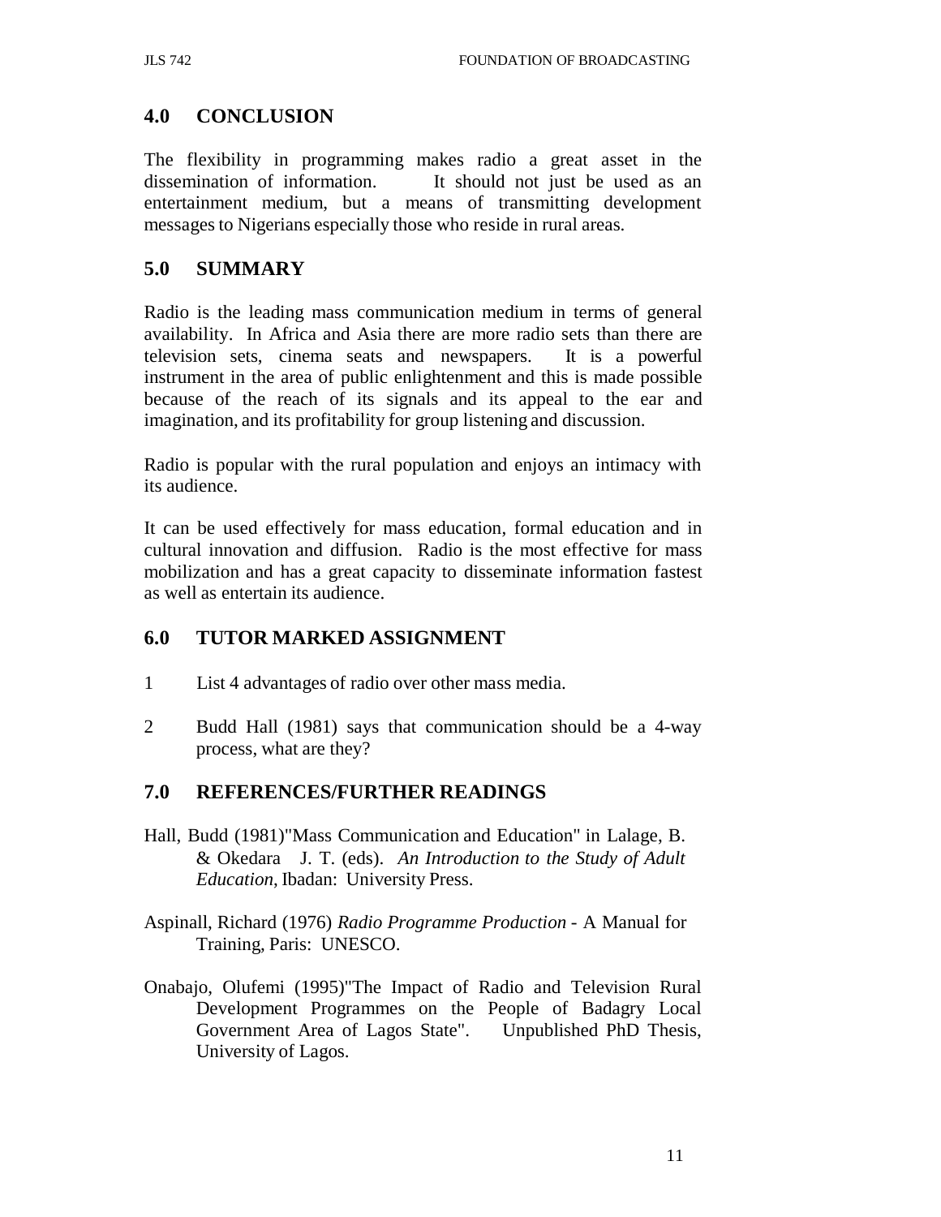## 4.0 CONCLUSION

The flexibility in programming makes radio a great asset in the dissemination of information. It should not just be used as an entertainment medium, but a means of transmitting development messages to Nigerians especially those who reside in rural areas.

## 5.0 SUMMARY

Radio is the leading mass communication medium in terms of general availability. In Africa and Asia there are more radio sets than there are television sets, cinema seats and newspapers. It is a powerful instrument in the area of public enlightenment and this is made possible because of the reach of its signals and its appeal to the ear and imagination, and its profitability for group listening and discussion.

Radio is popular with the rural population and enjoys an intimacy with its audience.

It can be used effectively for mass education, formal education and in cultural innovation and diffusion. Radio is the most effective for mass mobilization and has a great capacity to disseminate information fastest as well as entertain its audience.

## 6.0 TUTOR MARKED ASSIGNMENT

1 List 4 advantages of radio over other mass media.

2 Budd Hall (1981) says that communication should be a 4-way process, what are they?

## 7.0 REFERENCES/FURTHER READINGS

Hall, Budd (1981)"Mass Communication and Education" in Lalage, B. & Okedara J. T. (eds). *An Introduction to the Study of Adult Education*, Ibadan: University Press.

Aspinall, Richard (1976) *Radio Programme Production* - A Manual for Training, Paris: UNESCO.

Onabajo, Olufemi (1995)"The Impact of Radio and Television Rural Development Programmes on the People of Badagry Local Government Area of Lagos State". Unpublished PhD Thesis, University of Lagos.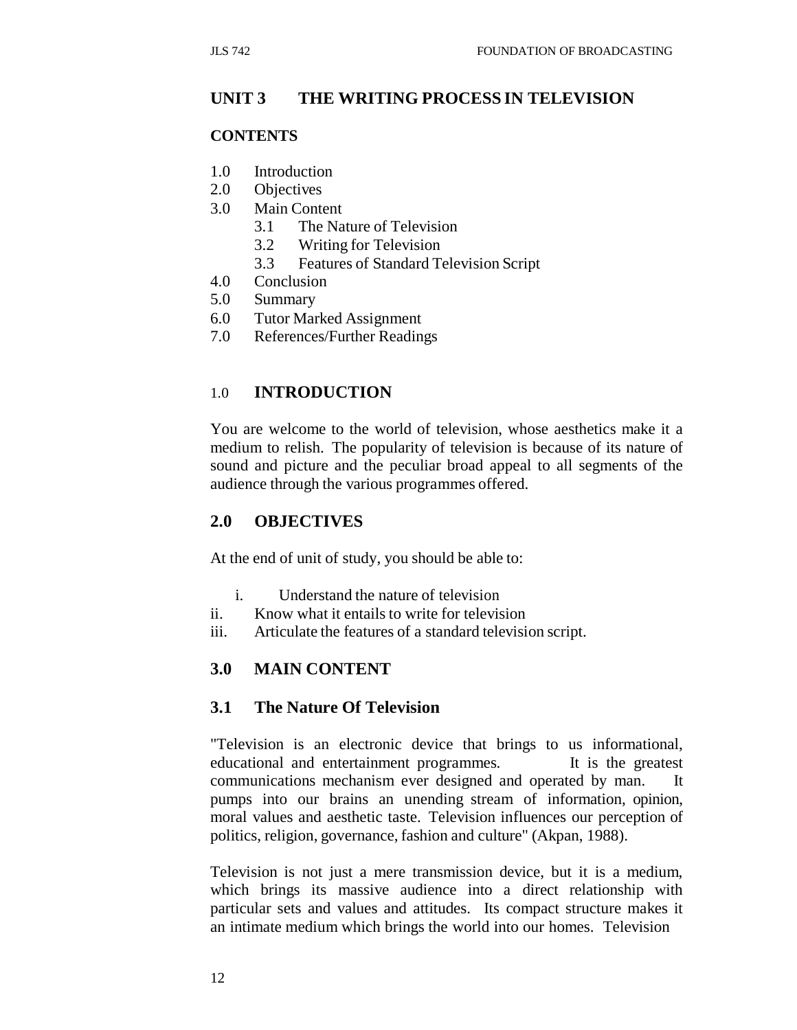## UNIT 3 THE WRITING PROCESS IN TELEVISION

**CONTENTS**

1.0 Introduction
2.0 Objectives
3.0 Main Content
    3.1 The Nature of Television
    3.2 Writing for Television
    3.3 Features of Standard Television Script
4.0 Conclusion
5.0 Summary
6.0 Tutor Marked Assignment
7.0 References/Further Readings

### 1.0 INTRODUCTION

You are welcome to the world of television, whose aesthetics make it a medium to relish. The popularity of television is because of its nature of sound and picture and the peculiar broad appeal to all segments of the audience through the various programmes offered.

### 2.0 OBJECTIVES

At the end of unit of study, you should be able to:

i. Understand the nature of television
ii. Know what it entails to write for television
iii. Articulate the features of a standard television script.

### 3.0 MAIN CONTENT

### 3.1 The Nature Of Television

"Television is an electronic device that brings to us informational, educational and entertainment programmes. It is the greatest communications mechanism ever designed and operated by man. It pumps into our brains an unending stream of information, opinion, moral values and aesthetic taste. Television influences our perception of politics, religion, governance, fashion and culture" (Akpan, 1988).

Television is not just a mere transmission device, but it is a medium, which brings its massive audience into a direct relationship with particular sets and values and attitudes. Its compact structure makes it an intimate medium which brings the world into our homes. Television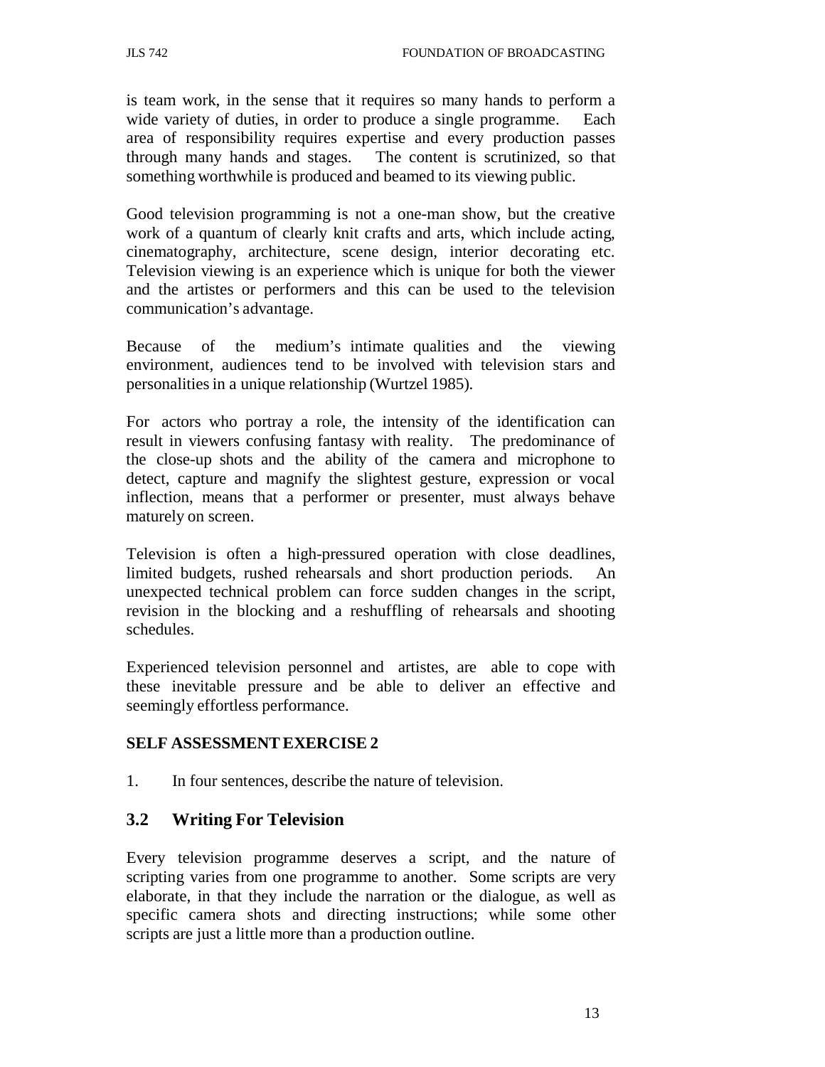is team work, in the sense that it requires so many hands to perform a wide variety of duties, in order to produce a single programme. Each area of responsibility requires expertise and every production passes through many hands and stages. The content is scrutinized, so that something worthwhile is produced and beamed to its viewing public.

Good television programming is not a one-man show, but the creative work of a quantum of clearly knit crafts and arts, which include acting, cinematography, architecture, scene design, interior decorating etc. Television viewing is an experience which is unique for both the viewer and the artistes or performers and this can be used to the television communication's advantage.

Because of the medium's intimate qualities and the viewing environment, audiences tend to be involved with television stars and personalities in a unique relationship (Wurtzel 1985).

For actors who portray a role, the intensity of the identification can result in viewers confusing fantasy with reality. The predominance of the close-up shots and the ability of the camera and microphone to detect, capture and magnify the slightest gesture, expression or vocal inflection, means that a performer or presenter, must always behave maturely on screen.

Television is often a high-pressured operation with close deadlines, limited budgets, rushed rehearsals and short production periods. An unexpected technical problem can force sudden changes in the script, revision in the blocking and a reshuffling of rehearsals and shooting schedules.

Experienced television personnel and artistes, are able to cope with these inevitable pressure and be able to deliver an effective and seemingly effortless performance.

**SELF ASSESSMENT EXERCISE 2**

1. In four sentences, describe the nature of television.

## 3.2 Writing For Television

Every television programme deserves a script, and the nature of scripting varies from one programme to another. Some scripts are very elaborate, in that they include the narration or the dialogue, as well as specific camera shots and directing instructions; while some other scripts are just a little more than a production outline.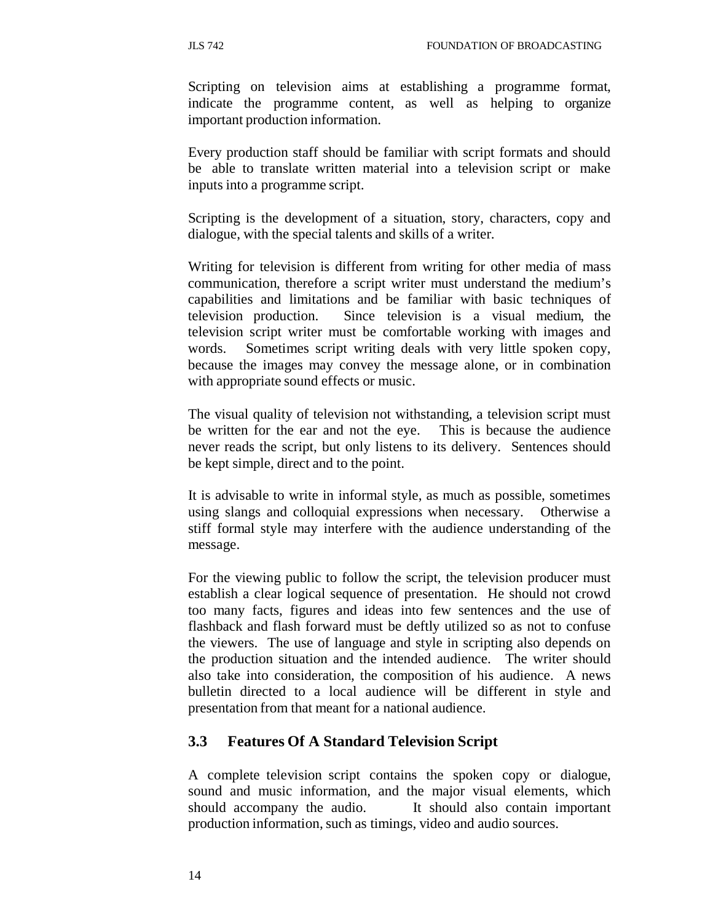Scripting on television aims at establishing a programme format, indicate the programme content, as well as helping to organize important production information.

Every production staff should be familiar with script formats and should be able to translate written material into a television script or make inputs into a programme script.

Scripting is the development of a situation, story, characters, copy and dialogue, with the special talents and skills of a writer.

Writing for television is different from writing for other media of mass communication, therefore a script writer must understand the medium's capabilities and limitations and be familiar with basic techniques of television production. Since television is a visual medium, the television script writer must be comfortable working with images and words. Sometimes script writing deals with very little spoken copy, because the images may convey the message alone, or in combination with appropriate sound effects or music.

The visual quality of television not withstanding, a television script must be written for the ear and not the eye. This is because the audience never reads the script, but only listens to its delivery. Sentences should be kept simple, direct and to the point.

It is advisable to write in informal style, as much as possible, sometimes using slangs and colloquial expressions when necessary. Otherwise a stiff formal style may interfere with the audience understanding of the message.

For the viewing public to follow the script, the television producer must establish a clear logical sequence of presentation. He should not crowd too many facts, figures and ideas into few sentences and the use of flashback and flash forward must be deftly utilized so as not to confuse the viewers. The use of language and style in scripting also depends on the production situation and the intended audience. The writer should also take into consideration, the composition of his audience. A news bulletin directed to a local audience will be different in style and presentation from that meant for a national audience.

## 3.3 Features Of A Standard Television Script

A complete television script contains the spoken copy or dialogue, sound and music information, and the major visual elements, which should accompany the audio. It should also contain important production information, such as timings, video and audio sources.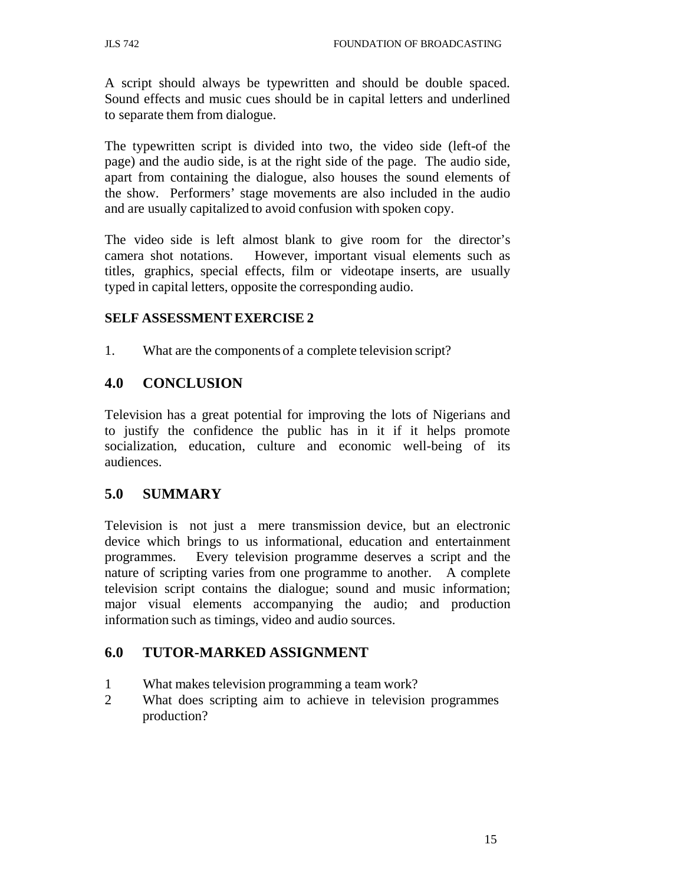A script should always be typewritten and should be double spaced. Sound effects and music cues should be in capital letters and underlined to separate them from dialogue.

The typewritten script is divided into two, the video side (left-of the page) and the audio side, is at the right side of the page. The audio side, apart from containing the dialogue, also houses the sound elements of the show. Performers' stage movements are also included in the audio and are usually capitalized to avoid confusion with spoken copy.

The video side is left almost blank to give room for the director's camera shot notations. However, important visual elements such as titles, graphics, special effects, film or videotape inserts, are usually typed in capital letters, opposite the corresponding audio.

**SELF ASSESSMENT EXERCISE 2**

1. What are the components of a complete television script?

## 4.0 CONCLUSION

Television has a great potential for improving the lots of Nigerians and to justify the confidence the public has in it if it helps promote socialization, education, culture and economic well-being of its audiences.

## 5.0 SUMMARY

Television is not just a mere transmission device, but an electronic device which brings to us informational, education and entertainment programmes. Every television programme deserves a script and the nature of scripting varies from one programme to another. A complete television script contains the dialogue; sound and music information; major visual elements accompanying the audio; and production information such as timings, video and audio sources.

## 6.0 TUTOR-MARKED ASSIGNMENT

1 What makes television programming a team work?
2 What does scripting aim to achieve in television programmes production?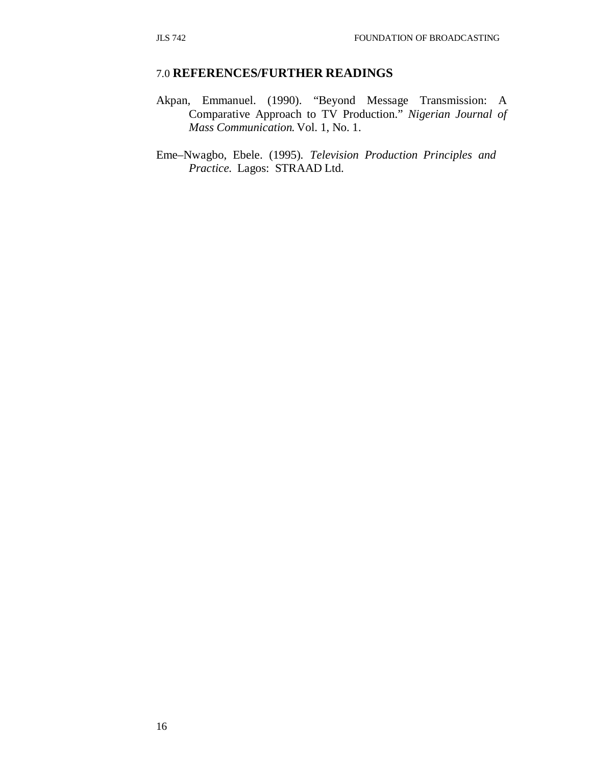## 7.0 **REFERENCES/FURTHER READINGS**

Akpan, Emmanuel. (1990). "Beyond Message Transmission: A Comparative Approach to TV Production." *Nigerian Journal of Mass Communication*. Vol. 1, No. 1.

Eme–Nwagbo, Ebele. (1995). *Television Production Principles and Practice*. Lagos: STRAAD Ltd.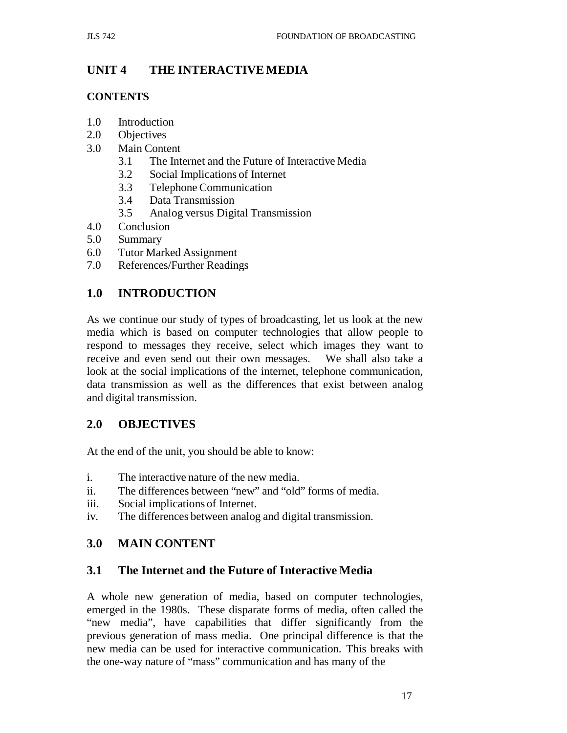## UNIT 4 THE INTERACTIVE MEDIA

**CONTENTS**

1.0 Introduction
2.0 Objectives
3.0 Main Content
   3.1 The Internet and the Future of Interactive Media
   3.2 Social Implications of Internet
   3.3 Telephone Communication
   3.4 Data Transmission
   3.5 Analog versus Digital Transmission
4.0 Conclusion
5.0 Summary
6.0 Tutor Marked Assignment
7.0 References/Further Readings

## 1.0 INTRODUCTION

As we continue our study of types of broadcasting, let us look at the new media which is based on computer technologies that allow people to respond to messages they receive, select which images they want to receive and even send out their own messages. We shall also take a look at the social implications of the internet, telephone communication, data transmission as well as the differences that exist between analog and digital transmission.

## 2.0 OBJECTIVES

At the end of the unit, you should be able to know:

i. The interactive nature of the new media.
ii. The differences between "new" and "old" forms of media.
iii. Social implications of Internet.
iv. The differences between analog and digital transmission.

## 3.0 MAIN CONTENT

### 3.1 The Internet and the Future of Interactive Media

A whole new generation of media, based on computer technologies, emerged in the 1980s. These disparate forms of media, often called the "new media", have capabilities that differ significantly from the previous generation of mass media. One principal difference is that the new media can be used for interactive communication. This breaks with the one-way nature of "mass" communication and has many of the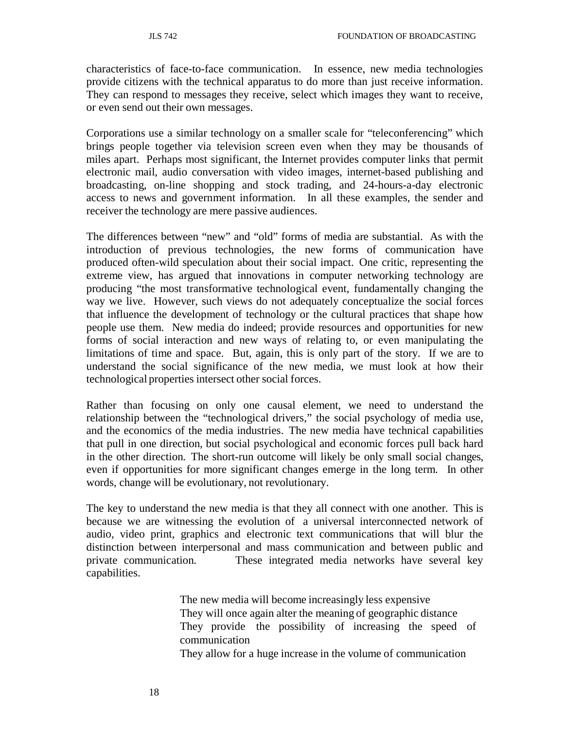characteristics of face-to-face communication. In essence, new media technologies provide citizens with the technical apparatus to do more than just receive information. They can respond to messages they receive, select which images they want to receive, or even send out their own messages.

Corporations use a similar technology on a smaller scale for "teleconferencing" which brings people together via television screen even when they may be thousands of miles apart. Perhaps most significant, the Internet provides computer links that permit electronic mail, audio conversation with video images, internet-based publishing and broadcasting, on-line shopping and stock trading, and 24-hours-a-day electronic access to news and government information. In all these examples, the sender and receiver the technology are mere passive audiences.

The differences between "new" and "old" forms of media are substantial. As with the introduction of previous technologies, the new forms of communication have produced often-wild speculation about their social impact. One critic, representing the extreme view, has argued that innovations in computer networking technology are producing "the most transformative technological event, fundamentally changing the way we live. However, such views do not adequately conceptualize the social forces that influence the development of technology or the cultural practices that shape how people use them. New media do indeed; provide resources and opportunities for new forms of social interaction and new ways of relating to, or even manipulating the limitations of time and space. But, again, this is only part of the story. If we are to understand the social significance of the new media, we must look at how their technological properties intersect other social forces.

Rather than focusing on only one causal element, we need to understand the relationship between the "technological drivers," the social psychology of media use, and the economics of the media industries. The new media have technical capabilities that pull in one direction, but social psychological and economic forces pull back hard in the other direction. The short-run outcome will likely be only small social changes, even if opportunities for more significant changes emerge in the long term. In other words, change will be evolutionary, not revolutionary.

The key to understand the new media is that they all connect with one another. This is because we are witnessing the evolution of a universal interconnected network of audio, video print, graphics and electronic text communications that will blur the distinction between interpersonal and mass communication and between public and private communication. These integrated media networks have several key capabilities.

- The new media will become increasingly less expensive
- They will once again alter the meaning of geographic distance
- They provide the possibility of increasing the speed of communication
- They allow for a huge increase in the volume of communication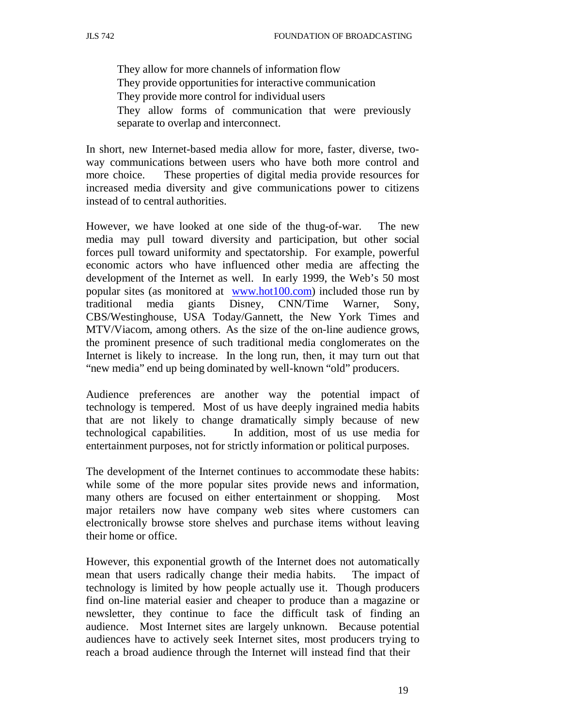- They allow for more channels of information flow
- They provide opportunities for interactive communication
- They provide more control for individual users
- They allow forms of communication that were previously separate to overlap and interconnect.

In short, new Internet-based media allow for more, faster, diverse, two-way communications between users who have both more control and more choice. These properties of digital media provide resources for increased media diversity and give communications power to citizens instead of to central authorities.

However, we have looked at one side of the thug-of-war. The new media may pull toward diversity and participation, but other social forces pull toward uniformity and spectatorship. For example, powerful economic actors who have influenced other media are affecting the development of the Internet as well. In early 1999, the Web's 50 most popular sites (as monitored at www.hot100.com) included those run by traditional media giants Disney, CNN/Time Warner, Sony, CBS/Westinghouse, USA Today/Gannett, the New York Times and MTV/Viacom, among others. As the size of the on-line audience grows, the prominent presence of such traditional media conglomerates on the Internet is likely to increase. In the long run, then, it may turn out that "new media" end up being dominated by well-known "old" producers.

Audience preferences are another way the potential impact of technology is tempered. Most of us have deeply ingrained media habits that are not likely to change dramatically simply because of new technological capabilities. In addition, most of us use media for entertainment purposes, not for strictly information or political purposes.

The development of the Internet continues to accommodate these habits: while some of the more popular sites provide news and information, many others are focused on either entertainment or shopping. Most major retailers now have company web sites where customers can electronically browse store shelves and purchase items without leaving their home or office.

However, this exponential growth of the Internet does not automatically mean that users radically change their media habits. The impact of technology is limited by how people actually use it. Though producers find on-line material easier and cheaper to produce than a magazine or newsletter, they continue to face the difficult task of finding an audience. Most Internet sites are largely unknown. Because potential audiences have to actively seek Internet sites, most producers trying to reach a broad audience through the Internet will instead find that their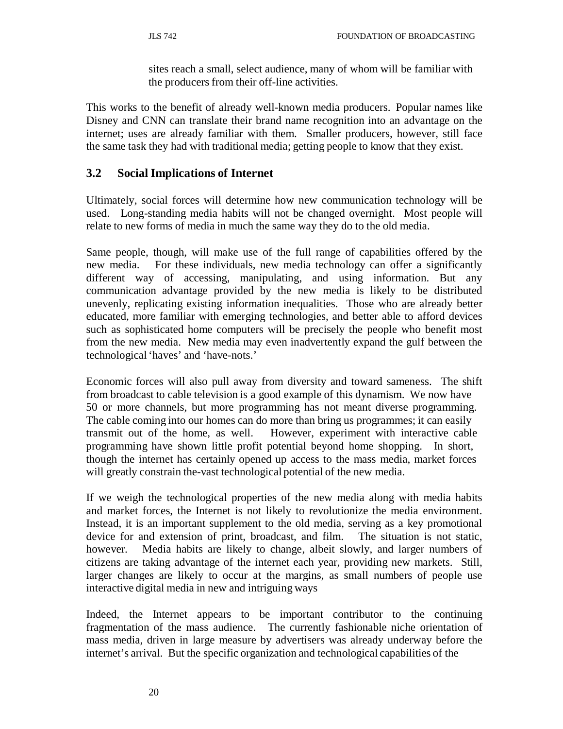sites reach a small, select audience, many of whom will be familiar with the producers from their off-line activities.

This works to the benefit of already well-known media producers. Popular names like Disney and CNN can translate their brand name recognition into an advantage on the internet; uses are already familiar with them. Smaller producers, however, still face the same task they had with traditional media; getting people to know that they exist.

### 3.2 Social Implications of Internet

Ultimately, social forces will determine how new communication technology will be used. Long-standing media habits will not be changed overnight. Most people will relate to new forms of media in much the same way they do to the old media.

Same people, though, will make use of the full range of capabilities offered by the new media. For these individuals, new media technology can offer a significantly different way of accessing, manipulating, and using information. But any communication advantage provided by the new media is likely to be distributed unevenly, replicating existing information inequalities. Those who are already better educated, more familiar with emerging technologies, and better able to afford devices such as sophisticated home computers will be precisely the people who benefit most from the new media. New media may even inadvertently expand the gulf between the technological 'haves' and 'have-nots.'

Economic forces will also pull away from diversity and toward sameness. The shift from broadcast to cable television is a good example of this dynamism. We now have 50 or more channels, but more programming has not meant diverse programming. The cable coming into our homes can do more than bring us programmes; it can easily transmit out of the home, as well. However, experiment with interactive cable programming have shown little profit potential beyond home shopping. In short, though the internet has certainly opened up access to the mass media, market forces will greatly constrain the-vast technological potential of the new media.

If we weigh the technological properties of the new media along with media habits and market forces, the Internet is not likely to revolutionize the media environment. Instead, it is an important supplement to the old media, serving as a key promotional device for and extension of print, broadcast, and film. The situation is not static, however. Media habits are likely to change, albeit slowly, and larger numbers of citizens are taking advantage of the internet each year, providing new markets. Still, larger changes are likely to occur at the margins, as small numbers of people use interactive digital media in new and intriguing ways

Indeed, the Internet appears to be important contributor to the continuing fragmentation of the mass audience. The currently fashionable niche orientation of mass media, driven in large measure by advertisers was already underway before the internet's arrival. But the specific organization and technological capabilities of the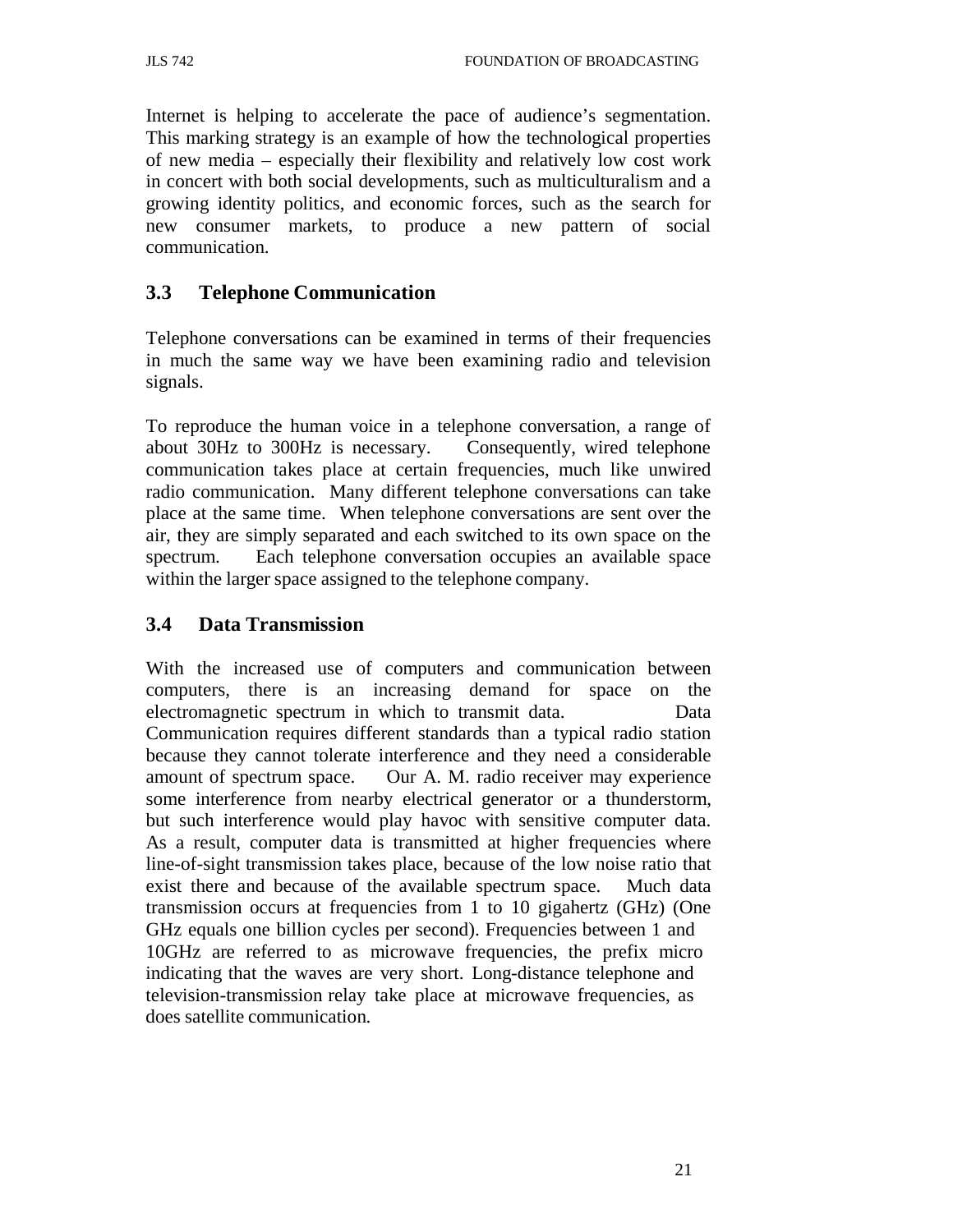Internet is helping to accelerate the pace of audience's segmentation. This marking strategy is an example of how the technological properties of new media – especially their flexibility and relatively low cost work in concert with both social developments, such as multiculturalism and a growing identity politics, and economic forces, such as the search for new consumer markets, to produce a new pattern of social communication.

## 3.3 Telephone Communication

Telephone conversations can be examined in terms of their frequencies in much the same way we have been examining radio and television signals.

To reproduce the human voice in a telephone conversation, a range of about 30Hz to 300Hz is necessary. Consequently, wired telephone communication takes place at certain frequencies, much like unwired radio communication. Many different telephone conversations can take place at the same time. When telephone conversations are sent over the air, they are simply separated and each switched to its own space on the spectrum. Each telephone conversation occupies an available space within the larger space assigned to the telephone company.

## 3.4 Data Transmission

With the increased use of computers and communication between computers, there is an increasing demand for space on the electromagnetic spectrum in which to transmit data. Data Communication requires different standards than a typical radio station because they cannot tolerate interference and they need a considerable amount of spectrum space. Our A. M. radio receiver may experience some interference from nearby electrical generator or a thunderstorm, but such interference would play havoc with sensitive computer data. As a result, computer data is transmitted at higher frequencies where line-of-sight transmission takes place, because of the low noise ratio that exist there and because of the available spectrum space. Much data transmission occurs at frequencies from 1 to 10 gigahertz (GHz) (One GHz equals one billion cycles per second). Frequencies between 1 and 10GHz are referred to as microwave frequencies, the prefix micro indicating that the waves are very short. Long-distance telephone and television-transmission relay take place at microwave frequencies, as does satellite communication.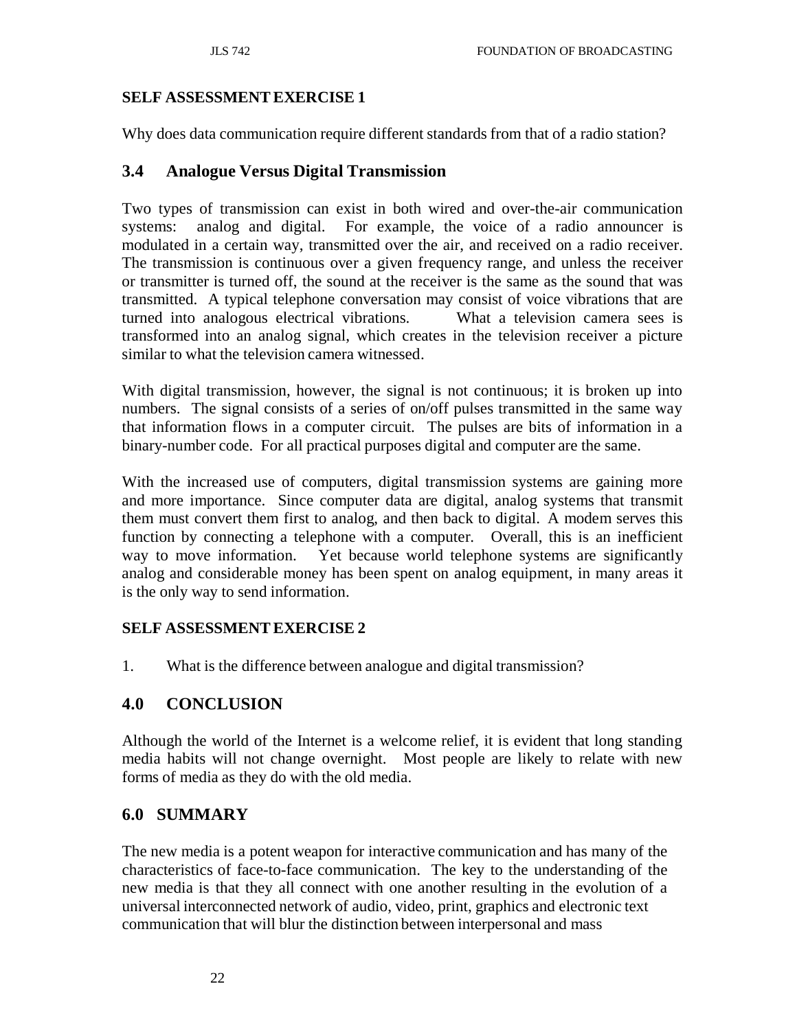**SELF ASSESSMENT EXERCISE 1**

Why does data communication require different standards from that of a radio station?

## 3.4 Analogue Versus Digital Transmission

Two types of transmission can exist in both wired and over-the-air communication systems: analog and digital. For example, the voice of a radio announcer is modulated in a certain way, transmitted over the air, and received on a radio receiver. The transmission is continuous over a given frequency range, and unless the receiver or transmitter is turned off, the sound at the receiver is the same as the sound that was transmitted. A typical telephone conversation may consist of voice vibrations that are turned into analogous electrical vibrations. What a television camera sees is transformed into an analog signal, which creates in the television receiver a picture similar to what the television camera witnessed.

With digital transmission, however, the signal is not continuous; it is broken up into numbers. The signal consists of a series of on/off pulses transmitted in the same way that information flows in a computer circuit. The pulses are bits of information in a binary-number code. For all practical purposes digital and computer are the same.

With the increased use of computers, digital transmission systems are gaining more and more importance. Since computer data are digital, analog systems that transmit them must convert them first to analog, and then back to digital. A modem serves this function by connecting a telephone with a computer. Overall, this is an inefficient way to move information. Yet because world telephone systems are significantly analog and considerable money has been spent on analog equipment, in many areas it is the only way to send information.

**SELF ASSESSMENT EXERCISE 2**

1. What is the difference between analogue and digital transmission?

## 4.0 CONCLUSION

Although the world of the Internet is a welcome relief, it is evident that long standing media habits will not change overnight. Most people are likely to relate with new forms of media as they do with the old media.

## 6.0 SUMMARY

The new media is a potent weapon for interactive communication and has many of the characteristics of face-to-face communication. The key to the understanding of the new media is that they all connect with one another resulting in the evolution of a universal interconnected network of audio, video, print, graphics and electronic text communication that will blur the distinction between interpersonal and mass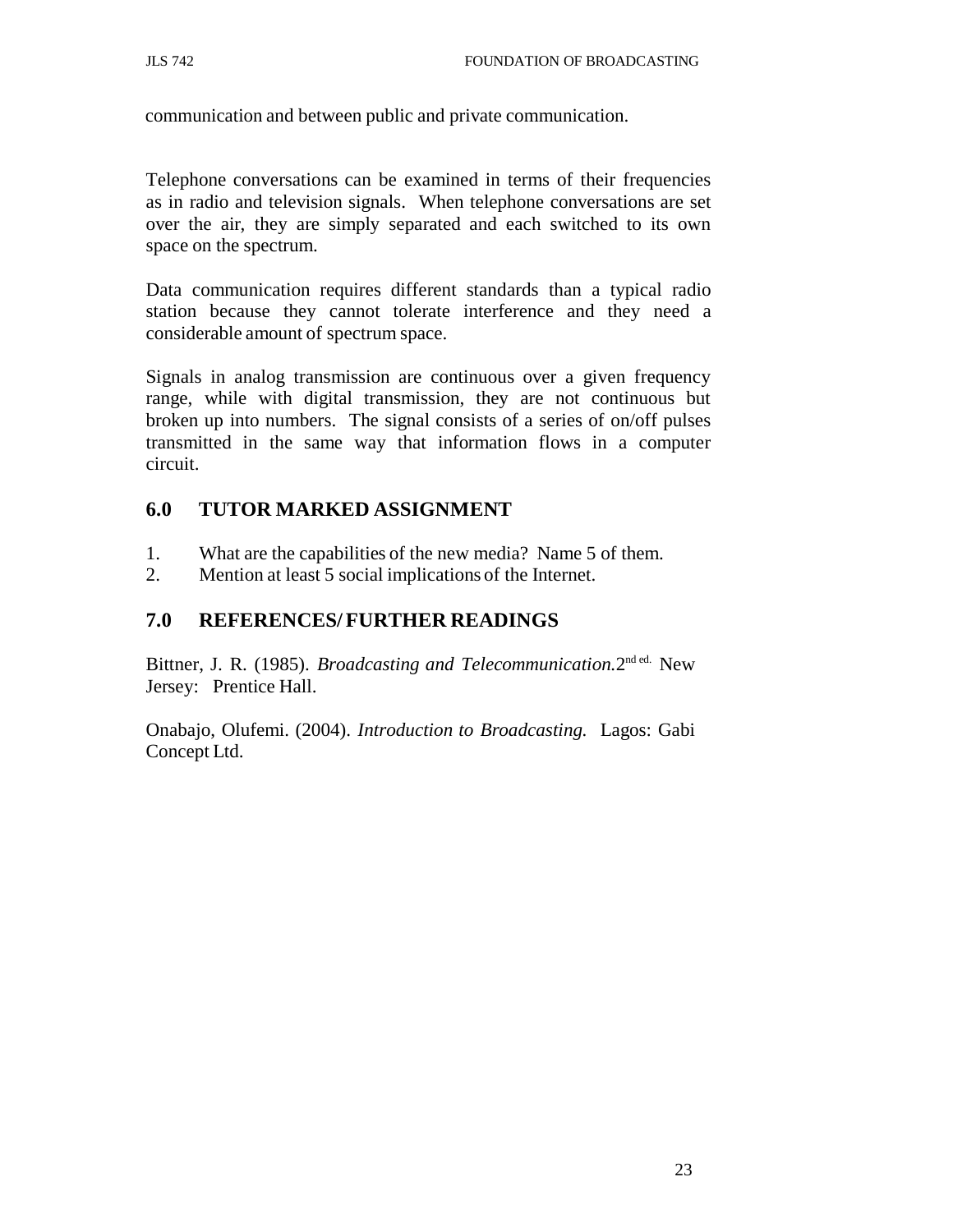communication and between public and private communication.

Telephone conversations can be examined in terms of their frequencies as in radio and television signals. When telephone conversations are set over the air, they are simply separated and each switched to its own space on the spectrum.

Data communication requires different standards than a typical radio station because they cannot tolerate interference and they need a considerable amount of spectrum space.

Signals in analog transmission are continuous over a given frequency range, while with digital transmission, they are not continuous but broken up into numbers. The signal consists of a series of on/off pulses transmitted in the same way that information flows in a computer circuit.

## 6.0 TUTOR MARKED ASSIGNMENT

1. What are the capabilities of the new media? Name 5 of them.
2. Mention at least 5 social implications of the Internet.

## 7.0 REFERENCES/ FURTHER READINGS

Bittner, J. R. (1985). *Broadcasting and Telecommunication.* 2nd ed. New Jersey: Prentice Hall.

Onabajo, Olufemi. (2004). *Introduction to Broadcasting.* Lagos: Gabi Concept Ltd.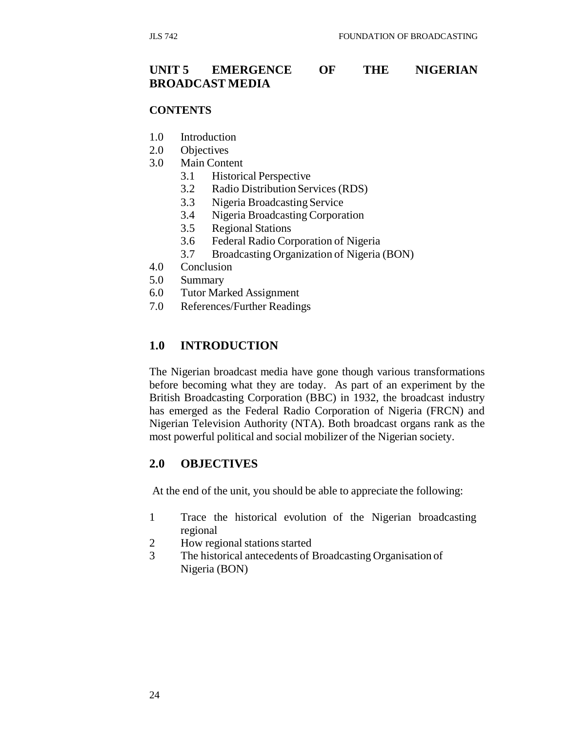# UNIT 5 EMERGENCE OF THE NIGERIAN BROADCAST MEDIA

## CONTENTS

1.0 Introduction
2.0 Objectives
3.0 Main Content
   3.1 Historical Perspective
   3.2 Radio Distribution Services (RDS)
   3.3 Nigeria Broadcasting Service
   3.4 Nigeria Broadcasting Corporation
   3.5 Regional Stations
   3.6 Federal Radio Corporation of Nigeria
   3.7 Broadcasting Organization of Nigeria (BON)
4.0 Conclusion
5.0 Summary
6.0 Tutor Marked Assignment
7.0 References/Further Readings

## 1.0 INTRODUCTION

The Nigerian broadcast media have gone though various transformations before becoming what they are today. As part of an experiment by the British Broadcasting Corporation (BBC) in 1932, the broadcast industry has emerged as the Federal Radio Corporation of Nigeria (FRCN) and Nigerian Television Authority (NTA). Both broadcast organs rank as the most powerful political and social mobilizer of the Nigerian society.

## 2.0 OBJECTIVES

At the end of the unit, you should be able to appreciate the following:

1. Trace the historical evolution of the Nigerian broadcasting regional
2. How regional stations started
3. The historical antecedents of Broadcasting Organisation of Nigeria (BON)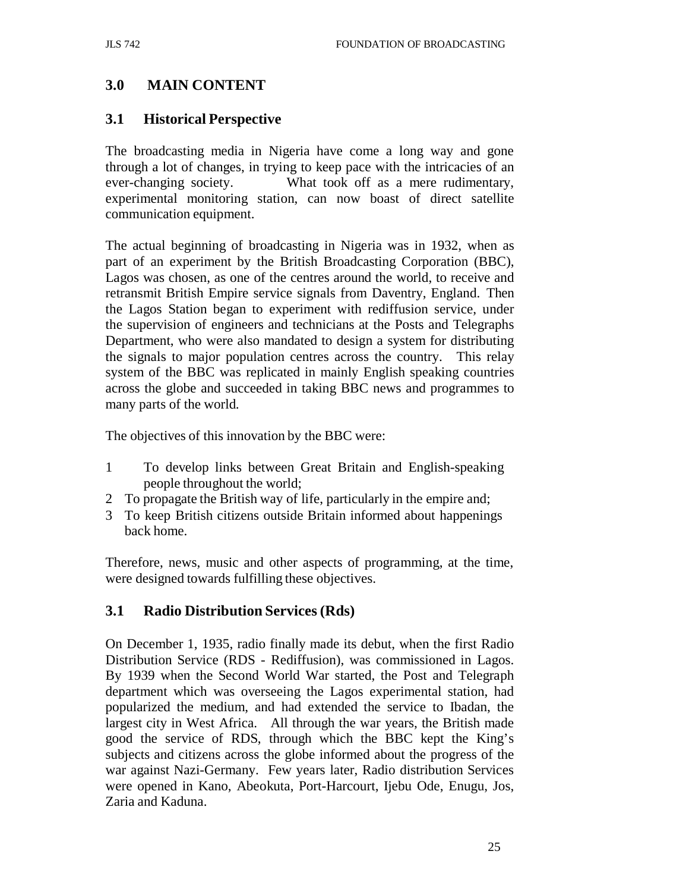## 3.0 MAIN CONTENT

### 3.1 Historical Perspective

The broadcasting media in Nigeria have come a long way and gone through a lot of changes, in trying to keep pace with the intricacies of an ever-changing society. What took off as a mere rudimentary, experimental monitoring station, can now boast of direct satellite communication equipment.

The actual beginning of broadcasting in Nigeria was in 1932, when as part of an experiment by the British Broadcasting Corporation (BBC), Lagos was chosen, as one of the centres around the world, to receive and retransmit British Empire service signals from Daventry, England. Then the Lagos Station began to experiment with rediffusion service, under the supervision of engineers and technicians at the Posts and Telegraphs Department, who were also mandated to design a system for distributing the signals to major population centres across the country. This relay system of the BBC was replicated in mainly English speaking countries across the globe and succeeded in taking BBC news and programmes to many parts of the world.

The objectives of this innovation by the BBC were:

1. To develop links between Great Britain and English-speaking people throughout the world;
2. To propagate the British way of life, particularly in the empire and;
3. To keep British citizens outside Britain informed about happenings back home.

Therefore, news, music and other aspects of programming, at the time, were designed towards fulfilling these objectives.

### 3.1 Radio Distribution Services (Rds)

On December 1, 1935, radio finally made its debut, when the first Radio Distribution Service (RDS - Rediffusion), was commissioned in Lagos. By 1939 when the Second World War started, the Post and Telegraph department which was overseeing the Lagos experimental station, had popularized the medium, and had extended the service to Ibadan, the largest city in West Africa. All through the war years, the British made good the service of RDS, through which the BBC kept the King's subjects and citizens across the globe informed about the progress of the war against Nazi-Germany. Few years later, Radio distribution Services were opened in Kano, Abeokuta, Port-Harcourt, Ijebu Ode, Enugu, Jos, Zaria and Kaduna.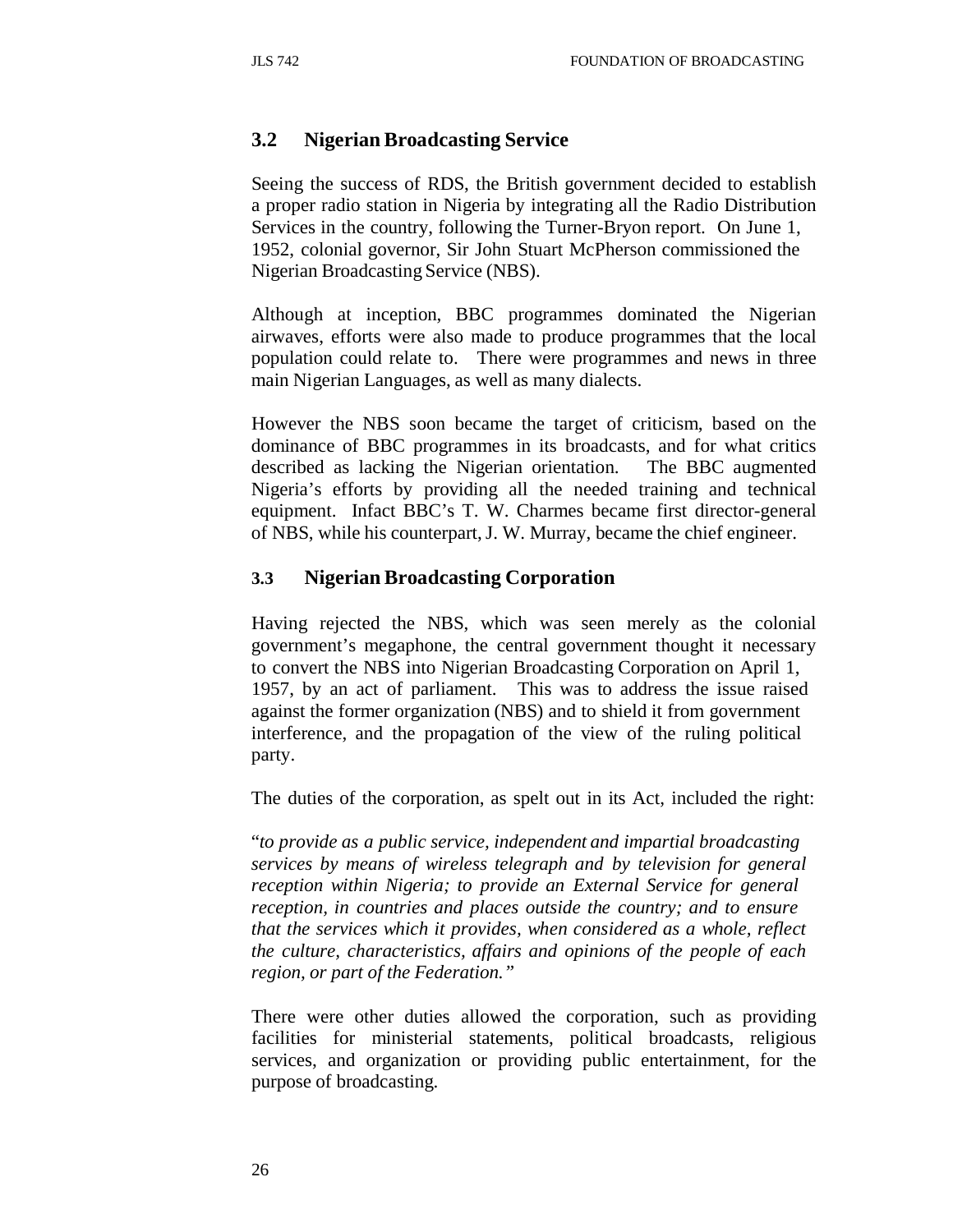### 3.2 Nigerian Broadcasting Service

Seeing the success of RDS, the British government decided to establish a proper radio station in Nigeria by integrating all the Radio Distribution Services in the country, following the Turner-Bryon report. On June 1, 1952, colonial governor, Sir John Stuart McPherson commissioned the Nigerian Broadcasting Service (NBS).

Although at inception, BBC programmes dominated the Nigerian airwaves, efforts were also made to produce programmes that the local population could relate to. There were programmes and news in three main Nigerian Languages, as well as many dialects.

However the NBS soon became the target of criticism, based on the dominance of BBC programmes in its broadcasts, and for what critics described as lacking the Nigerian orientation. The BBC augmented Nigeria's efforts by providing all the needed training and technical equipment. Infact BBC's T. W. Charmes became first director-general of NBS, while his counterpart, J. W. Murray, became the chief engineer.

### 3.3 Nigerian Broadcasting Corporation

Having rejected the NBS, which was seen merely as the colonial government's megaphone, the central government thought it necessary to convert the NBS into Nigerian Broadcasting Corporation on April 1, 1957, by an act of parliament. This was to address the issue raised against the former organization (NBS) and to shield it from government interference, and the propagation of the view of the ruling political party.

The duties of the corporation, as spelt out in its Act, included the right:

"*to provide as a public service, independent and impartial broadcasting services by means of wireless telegraph and by television for general reception within Nigeria; to provide an External Service for general reception, in countries and places outside the country; and to ensure that the services which it provides, when considered as a whole, reflect the culture, characteristics, affairs and opinions of the people of each region, or part of the Federation."*

There were other duties allowed the corporation, such as providing facilities for ministerial statements, political broadcasts, religious services, and organization or providing public entertainment, for the purpose of broadcasting.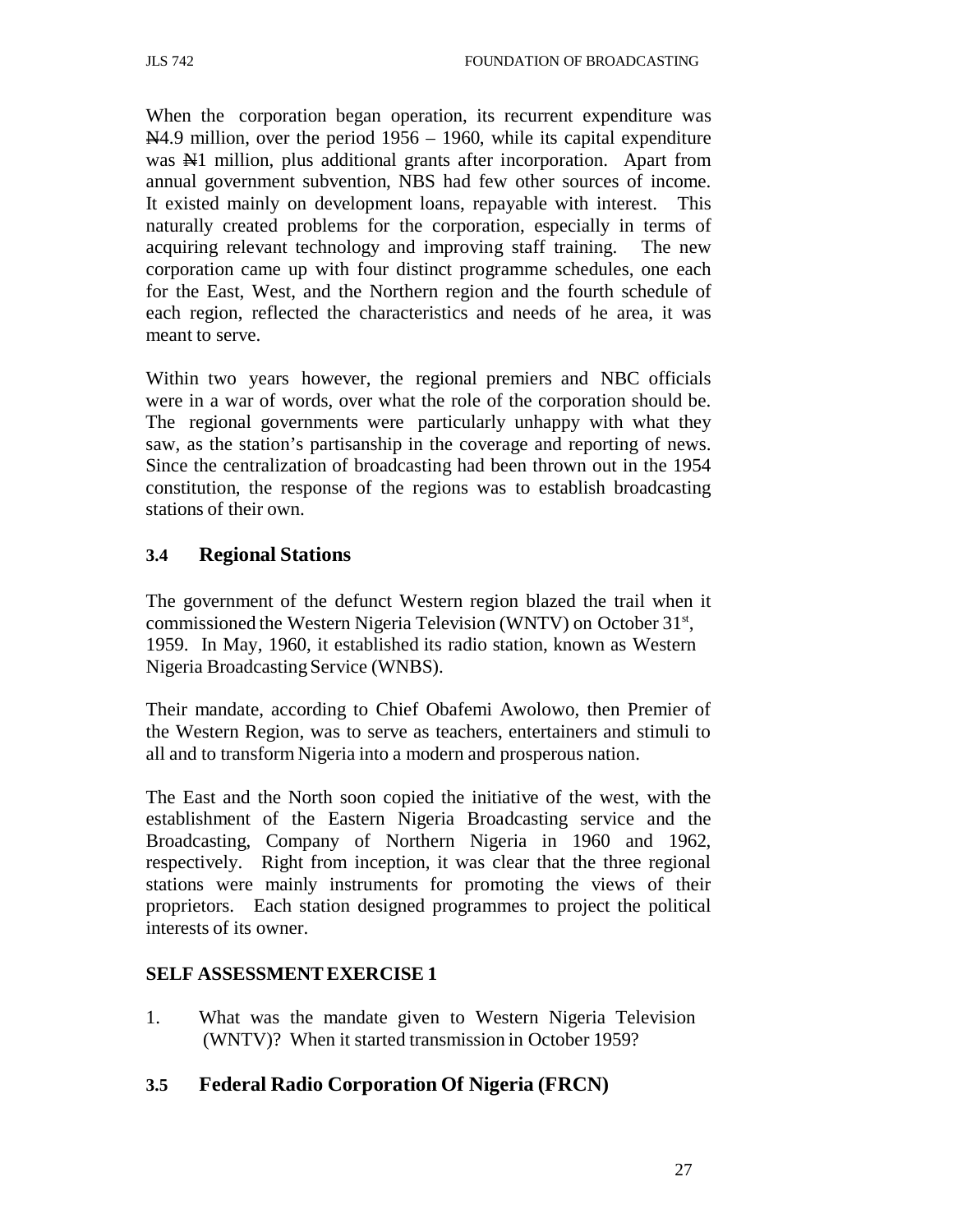When the corporation began operation, its recurrent expenditure was ₦4.9 million, over the period 1956 – 1960, while its capital expenditure was ₦1 million, plus additional grants after incorporation. Apart from annual government subvention, NBS had few other sources of income. It existed mainly on development loans, repayable with interest. This naturally created problems for the corporation, especially in terms of acquiring relevant technology and improving staff training. The new corporation came up with four distinct programme schedules, one each for the East, West, and the Northern region and the fourth schedule of each region, reflected the characteristics and needs of he area, it was meant to serve.

Within two years however, the regional premiers and NBC officials were in a war of words, over what the role of the corporation should be. The regional governments were particularly unhappy with what they saw, as the station's partisanship in the coverage and reporting of news. Since the centralization of broadcasting had been thrown out in the 1954 constitution, the response of the regions was to establish broadcasting stations of their own.

## 3.4 Regional Stations

The government of the defunct Western region blazed the trail when it commissioned the Western Nigeria Television (WNTV) on October 31st, 1959. In May, 1960, it established its radio station, known as Western Nigeria Broadcasting Service (WNBS).

Their mandate, according to Chief Obafemi Awolowo, then Premier of the Western Region, was to serve as teachers, entertainers and stimuli to all and to transform Nigeria into a modern and prosperous nation.

The East and the North soon copied the initiative of the west, with the establishment of the Eastern Nigeria Broadcasting service and the Broadcasting, Company of Northern Nigeria in 1960 and 1962, respectively. Right from inception, it was clear that the three regional stations were mainly instruments for promoting the views of their proprietors. Each station designed programmes to project the political interests of its owner.

**SELF ASSESSMENT EXERCISE 1**

1. What was the mandate given to Western Nigeria Television (WNTV)? When it started transmission in October 1959?

## 3.5 Federal Radio Corporation Of Nigeria (FRCN)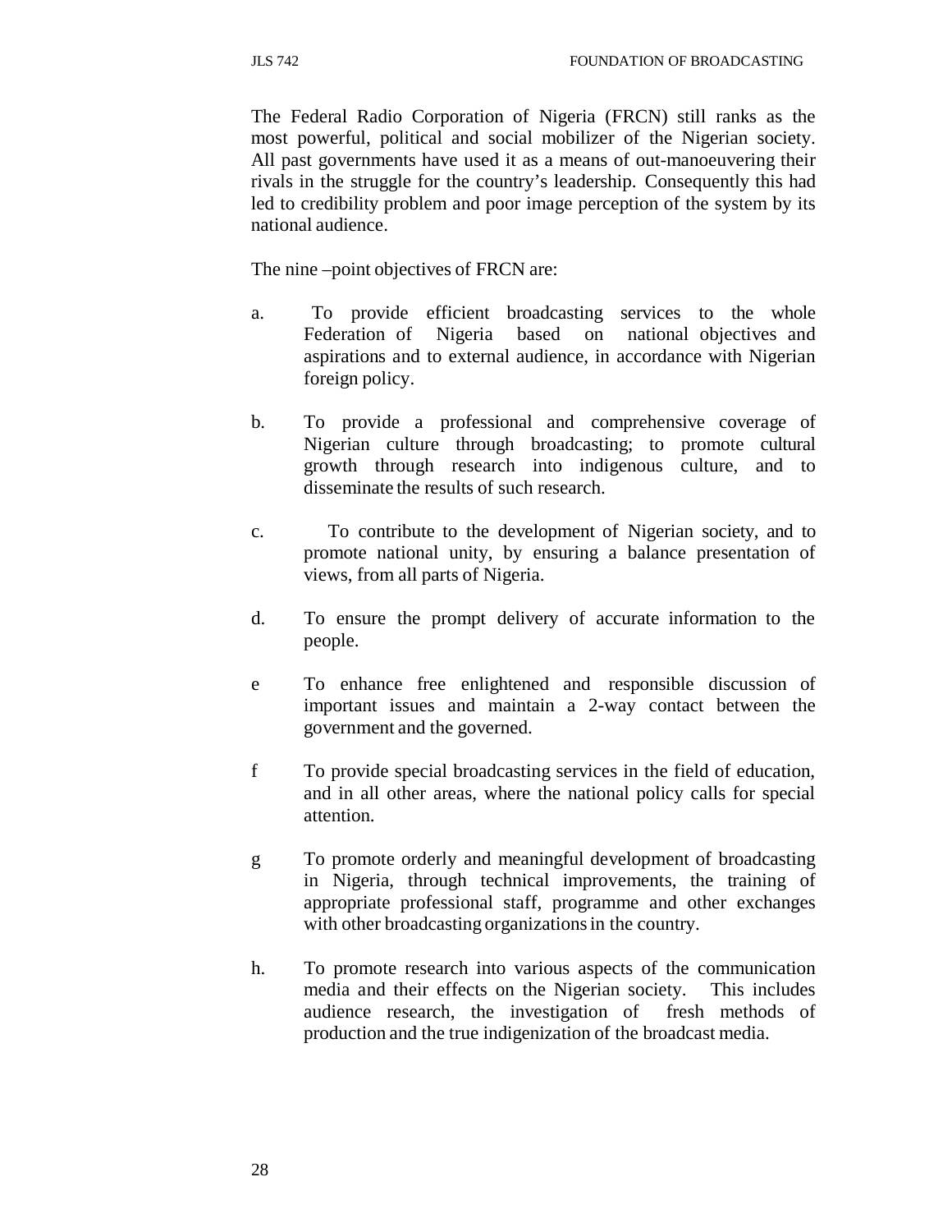The Federal Radio Corporation of Nigeria (FRCN) still ranks as the most powerful, political and social mobilizer of the Nigerian society. All past governments have used it as a means of out-manoeuvering their rivals in the struggle for the country's leadership. Consequently this had led to credibility problem and poor image perception of the system by its national audience.

The nine –point objectives of FRCN are:

a. To provide efficient broadcasting services to the whole Federation of Nigeria based on national objectives and aspirations and to external audience, in accordance with Nigerian foreign policy.

b. To provide a professional and comprehensive coverage of Nigerian culture through broadcasting; to promote cultural growth through research into indigenous culture, and to disseminate the results of such research.

c. To contribute to the development of Nigerian society, and to promote national unity, by ensuring a balance presentation of views, from all parts of Nigeria.

d. To ensure the prompt delivery of accurate information to the people.

e To enhance free enlightened and responsible discussion of important issues and maintain a 2-way contact between the government and the governed.

f To provide special broadcasting services in the field of education, and in all other areas, where the national policy calls for special attention.

g To promote orderly and meaningful development of broadcasting in Nigeria, through technical improvements, the training of appropriate professional staff, programme and other exchanges with other broadcasting organizations in the country.

h. To promote research into various aspects of the communication media and their effects on the Nigerian society. This includes audience research, the investigation of fresh methods of production and the true indigenization of the broadcast media.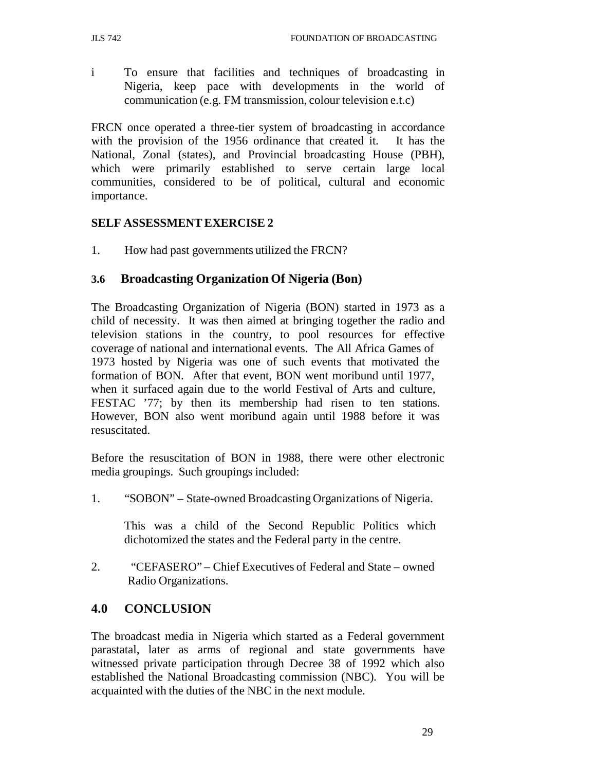i To ensure that facilities and techniques of broadcasting in Nigeria, keep pace with developments in the world of communication (e.g. FM transmission, colour television e.t.c)

FRCN once operated a three-tier system of broadcasting in accordance with the provision of the 1956 ordinance that created it. It has the National, Zonal (states), and Provincial broadcasting House (PBH), which were primarily established to serve certain large local communities, considered to be of political, cultural and economic importance.

**SELF ASSESSMENT EXERCISE 2**

1. How had past governments utilized the FRCN?

### 3.6 Broadcasting Organization Of Nigeria (Bon)

The Broadcasting Organization of Nigeria (BON) started in 1973 as a child of necessity. It was then aimed at bringing together the radio and television stations in the country, to pool resources for effective coverage of national and international events. The All Africa Games of 1973 hosted by Nigeria was one of such events that motivated the formation of BON. After that event, BON went moribund until 1977, when it surfaced again due to the world Festival of Arts and culture, FESTAC '77; by then its membership had risen to ten stations. However, BON also went moribund again until 1988 before it was resuscitated.

Before the resuscitation of BON in 1988, there were other electronic media groupings. Such groupings included:

1. "SOBON" – State-owned Broadcasting Organizations of Nigeria.

   This was a child of the Second Republic Politics which dichotomized the states and the Federal party in the centre.

2. "CEFASERO" – Chief Executives of Federal and State – owned Radio Organizations.

## 4.0 CONCLUSION

The broadcast media in Nigeria which started as a Federal government parastatal, later as arms of regional and state governments have witnessed private participation through Decree 38 of 1992 which also established the National Broadcasting commission (NBC). You will be acquainted with the duties of the NBC in the next module.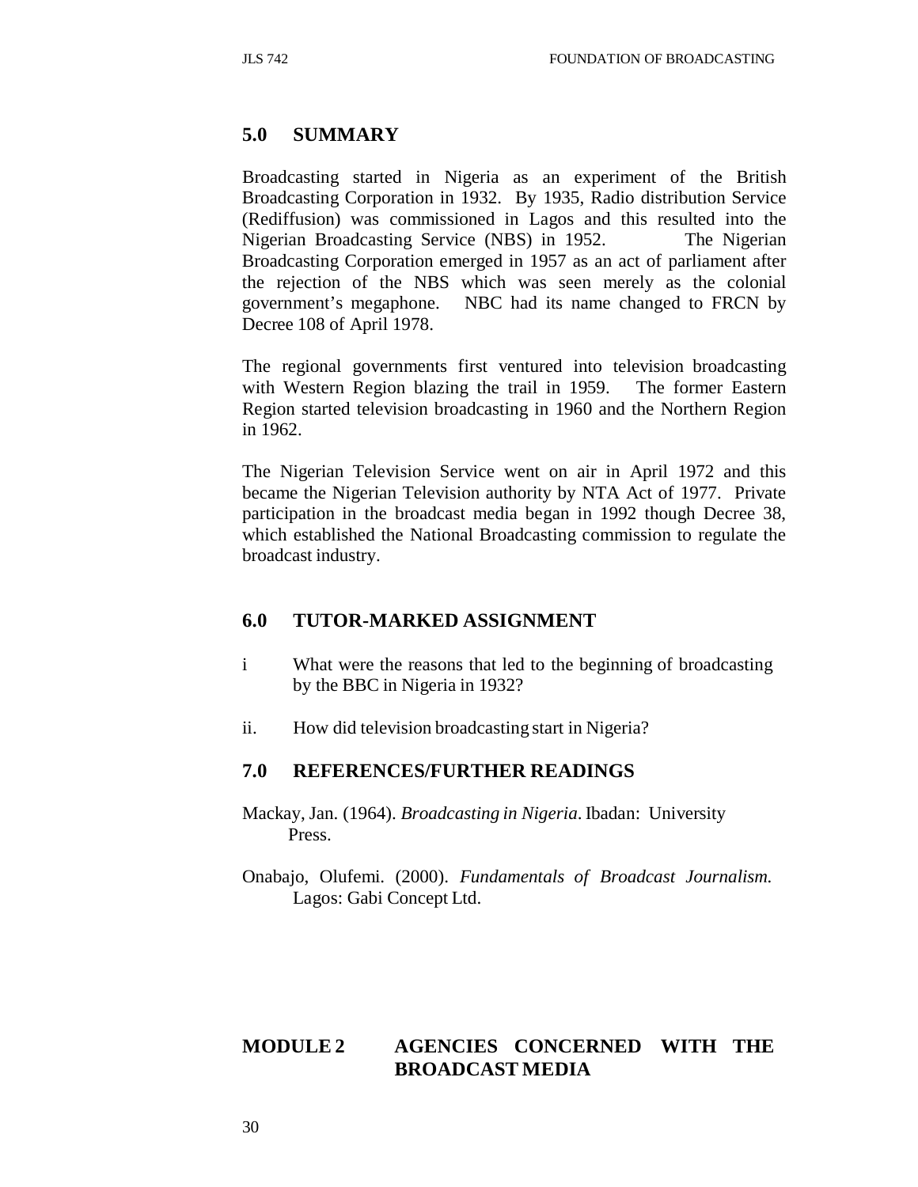## 5.0 SUMMARY

Broadcasting started in Nigeria as an experiment of the British Broadcasting Corporation in 1932. By 1935, Radio distribution Service (Rediffusion) was commissioned in Lagos and this resulted into the Nigerian Broadcasting Service (NBS) in 1952. The Nigerian Broadcasting Corporation emerged in 1957 as an act of parliament after the rejection of the NBS which was seen merely as the colonial government's megaphone. NBC had its name changed to FRCN by Decree 108 of April 1978.

The regional governments first ventured into television broadcasting with Western Region blazing the trail in 1959. The former Eastern Region started television broadcasting in 1960 and the Northern Region in 1962.

The Nigerian Television Service went on air in April 1972 and this became the Nigerian Television authority by NTA Act of 1977. Private participation in the broadcast media began in 1992 though Decree 38, which established the National Broadcasting commission to regulate the broadcast industry.

## 6.0 TUTOR-MARKED ASSIGNMENT

i What were the reasons that led to the beginning of broadcasting by the BBC in Nigeria in 1932?

ii. How did television broadcasting start in Nigeria?

## 7.0 REFERENCES/FURTHER READINGS

Mackay, Jan. (1964). *Broadcasting in Nigeria*. Ibadan: University Press.

Onabajo, Olufemi. (2000). *Fundamentals of Broadcast Journalism.* Lagos: Gabi Concept Ltd.

# MODULE 2 AGENCIES CONCERNED WITH THE BROADCAST MEDIA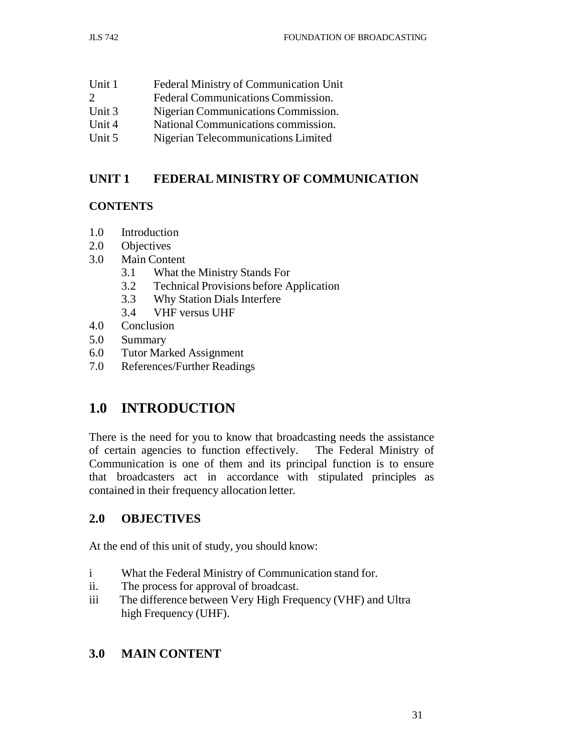Unit 1 Federal Ministry of Communication Unit
2 Federal Communications Commission.
Unit 3 Nigerian Communications Commission.
Unit 4 National Communications commission.
Unit 5 Nigerian Telecommunications Limited

## UNIT 1 FEDERAL MINISTRY OF COMMUNICATION

**CONTENTS**

1.0 Introduction
2.0 Objectives
3.0 Main Content
  3.1 What the Ministry Stands For
  3.2 Technical Provisions before Application
  3.3 Why Station Dials Interfere
  3.4 VHF versus UHF
4.0 Conclusion
5.0 Summary
6.0 Tutor Marked Assignment
7.0 References/Further Readings

# 1.0 INTRODUCTION

There is the need for you to know that broadcasting needs the assistance of certain agencies to function effectively. The Federal Ministry of Communication is one of them and its principal function is to ensure that broadcasters act in accordance with stipulated principles as contained in their frequency allocation letter.

## 2.0 OBJECTIVES

At the end of this unit of study, you should know:

i What the Federal Ministry of Communication stand for.
ii. The process for approval of broadcast.
iii The difference between Very High Frequency (VHF) and Ultra high Frequency (UHF).

## 3.0 MAIN CONTENT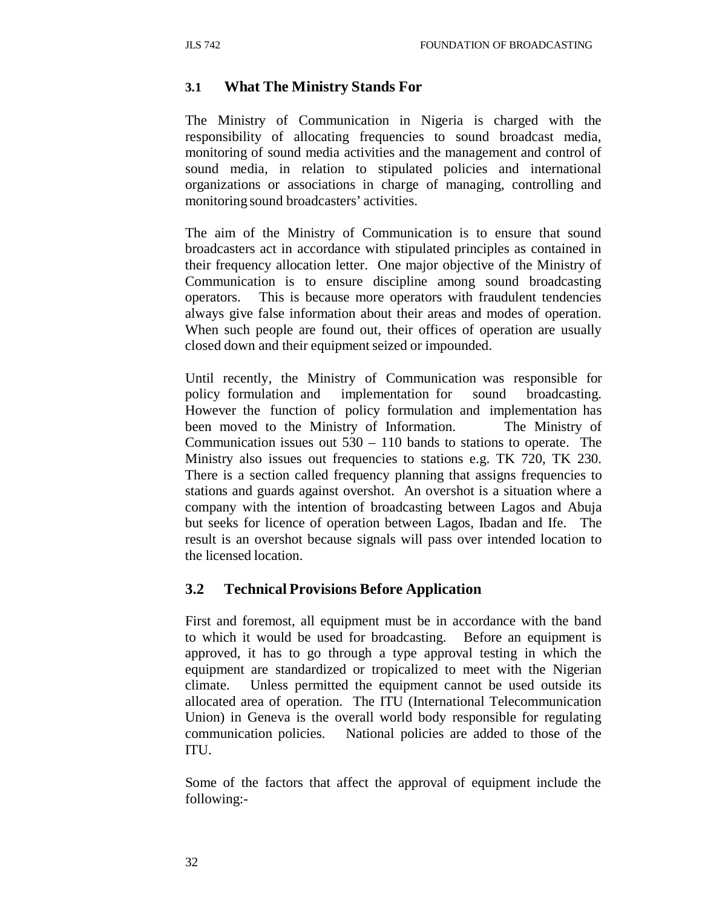### 3.1 What The Ministry Stands For

The Ministry of Communication in Nigeria is charged with the responsibility of allocating frequencies to sound broadcast media, monitoring of sound media activities and the management and control of sound media, in relation to stipulated policies and international organizations or associations in charge of managing, controlling and monitoring sound broadcasters' activities.

The aim of the Ministry of Communication is to ensure that sound broadcasters act in accordance with stipulated principles as contained in their frequency allocation letter. One major objective of the Ministry of Communication is to ensure discipline among sound broadcasting operators. This is because more operators with fraudulent tendencies always give false information about their areas and modes of operation. When such people are found out, their offices of operation are usually closed down and their equipment seized or impounded.

Until recently, the Ministry of Communication was responsible for policy formulation and implementation for sound broadcasting. However the function of policy formulation and implementation has been moved to the Ministry of Information. The Ministry of Communication issues out 530 – 110 bands to stations to operate. The Ministry also issues out frequencies to stations e.g. TK 720, TK 230. There is a section called frequency planning that assigns frequencies to stations and guards against overshot. An overshot is a situation where a company with the intention of broadcasting between Lagos and Abuja but seeks for licence of operation between Lagos, Ibadan and Ife. The result is an overshot because signals will pass over intended location to the licensed location.

### 3.2 Technical Provisions Before Application

First and foremost, all equipment must be in accordance with the band to which it would be used for broadcasting. Before an equipment is approved, it has to go through a type approval testing in which the equipment are standardized or tropicalized to meet with the Nigerian climate. Unless permitted the equipment cannot be used outside its allocated area of operation. The ITU (International Telecommunication Union) in Geneva is the overall world body responsible for regulating communication policies. National policies are added to those of the ITU.

Some of the factors that affect the approval of equipment include the following:-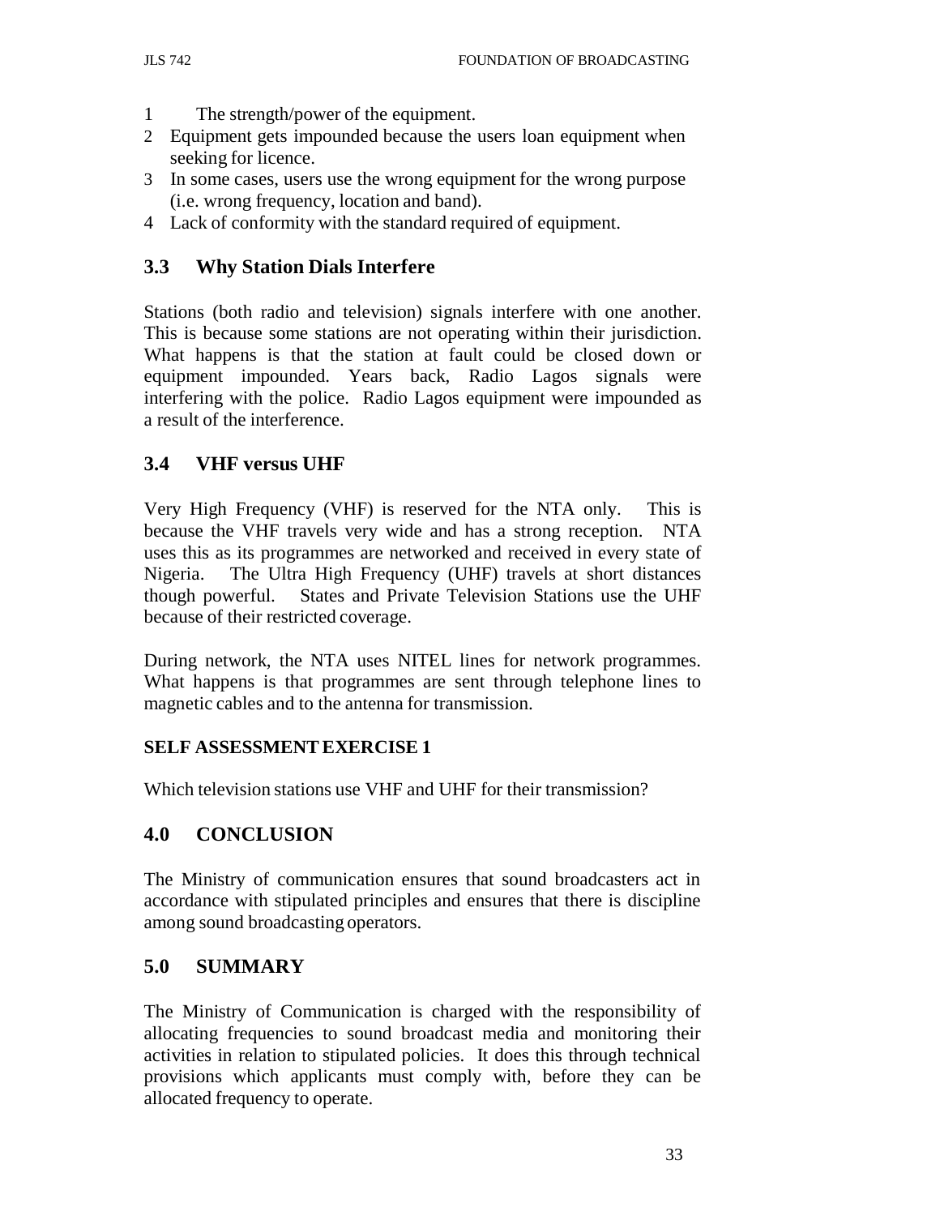1. The strength/power of the equipment.
2. Equipment gets impounded because the users loan equipment when seeking for licence.
3. In some cases, users use the wrong equipment for the wrong purpose (i.e. wrong frequency, location and band).
4. Lack of conformity with the standard required of equipment.

## 3.3 Why Station Dials Interfere

Stations (both radio and television) signals interfere with one another. This is because some stations are not operating within their jurisdiction. What happens is that the station at fault could be closed down or equipment impounded. Years back, Radio Lagos signals were interfering with the police. Radio Lagos equipment were impounded as a result of the interference.

## 3.4 VHF versus UHF

Very High Frequency (VHF) is reserved for the NTA only. This is because the VHF travels very wide and has a strong reception. NTA uses this as its programmes are networked and received in every state of Nigeria. The Ultra High Frequency (UHF) travels at short distances though powerful. States and Private Television Stations use the UHF because of their restricted coverage.

During network, the NTA uses NITEL lines for network programmes. What happens is that programmes are sent through telephone lines to magnetic cables and to the antenna for transmission.

**SELF ASSESSMENT EXERCISE 1**

Which television stations use VHF and UHF for their transmission?

## 4.0 CONCLUSION

The Ministry of communication ensures that sound broadcasters act in accordance with stipulated principles and ensures that there is discipline among sound broadcasting operators.

## 5.0 SUMMARY

The Ministry of Communication is charged with the responsibility of allocating frequencies to sound broadcast media and monitoring their activities in relation to stipulated policies. It does this through technical provisions which applicants must comply with, before they can be allocated frequency to operate.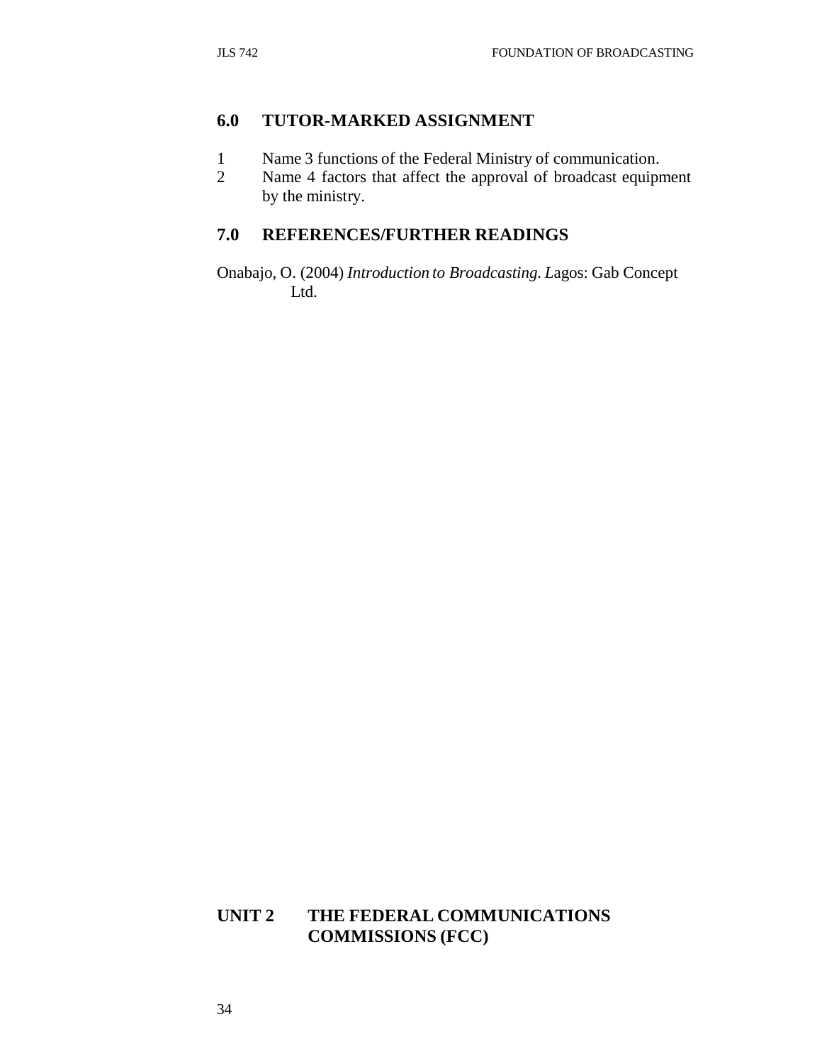## 6.0 TUTOR-MARKED ASSIGNMENT

1. Name 3 functions of the Federal Ministry of communication.
2. Name 4 factors that affect the approval of broadcast equipment by the ministry.

## 7.0 REFERENCES/FURTHER READINGS

Onabajo, O. (2004) *Introduction to Broadcasting. L*agos: Gab Concept Ltd.

# UNIT 2 THE FEDERAL COMMUNICATIONS COMMISSIONS (FCC)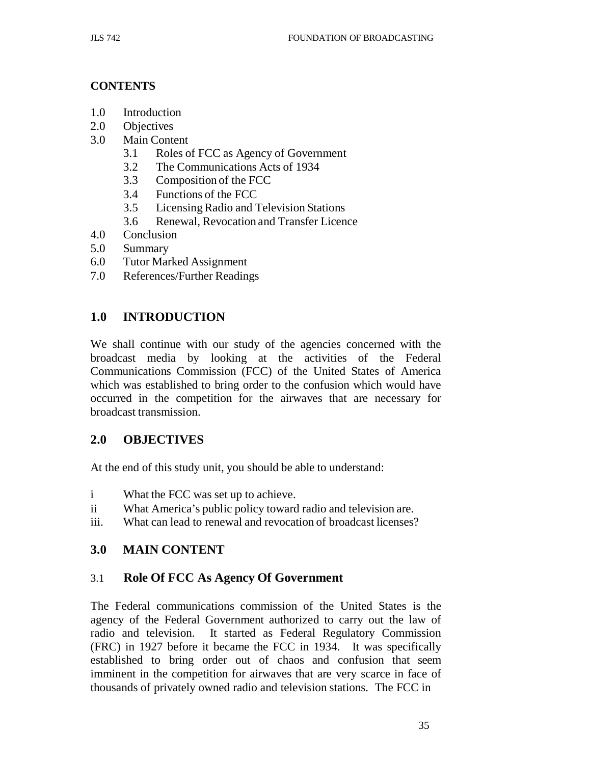**CONTENTS**

1.0 Introduction
2.0 Objectives
3.0 Main Content
    3.1 Roles of FCC as Agency of Government
    3.2 The Communications Acts of 1934
    3.3 Composition of the FCC
    3.4 Functions of the FCC
    3.5 Licensing Radio and Television Stations
    3.6 Renewal, Revocation and Transfer Licence
4.0 Conclusion
5.0 Summary
6.0 Tutor Marked Assignment
7.0 References/Further Readings

## 1.0 INTRODUCTION

We shall continue with our study of the agencies concerned with the broadcast media by looking at the activities of the Federal Communications Commission (FCC) of the United States of America which was established to bring order to the confusion which would have occurred in the competition for the airwaves that are necessary for broadcast transmission.

## 2.0 OBJECTIVES

At the end of this study unit, you should be able to understand:

i What the FCC was set up to achieve.
ii What America's public policy toward radio and television are.
iii. What can lead to renewal and revocation of broadcast licenses?

## 3.0 MAIN CONTENT

### 3.1 Role Of FCC As Agency Of Government

The Federal communications commission of the United States is the agency of the Federal Government authorized to carry out the law of radio and television. It started as Federal Regulatory Commission (FRC) in 1927 before it became the FCC in 1934. It was specifically established to bring order out of chaos and confusion that seem imminent in the competition for airwaves that are very scarce in face of thousands of privately owned radio and television stations. The FCC in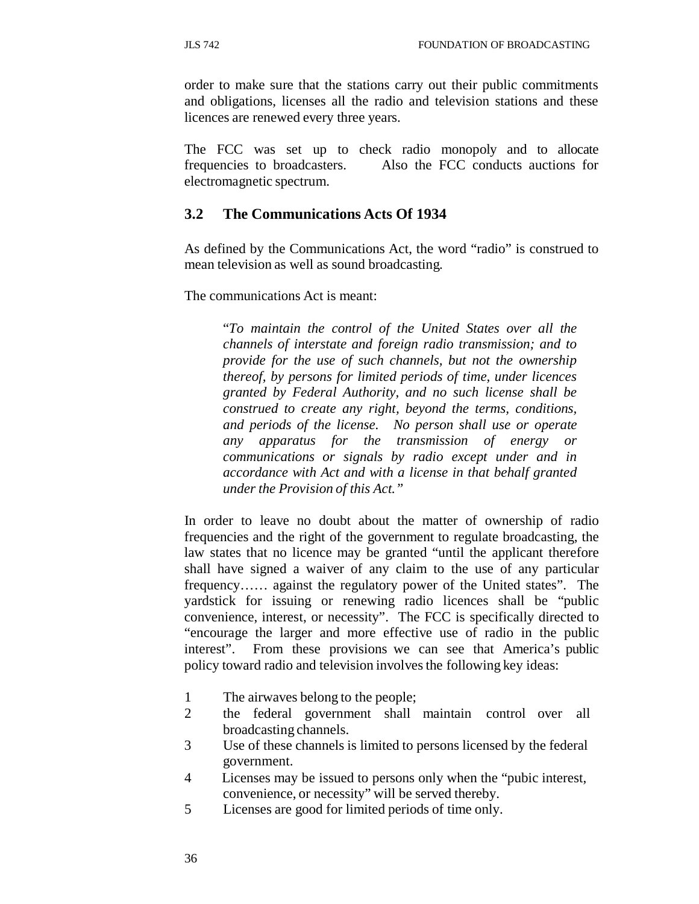order to make sure that the stations carry out their public commitments and obligations, licenses all the radio and television stations and these licences are renewed every three years.

The FCC was set up to check radio monopoly and to allocate frequencies to broadcasters. Also the FCC conducts auctions for electromagnetic spectrum.

### 3.2 The Communications Acts Of 1934

As defined by the Communications Act, the word "radio" is construed to mean television as well as sound broadcasting.

The communications Act is meant:

> "*To maintain the control of the United States over all the channels of interstate and foreign radio transmission; and to provide for the use of such channels, but not the ownership thereof, by persons for limited periods of time, under licences granted by Federal Authority, and no such license shall be construed to create any right, beyond the terms, conditions, and periods of the license. No person shall use or operate any apparatus for the transmission of energy or communications or signals by radio except under and in accordance with Act and with a license in that behalf granted under the Provision of this Act.*"

In order to leave no doubt about the matter of ownership of radio frequencies and the right of the government to regulate broadcasting, the law states that no licence may be granted "until the applicant therefore shall have signed a waiver of any claim to the use of any particular frequency…… against the regulatory power of the United states". The yardstick for issuing or renewing radio licences shall be "public convenience, interest, or necessity". The FCC is specifically directed to "encourage the larger and more effective use of radio in the public interest". From these provisions we can see that America's public policy toward radio and television involves the following key ideas:

1. The airwaves belong to the people;
2. the federal government shall maintain control over all broadcasting channels.
3. Use of these channels is limited to persons licensed by the federal government.
4. Licenses may be issued to persons only when the "pubic interest, convenience, or necessity" will be served thereby.
5. Licenses are good for limited periods of time only.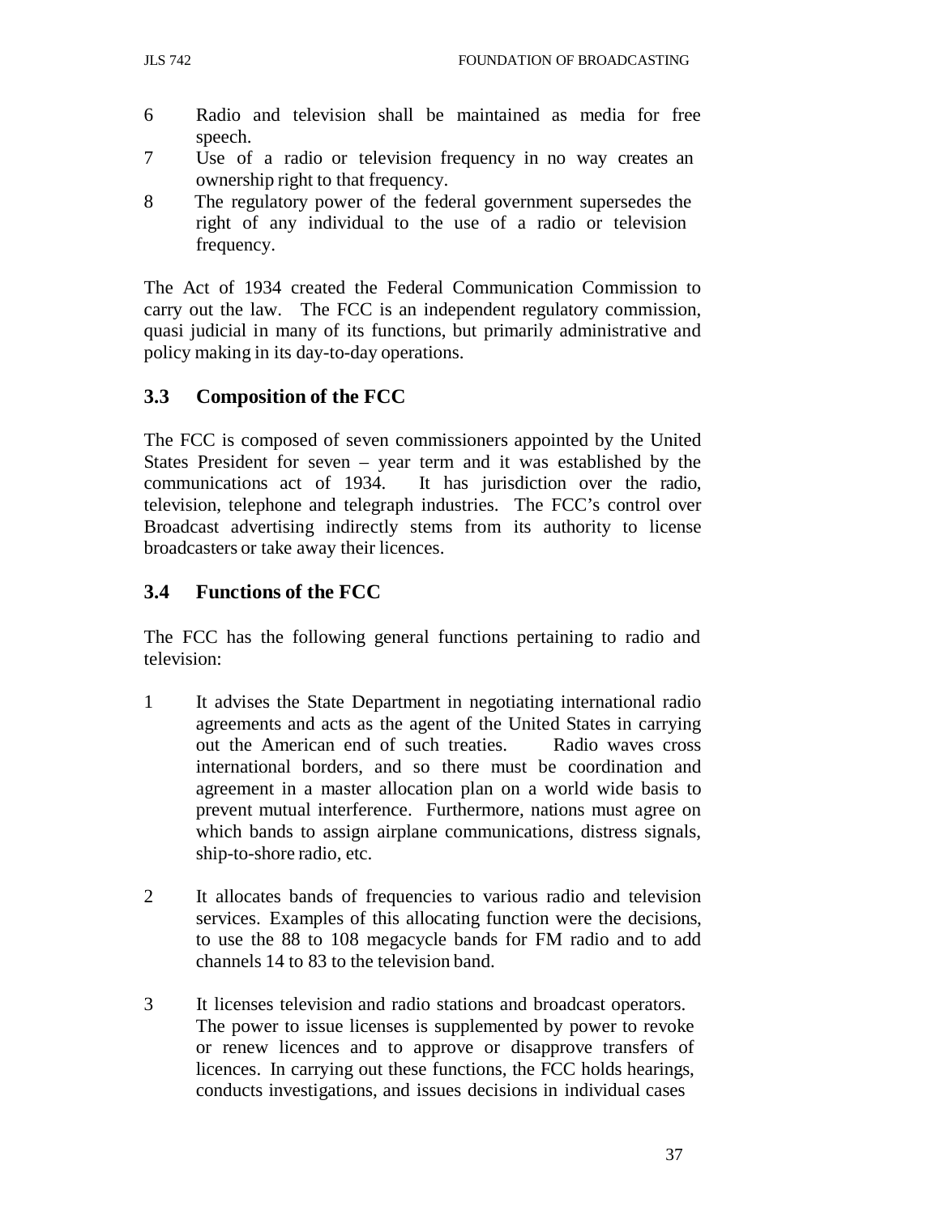6. Radio and television shall be maintained as media for free speech.
7. Use of a radio or television frequency in no way creates an ownership right to that frequency.
8. The regulatory power of the federal government supersedes the right of any individual to the use of a radio or television frequency.

The Act of 1934 created the Federal Communication Commission to carry out the law. The FCC is an independent regulatory commission, quasi judicial in many of its functions, but primarily administrative and policy making in its day-to-day operations.

### 3.3 Composition of the FCC

The FCC is composed of seven commissioners appointed by the United States President for seven – year term and it was established by the communications act of 1934. It has jurisdiction over the radio, television, telephone and telegraph industries. The FCC's control over Broadcast advertising indirectly stems from its authority to license broadcasters or take away their licences.

### 3.4 Functions of the FCC

The FCC has the following general functions pertaining to radio and television:

1. It advises the State Department in negotiating international radio agreements and acts as the agent of the United States in carrying out the American end of such treaties. Radio waves cross international borders, and so there must be coordination and agreement in a master allocation plan on a world wide basis to prevent mutual interference. Furthermore, nations must agree on which bands to assign airplane communications, distress signals, ship-to-shore radio, etc.

2. It allocates bands of frequencies to various radio and television services. Examples of this allocating function were the decisions, to use the 88 to 108 megacycle bands for FM radio and to add channels 14 to 83 to the television band.

3. It licenses television and radio stations and broadcast operators. The power to issue licenses is supplemented by power to revoke or renew licences and to approve or disapprove transfers of licences. In carrying out these functions, the FCC holds hearings, conducts investigations, and issues decisions in individual cases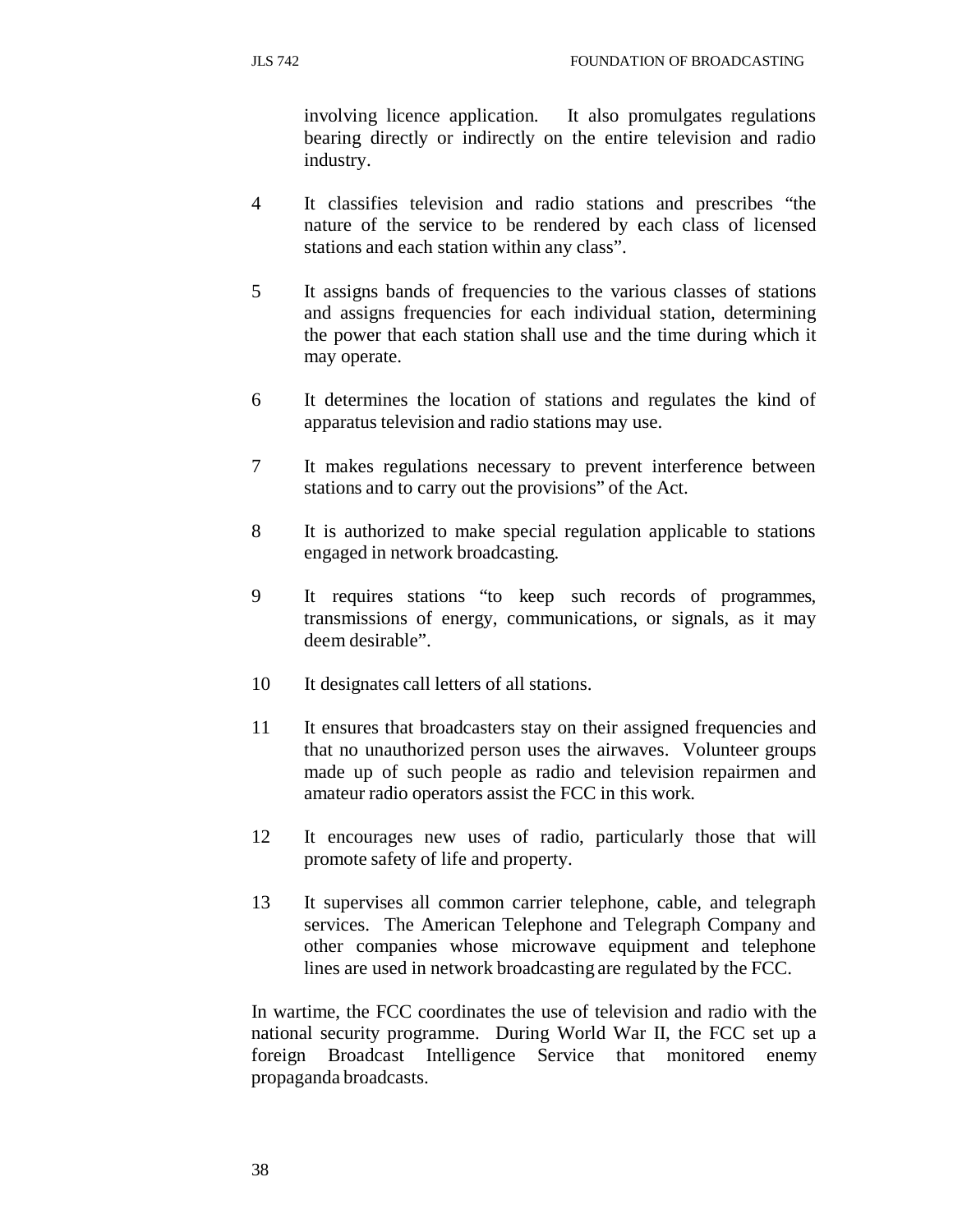involving licence application. It also promulgates regulations bearing directly or indirectly on the entire television and radio industry.

4. It classifies television and radio stations and prescribes "the nature of the service to be rendered by each class of licensed stations and each station within any class".

5. It assigns bands of frequencies to the various classes of stations and assigns frequencies for each individual station, determining the power that each station shall use and the time during which it may operate.

6. It determines the location of stations and regulates the kind of apparatus television and radio stations may use.

7. It makes regulations necessary to prevent interference between stations and to carry out the provisions" of the Act.

8. It is authorized to make special regulation applicable to stations engaged in network broadcasting.

9. It requires stations "to keep such records of programmes, transmissions of energy, communications, or signals, as it may deem desirable".

10. It designates call letters of all stations.

11. It ensures that broadcasters stay on their assigned frequencies and that no unauthorized person uses the airwaves. Volunteer groups made up of such people as radio and television repairmen and amateur radio operators assist the FCC in this work.

12. It encourages new uses of radio, particularly those that will promote safety of life and property.

13. It supervises all common carrier telephone, cable, and telegraph services. The American Telephone and Telegraph Company and other companies whose microwave equipment and telephone lines are used in network broadcasting are regulated by the FCC.

In wartime, the FCC coordinates the use of television and radio with the national security programme. During World War II, the FCC set up a foreign Broadcast Intelligence Service that monitored enemy propaganda broadcasts.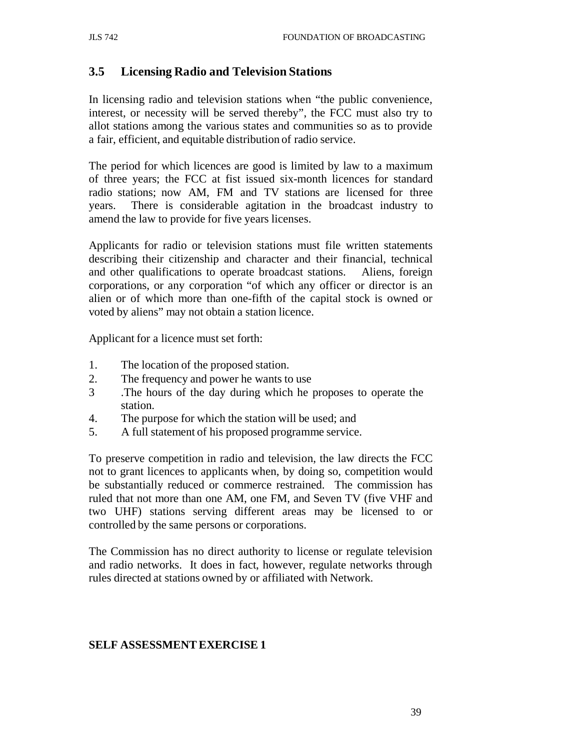## 3.5 Licensing Radio and Television Stations

In licensing radio and television stations when “the public convenience, interest, or necessity will be served thereby”, the FCC must also try to allot stations among the various states and communities so as to provide a fair, efficient, and equitable distribution of radio service.

The period for which licences are good is limited by law to a maximum of three years; the FCC at fist issued six-month licences for standard radio stations; now AM, FM and TV stations are licensed for three years. There is considerable agitation in the broadcast industry to amend the law to provide for five years licenses.

Applicants for radio or television stations must file written statements describing their citizenship and character and their financial, technical and other qualifications to operate broadcast stations. Aliens, foreign corporations, or any corporation “of which any officer or director is an alien or of which more than one-fifth of the capital stock is owned or voted by aliens” may not obtain a station licence.

Applicant for a licence must set forth:

1. The location of the proposed station.
2. The frequency and power he wants to use
3. .The hours of the day during which he proposes to operate the station.
4. The purpose for which the station will be used; and
5. A full statement of his proposed programme service.

To preserve competition in radio and television, the law directs the FCC not to grant licences to applicants when, by doing so, competition would be substantially reduced or commerce restrained. The commission has ruled that not more than one AM, one FM, and Seven TV (five VHF and two UHF) stations serving different areas may be licensed to or controlled by the same persons or corporations.

The Commission has no direct authority to license or regulate television and radio networks. It does in fact, however, regulate networks through rules directed at stations owned by or affiliated with Network.

**SELF ASSESSMENT EXERCISE 1**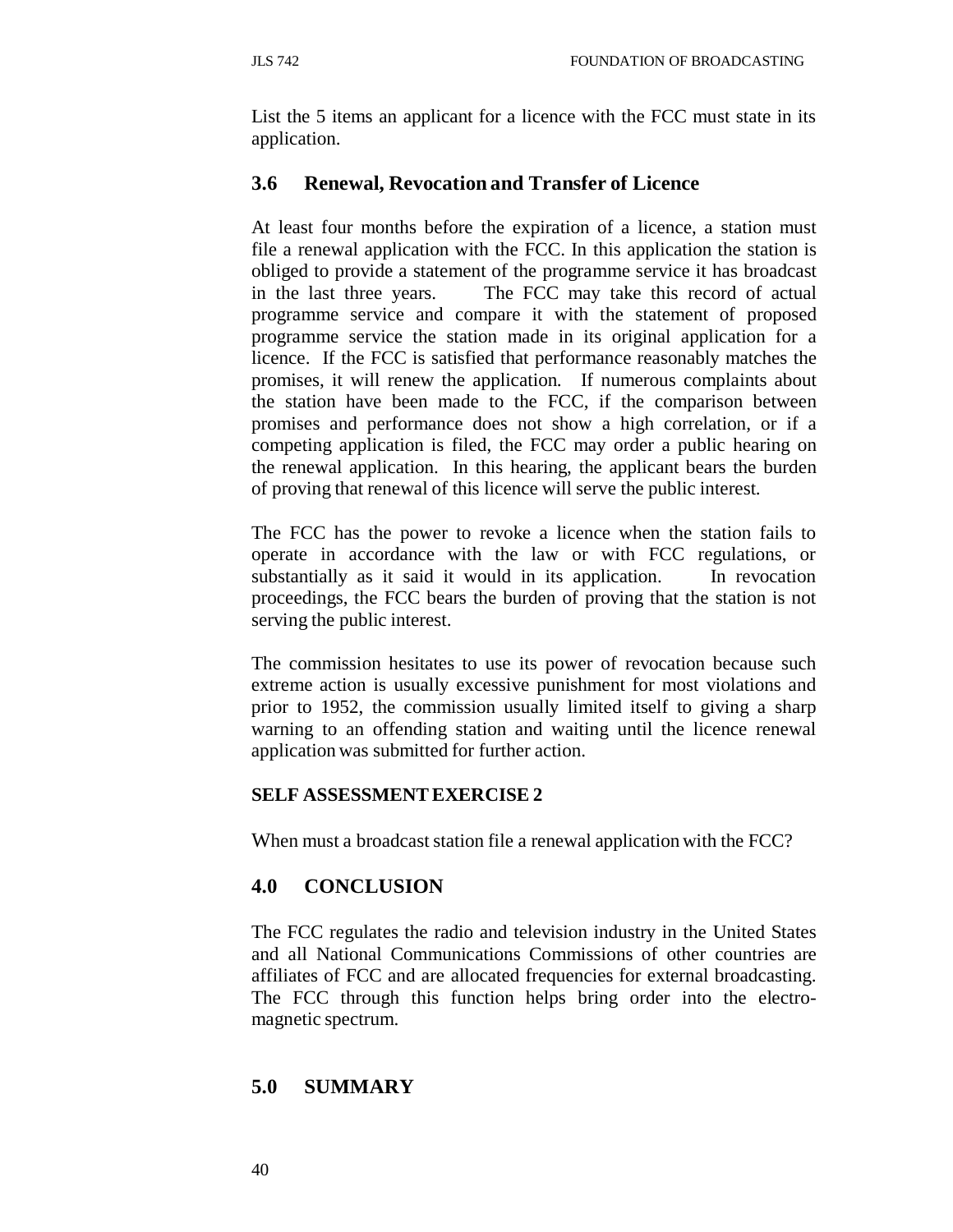List the 5 items an applicant for a licence with the FCC must state in its application.

### 3.6 Renewal, Revocation and Transfer of Licence

At least four months before the expiration of a licence, a station must file a renewal application with the FCC. In this application the station is obliged to provide a statement of the programme service it has broadcast in the last three years. The FCC may take this record of actual programme service and compare it with the statement of proposed programme service the station made in its original application for a licence. If the FCC is satisfied that performance reasonably matches the promises, it will renew the application. If numerous complaints about the station have been made to the FCC, if the comparison between promises and performance does not show a high correlation, or if a competing application is filed, the FCC may order a public hearing on the renewal application. In this hearing, the applicant bears the burden of proving that renewal of this licence will serve the public interest.

The FCC has the power to revoke a licence when the station fails to operate in accordance with the law or with FCC regulations, or substantially as it said it would in its application. In revocation proceedings, the FCC bears the burden of proving that the station is not serving the public interest.

The commission hesitates to use its power of revocation because such extreme action is usually excessive punishment for most violations and prior to 1952, the commission usually limited itself to giving a sharp warning to an offending station and waiting until the licence renewal application was submitted for further action.

**SELF ASSESSMENT EXERCISE 2**

When must a broadcast station file a renewal application with the FCC?

## 4.0 CONCLUSION

The FCC regulates the radio and television industry in the United States and all National Communications Commissions of other countries are affiliates of FCC and are allocated frequencies for external broadcasting. The FCC through this function helps bring order into the electro-magnetic spectrum.

## 5.0 SUMMARY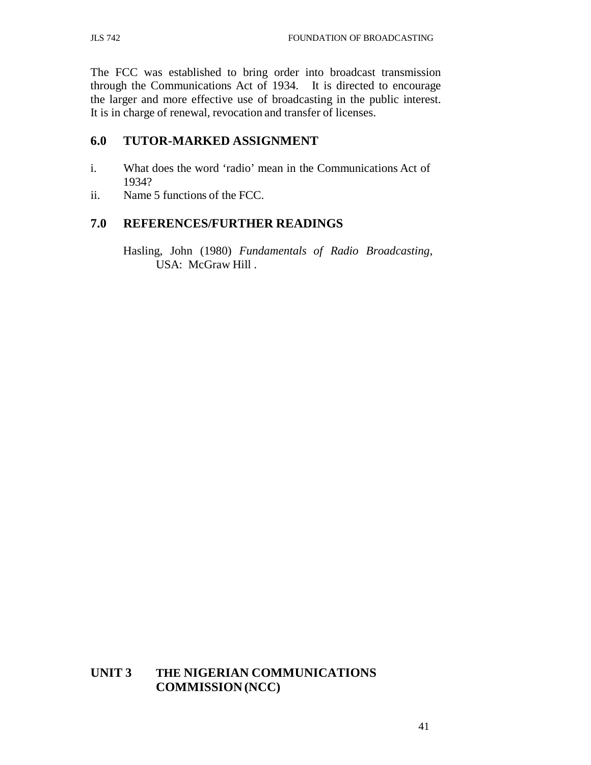The FCC was established to bring order into broadcast transmission through the Communications Act of 1934. It is directed to encourage the larger and more effective use of broadcasting in the public interest. It is in charge of renewal, revocation and transfer of licenses.

## 6.0 TUTOR-MARKED ASSIGNMENT

i. What does the word 'radio' mean in the Communications Act of 1934?
ii. Name 5 functions of the FCC.

## 7.0 REFERENCES/FURTHER READINGS

Hasling, John (1980) *Fundamentals of Radio Broadcasting*, USA: McGraw Hill .

# UNIT 3 THE NIGERIAN COMMUNICATIONS COMMISSION (NCC)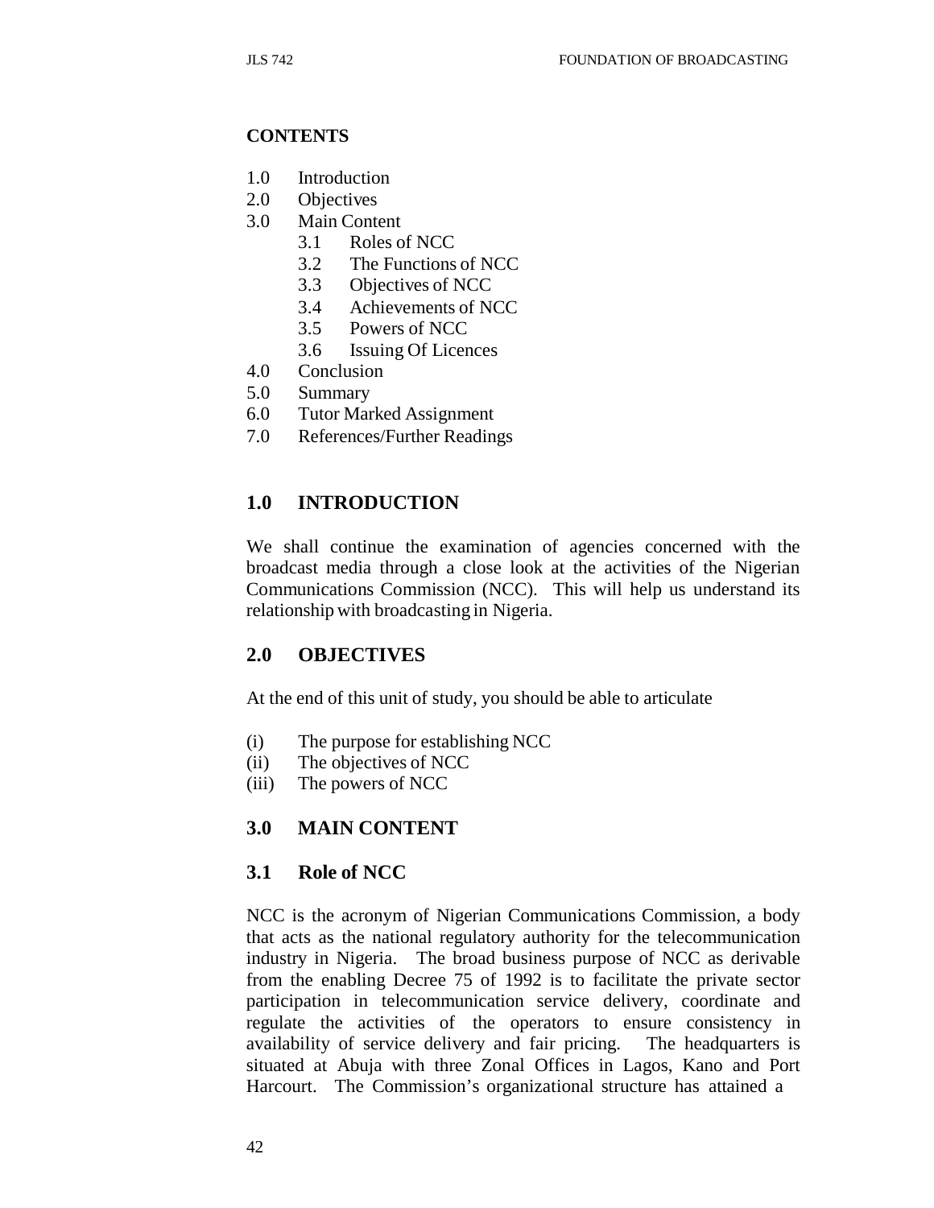**CONTENTS**

1.0 Introduction
2.0 Objectives
3.0 Main Content
    3.1 Roles of NCC
    3.2 The Functions of NCC
    3.3 Objectives of NCC
    3.4 Achievements of NCC
    3.5 Powers of NCC
    3.6 Issuing Of Licences
4.0 Conclusion
5.0 Summary
6.0 Tutor Marked Assignment
7.0 References/Further Readings

## 1.0 INTRODUCTION

We shall continue the examination of agencies concerned with the broadcast media through a close look at the activities of the Nigerian Communications Commission (NCC). This will help us understand its relationship with broadcasting in Nigeria.

## 2.0 OBJECTIVES

At the end of this unit of study, you should be able to articulate

(i) The purpose for establishing NCC
(ii) The objectives of NCC
(iii) The powers of NCC

## 3.0 MAIN CONTENT

### 3.1 Role of NCC

NCC is the acronym of Nigerian Communications Commission, a body that acts as the national regulatory authority for the telecommunication industry in Nigeria. The broad business purpose of NCC as derivable from the enabling Decree 75 of 1992 is to facilitate the private sector participation in telecommunication service delivery, coordinate and regulate the activities of the operators to ensure consistency in availability of service delivery and fair pricing. The headquarters is situated at Abuja with three Zonal Offices in Lagos, Kano and Port Harcourt. The Commission's organizational structure has attained a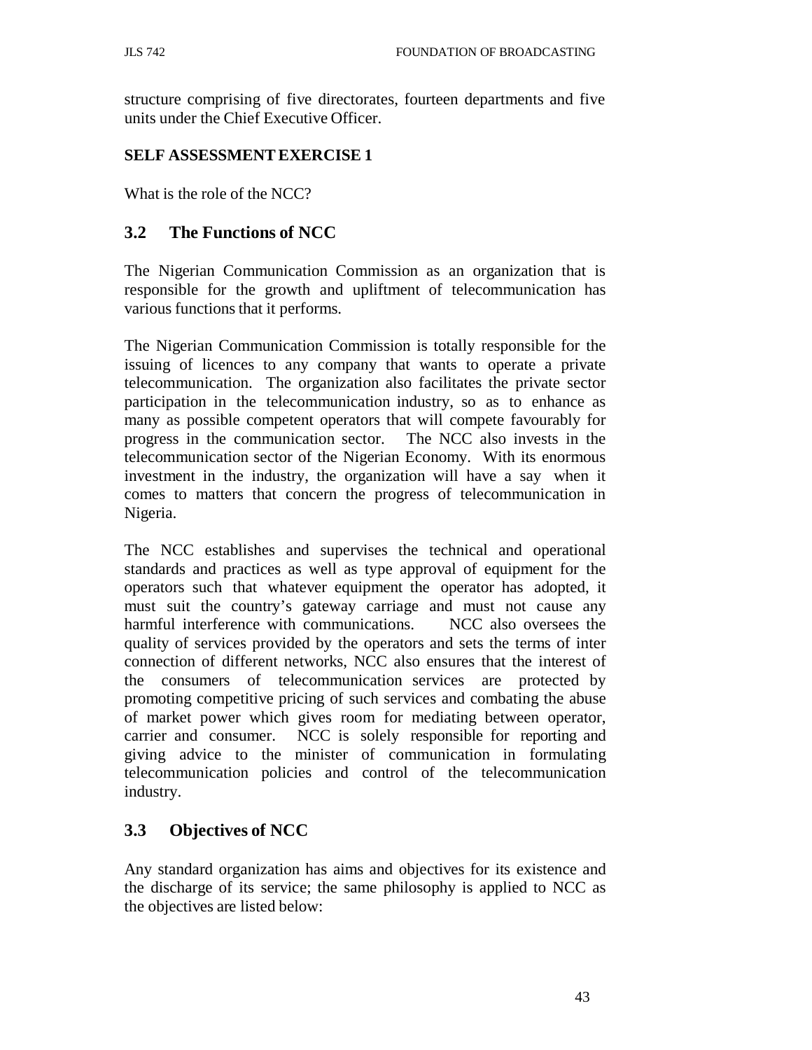structure comprising of five directorates, fourteen departments and five units under the Chief Executive Officer.

**SELF ASSESSMENT EXERCISE 1**

What is the role of the NCC?

## 3.2 The Functions of NCC

The Nigerian Communication Commission as an organization that is responsible for the growth and upliftment of telecommunication has various functions that it performs.

The Nigerian Communication Commission is totally responsible for the issuing of licences to any company that wants to operate a private telecommunication. The organization also facilitates the private sector participation in the telecommunication industry, so as to enhance as many as possible competent operators that will compete favourably for progress in the communication sector. The NCC also invests in the telecommunication sector of the Nigerian Economy. With its enormous investment in the industry, the organization will have a say when it comes to matters that concern the progress of telecommunication in Nigeria.

The NCC establishes and supervises the technical and operational standards and practices as well as type approval of equipment for the operators such that whatever equipment the operator has adopted, it must suit the country's gateway carriage and must not cause any harmful interference with communications. NCC also oversees the quality of services provided by the operators and sets the terms of inter connection of different networks, NCC also ensures that the interest of the consumers of telecommunication services are protected by promoting competitive pricing of such services and combating the abuse of market power which gives room for mediating between operator, carrier and consumer. NCC is solely responsible for reporting and giving advice to the minister of communication in formulating telecommunication policies and control of the telecommunication industry.

## 3.3 Objectives of NCC

Any standard organization has aims and objectives for its existence and the discharge of its service; the same philosophy is applied to NCC as the objectives are listed below: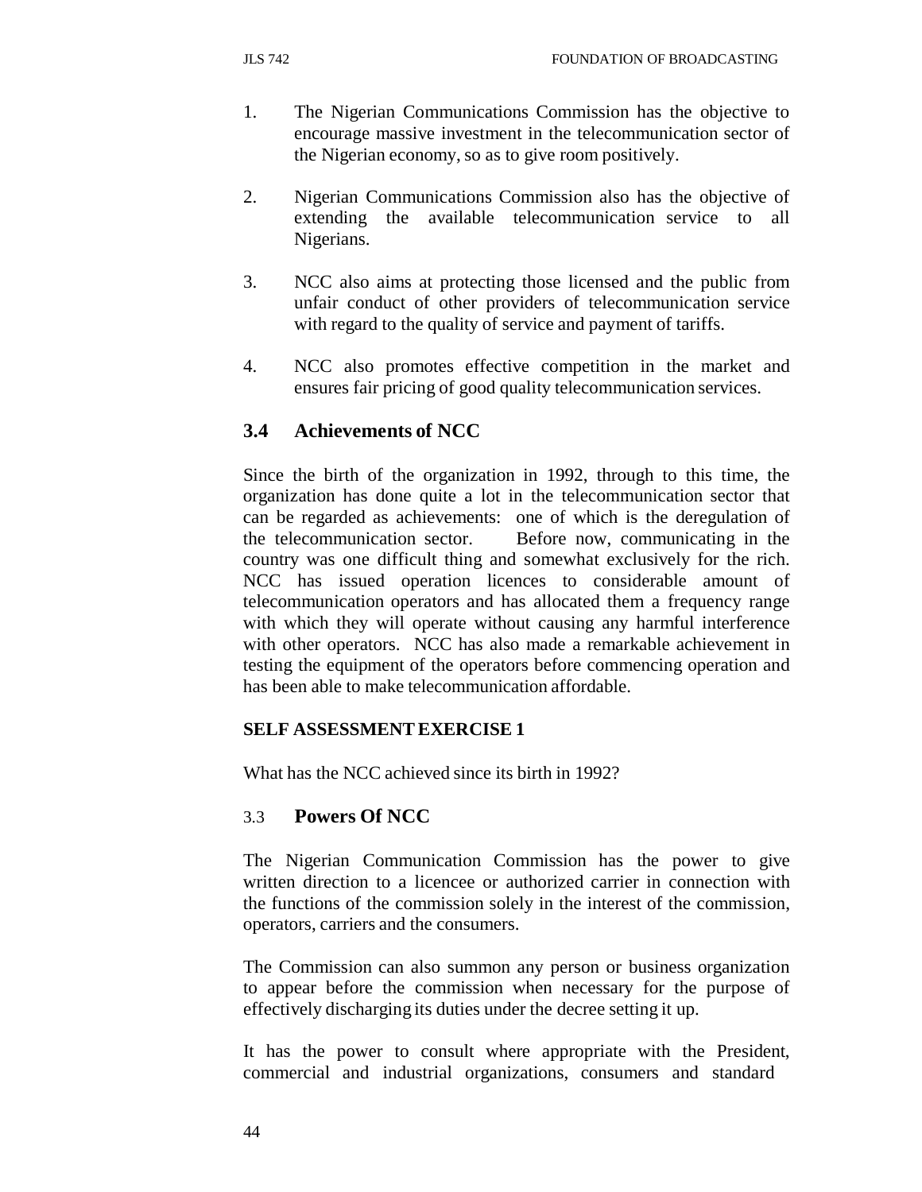1. The Nigerian Communications Commission has the objective to encourage massive investment in the telecommunication sector of the Nigerian economy, so as to give room positively.

2. Nigerian Communications Commission also has the objective of extending the available telecommunication service to all Nigerians.

3. NCC also aims at protecting those licensed and the public from unfair conduct of other providers of telecommunication service with regard to the quality of service and payment of tariffs.

4. NCC also promotes effective competition in the market and ensures fair pricing of good quality telecommunication services.

## 3.4 Achievements of NCC

Since the birth of the organization in 1992, through to this time, the organization has done quite a lot in the telecommunication sector that can be regarded as achievements: one of which is the deregulation of the telecommunication sector. Before now, communicating in the country was one difficult thing and somewhat exclusively for the rich. NCC has issued operation licences to considerable amount of telecommunication operators and has allocated them a frequency range with which they will operate without causing any harmful interference with other operators. NCC has also made a remarkable achievement in testing the equipment of the operators before commencing operation and has been able to make telecommunication affordable.

**SELF ASSESSMENT EXERCISE 1**

What has the NCC achieved since its birth in 1992?

## 3.3 Powers Of NCC

The Nigerian Communication Commission has the power to give written direction to a licencee or authorized carrier in connection with the functions of the commission solely in the interest of the commission, operators, carriers and the consumers.

The Commission can also summon any person or business organization to appear before the commission when necessary for the purpose of effectively discharging its duties under the decree setting it up.

It has the power to consult where appropriate with the President, commercial and industrial organizations, consumers and standard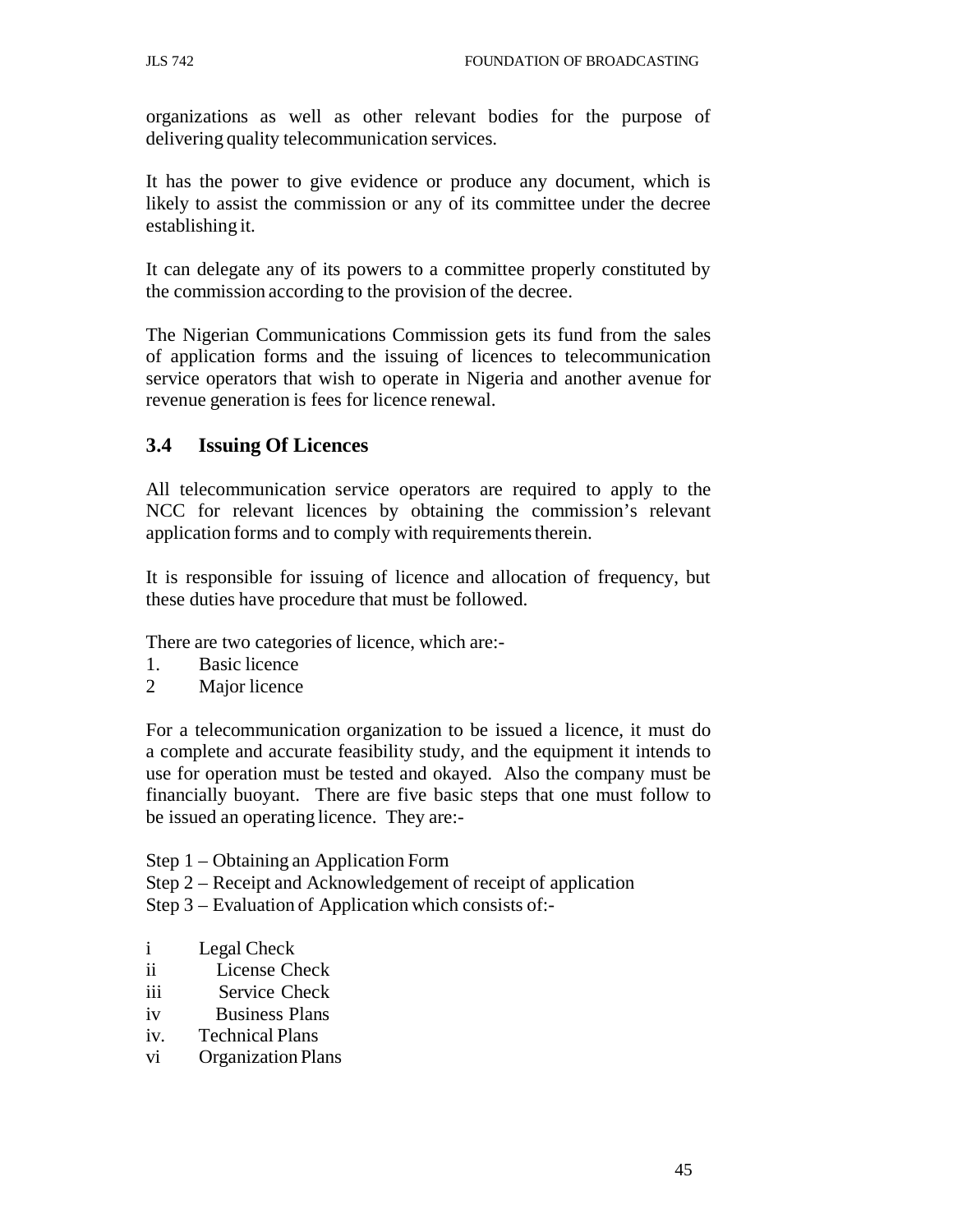organizations as well as other relevant bodies for the purpose of delivering quality telecommunication services.

It has the power to give evidence or produce any document, which is likely to assist the commission or any of its committee under the decree establishing it.

It can delegate any of its powers to a committee properly constituted by the commission according to the provision of the decree.

The Nigerian Communications Commission gets its fund from the sales of application forms and the issuing of licences to telecommunication service operators that wish to operate in Nigeria and another avenue for revenue generation is fees for licence renewal.

## 3.4 Issuing Of Licences

All telecommunication service operators are required to apply to the NCC for relevant licences by obtaining the commission's relevant application forms and to comply with requirements therein.

It is responsible for issuing of licence and allocation of frequency, but these duties have procedure that must be followed.

There are two categories of licence, which are:-

1. Basic licence
2 Major licence

For a telecommunication organization to be issued a licence, it must do a complete and accurate feasibility study, and the equipment it intends to use for operation must be tested and okayed. Also the company must be financially buoyant. There are five basic steps that one must follow to be issued an operating licence. They are:-

Step 1 – Obtaining an Application Form
Step 2 – Receipt and Acknowledgement of receipt of application
Step 3 – Evaluation of Application which consists of:-

i Legal Check
ii License Check
iii Service Check
iv Business Plans
iv. Technical Plans
vi Organization Plans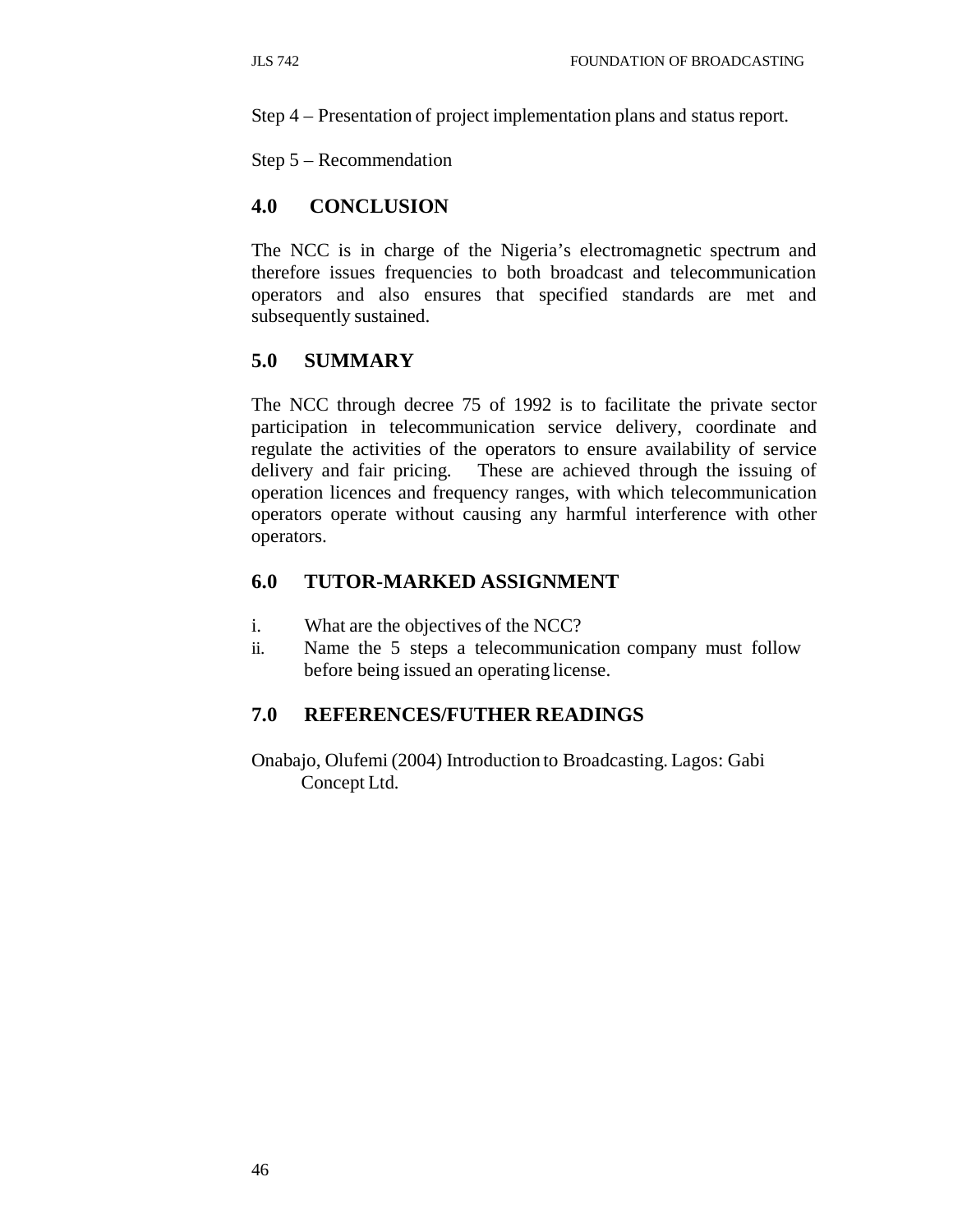Step 4 – Presentation of project implementation plans and status report.

Step 5 – Recommendation

## 4.0 CONCLUSION

The NCC is in charge of the Nigeria's electromagnetic spectrum and therefore issues frequencies to both broadcast and telecommunication operators and also ensures that specified standards are met and subsequently sustained.

## 5.0 SUMMARY

The NCC through decree 75 of 1992 is to facilitate the private sector participation in telecommunication service delivery, coordinate and regulate the activities of the operators to ensure availability of service delivery and fair pricing. These are achieved through the issuing of operation licences and frequency ranges, with which telecommunication operators operate without causing any harmful interference with other operators.

## 6.0 TUTOR-MARKED ASSIGNMENT

i. What are the objectives of the NCC?
ii. Name the 5 steps a telecommunication company must follow before being issued an operating license.

## 7.0 REFERENCES/FUTHER READINGS

Onabajo, Olufemi (2004) Introduction to Broadcasting. Lagos: Gabi Concept Ltd.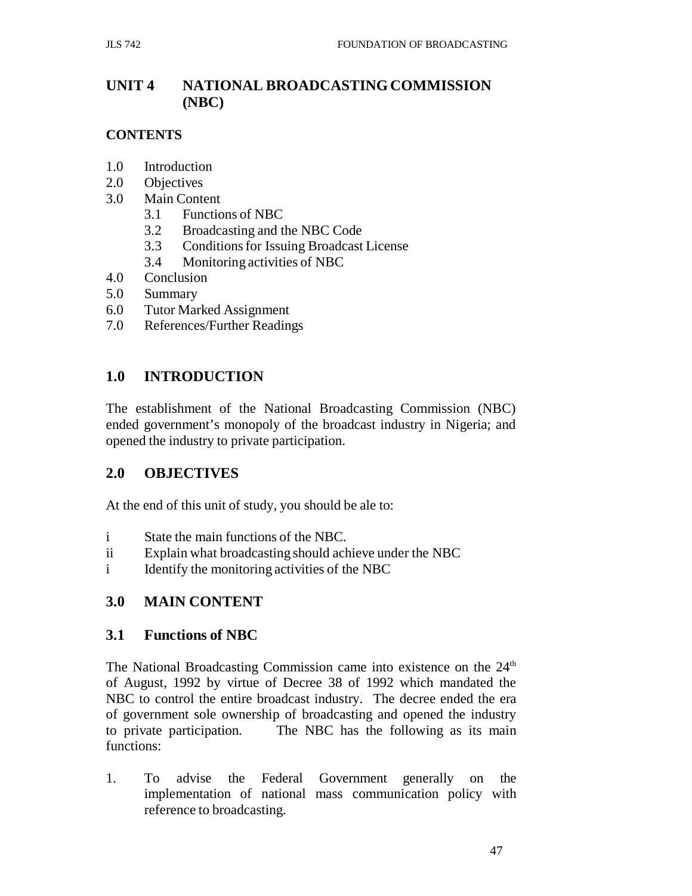# UNIT 4 NATIONAL BROADCASTING COMMISSION (NBC)

## CONTENTS

1.0 Introduction
2.0 Objectives
3.0 Main Content
 3.1 Functions of NBC
 3.2 Broadcasting and the NBC Code
 3.3 Conditions for Issuing Broadcast License
 3.4 Monitoring activities of NBC
4.0 Conclusion
5.0 Summary
6.0 Tutor Marked Assignment
7.0 References/Further Readings

## 1.0 INTRODUCTION

The establishment of the National Broadcasting Commission (NBC) ended government's monopoly of the broadcast industry in Nigeria; and opened the industry to private participation.

## 2.0 OBJECTIVES

At the end of this unit of study, you should be ale to:

i State the main functions of the NBC.
ii Explain what broadcasting should achieve under the NBC
i Identify the monitoring activities of the NBC

## 3.0 MAIN CONTENT

### 3.1 Functions of NBC

The National Broadcasting Commission came into existence on the 24th of August, 1992 by virtue of Decree 38 of 1992 which mandated the NBC to control the entire broadcast industry. The decree ended the era of government sole ownership of broadcasting and opened the industry to private participation. The NBC has the following as its main functions:

1. To advise the Federal Government generally on the implementation of national mass communication policy with reference to broadcasting.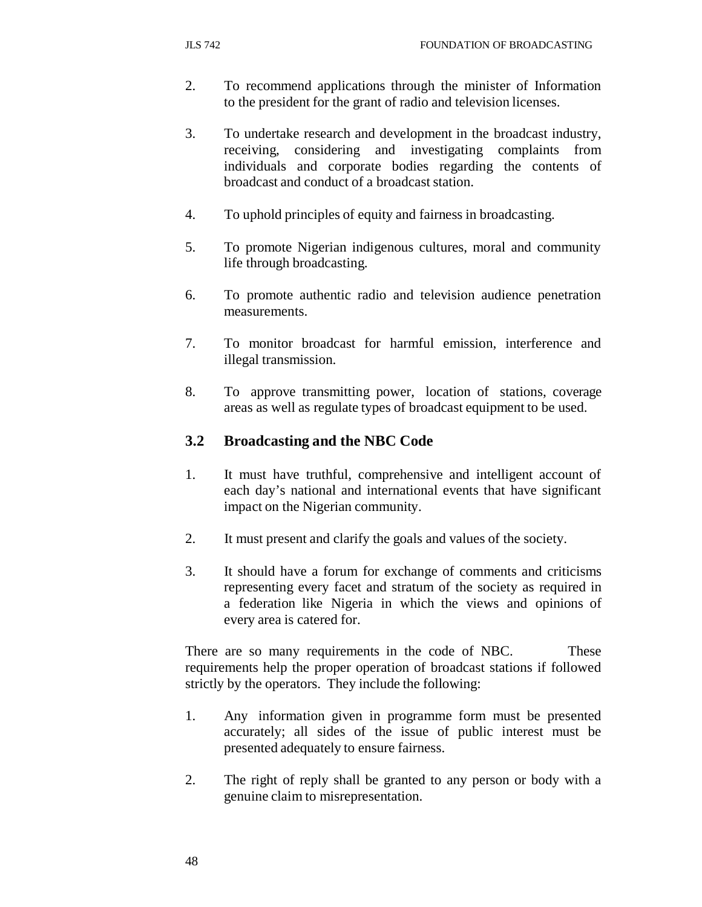2. To recommend applications through the minister of Information to the president for the grant of radio and television licenses.

3. To undertake research and development in the broadcast industry, receiving, considering and investigating complaints from individuals and corporate bodies regarding the contents of broadcast and conduct of a broadcast station.

4. To uphold principles of equity and fairness in broadcasting.

5. To promote Nigerian indigenous cultures, moral and community life through broadcasting.

6. To promote authentic radio and television audience penetration measurements.

7. To monitor broadcast for harmful emission, interference and illegal transmission.

8. To approve transmitting power, location of stations, coverage areas as well as regulate types of broadcast equipment to be used.

### 3.2 Broadcasting and the NBC Code

1. It must have truthful, comprehensive and intelligent account of each day's national and international events that have significant impact on the Nigerian community.

2. It must present and clarify the goals and values of the society.

3. It should have a forum for exchange of comments and criticisms representing every facet and stratum of the society as required in a federation like Nigeria in which the views and opinions of every area is catered for.

There are so many requirements in the code of NBC. These requirements help the proper operation of broadcast stations if followed strictly by the operators. They include the following:

1. Any information given in programme form must be presented accurately; all sides of the issue of public interest must be presented adequately to ensure fairness.

2. The right of reply shall be granted to any person or body with a genuine claim to misrepresentation.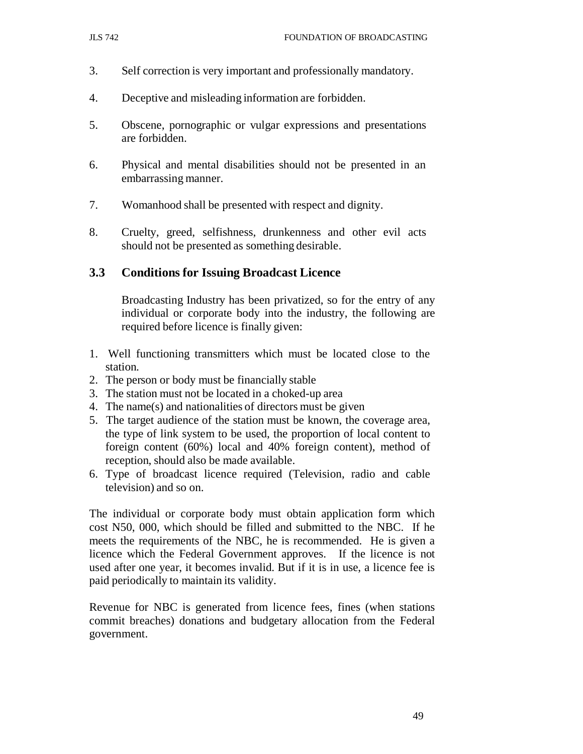3. Self correction is very important and professionally mandatory.

4. Deceptive and misleading information are forbidden.

5. Obscene, pornographic or vulgar expressions and presentations are forbidden.

6. Physical and mental disabilities should not be presented in an embarrassing manner.

7. Womanhood shall be presented with respect and dignity.

8. Cruelty, greed, selfishness, drunkenness and other evil acts should not be presented as something desirable.

### 3.3 Conditions for Issuing Broadcast Licence

Broadcasting Industry has been privatized, so for the entry of any individual or corporate body into the industry, the following are required before licence is finally given:

1. Well functioning transmitters which must be located close to the station.
2. The person or body must be financially stable
3. The station must not be located in a choked-up area
4. The name(s) and nationalities of directors must be given
5. The target audience of the station must be known, the coverage area, the type of link system to be used, the proportion of local content to foreign content (60%) local and 40% foreign content), method of reception, should also be made available.
6. Type of broadcast licence required (Television, radio and cable television) and so on.

The individual or corporate body must obtain application form which cost N50, 000, which should be filled and submitted to the NBC. If he meets the requirements of the NBC, he is recommended. He is given a licence which the Federal Government approves. If the licence is not used after one year, it becomes invalid. But if it is in use, a licence fee is paid periodically to maintain its validity.

Revenue for NBC is generated from licence fees, fines (when stations commit breaches) donations and budgetary allocation from the Federal government.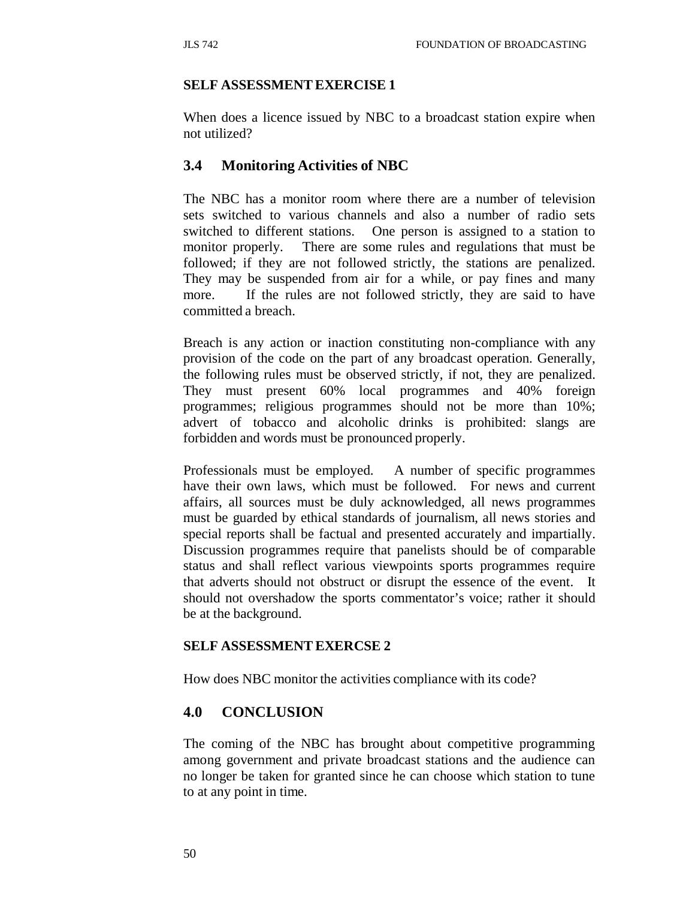**SELF ASSESSMENT EXERCISE 1**

When does a licence issued by NBC to a broadcast station expire when not utilized?

## 3.4 Monitoring Activities of NBC

The NBC has a monitor room where there are a number of television sets switched to various channels and also a number of radio sets switched to different stations. One person is assigned to a station to monitor properly. There are some rules and regulations that must be followed; if they are not followed strictly, the stations are penalized. They may be suspended from air for a while, or pay fines and many more. If the rules are not followed strictly, they are said to have committed a breach.

Breach is any action or inaction constituting non-compliance with any provision of the code on the part of any broadcast operation. Generally, the following rules must be observed strictly, if not, they are penalized. They must present 60% local programmes and 40% foreign programmes; religious programmes should not be more than 10%; advert of tobacco and alcoholic drinks is prohibited: slangs are forbidden and words must be pronounced properly.

Professionals must be employed. A number of specific programmes have their own laws, which must be followed. For news and current affairs, all sources must be duly acknowledged, all news programmes must be guarded by ethical standards of journalism, all news stories and special reports shall be factual and presented accurately and impartially. Discussion programmes require that panelists should be of comparable status and shall reflect various viewpoints sports programmes require that adverts should not obstruct or disrupt the essence of the event. It should not overshadow the sports commentator's voice; rather it should be at the background.

**SELF ASSESSMENT EXERCSE 2**

How does NBC monitor the activities compliance with its code?

## 4.0 CONCLUSION

The coming of the NBC has brought about competitive programming among government and private broadcast stations and the audience can no longer be taken for granted since he can choose which station to tune to at any point in time.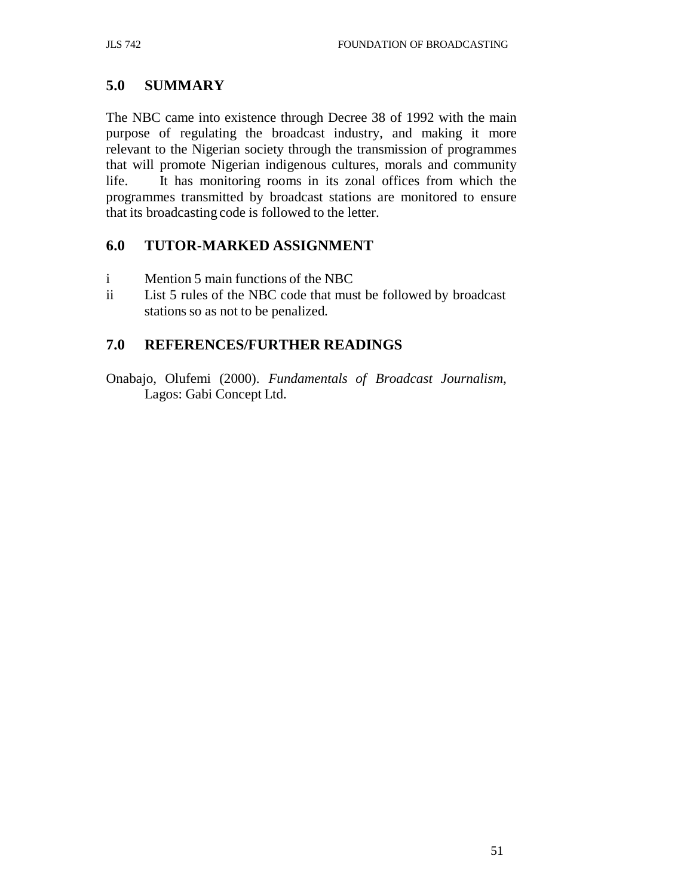## 5.0 SUMMARY

The NBC came into existence through Decree 38 of 1992 with the main purpose of regulating the broadcast industry, and making it more relevant to the Nigerian society through the transmission of programmes that will promote Nigerian indigenous cultures, morals and community life. It has monitoring rooms in its zonal offices from which the programmes transmitted by broadcast stations are monitored to ensure that its broadcasting code is followed to the letter.

## 6.0 TUTOR-MARKED ASSIGNMENT

- i Mention 5 main functions of the NBC
- ii List 5 rules of the NBC code that must be followed by broadcast stations so as not to be penalized.

## 7.0 REFERENCES/FURTHER READINGS

Onabajo, Olufemi (2000). *Fundamentals of Broadcast Journalism*, Lagos: Gabi Concept Ltd.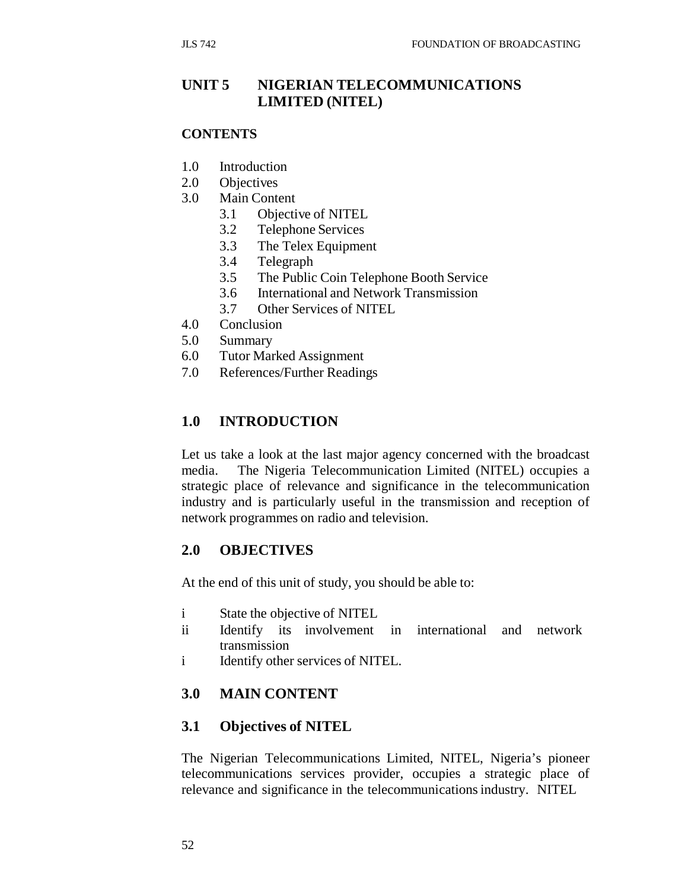# UNIT 5 NIGERIAN TELECOMMUNICATIONS LIMITED (NITEL)

**CONTENTS**

1.0 Introduction
2.0 Objectives
3.0 Main Content
   3.1 Objective of NITEL
   3.2 Telephone Services
   3.3 The Telex Equipment
   3.4 Telegraph
   3.5 The Public Coin Telephone Booth Service
   3.6 International and Network Transmission
   3.7 Other Services of NITEL
4.0 Conclusion
5.0 Summary
6.0 Tutor Marked Assignment
7.0 References/Further Readings

## 1.0 INTRODUCTION

Let us take a look at the last major agency concerned with the broadcast media. The Nigeria Telecommunication Limited (NITEL) occupies a strategic place of relevance and significance in the telecommunication industry and is particularly useful in the transmission and reception of network programmes on radio and television.

## 2.0 OBJECTIVES

At the end of this unit of study, you should be able to:

i State the objective of NITEL
ii Identify its involvement in international and network transmission
i Identify other services of NITEL.

## 3.0 MAIN CONTENT

### 3.1 Objectives of NITEL

The Nigerian Telecommunications Limited, NITEL, Nigeria's pioneer telecommunications services provider, occupies a strategic place of relevance and significance in the telecommunications industry. NITEL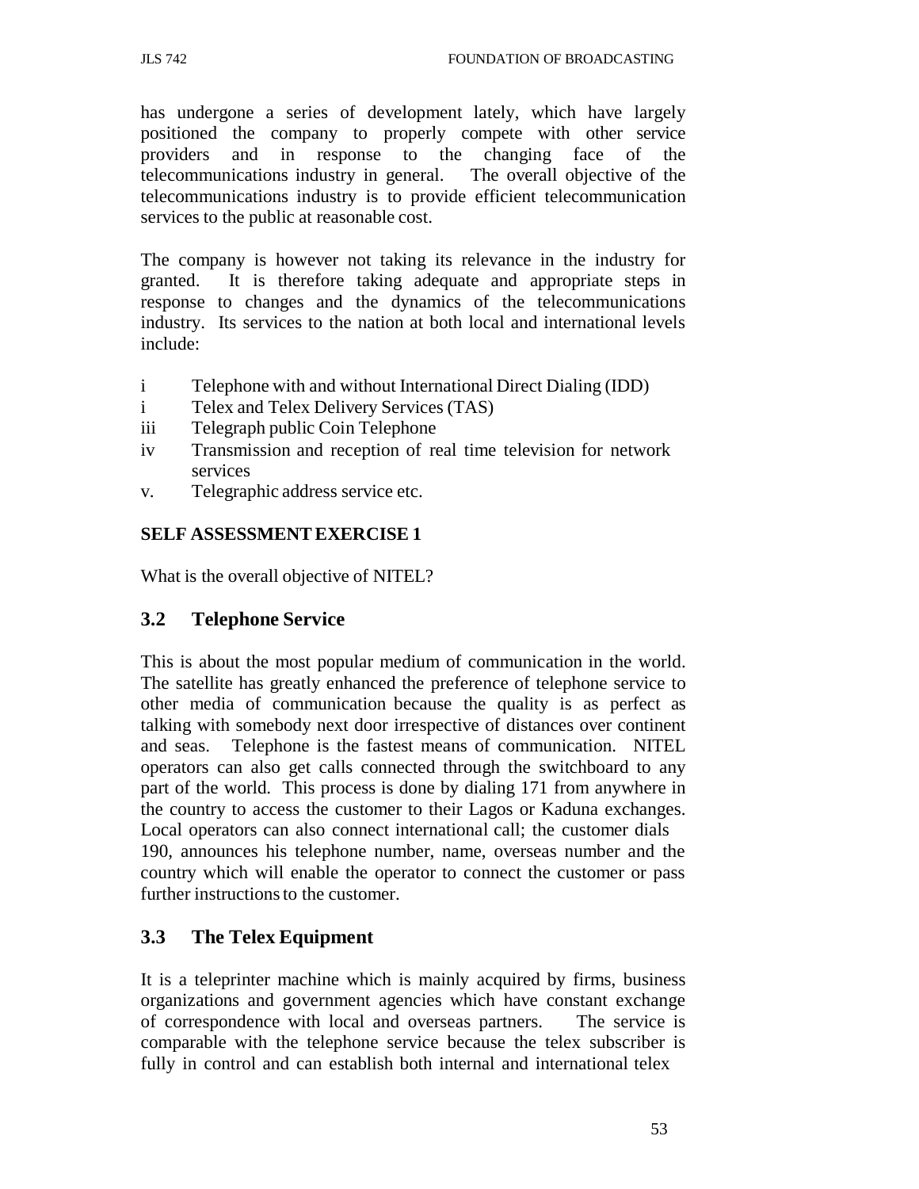has undergone a series of development lately, which have largely positioned the company to properly compete with other service providers and in response to the changing face of the telecommunications industry in general. The overall objective of the telecommunications industry is to provide efficient telecommunication services to the public at reasonable cost.

The company is however not taking its relevance in the industry for granted. It is therefore taking adequate and appropriate steps in response to changes and the dynamics of the telecommunications industry. Its services to the nation at both local and international levels include:

i Telephone with and without International Direct Dialing (IDD)
i Telex and Telex Delivery Services (TAS)
iii Telegraph public Coin Telephone
iv Transmission and reception of real time television for network services
v. Telegraphic address service etc.

**SELF ASSESSMENT EXERCISE 1**

What is the overall objective of NITEL?

## 3.2 Telephone Service

This is about the most popular medium of communication in the world. The satellite has greatly enhanced the preference of telephone service to other media of communication because the quality is as perfect as talking with somebody next door irrespective of distances over continent and seas. Telephone is the fastest means of communication. NITEL operators can also get calls connected through the switchboard to any part of the world. This process is done by dialing 171 from anywhere in the country to access the customer to their Lagos or Kaduna exchanges. Local operators can also connect international call; the customer dials 190, announces his telephone number, name, overseas number and the country which will enable the operator to connect the customer or pass further instructions to the customer.

## 3.3 The Telex Equipment

It is a teleprinter machine which is mainly acquired by firms, business organizations and government agencies which have constant exchange of correspondence with local and overseas partners. The service is comparable with the telephone service because the telex subscriber is fully in control and can establish both internal and international telex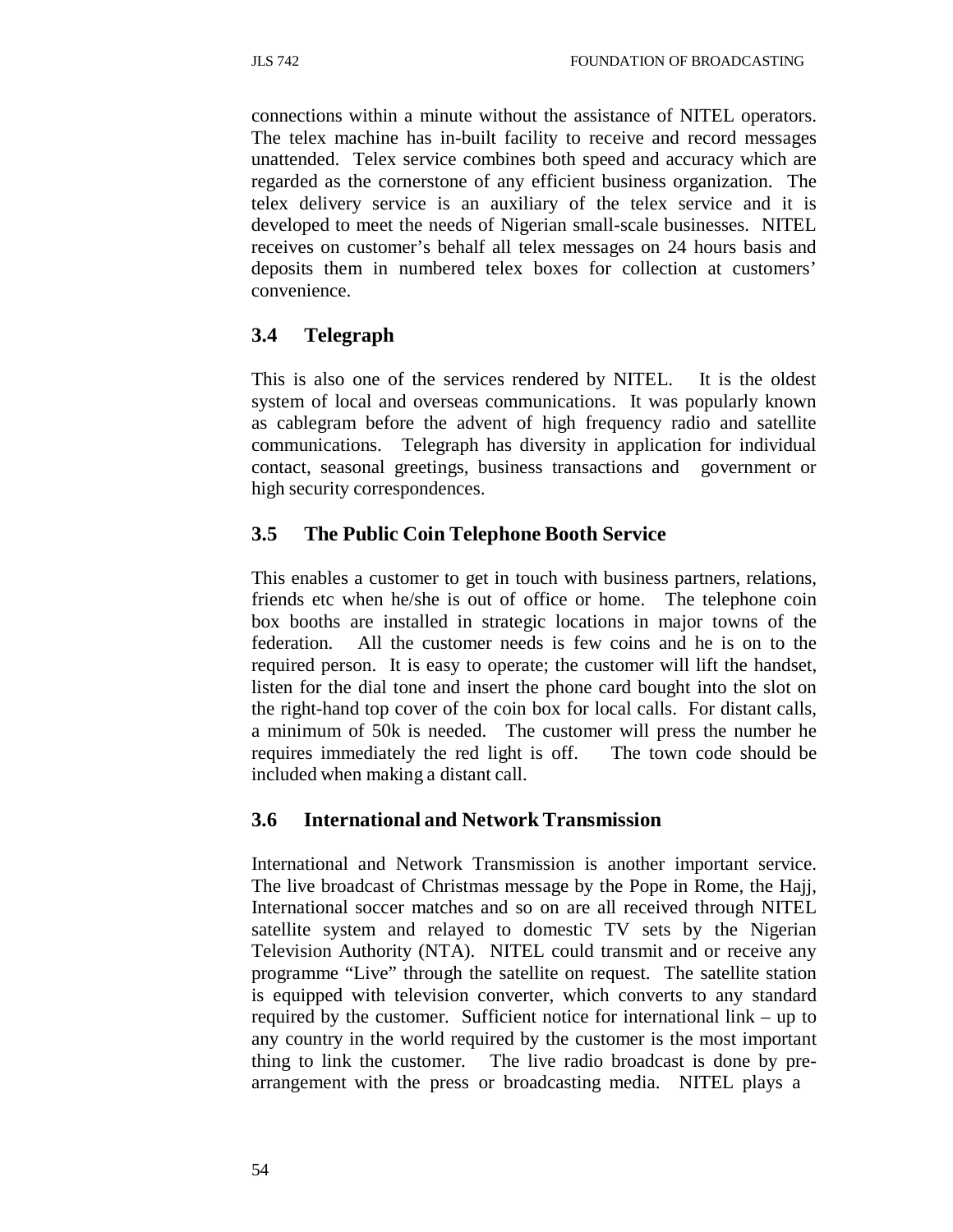connections within a minute without the assistance of NITEL operators. The telex machine has in-built facility to receive and record messages unattended. Telex service combines both speed and accuracy which are regarded as the cornerstone of any efficient business organization. The telex delivery service is an auxiliary of the telex service and it is developed to meet the needs of Nigerian small-scale businesses. NITEL receives on customer's behalf all telex messages on 24 hours basis and deposits them in numbered telex boxes for collection at customers' convenience.

### 3.4 Telegraph

This is also one of the services rendered by NITEL. It is the oldest system of local and overseas communications. It was popularly known as cablegram before the advent of high frequency radio and satellite communications. Telegraph has diversity in application for individual contact, seasonal greetings, business transactions and government or high security correspondences.

### 3.5 The Public Coin Telephone Booth Service

This enables a customer to get in touch with business partners, relations, friends etc when he/she is out of office or home. The telephone coin box booths are installed in strategic locations in major towns of the federation. All the customer needs is few coins and he is on to the required person. It is easy to operate; the customer will lift the handset, listen for the dial tone and insert the phone card bought into the slot on the right-hand top cover of the coin box for local calls. For distant calls, a minimum of 50k is needed. The customer will press the number he requires immediately the red light is off. The town code should be included when making a distant call.

### 3.6 International and Network Transmission

International and Network Transmission is another important service. The live broadcast of Christmas message by the Pope in Rome, the Hajj, International soccer matches and so on are all received through NITEL satellite system and relayed to domestic TV sets by the Nigerian Television Authority (NTA). NITEL could transmit and or receive any programme "Live" through the satellite on request. The satellite station is equipped with television converter, which converts to any standard required by the customer. Sufficient notice for international link – up to any country in the world required by the customer is the most important thing to link the customer. The live radio broadcast is done by pre-arrangement with the press or broadcasting media. NITEL plays a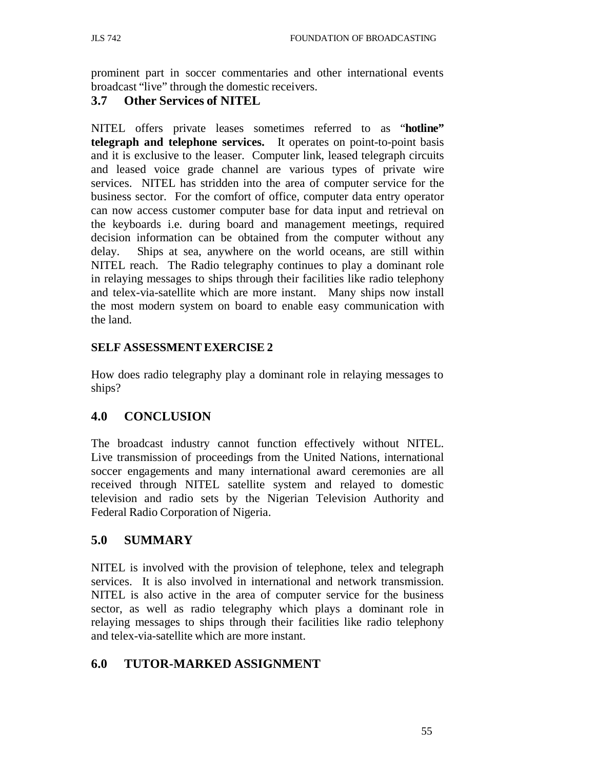prominent part in soccer commentaries and other international events broadcast "live" through the domestic receivers.

### 3.7 Other Services of NITEL

NITEL offers private leases sometimes referred to as "**hotline" telegraph and telephone services.** It operates on point-to-point basis and it is exclusive to the leaser. Computer link, leased telegraph circuits and leased voice grade channel are various types of private wire services. NITEL has stridden into the area of computer service for the business sector. For the comfort of office, computer data entry operator can now access customer computer base for data input and retrieval on the keyboards i.e. during board and management meetings, required decision information can be obtained from the computer without any delay. Ships at sea, anywhere on the world oceans, are still within NITEL reach. The Radio telegraphy continues to play a dominant role in relaying messages to ships through their facilities like radio telephony and telex-via-satellite which are more instant. Many ships now install the most modern system on board to enable easy communication with the land.

**SELF ASSESSMENT EXERCISE 2**

How does radio telegraphy play a dominant role in relaying messages to ships?

## 4.0 CONCLUSION

The broadcast industry cannot function effectively without NITEL. Live transmission of proceedings from the United Nations, international soccer engagements and many international award ceremonies are all received through NITEL satellite system and relayed to domestic television and radio sets by the Nigerian Television Authority and Federal Radio Corporation of Nigeria.

## 5.0 SUMMARY

NITEL is involved with the provision of telephone, telex and telegraph services. It is also involved in international and network transmission. NITEL is also active in the area of computer service for the business sector, as well as radio telegraphy which plays a dominant role in relaying messages to ships through their facilities like radio telephony and telex-via-satellite which are more instant.

## 6.0 TUTOR-MARKED ASSIGNMENT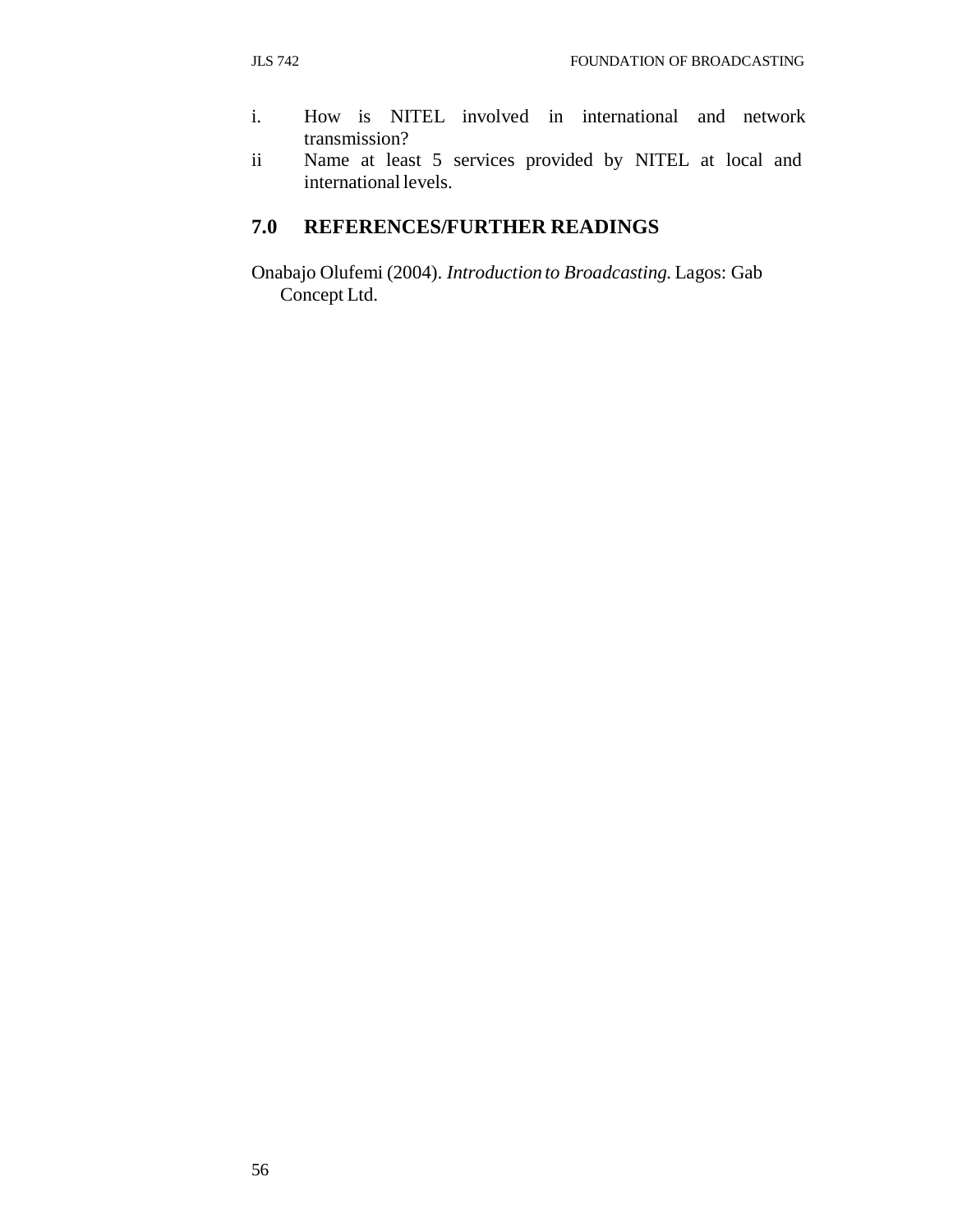i. How is NITEL involved in international and network transmission?
ii Name at least 5 services provided by NITEL at local and international levels.

## 7.0 REFERENCES/FURTHER READINGS

Onabajo Olufemi (2004). *Introduction to Broadcasting.* Lagos: Gab Concept Ltd.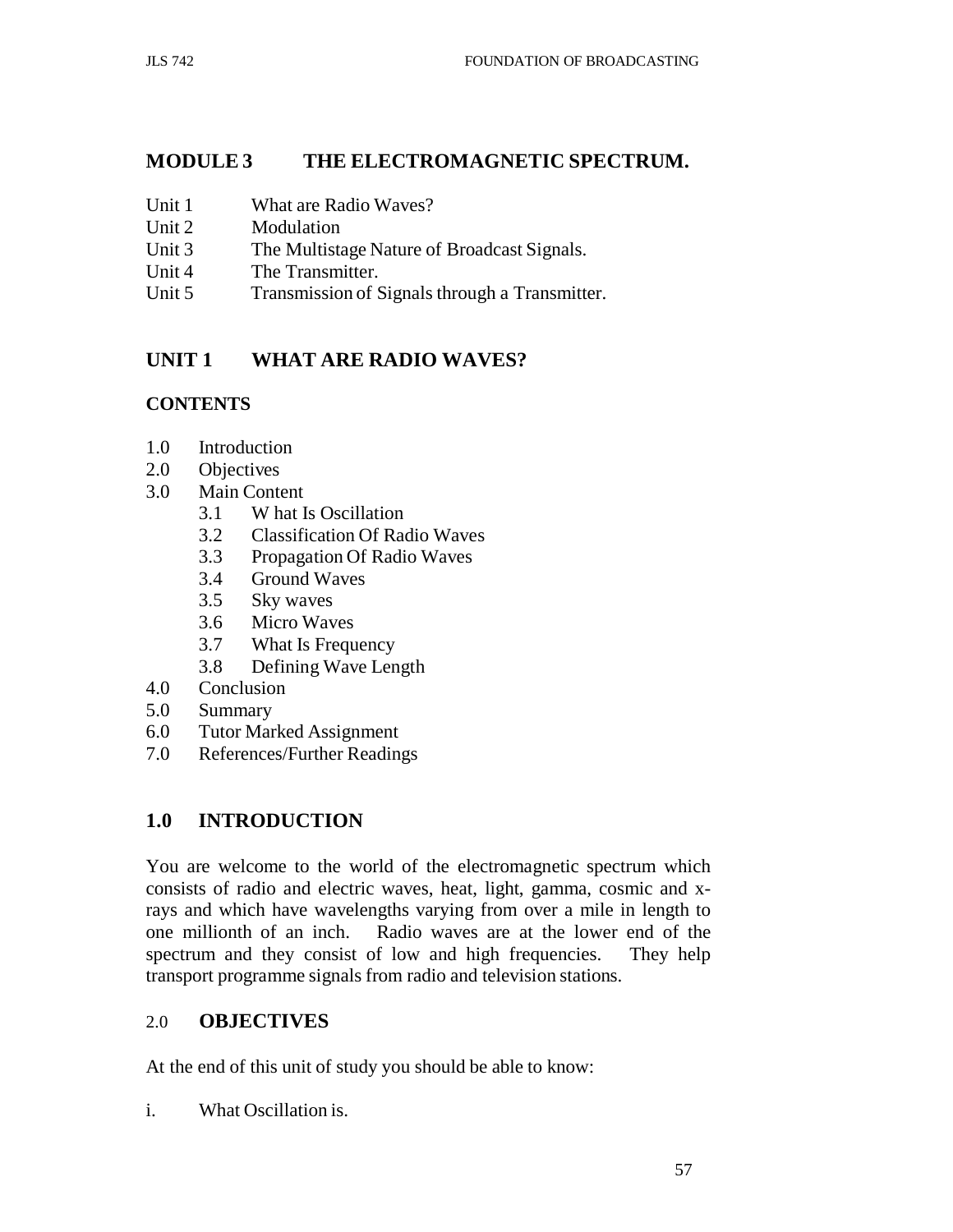## MODULE 3 THE ELECTROMAGNETIC SPECTRUM.

Unit 1 What are Radio Waves?
Unit 2 Modulation
Unit 3 The Multistage Nature of Broadcast Signals.
Unit 4 The Transmitter.
Unit 5 Transmission of Signals through a Transmitter.

## UNIT 1 WHAT ARE RADIO WAVES?

### CONTENTS

1.0 Introduction
2.0 Objectives
3.0 Main Content
  3.1 W hat Is Oscillation
  3.2 Classification Of Radio Waves
  3.3 Propagation Of Radio Waves
  3.4 Ground Waves
  3.5 Sky waves
  3.6 Micro Waves
  3.7 What Is Frequency
  3.8 Defining Wave Length
4.0 Conclusion
5.0 Summary
6.0 Tutor Marked Assignment
7.0 References/Further Readings

## 1.0 INTRODUCTION

You are welcome to the world of the electromagnetic spectrum which consists of radio and electric waves, heat, light, gamma, cosmic and x-rays and which have wavelengths varying from over a mile in length to one millionth of an inch. Radio waves are at the lower end of the spectrum and they consist of low and high frequencies. They help transport programme signals from radio and television stations.

## 2.0 OBJECTIVES

At the end of this unit of study you should be able to know:

i. What Oscillation is.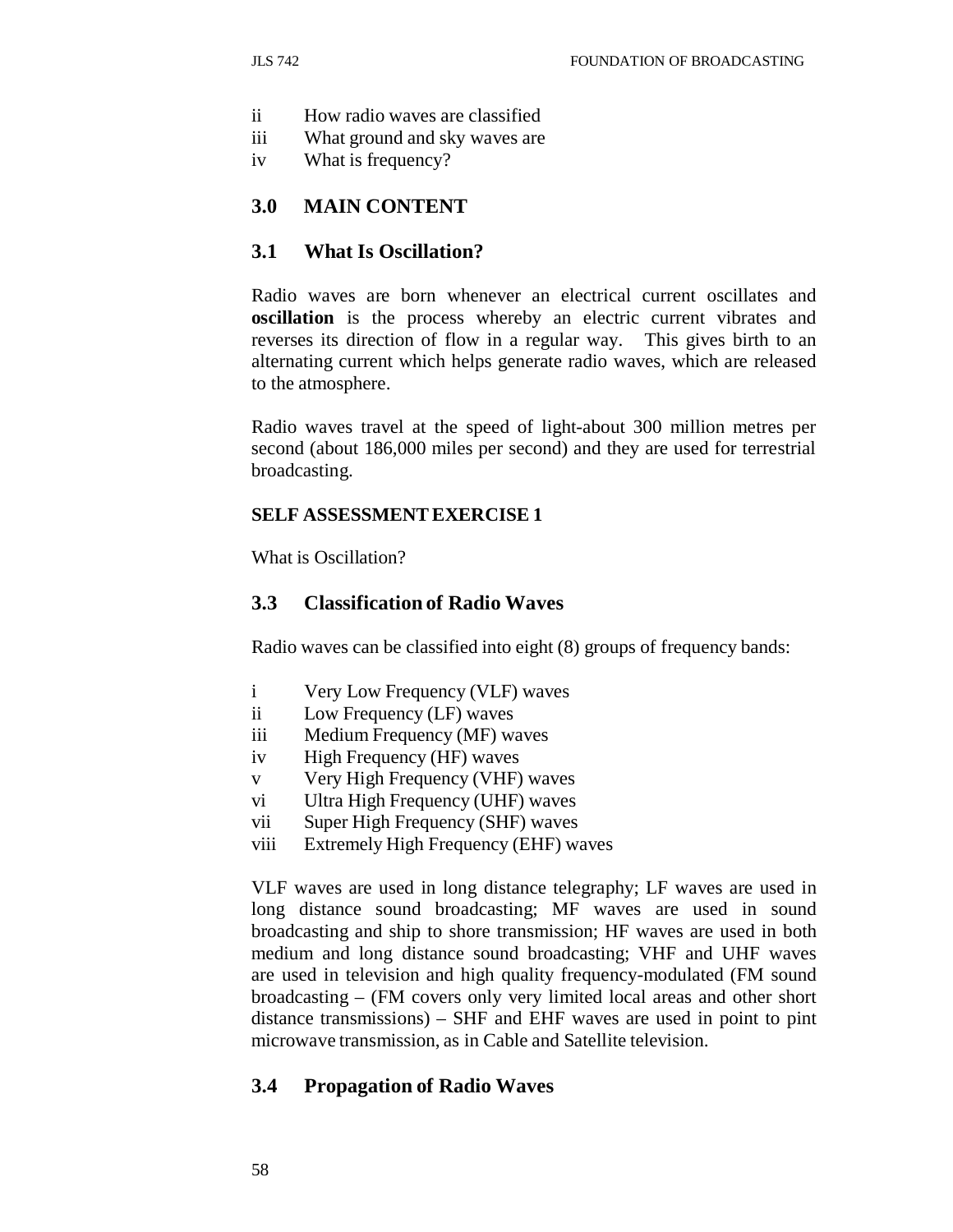ii How radio waves are classified
iii What ground and sky waves are
iv What is frequency?

## 3.0 MAIN CONTENT

### 3.1 What Is Oscillation?

Radio waves are born whenever an electrical current oscillates and **oscillation** is the process whereby an electric current vibrates and reverses its direction of flow in a regular way. This gives birth to an alternating current which helps generate radio waves, which are released to the atmosphere.

Radio waves travel at the speed of light-about 300 million metres per second (about 186,000 miles per second) and they are used for terrestrial broadcasting.

**SELF ASSESSMENT EXERCISE 1**

What is Oscillation?

### 3.3 Classification of Radio Waves

Radio waves can be classified into eight (8) groups of frequency bands:

i Very Low Frequency (VLF) waves
ii Low Frequency (LF) waves
iii Medium Frequency (MF) waves
iv High Frequency (HF) waves
v Very High Frequency (VHF) waves
vi Ultra High Frequency (UHF) waves
vii Super High Frequency (SHF) waves
viii Extremely High Frequency (EHF) waves

VLF waves are used in long distance telegraphy; LF waves are used in long distance sound broadcasting; MF waves are used in sound broadcasting and ship to shore transmission; HF waves are used in both medium and long distance sound broadcasting; VHF and UHF waves are used in television and high quality frequency-modulated (FM sound broadcasting – (FM covers only very limited local areas and other short distance transmissions) – SHF and EHF waves are used in point to pint microwave transmission, as in Cable and Satellite television.

### 3.4 Propagation of Radio Waves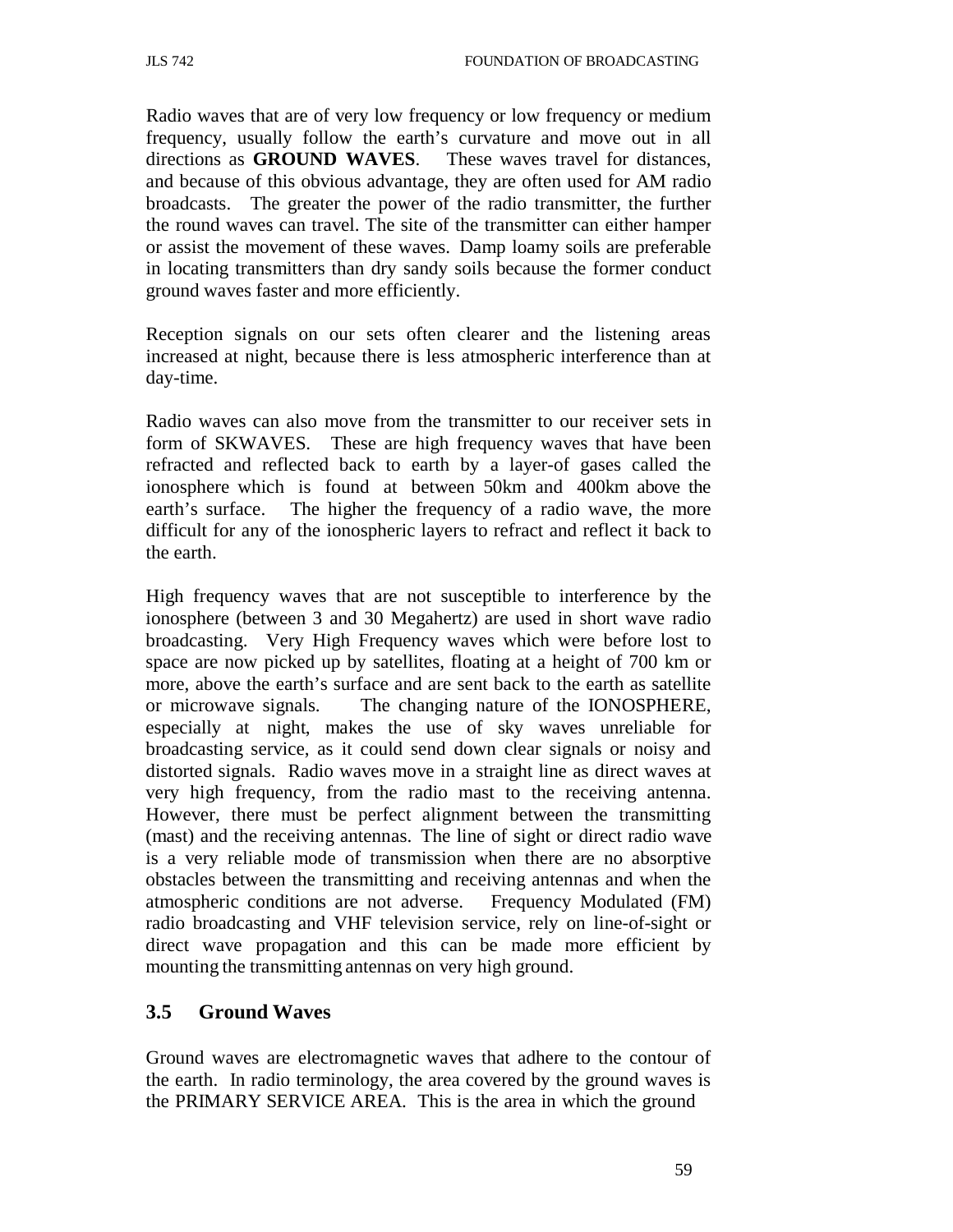Radio waves that are of very low frequency or low frequency or medium frequency, usually follow the earth's curvature and move out in all directions as **GROUND WAVES**. These waves travel for distances, and because of this obvious advantage, they are often used for AM radio broadcasts. The greater the power of the radio transmitter, the further the round waves can travel. The site of the transmitter can either hamper or assist the movement of these waves. Damp loamy soils are preferable in locating transmitters than dry sandy soils because the former conduct ground waves faster and more efficiently.

Reception signals on our sets often clearer and the listening areas increased at night, because there is less atmospheric interference than at day-time.

Radio waves can also move from the transmitter to our receiver sets in form of SKWAVES. These are high frequency waves that have been refracted and reflected back to earth by a layer-of gases called the ionosphere which is found at between 50km and 400km above the earth's surface. The higher the frequency of a radio wave, the more difficult for any of the ionospheric layers to refract and reflect it back to the earth.

High frequency waves that are not susceptible to interference by the ionosphere (between 3 and 30 Megahertz) are used in short wave radio broadcasting. Very High Frequency waves which were before lost to space are now picked up by satellites, floating at a height of 700 km or more, above the earth's surface and are sent back to the earth as satellite or microwave signals. The changing nature of the IONOSPHERE, especially at night, makes the use of sky waves unreliable for broadcasting service, as it could send down clear signals or noisy and distorted signals. Radio waves move in a straight line as direct waves at very high frequency, from the radio mast to the receiving antenna. However, there must be perfect alignment between the transmitting (mast) and the receiving antennas. The line of sight or direct radio wave is a very reliable mode of transmission when there are no absorptive obstacles between the transmitting and receiving antennas and when the atmospheric conditions are not adverse. Frequency Modulated (FM) radio broadcasting and VHF television service, rely on line-of-sight or direct wave propagation and this can be made more efficient by mounting the transmitting antennas on very high ground.

## 3.5 Ground Waves

Ground waves are electromagnetic waves that adhere to the contour of the earth. In radio terminology, the area covered by the ground waves is the PRIMARY SERVICE AREA. This is the area in which the ground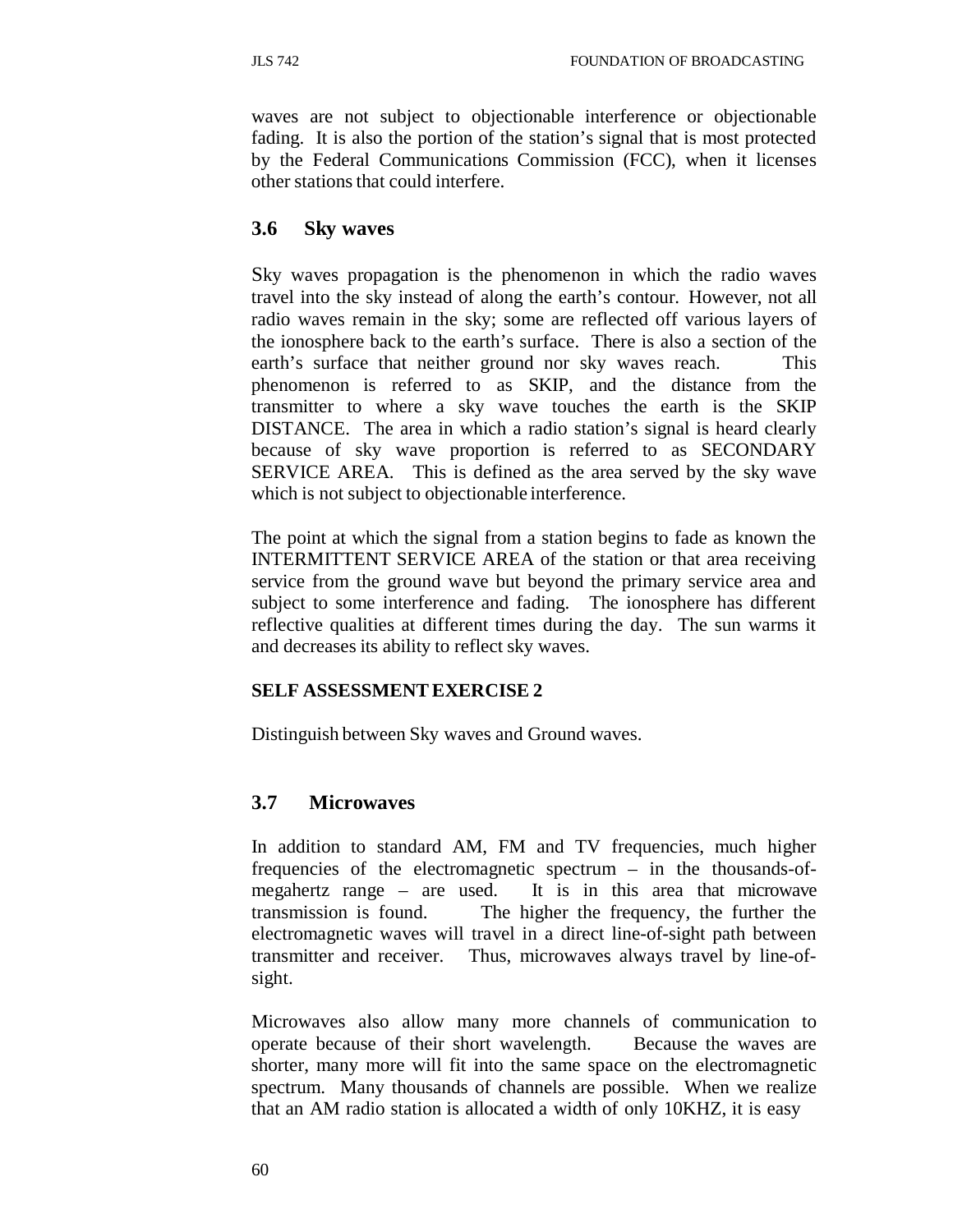waves are not subject to objectionable interference or objectionable fading. It is also the portion of the station's signal that is most protected by the Federal Communications Commission (FCC), when it licenses other stations that could interfere.

### 3.6 Sky waves

Sky waves propagation is the phenomenon in which the radio waves travel into the sky instead of along the earth's contour. However, not all radio waves remain in the sky; some are reflected off various layers of the ionosphere back to the earth's surface. There is also a section of the earth's surface that neither ground nor sky waves reach. This phenomenon is referred to as SKIP, and the distance from the transmitter to where a sky wave touches the earth is the SKIP DISTANCE. The area in which a radio station's signal is heard clearly because of sky wave proportion is referred to as SECONDARY SERVICE AREA. This is defined as the area served by the sky wave which is not subject to objectionable interference.

The point at which the signal from a station begins to fade as known the INTERMITTENT SERVICE AREA of the station or that area receiving service from the ground wave but beyond the primary service area and subject to some interference and fading. The ionosphere has different reflective qualities at different times during the day. The sun warms it and decreases its ability to reflect sky waves.

**SELF ASSESSMENT EXERCISE 2**

Distinguish between Sky waves and Ground waves.

### 3.7 Microwaves

In addition to standard AM, FM and TV frequencies, much higher frequencies of the electromagnetic spectrum – in the thousands-of-megahertz range – are used. It is in this area that microwave transmission is found. The higher the frequency, the further the electromagnetic waves will travel in a direct line-of-sight path between transmitter and receiver. Thus, microwaves always travel by line-of-sight.

Microwaves also allow many more channels of communication to operate because of their short wavelength. Because the waves are shorter, many more will fit into the same space on the electromagnetic spectrum. Many thousands of channels are possible. When we realize that an AM radio station is allocated a width of only 10KHZ, it is easy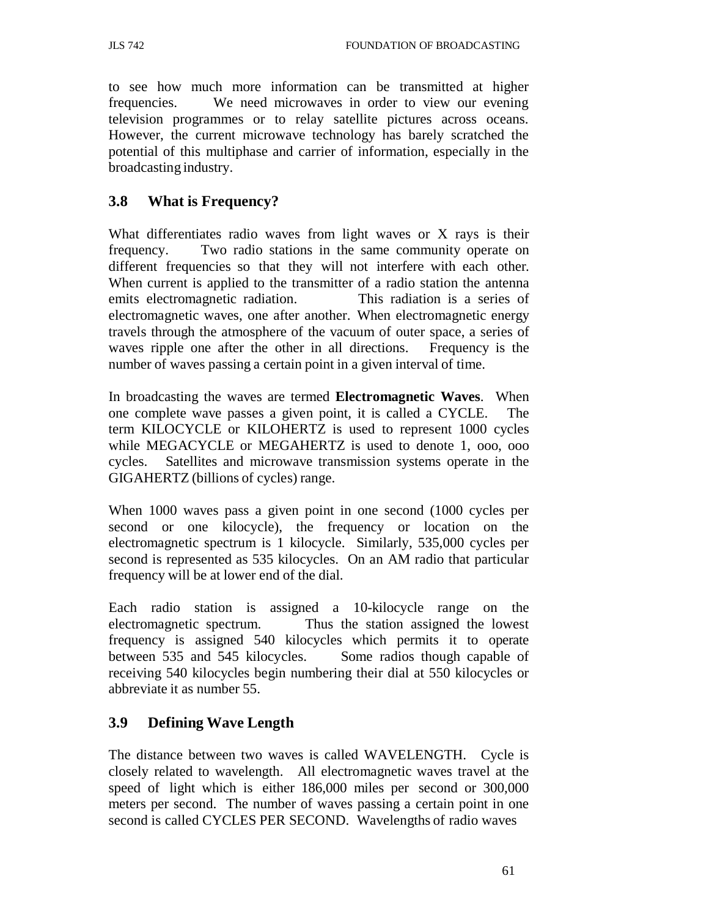to see how much more information can be transmitted at higher frequencies. We need microwaves in order to view our evening television programmes or to relay satellite pictures across oceans. However, the current microwave technology has barely scratched the potential of this multiphase and carrier of information, especially in the broadcasting industry.

## 3.8 What is Frequency?

What differentiates radio waves from light waves or X rays is their frequency. Two radio stations in the same community operate on different frequencies so that they will not interfere with each other. When current is applied to the transmitter of a radio station the antenna emits electromagnetic radiation. This radiation is a series of electromagnetic waves, one after another. When electromagnetic energy travels through the atmosphere of the vacuum of outer space, a series of waves ripple one after the other in all directions. Frequency is the number of waves passing a certain point in a given interval of time.

In broadcasting the waves are termed **Electromagnetic Waves**. When one complete wave passes a given point, it is called a CYCLE. The term KILOCYCLE or KILOHERTZ is used to represent 1000 cycles while MEGACYCLE or MEGAHERTZ is used to denote 1, ooo, ooo cycles. Satellites and microwave transmission systems operate in the GIGAHERTZ (billions of cycles) range.

When 1000 waves pass a given point in one second (1000 cycles per second or one kilocycle), the frequency or location on the electromagnetic spectrum is 1 kilocycle. Similarly, 535,000 cycles per second is represented as 535 kilocycles. On an AM radio that particular frequency will be at lower end of the dial.

Each radio station is assigned a 10-kilocycle range on the electromagnetic spectrum. Thus the station assigned the lowest frequency is assigned 540 kilocycles which permits it to operate between 535 and 545 kilocycles. Some radios though capable of receiving 540 kilocycles begin numbering their dial at 550 kilocycles or abbreviate it as number 55.

## 3.9 Defining Wave Length

The distance between two waves is called WAVELENGTH. Cycle is closely related to wavelength. All electromagnetic waves travel at the speed of light which is either 186,000 miles per second or 300,000 meters per second. The number of waves passing a certain point in one second is called CYCLES PER SECOND. Wavelengths of radio waves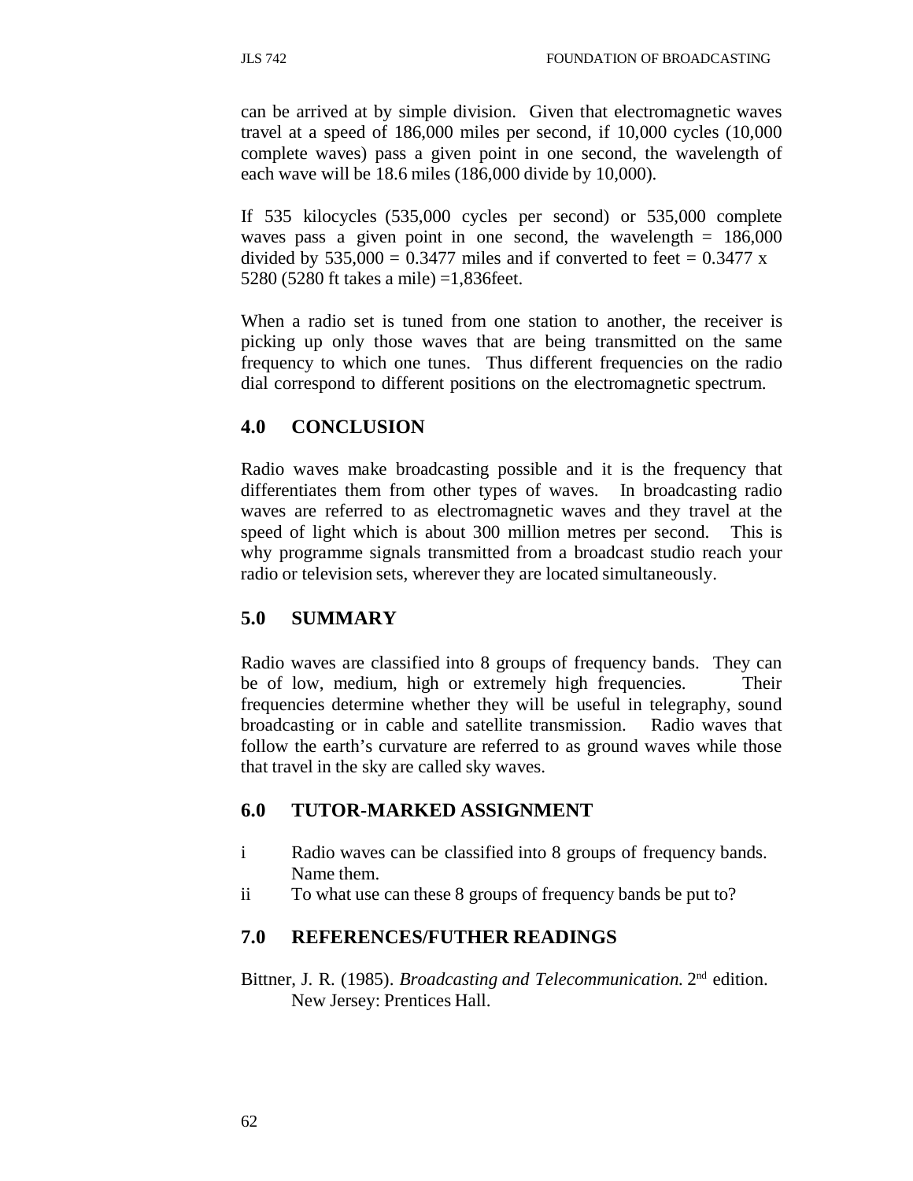can be arrived at by simple division. Given that electromagnetic waves travel at a speed of 186,000 miles per second, if 10,000 cycles (10,000 complete waves) pass a given point in one second, the wavelength of each wave will be 18.6 miles (186,000 divide by 10,000).

If 535 kilocycles (535,000 cycles per second) or 535,000 complete waves pass a given point in one second, the wavelength = 186,000 divided by 535,000 = 0.3477 miles and if converted to feet = 0.3477 x 5280 (5280 ft takes a mile) =1,836feet.

When a radio set is tuned from one station to another, the receiver is picking up only those waves that are being transmitted on the same frequency to which one tunes. Thus different frequencies on the radio dial correspond to different positions on the electromagnetic spectrum.

## 4.0 CONCLUSION

Radio waves make broadcasting possible and it is the frequency that differentiates them from other types of waves. In broadcasting radio waves are referred to as electromagnetic waves and they travel at the speed of light which is about 300 million metres per second. This is why programme signals transmitted from a broadcast studio reach your radio or television sets, wherever they are located simultaneously.

## 5.0 SUMMARY

Radio waves are classified into 8 groups of frequency bands. They can be of low, medium, high or extremely high frequencies. Their frequencies determine whether they will be useful in telegraphy, sound broadcasting or in cable and satellite transmission. Radio waves that follow the earth's curvature are referred to as ground waves while those that travel in the sky are called sky waves.

## 6.0 TUTOR-MARKED ASSIGNMENT

i Radio waves can be classified into 8 groups of frequency bands. Name them.

ii To what use can these 8 groups of frequency bands be put to?

## 7.0 REFERENCES/FUTHER READINGS

Bittner, J. R. (1985). *Broadcasting and Telecommunication.* 2nd edition. New Jersey: Prentices Hall.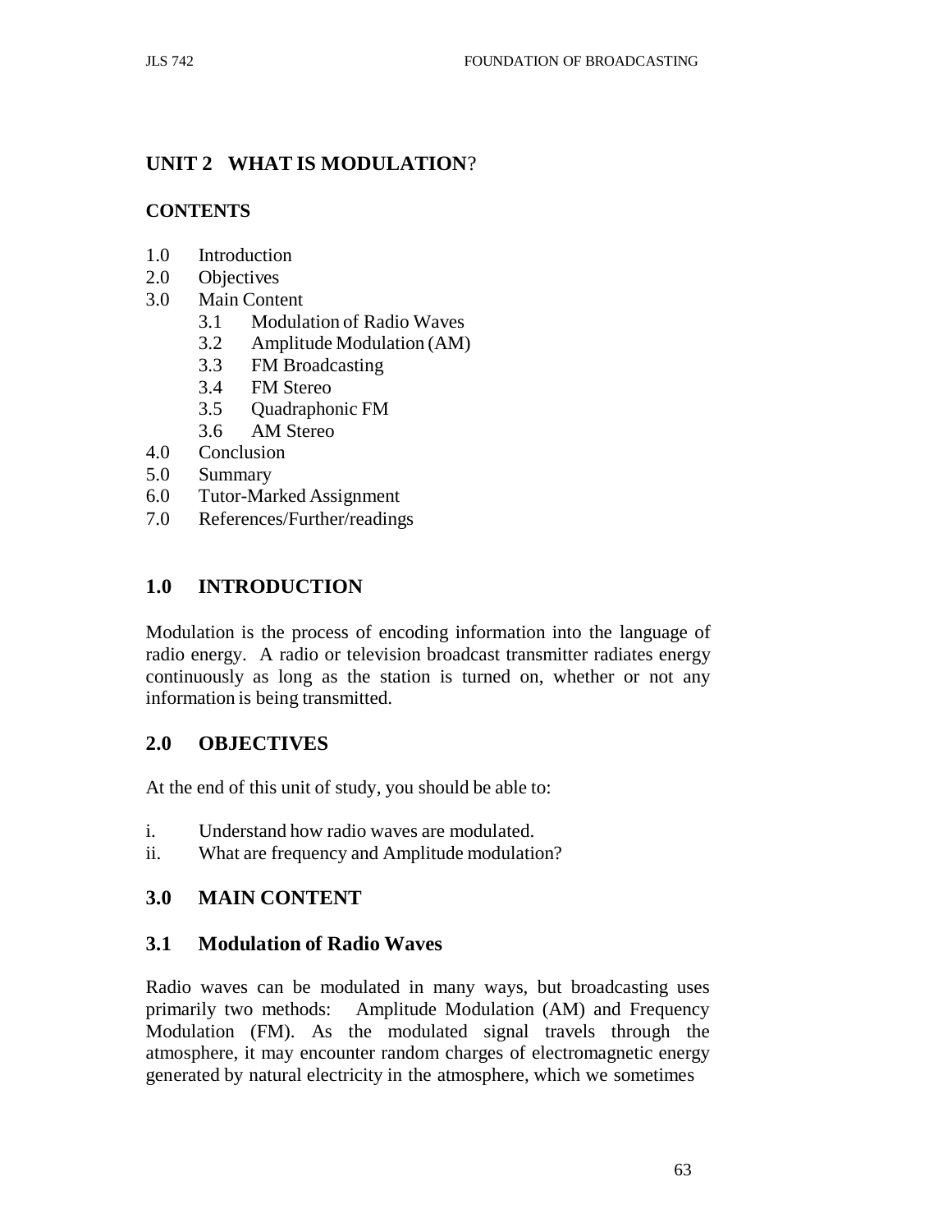## UNIT 2 WHAT IS MODULATION?

**CONTENTS**

- 1.0 Introduction
- 2.0 Objectives
- 3.0 Main Content
  - 3.1 Modulation of Radio Waves
  - 3.2 Amplitude Modulation (AM)
  - 3.3 FM Broadcasting
  - 3.4 FM Stereo
  - 3.5 Quadraphonic FM
  - 3.6 AM Stereo
- 4.0 Conclusion
- 5.0 Summary
- 6.0 Tutor-Marked Assignment
- 7.0 References/Further/readings

### 1.0 INTRODUCTION

Modulation is the process of encoding information into the language of radio energy. A radio or television broadcast transmitter radiates energy continuously as long as the station is turned on, whether or not any information is being transmitted.

### 2.0 OBJECTIVES

At the end of this unit of study, you should be able to:

- i. Understand how radio waves are modulated.
- ii. What are frequency and Amplitude modulation?

### 3.0 MAIN CONTENT

#### 3.1 Modulation of Radio Waves

Radio waves can be modulated in many ways, but broadcasting uses primarily two methods: Amplitude Modulation (AM) and Frequency Modulation (FM). As the modulated signal travels through the atmosphere, it may encounter random charges of electromagnetic energy generated by natural electricity in the atmosphere, which we sometimes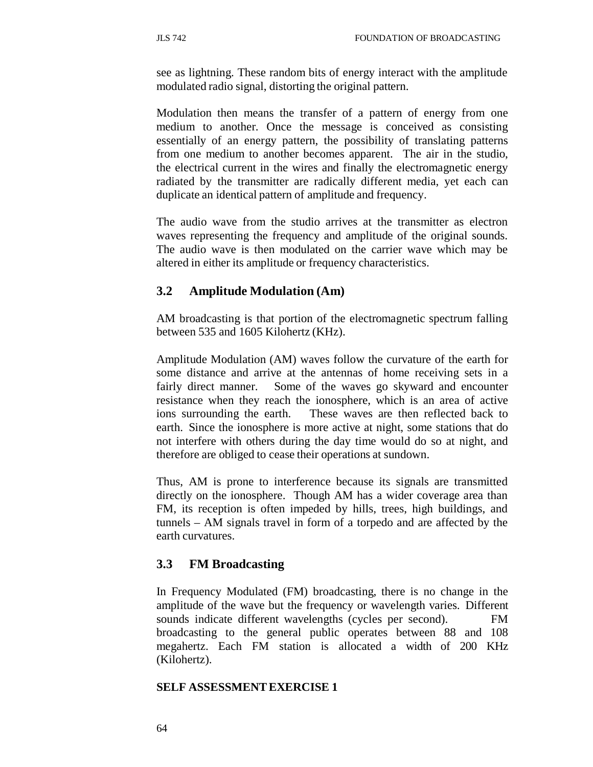see as lightning. These random bits of energy interact with the amplitude modulated radio signal, distorting the original pattern.

Modulation then means the transfer of a pattern of energy from one medium to another. Once the message is conceived as consisting essentially of an energy pattern, the possibility of translating patterns from one medium to another becomes apparent. The air in the studio, the electrical current in the wires and finally the electromagnetic energy radiated by the transmitter are radically different media, yet each can duplicate an identical pattern of amplitude and frequency.

The audio wave from the studio arrives at the transmitter as electron waves representing the frequency and amplitude of the original sounds. The audio wave is then modulated on the carrier wave which may be altered in either its amplitude or frequency characteristics.

## 3.2 Amplitude Modulation (Am)

AM broadcasting is that portion of the electromagnetic spectrum falling between 535 and 1605 Kilohertz (KHz).

Amplitude Modulation (AM) waves follow the curvature of the earth for some distance and arrive at the antennas of home receiving sets in a fairly direct manner. Some of the waves go skyward and encounter resistance when they reach the ionosphere, which is an area of active ions surrounding the earth. These waves are then reflected back to earth. Since the ionosphere is more active at night, some stations that do not interfere with others during the day time would do so at night, and therefore are obliged to cease their operations at sundown.

Thus, AM is prone to interference because its signals are transmitted directly on the ionosphere. Though AM has a wider coverage area than FM, its reception is often impeded by hills, trees, high buildings, and tunnels – AM signals travel in form of a torpedo and are affected by the earth curvatures.

## 3.3 FM Broadcasting

In Frequency Modulated (FM) broadcasting, there is no change in the amplitude of the wave but the frequency or wavelength varies. Different sounds indicate different wavelengths (cycles per second). FM broadcasting to the general public operates between 88 and 108 megahertz. Each FM station is allocated a width of 200 KHz (Kilohertz).

**SELF ASSESSMENT EXERCISE 1**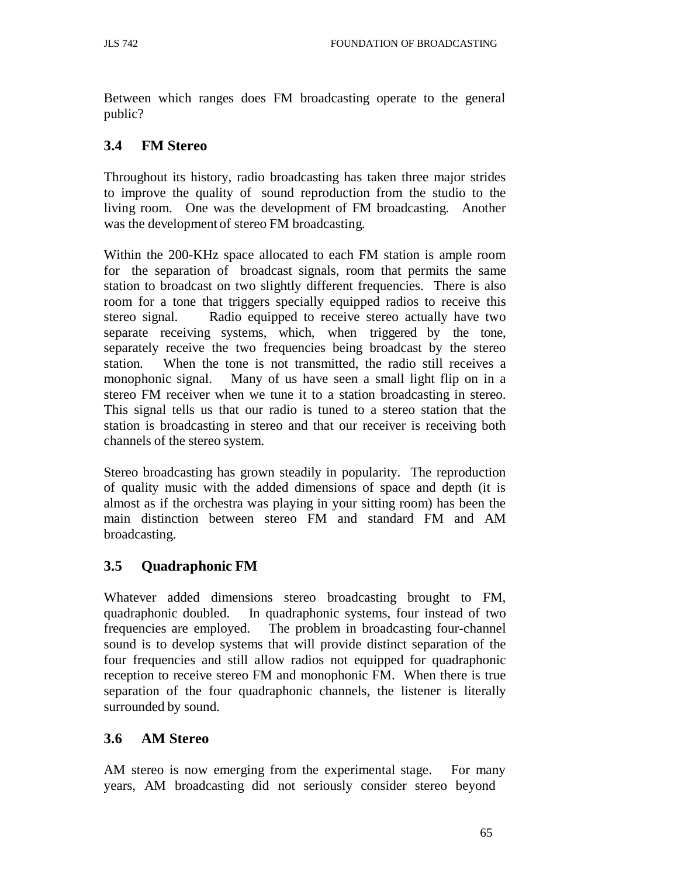Between which ranges does FM broadcasting operate to the general public?

### 3.4 FM Stereo

Throughout its history, radio broadcasting has taken three major strides to improve the quality of sound reproduction from the studio to the living room. One was the development of FM broadcasting. Another was the development of stereo FM broadcasting.

Within the 200-KHz space allocated to each FM station is ample room for the separation of broadcast signals, room that permits the same station to broadcast on two slightly different frequencies. There is also room for a tone that triggers specially equipped radios to receive this stereo signal. Radio equipped to receive stereo actually have two separate receiving systems, which, when triggered by the tone, separately receive the two frequencies being broadcast by the stereo station. When the tone is not transmitted, the radio still receives a monophonic signal. Many of us have seen a small light flip on in a stereo FM receiver when we tune it to a station broadcasting in stereo. This signal tells us that our radio is tuned to a stereo station that the station is broadcasting in stereo and that our receiver is receiving both channels of the stereo system.

Stereo broadcasting has grown steadily in popularity. The reproduction of quality music with the added dimensions of space and depth (it is almost as if the orchestra was playing in your sitting room) has been the main distinction between stereo FM and standard FM and AM broadcasting.

### 3.5 Quadraphonic FM

Whatever added dimensions stereo broadcasting brought to FM, quadraphonic doubled. In quadraphonic systems, four instead of two frequencies are employed. The problem in broadcasting four-channel sound is to develop systems that will provide distinct separation of the four frequencies and still allow radios not equipped for quadraphonic reception to receive stereo FM and monophonic FM. When there is true separation of the four quadraphonic channels, the listener is literally surrounded by sound.

### 3.6 AM Stereo

AM stereo is now emerging from the experimental stage. For many years, AM broadcasting did not seriously consider stereo beyond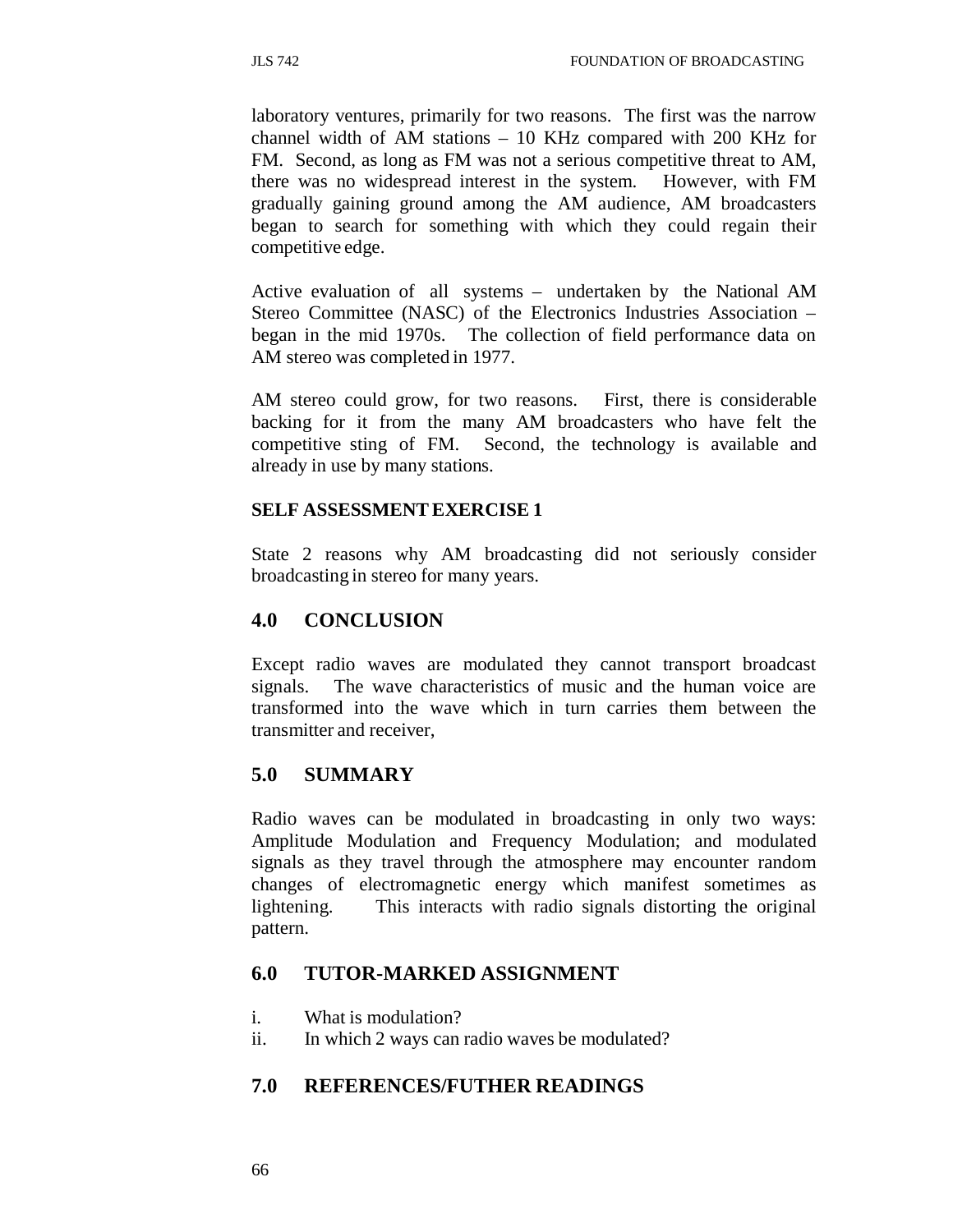laboratory ventures, primarily for two reasons. The first was the narrow channel width of AM stations – 10 KHz compared with 200 KHz for FM. Second, as long as FM was not a serious competitive threat to AM, there was no widespread interest in the system. However, with FM gradually gaining ground among the AM audience, AM broadcasters began to search for something with which they could regain their competitive edge.

Active evaluation of all systems – undertaken by the National AM Stereo Committee (NASC) of the Electronics Industries Association – began in the mid 1970s. The collection of field performance data on AM stereo was completed in 1977.

AM stereo could grow, for two reasons. First, there is considerable backing for it from the many AM broadcasters who have felt the competitive sting of FM. Second, the technology is available and already in use by many stations.

**SELF ASSESSMENT EXERCISE 1**

State 2 reasons why AM broadcasting did not seriously consider broadcasting in stereo for many years.

## 4.0 CONCLUSION

Except radio waves are modulated they cannot transport broadcast signals. The wave characteristics of music and the human voice are transformed into the wave which in turn carries them between the transmitter and receiver,

## 5.0 SUMMARY

Radio waves can be modulated in broadcasting in only two ways: Amplitude Modulation and Frequency Modulation; and modulated signals as they travel through the atmosphere may encounter random changes of electromagnetic energy which manifest sometimes as lightening. This interacts with radio signals distorting the original pattern.

## 6.0 TUTOR-MARKED ASSIGNMENT

i. What is modulation?
ii. In which 2 ways can radio waves be modulated?

## 7.0 REFERENCES/FUTHER READINGS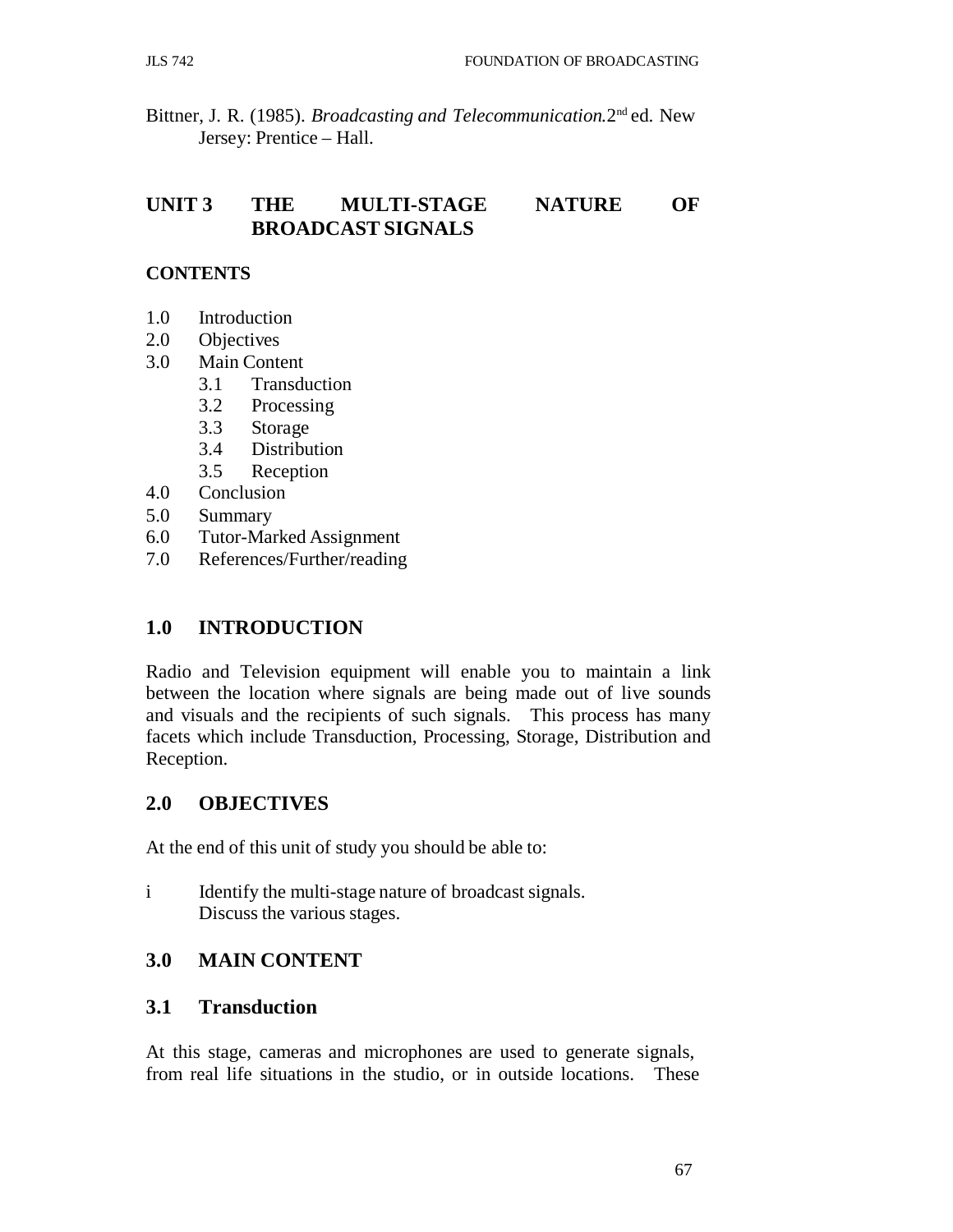Bittner, J. R. (1985). *Broadcasting and Telecommunication.*2nd ed. New Jersey: Prentice – Hall.

## UNIT 3 THE MULTI-STAGE NATURE OF BROADCAST SIGNALS

**CONTENTS**

1.0 Introduction
2.0 Objectives
3.0 Main Content
 3.1 Transduction
 3.2 Processing
 3.3 Storage
 3.4 Distribution
 3.5 Reception
4.0 Conclusion
5.0 Summary
6.0 Tutor-Marked Assignment
7.0 References/Further/reading

## 1.0 INTRODUCTION

Radio and Television equipment will enable you to maintain a link between the location where signals are being made out of live sounds and visuals and the recipients of such signals. This process has many facets which include Transduction, Processing, Storage, Distribution and Reception.

## 2.0 OBJECTIVES

At the end of this unit of study you should be able to:

i Identify the multi-stage nature of broadcast signals.
 Discuss the various stages.

## 3.0 MAIN CONTENT

### 3.1 Transduction

At this stage, cameras and microphones are used to generate signals, from real life situations in the studio, or in outside locations. These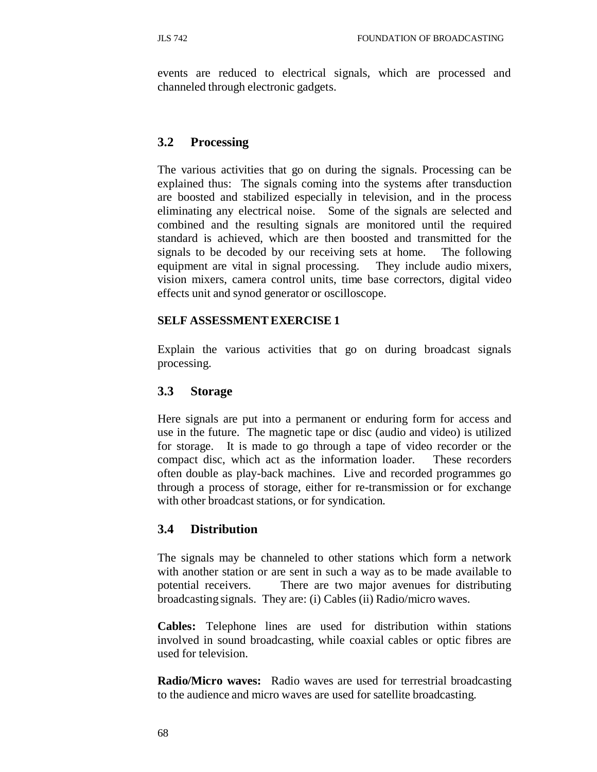events are reduced to electrical signals, which are processed and channeled through electronic gadgets.

### 3.2 Processing

The various activities that go on during the signals. Processing can be explained thus: The signals coming into the systems after transduction are boosted and stabilized especially in television, and in the process eliminating any electrical noise. Some of the signals are selected and combined and the resulting signals are monitored until the required standard is achieved, which are then boosted and transmitted for the signals to be decoded by our receiving sets at home. The following equipment are vital in signal processing. They include audio mixers, vision mixers, camera control units, time base correctors, digital video effects unit and synod generator or oscilloscope.

**SELF ASSESSMENT EXERCISE 1**

Explain the various activities that go on during broadcast signals processing.

### 3.3 Storage

Here signals are put into a permanent or enduring form for access and use in the future. The magnetic tape or disc (audio and video) is utilized for storage. It is made to go through a tape of video recorder or the compact disc, which act as the information loader. These recorders often double as play-back machines. Live and recorded programmes go through a process of storage, either for re-transmission or for exchange with other broadcast stations, or for syndication.

### 3.4 Distribution

The signals may be channeled to other stations which form a network with another station or are sent in such a way as to be made available to potential receivers. There are two major avenues for distributing broadcasting signals. They are: (i) Cables (ii) Radio/micro waves.

**Cables:** Telephone lines are used for distribution within stations involved in sound broadcasting, while coaxial cables or optic fibres are used for television.

**Radio/Micro waves:** Radio waves are used for terrestrial broadcasting to the audience and micro waves are used for satellite broadcasting.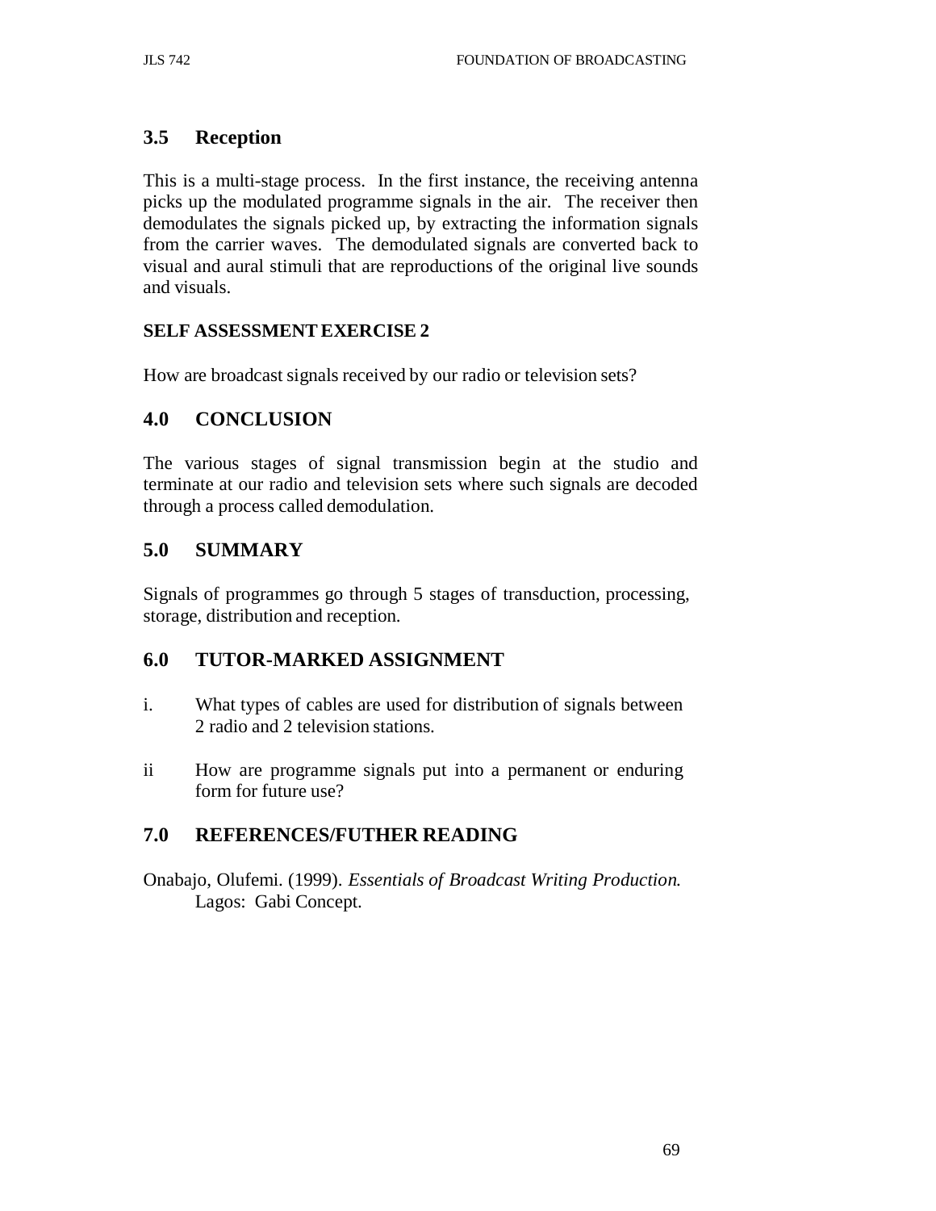## 3.5 Reception

This is a multi-stage process. In the first instance, the receiving antenna picks up the modulated programme signals in the air. The receiver then demodulates the signals picked up, by extracting the information signals from the carrier waves. The demodulated signals are converted back to visual and aural stimuli that are reproductions of the original live sounds and visuals.

**SELF ASSESSMENT EXERCISE 2**

How are broadcast signals received by our radio or television sets?

## 4.0 CONCLUSION

The various stages of signal transmission begin at the studio and terminate at our radio and television sets where such signals are decoded through a process called demodulation.

## 5.0 SUMMARY

Signals of programmes go through 5 stages of transduction, processing, storage, distribution and reception.

## 6.0 TUTOR-MARKED ASSIGNMENT

i. What types of cables are used for distribution of signals between 2 radio and 2 television stations.

ii How are programme signals put into a permanent or enduring form for future use?

## 7.0 REFERENCES/FUTHER READING

Onabajo, Olufemi. (1999). *Essentials of Broadcast Writing Production.* Lagos: Gabi Concept.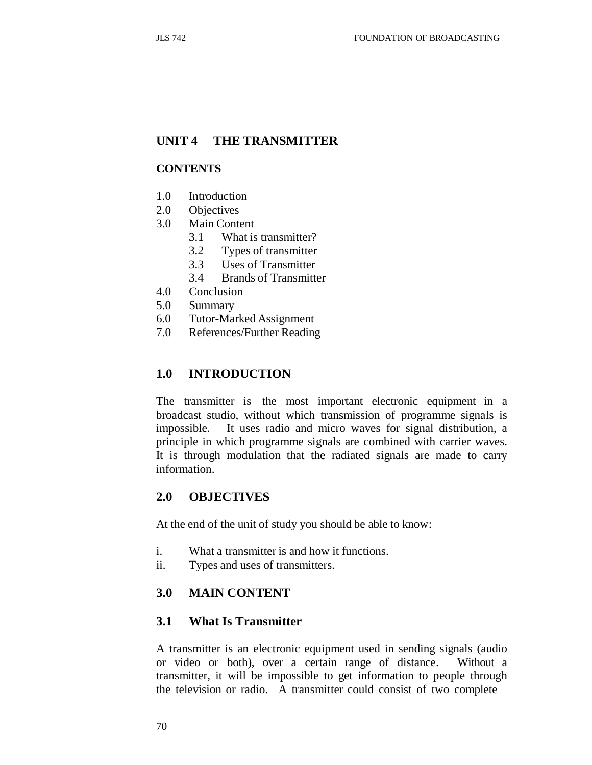## UNIT 4 THE TRANSMITTER

**CONTENTS**

1.0 Introduction
2.0 Objectives
3.0 Main Content
   3.1 What is transmitter?
   3.2 Types of transmitter
   3.3 Uses of Transmitter
   3.4 Brands of Transmitter
4.0 Conclusion
5.0 Summary
6.0 Tutor-Marked Assignment
7.0 References/Further Reading

## 1.0 INTRODUCTION

The transmitter is the most important electronic equipment in a broadcast studio, without which transmission of programme signals is impossible. It uses radio and micro waves for signal distribution, a principle in which programme signals are combined with carrier waves. It is through modulation that the radiated signals are made to carry information.

## 2.0 OBJECTIVES

At the end of the unit of study you should be able to know:

i. What a transmitter is and how it functions.
ii. Types and uses of transmitters.

## 3.0 MAIN CONTENT

### 3.1 What Is Transmitter

A transmitter is an electronic equipment used in sending signals (audio or video or both), over a certain range of distance. Without a transmitter, it will be impossible to get information to people through the television or radio. A transmitter could consist of two complete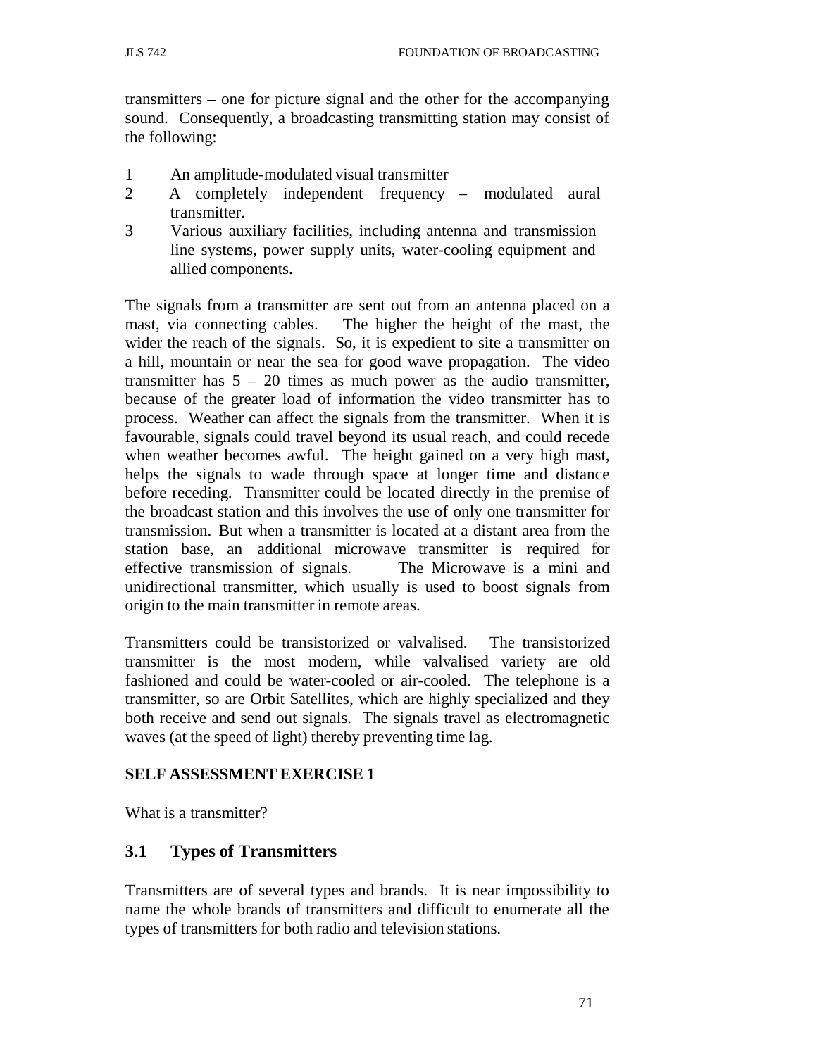transmitters – one for picture signal and the other for the accompanying sound. Consequently, a broadcasting transmitting station may consist of the following:

1. An amplitude-modulated visual transmitter
2. A completely independent frequency – modulated aural transmitter.
3. Various auxiliary facilities, including antenna and transmission line systems, power supply units, water-cooling equipment and allied components.

The signals from a transmitter are sent out from an antenna placed on a mast, via connecting cables. The higher the height of the mast, the wider the reach of the signals. So, it is expedient to site a transmitter on a hill, mountain or near the sea for good wave propagation. The video transmitter has 5 – 20 times as much power as the audio transmitter, because of the greater load of information the video transmitter has to process. Weather can affect the signals from the transmitter. When it is favourable, signals could travel beyond its usual reach, and could recede when weather becomes awful. The height gained on a very high mast, helps the signals to wade through space at longer time and distance before receding. Transmitter could be located directly in the premise of the broadcast station and this involves the use of only one transmitter for transmission. But when a transmitter is located at a distant area from the station base, an additional microwave transmitter is required for effective transmission of signals. The Microwave is a mini and unidirectional transmitter, which usually is used to boost signals from origin to the main transmitter in remote areas.

Transmitters could be transistorized or valvalised. The transistorized transmitter is the most modern, while valvalised variety are old fashioned and could be water-cooled or air-cooled. The telephone is a transmitter, so are Orbit Satellites, which are highly specialized and they both receive and send out signals. The signals travel as electromagnetic waves (at the speed of light) thereby preventing time lag.

**SELF ASSESSMENT EXERCISE 1**

What is a transmitter?

## 3.1 Types of Transmitters

Transmitters are of several types and brands. It is near impossibility to name the whole brands of transmitters and difficult to enumerate all the types of transmitters for both radio and television stations.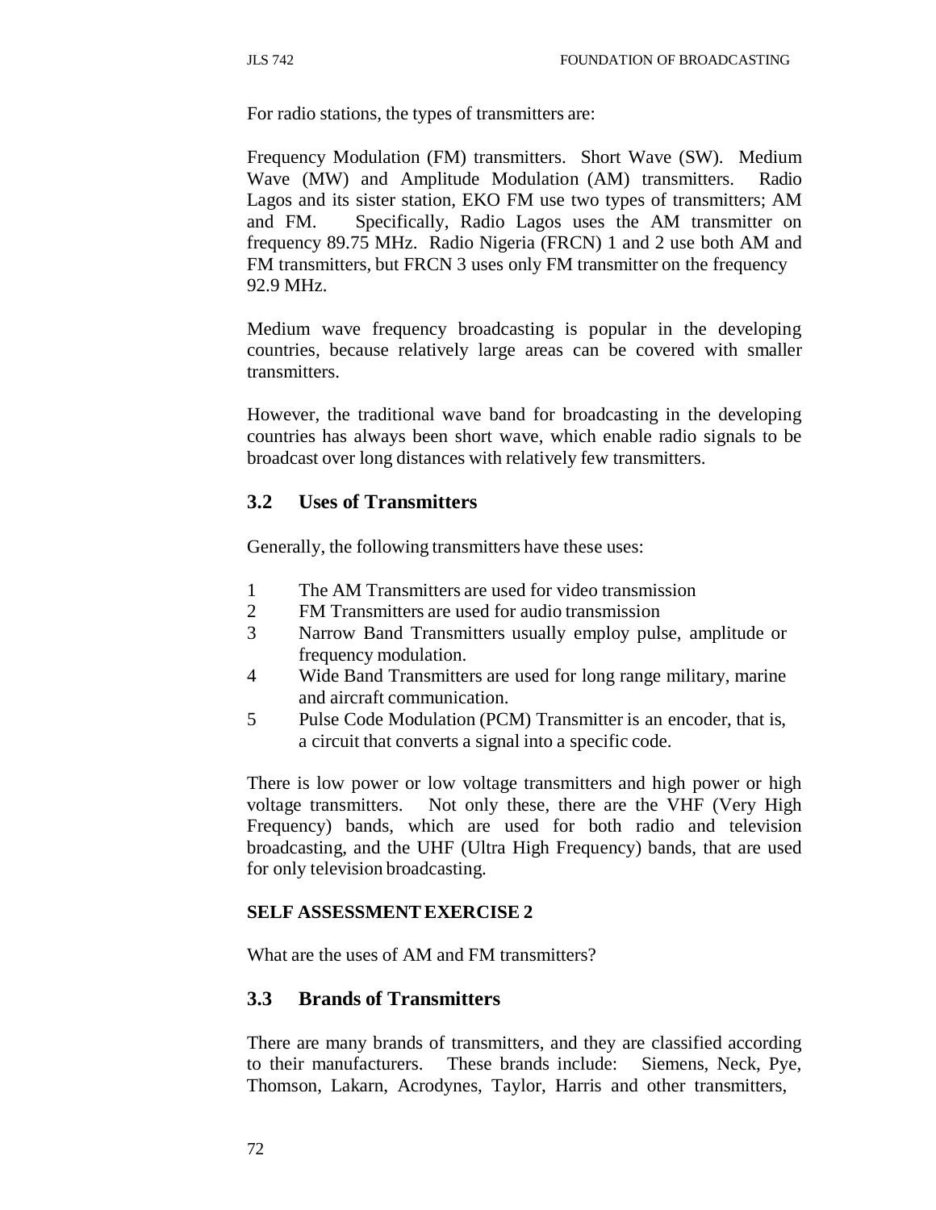For radio stations, the types of transmitters are:

Frequency Modulation (FM) transmitters. Short Wave (SW). Medium Wave (MW) and Amplitude Modulation (AM) transmitters. Radio Lagos and its sister station, EKO FM use two types of transmitters; AM and FM. Specifically, Radio Lagos uses the AM transmitter on frequency 89.75 MHz. Radio Nigeria (FRCN) 1 and 2 use both AM and FM transmitters, but FRCN 3 uses only FM transmitter on the frequency 92.9 MHz.

Medium wave frequency broadcasting is popular in the developing countries, because relatively large areas can be covered with smaller transmitters.

However, the traditional wave band for broadcasting in the developing countries has always been short wave, which enable radio signals to be broadcast over long distances with relatively few transmitters.

## 3.2 Uses of Transmitters

Generally, the following transmitters have these uses:

1. The AM Transmitters are used for video transmission
2. FM Transmitters are used for audio transmission
3. Narrow Band Transmitters usually employ pulse, amplitude or frequency modulation.
4. Wide Band Transmitters are used for long range military, marine and aircraft communication.
5. Pulse Code Modulation (PCM) Transmitter is an encoder, that is, a circuit that converts a signal into a specific code.

There is low power or low voltage transmitters and high power or high voltage transmitters. Not only these, there are the VHF (Very High Frequency) bands, which are used for both radio and television broadcasting, and the UHF (Ultra High Frequency) bands, that are used for only television broadcasting.

**SELF ASSESSMENT EXERCISE 2**

What are the uses of AM and FM transmitters?

## 3.3 Brands of Transmitters

There are many brands of transmitters, and they are classified according to their manufacturers. These brands include: Siemens, Neck, Pye, Thomson, Lakarn, Acrodynes, Taylor, Harris and other transmitters,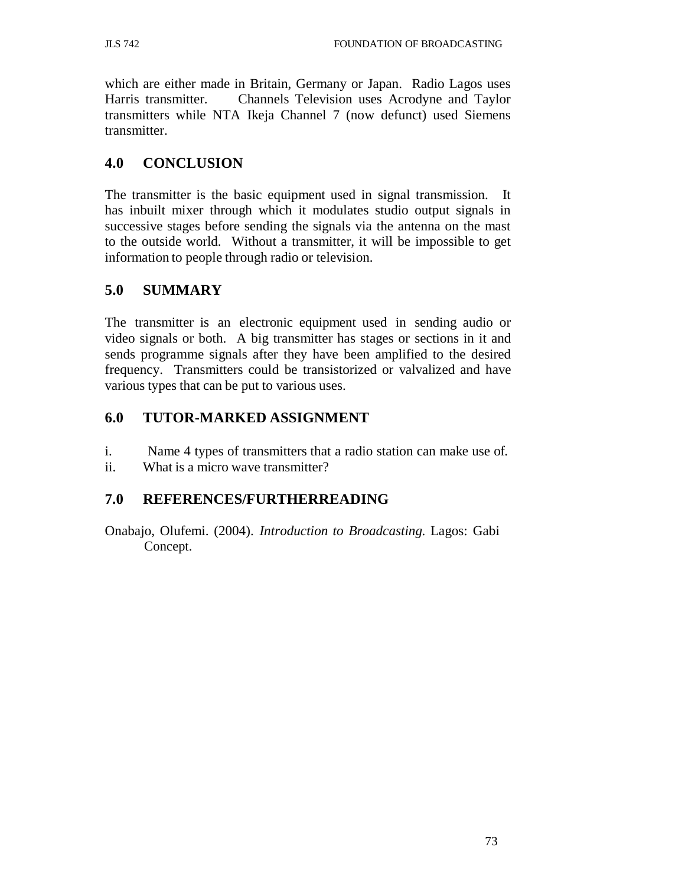which are either made in Britain, Germany or Japan. Radio Lagos uses Harris transmitter. Channels Television uses Acrodyne and Taylor transmitters while NTA Ikeja Channel 7 (now defunct) used Siemens transmitter.

## 4.0 CONCLUSION

The transmitter is the basic equipment used in signal transmission. It has inbuilt mixer through which it modulates studio output signals in successive stages before sending the signals via the antenna on the mast to the outside world. Without a transmitter, it will be impossible to get information to people through radio or television.

## 5.0 SUMMARY

The transmitter is an electronic equipment used in sending audio or video signals or both. A big transmitter has stages or sections in it and sends programme signals after they have been amplified to the desired frequency. Transmitters could be transistorized or valvalized and have various types that can be put to various uses.

## 6.0 TUTOR-MARKED ASSIGNMENT

i. Name 4 types of transmitters that a radio station can make use of.
ii. What is a micro wave transmitter?

## 7.0 REFERENCES/FURTHERREADING

Onabajo, Olufemi. (2004). *Introduction to Broadcasting.* Lagos: Gabi Concept.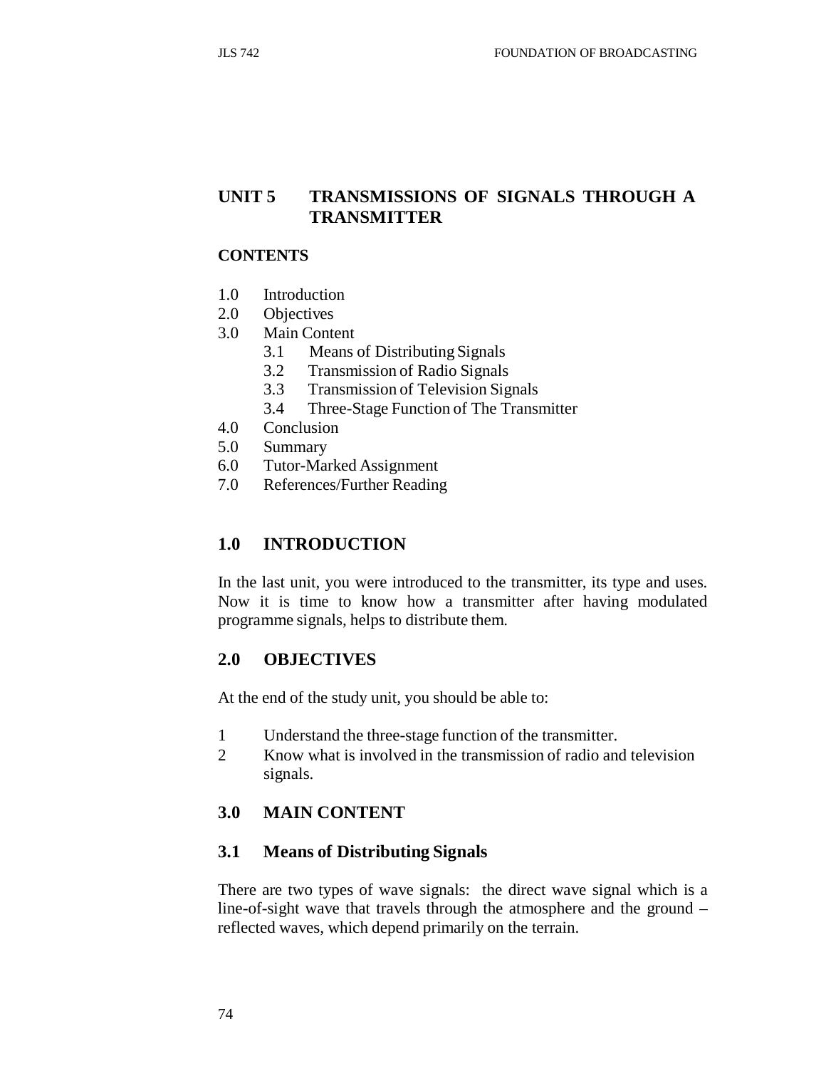## UNIT 5 TRANSMISSIONS OF SIGNALS THROUGH A TRANSMITTER

**CONTENTS**

1.0 Introduction
2.0 Objectives
3.0 Main Content
  3.1 Means of Distributing Signals
  3.2 Transmission of Radio Signals
  3.3 Transmission of Television Signals
  3.4 Three-Stage Function of The Transmitter
4.0 Conclusion
5.0 Summary
6.0 Tutor-Marked Assignment
7.0 References/Further Reading

## 1.0 INTRODUCTION

In the last unit, you were introduced to the transmitter, its type and uses. Now it is time to know how a transmitter after having modulated programme signals, helps to distribute them.

## 2.0 OBJECTIVES

At the end of the study unit, you should be able to:

1 Understand the three-stage function of the transmitter.
2 Know what is involved in the transmission of radio and television signals.

## 3.0 MAIN CONTENT

### 3.1 Means of Distributing Signals

There are two types of wave signals: the direct wave signal which is a line-of-sight wave that travels through the atmosphere and the ground – reflected waves, which depend primarily on the terrain.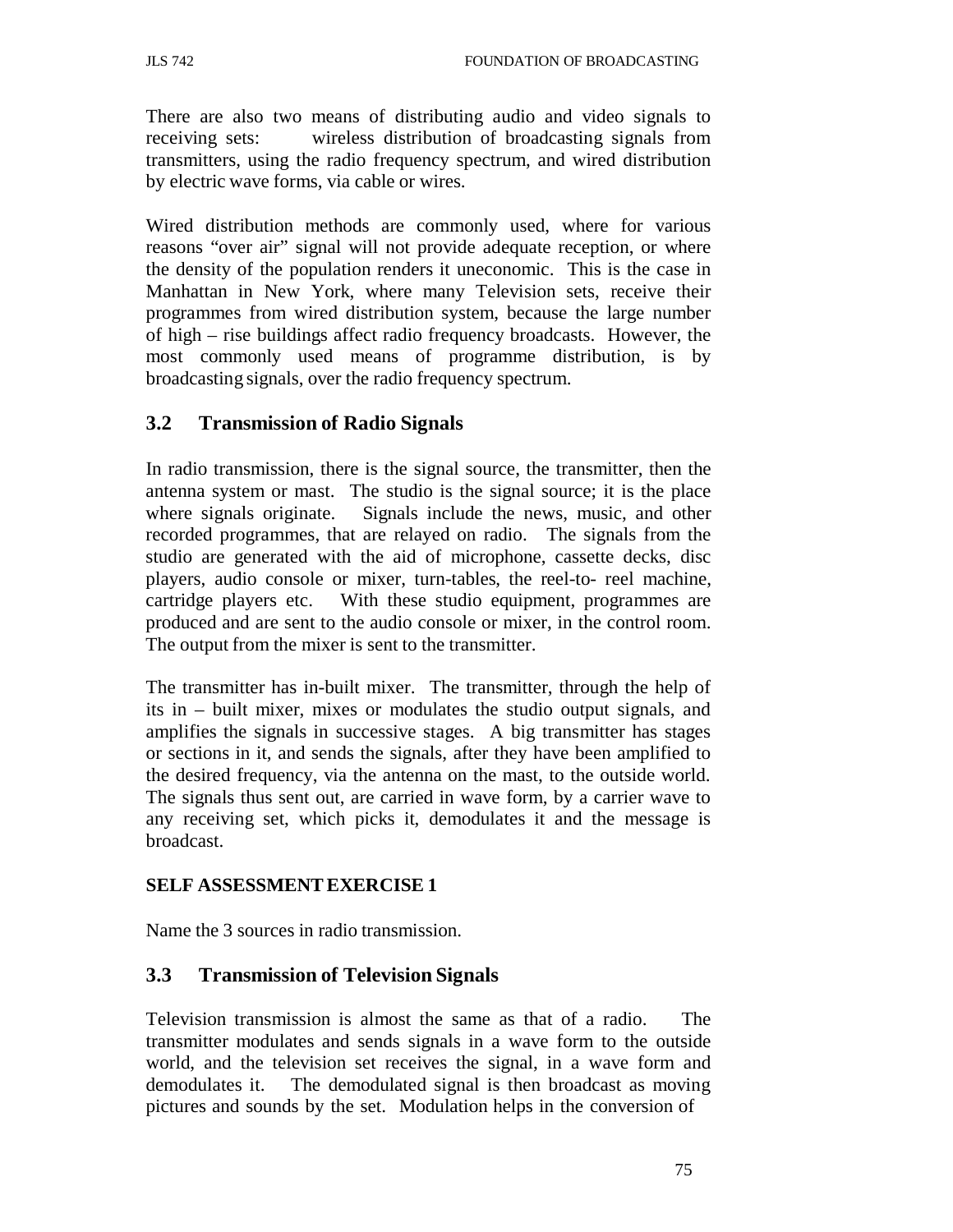There are also two means of distributing audio and video signals to receiving sets: wireless distribution of broadcasting signals from transmitters, using the radio frequency spectrum, and wired distribution by electric wave forms, via cable or wires.

Wired distribution methods are commonly used, where for various reasons "over air" signal will not provide adequate reception, or where the density of the population renders it uneconomic. This is the case in Manhattan in New York, where many Television sets, receive their programmes from wired distribution system, because the large number of high – rise buildings affect radio frequency broadcasts. However, the most commonly used means of programme distribution, is by broadcasting signals, over the radio frequency spectrum.

## 3.2 Transmission of Radio Signals

In radio transmission, there is the signal source, the transmitter, then the antenna system or mast. The studio is the signal source; it is the place where signals originate. Signals include the news, music, and other recorded programmes, that are relayed on radio. The signals from the studio are generated with the aid of microphone, cassette decks, disc players, audio console or mixer, turn-tables, the reel-to- reel machine, cartridge players etc. With these studio equipment, programmes are produced and are sent to the audio console or mixer, in the control room. The output from the mixer is sent to the transmitter.

The transmitter has in-built mixer. The transmitter, through the help of its in – built mixer, mixes or modulates the studio output signals, and amplifies the signals in successive stages. A big transmitter has stages or sections in it, and sends the signals, after they have been amplified to the desired frequency, via the antenna on the mast, to the outside world. The signals thus sent out, are carried in wave form, by a carrier wave to any receiving set, which picks it, demodulates it and the message is broadcast.

**SELF ASSESSMENT EXERCISE 1**

Name the 3 sources in radio transmission.

## 3.3 Transmission of Television Signals

Television transmission is almost the same as that of a radio. The transmitter modulates and sends signals in a wave form to the outside world, and the television set receives the signal, in a wave form and demodulates it. The demodulated signal is then broadcast as moving pictures and sounds by the set. Modulation helps in the conversion of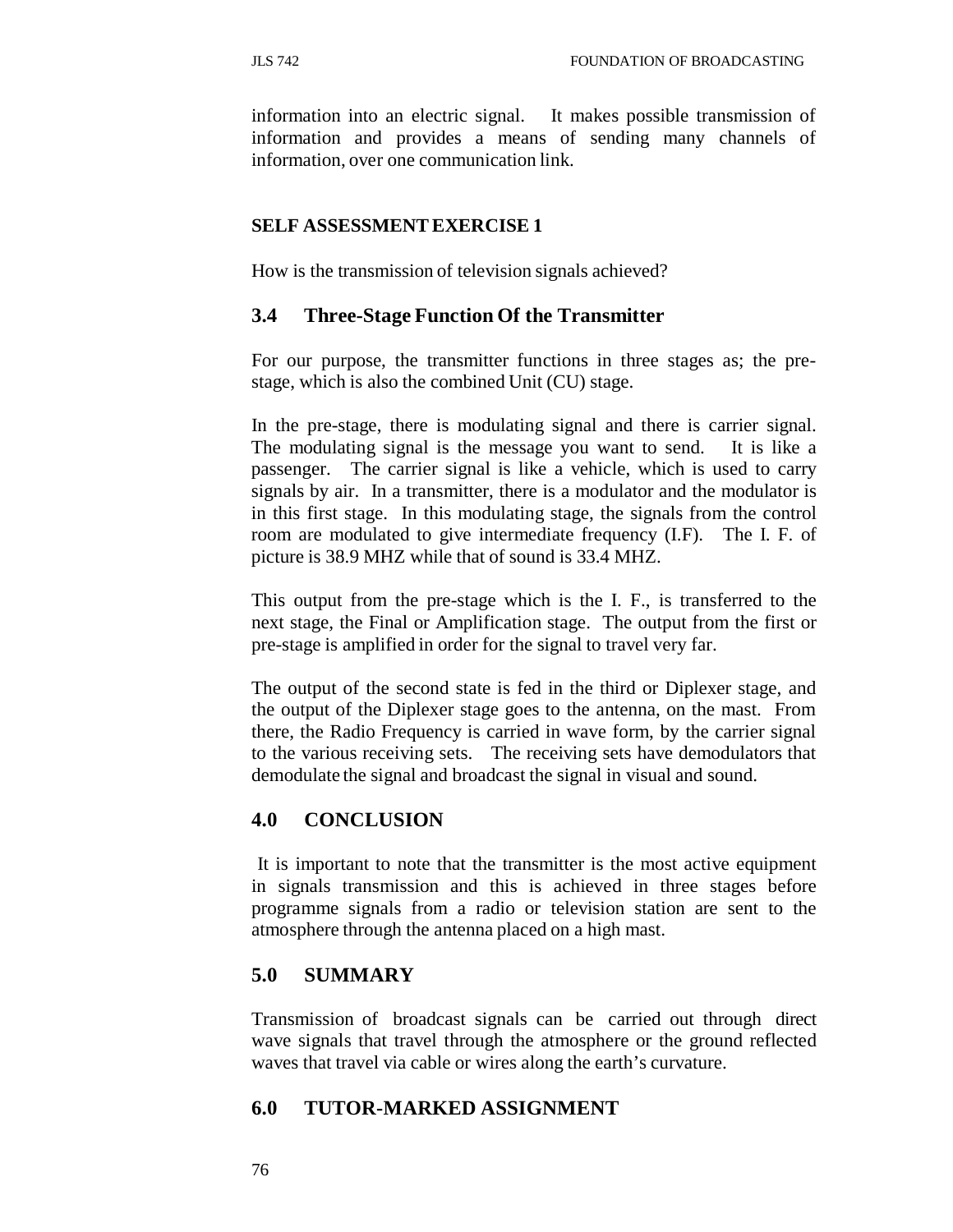information into an electric signal. It makes possible transmission of information and provides a means of sending many channels of information, over one communication link.

**SELF ASSESSMENT EXERCISE 1**

How is the transmission of television signals achieved?

## 3.4 Three-Stage Function Of the Transmitter

For our purpose, the transmitter functions in three stages as; the pre-stage, which is also the combined Unit (CU) stage.

In the pre-stage, there is modulating signal and there is carrier signal. The modulating signal is the message you want to send. It is like a passenger. The carrier signal is like a vehicle, which is used to carry signals by air. In a transmitter, there is a modulator and the modulator is in this first stage. In this modulating stage, the signals from the control room are modulated to give intermediate frequency (I.F). The I. F. of picture is 38.9 MHZ while that of sound is 33.4 MHZ.

This output from the pre-stage which is the I. F., is transferred to the next stage, the Final or Amplification stage. The output from the first or pre-stage is amplified in order for the signal to travel very far.

The output of the second state is fed in the third or Diplexer stage, and the output of the Diplexer stage goes to the antenna, on the mast. From there, the Radio Frequency is carried in wave form, by the carrier signal to the various receiving sets. The receiving sets have demodulators that demodulate the signal and broadcast the signal in visual and sound.

## 4.0 CONCLUSION

It is important to note that the transmitter is the most active equipment in signals transmission and this is achieved in three stages before programme signals from a radio or television station are sent to the atmosphere through the antenna placed on a high mast.

## 5.0 SUMMARY

Transmission of broadcast signals can be carried out through direct wave signals that travel through the atmosphere or the ground reflected waves that travel via cable or wires along the earth's curvature.

## 6.0 TUTOR-MARKED ASSIGNMENT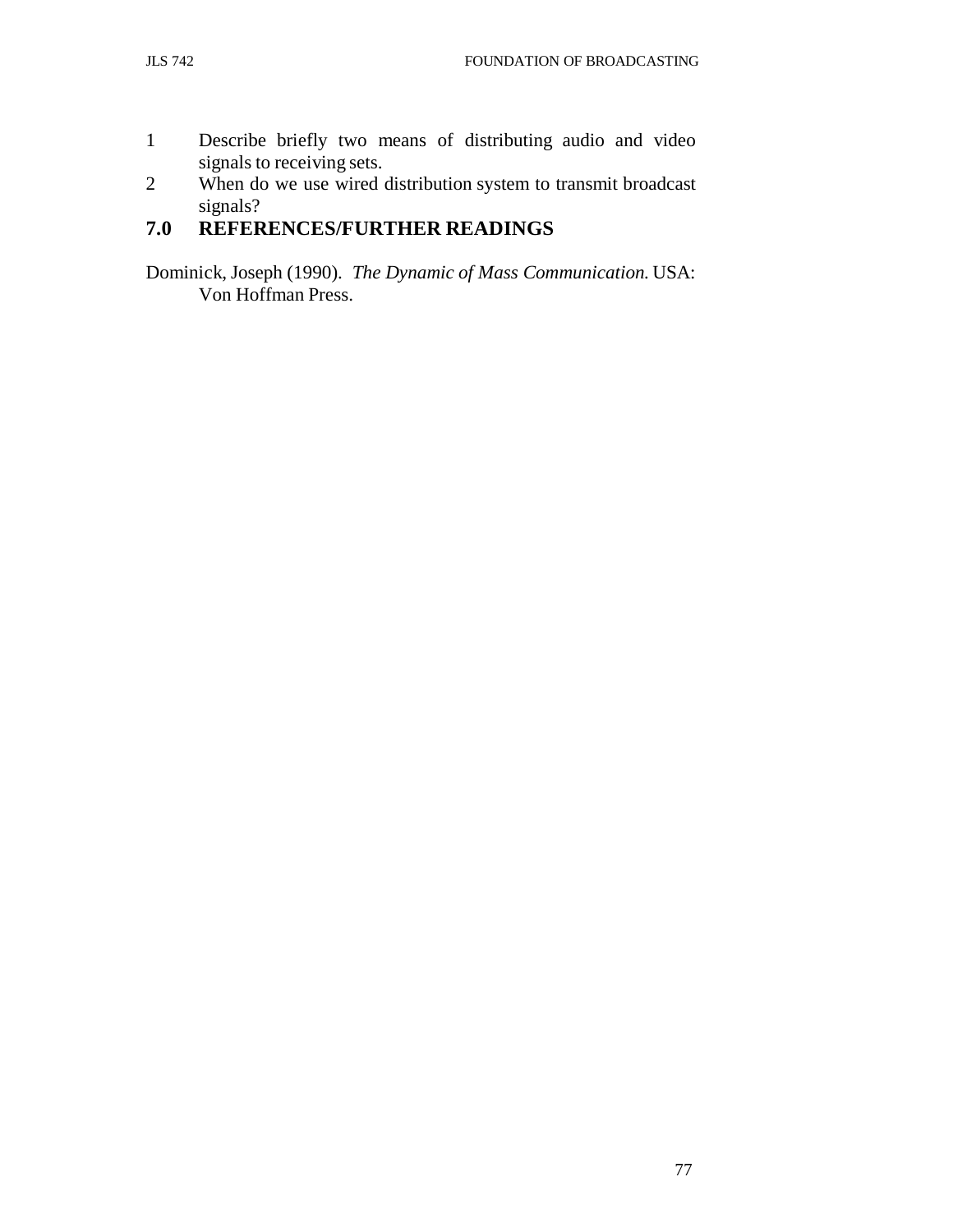1. Describe briefly two means of distributing audio and video signals to receiving sets.
2. When do we use wired distribution system to transmit broadcast signals?

## 7.0 REFERENCES/FURTHER READINGS

Dominick, Joseph (1990). *The Dynamic of Mass Communication.* USA: Von Hoffman Press.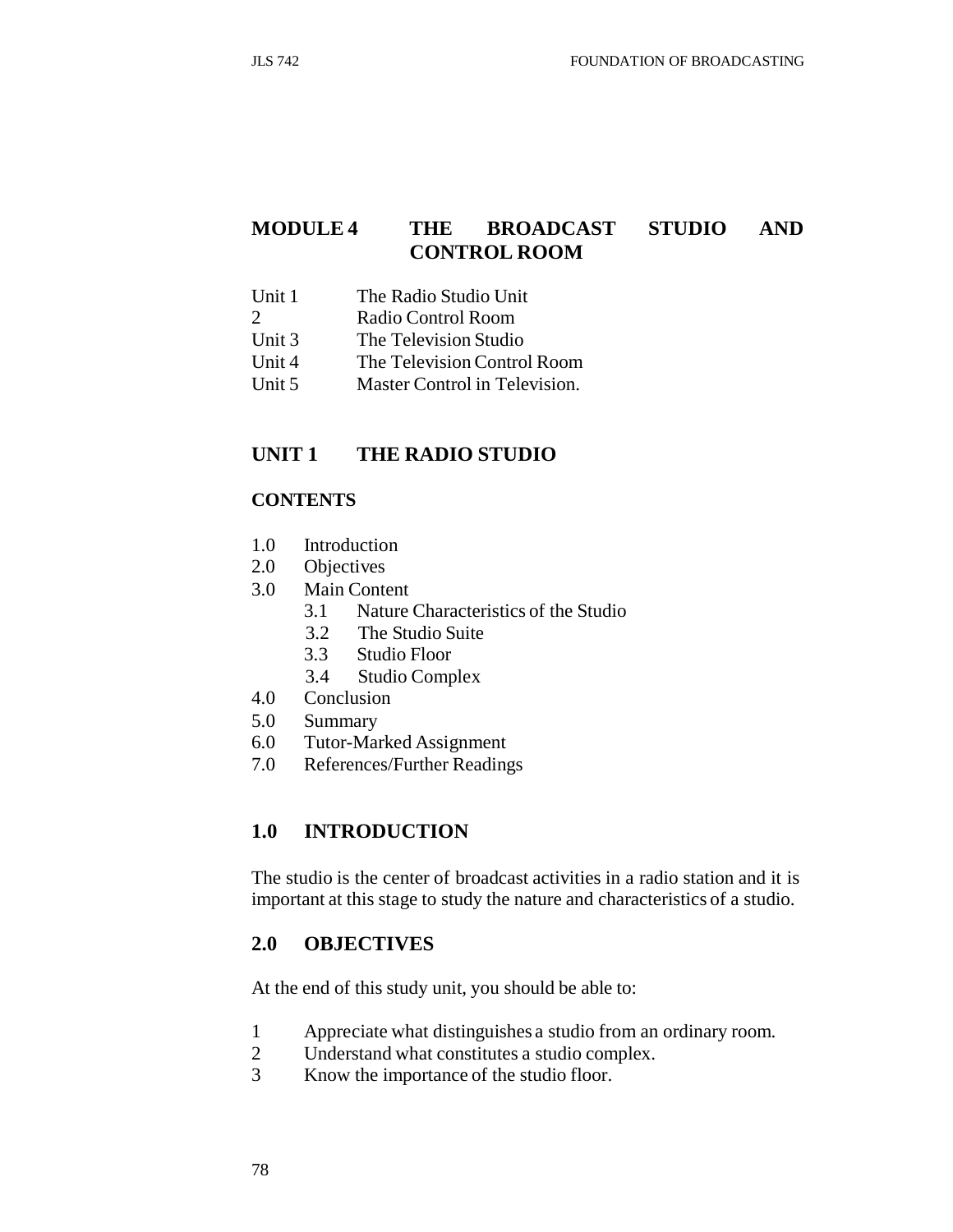# MODULE 4 THE BROADCAST STUDIO AND CONTROL ROOM

Unit 1 The Radio Studio Unit
2 Radio Control Room
Unit 3 The Television Studio
Unit 4 The Television Control Room
Unit 5 Master Control in Television.

## UNIT 1 THE RADIO STUDIO

### CONTENTS

1.0 Introduction
2.0 Objectives
3.0 Main Content
  3.1 Nature Characteristics of the Studio
  3.2 The Studio Suite
  3.3 Studio Floor
  3.4 Studio Complex
4.0 Conclusion
5.0 Summary
6.0 Tutor-Marked Assignment
7.0 References/Further Readings

## 1.0 INTRODUCTION

The studio is the center of broadcast activities in a radio station and it is important at this stage to study the nature and characteristics of a studio.

## 2.0 OBJECTIVES

At the end of this study unit, you should be able to:

1 Appreciate what distinguishes a studio from an ordinary room.
2 Understand what constitutes a studio complex.
3 Know the importance of the studio floor.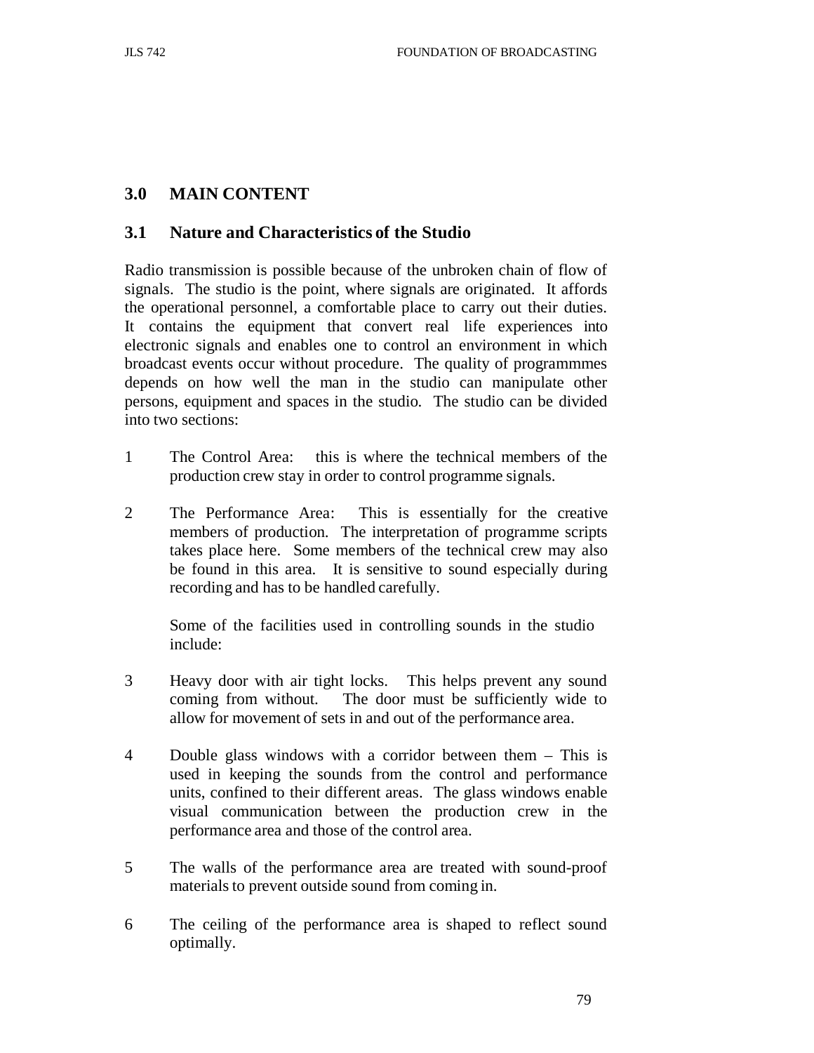## 3.0 MAIN CONTENT

### 3.1 Nature and Characteristics of the Studio

Radio transmission is possible because of the unbroken chain of flow of signals. The studio is the point, where signals are originated. It affords the operational personnel, a comfortable place to carry out their duties. It contains the equipment that convert real life experiences into electronic signals and enables one to control an environment in which broadcast events occur without procedure. The quality of programmmes depends on how well the man in the studio can manipulate other persons, equipment and spaces in the studio. The studio can be divided into two sections:

1. The Control Area: this is where the technical members of the production crew stay in order to control programme signals.

2. The Performance Area: This is essentially for the creative members of production. The interpretation of programme scripts takes place here. Some members of the technical crew may also be found in this area. It is sensitive to sound especially during recording and has to be handled carefully.

   Some of the facilities used in controlling sounds in the studio include:

3. Heavy door with air tight locks. This helps prevent any sound coming from without. The door must be sufficiently wide to allow for movement of sets in and out of the performance area.

4. Double glass windows with a corridor between them – This is used in keeping the sounds from the control and performance units, confined to their different areas. The glass windows enable visual communication between the production crew in the performance area and those of the control area.

5. The walls of the performance area are treated with sound-proof materials to prevent outside sound from coming in.

6. The ceiling of the performance area is shaped to reflect sound optimally.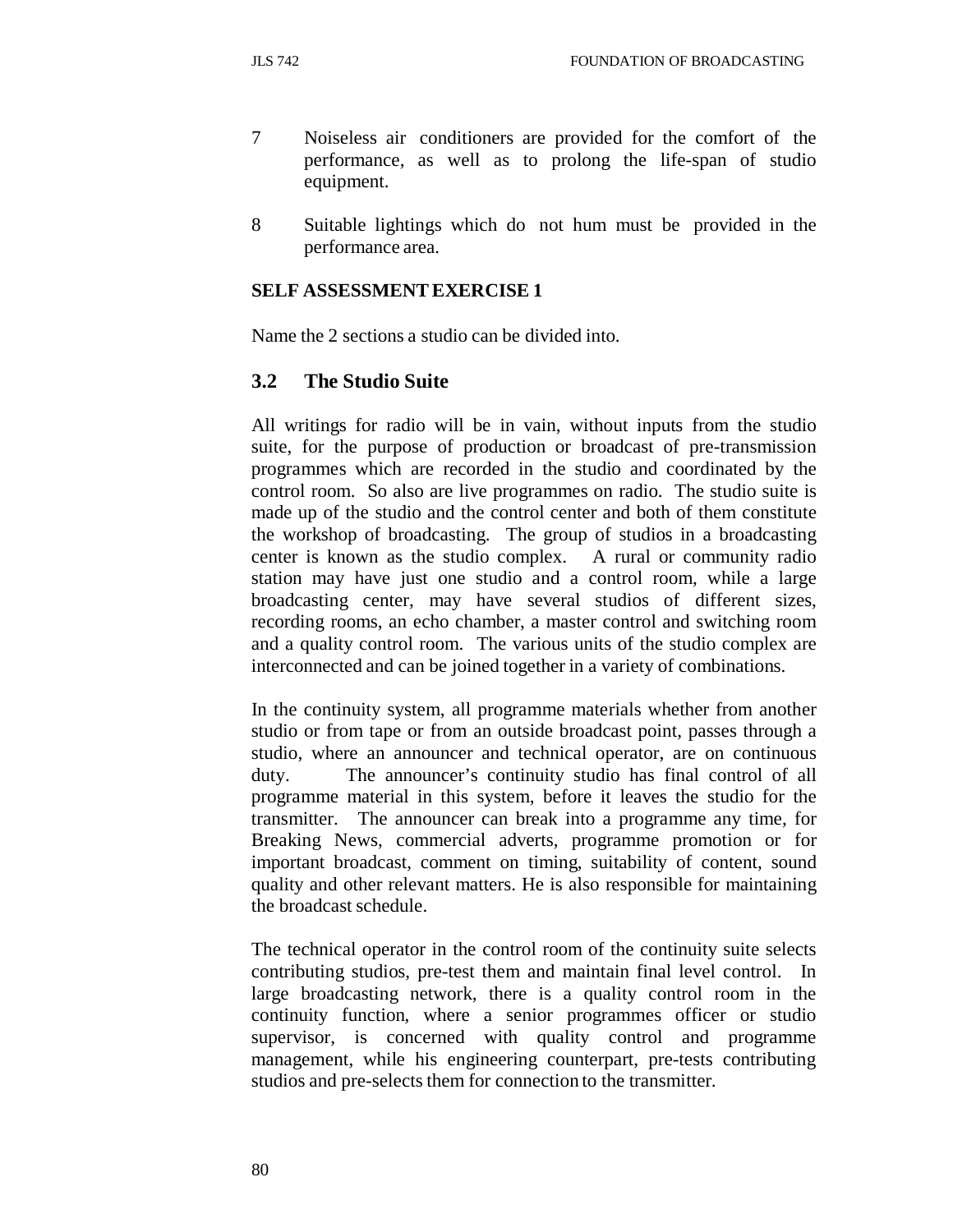7 Noiseless air conditioners are provided for the comfort of the performance, as well as to prolong the life-span of studio equipment.

8 Suitable lightings which do not hum must be provided in the performance area.

**SELF ASSESSMENT EXERCISE 1**

Name the 2 sections a studio can be divided into.

## 3.2 The Studio Suite

All writings for radio will be in vain, without inputs from the studio suite, for the purpose of production or broadcast of pre-transmission programmes which are recorded in the studio and coordinated by the control room. So also are live programmes on radio. The studio suite is made up of the studio and the control center and both of them constitute the workshop of broadcasting. The group of studios in a broadcasting center is known as the studio complex. A rural or community radio station may have just one studio and a control room, while a large broadcasting center, may have several studios of different sizes, recording rooms, an echo chamber, a master control and switching room and a quality control room. The various units of the studio complex are interconnected and can be joined together in a variety of combinations.

In the continuity system, all programme materials whether from another studio or from tape or from an outside broadcast point, passes through a studio, where an announcer and technical operator, are on continuous duty. The announcer's continuity studio has final control of all programme material in this system, before it leaves the studio for the transmitter. The announcer can break into a programme any time, for Breaking News, commercial adverts, programme promotion or for important broadcast, comment on timing, suitability of content, sound quality and other relevant matters. He is also responsible for maintaining the broadcast schedule.

The technical operator in the control room of the continuity suite selects contributing studios, pre-test them and maintain final level control. In large broadcasting network, there is a quality control room in the continuity function, where a senior programmes officer or studio supervisor, is concerned with quality control and programme management, while his engineering counterpart, pre-tests contributing studios and pre-selects them for connection to the transmitter.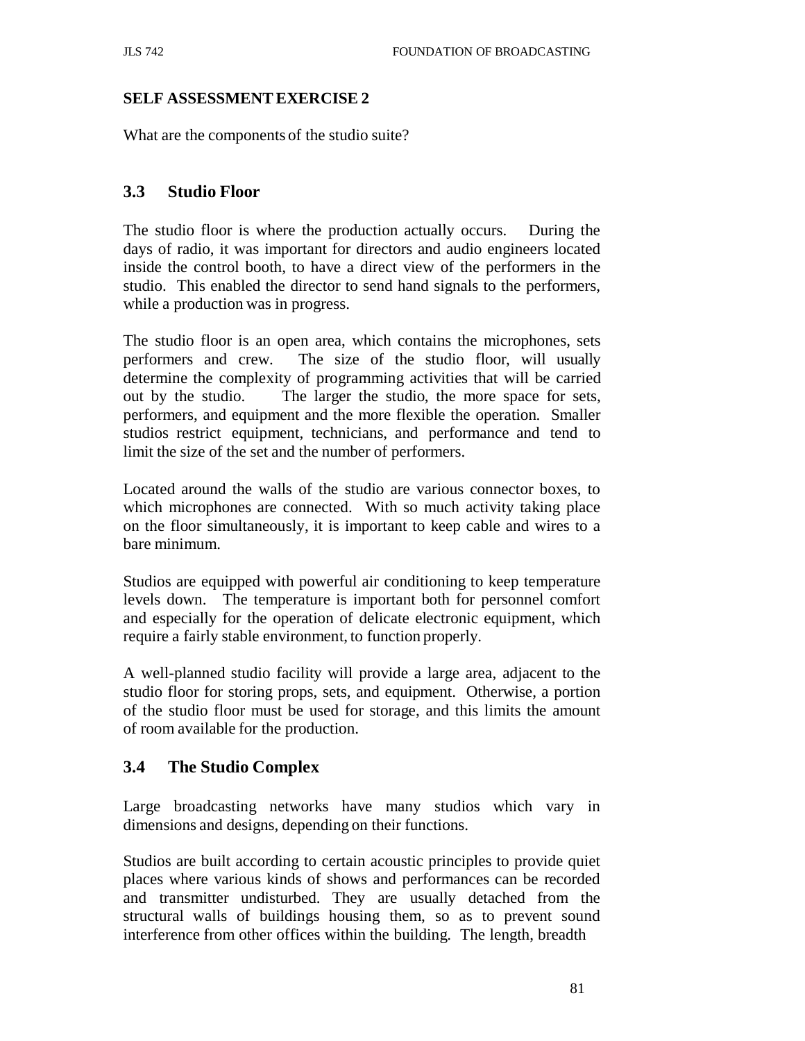**SELF ASSESSMENT EXERCISE 2**

What are the components of the studio suite?

## 3.3 Studio Floor

The studio floor is where the production actually occurs. During the days of radio, it was important for directors and audio engineers located inside the control booth, to have a direct view of the performers in the studio. This enabled the director to send hand signals to the performers, while a production was in progress.

The studio floor is an open area, which contains the microphones, sets performers and crew. The size of the studio floor, will usually determine the complexity of programming activities that will be carried out by the studio. The larger the studio, the more space for sets, performers, and equipment and the more flexible the operation. Smaller studios restrict equipment, technicians, and performance and tend to limit the size of the set and the number of performers.

Located around the walls of the studio are various connector boxes, to which microphones are connected. With so much activity taking place on the floor simultaneously, it is important to keep cable and wires to a bare minimum.

Studios are equipped with powerful air conditioning to keep temperature levels down. The temperature is important both for personnel comfort and especially for the operation of delicate electronic equipment, which require a fairly stable environment, to function properly.

A well-planned studio facility will provide a large area, adjacent to the studio floor for storing props, sets, and equipment. Otherwise, a portion of the studio floor must be used for storage, and this limits the amount of room available for the production.

## 3.4 The Studio Complex

Large broadcasting networks have many studios which vary in dimensions and designs, depending on their functions.

Studios are built according to certain acoustic principles to provide quiet places where various kinds of shows and performances can be recorded and transmitter undisturbed. They are usually detached from the structural walls of buildings housing them, so as to prevent sound interference from other offices within the building. The length, breadth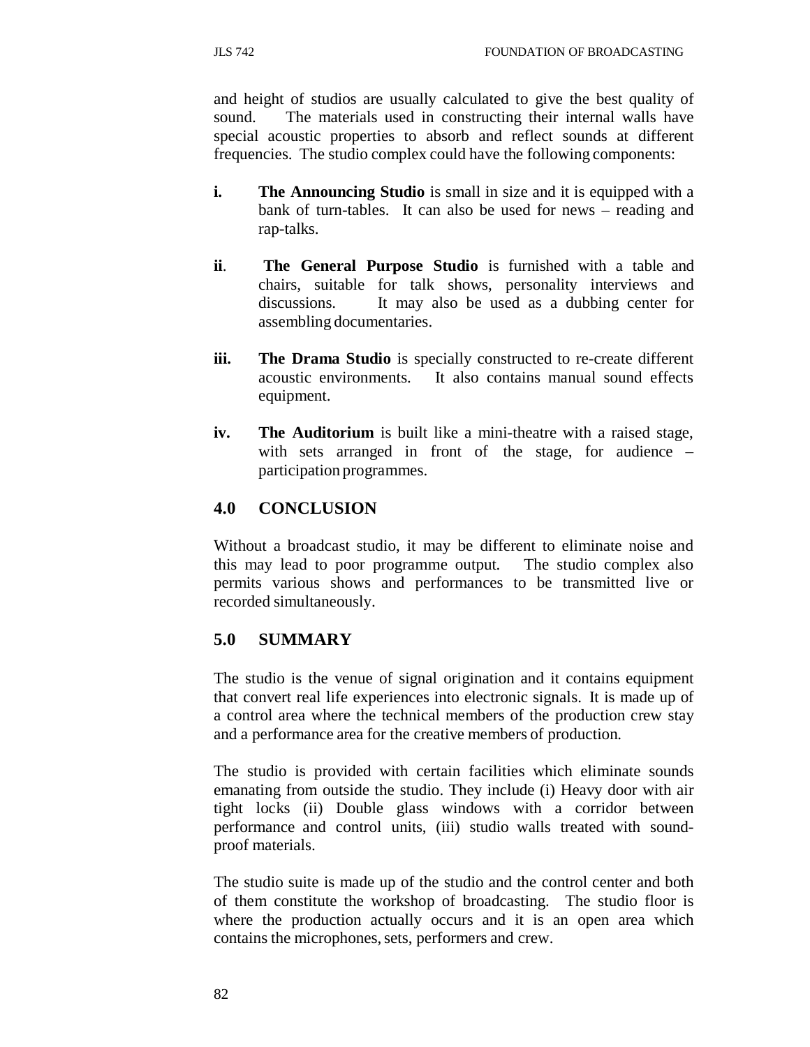and height of studios are usually calculated to give the best quality of sound. The materials used in constructing their internal walls have special acoustic properties to absorb and reflect sounds at different frequencies. The studio complex could have the following components:

**i.** **The Announcing Studio** is small in size and it is equipped with a bank of turn-tables. It can also be used for news – reading and rap-talks.

**ii**. **The General Purpose Studio** is furnished with a table and chairs, suitable for talk shows, personality interviews and discussions. It may also be used as a dubbing center for assembling documentaries.

**iii.** **The Drama Studio** is specially constructed to re-create different acoustic environments. It also contains manual sound effects equipment.

**iv.** **The Auditorium** is built like a mini-theatre with a raised stage, with sets arranged in front of the stage, for audience – participation programmes.

## 4.0 CONCLUSION

Without a broadcast studio, it may be different to eliminate noise and this may lead to poor programme output. The studio complex also permits various shows and performances to be transmitted live or recorded simultaneously.

## 5.0 SUMMARY

The studio is the venue of signal origination and it contains equipment that convert real life experiences into electronic signals. It is made up of a control area where the technical members of the production crew stay and a performance area for the creative members of production.

The studio is provided with certain facilities which eliminate sounds emanating from outside the studio. They include (i) Heavy door with air tight locks (ii) Double glass windows with a corridor between performance and control units, (iii) studio walls treated with sound-proof materials.

The studio suite is made up of the studio and the control center and both of them constitute the workshop of broadcasting. The studio floor is where the production actually occurs and it is an open area which contains the microphones, sets, performers and crew.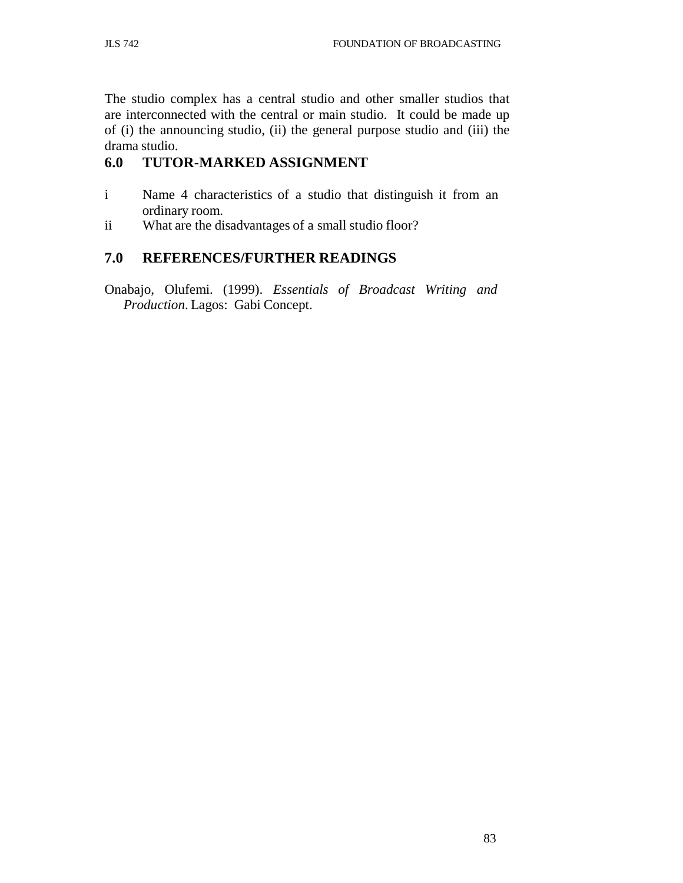The studio complex has a central studio and other smaller studios that are interconnected with the central or main studio. It could be made up of (i) the announcing studio, (ii) the general purpose studio and (iii) the drama studio.

## 6.0 TUTOR-MARKED ASSIGNMENT

i Name 4 characteristics of a studio that distinguish it from an ordinary room.

ii What are the disadvantages of a small studio floor?

## 7.0 REFERENCES/FURTHER READINGS

Onabajo, Olufemi. (1999). *Essentials of Broadcast Writing and Production*. Lagos: Gabi Concept.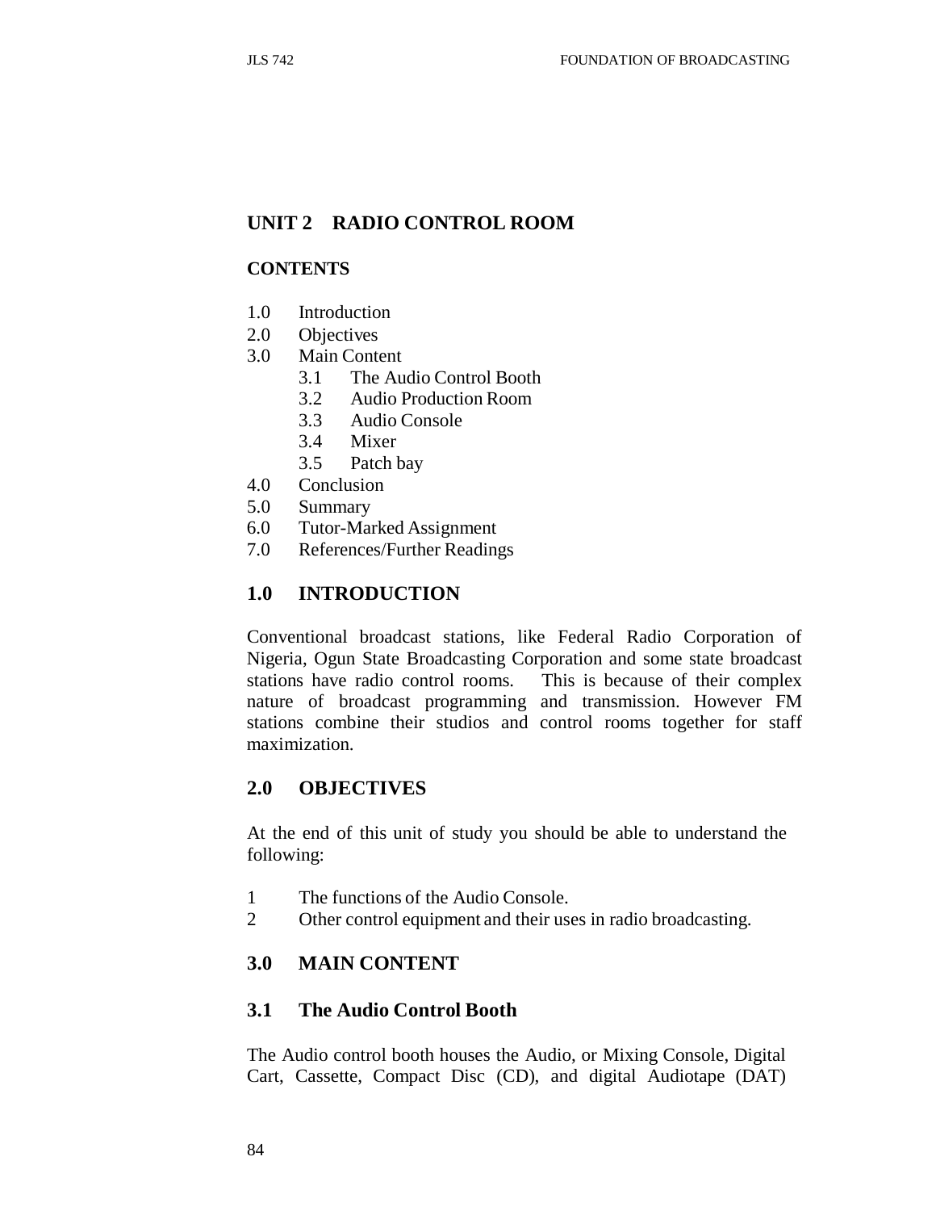## UNIT 2 RADIO CONTROL ROOM

### CONTENTS

1.0 Introduction
2.0 Objectives
3.0 Main Content
    3.1 The Audio Control Booth
    3.2 Audio Production Room
    3.3 Audio Console
    3.4 Mixer
    3.5 Patch bay
4.0 Conclusion
5.0 Summary
6.0 Tutor-Marked Assignment
7.0 References/Further Readings

## 1.0 INTRODUCTION

Conventional broadcast stations, like Federal Radio Corporation of Nigeria, Ogun State Broadcasting Corporation and some state broadcast stations have radio control rooms. This is because of their complex nature of broadcast programming and transmission. However FM stations combine their studios and control rooms together for staff maximization.

## 2.0 OBJECTIVES

At the end of this unit of study you should be able to understand the following:

1 The functions of the Audio Console.
2 Other control equipment and their uses in radio broadcasting.

## 3.0 MAIN CONTENT

### 3.1 The Audio Control Booth

The Audio control booth houses the Audio, or Mixing Console, Digital Cart, Cassette, Compact Disc (CD), and digital Audiotape (DAT)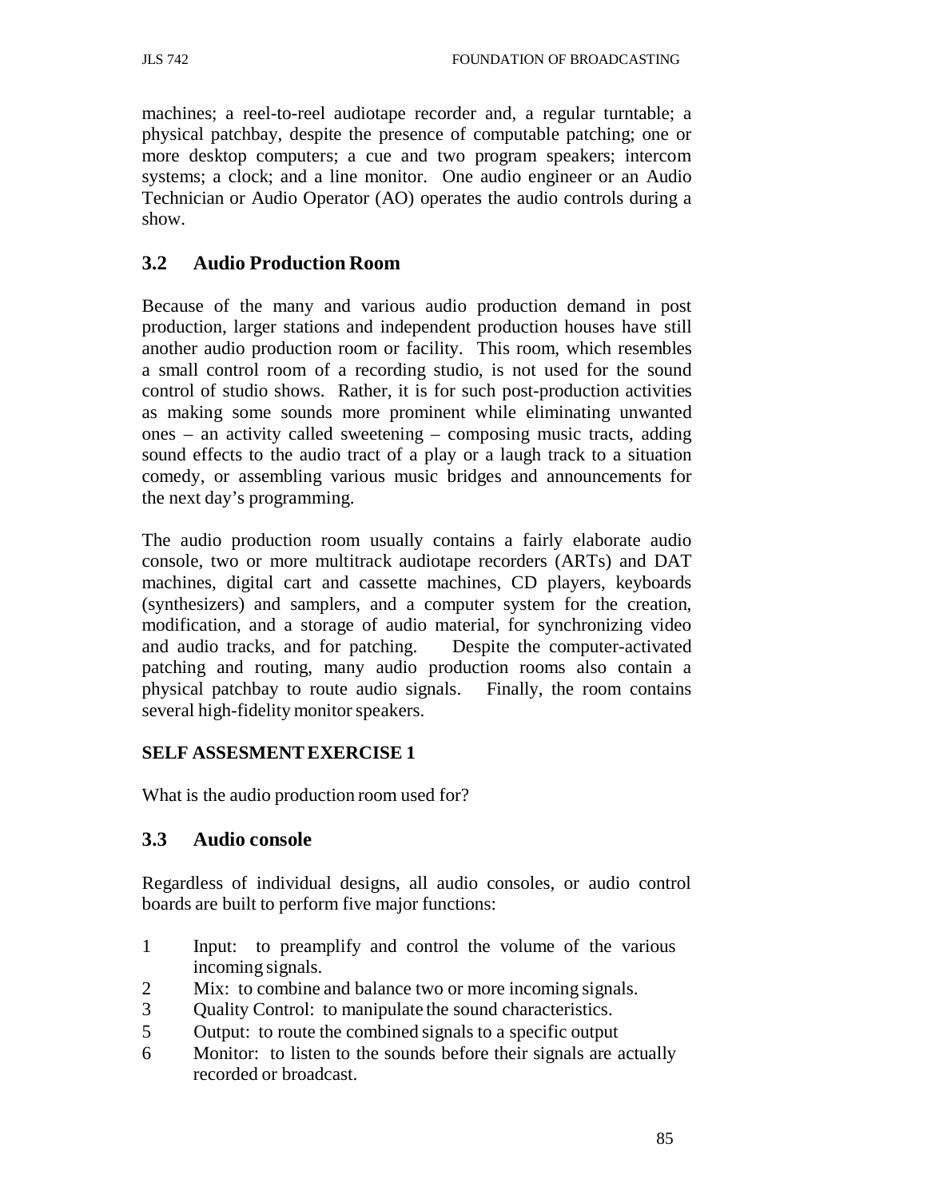machines; a reel-to-reel audiotape recorder and, a regular turntable; a physical patchbay, despite the presence of computable patching; one or more desktop computers; a cue and two program speakers; intercom systems; a clock; and a line monitor. One audio engineer or an Audio Technician or Audio Operator (AO) operates the audio controls during a show.

## 3.2 Audio Production Room

Because of the many and various audio production demand in post production, larger stations and independent production houses have still another audio production room or facility. This room, which resembles a small control room of a recording studio, is not used for the sound control of studio shows. Rather, it is for such post-production activities as making some sounds more prominent while eliminating unwanted ones – an activity called sweetening – composing music tracts, adding sound effects to the audio tract of a play or a laugh track to a situation comedy, or assembling various music bridges and announcements for the next day's programming.

The audio production room usually contains a fairly elaborate audio console, two or more multitrack audiotape recorders (ARTs) and DAT machines, digital cart and cassette machines, CD players, keyboards (synthesizers) and samplers, and a computer system for the creation, modification, and a storage of audio material, for synchronizing video and audio tracks, and for patching. Despite the computer-activated patching and routing, many audio production rooms also contain a physical patchbay to route audio signals. Finally, the room contains several high-fidelity monitor speakers.

**SELF ASSESMENT EXERCISE 1**

What is the audio production room used for?

## 3.3 Audio console

Regardless of individual designs, all audio consoles, or audio control boards are built to perform five major functions:

1 Input: to preamplify and control the volume of the various incoming signals.
2 Mix: to combine and balance two or more incoming signals.
3 Quality Control: to manipulate the sound characteristics.
5 Output: to route the combined signals to a specific output
6 Monitor: to listen to the sounds before their signals are actually recorded or broadcast.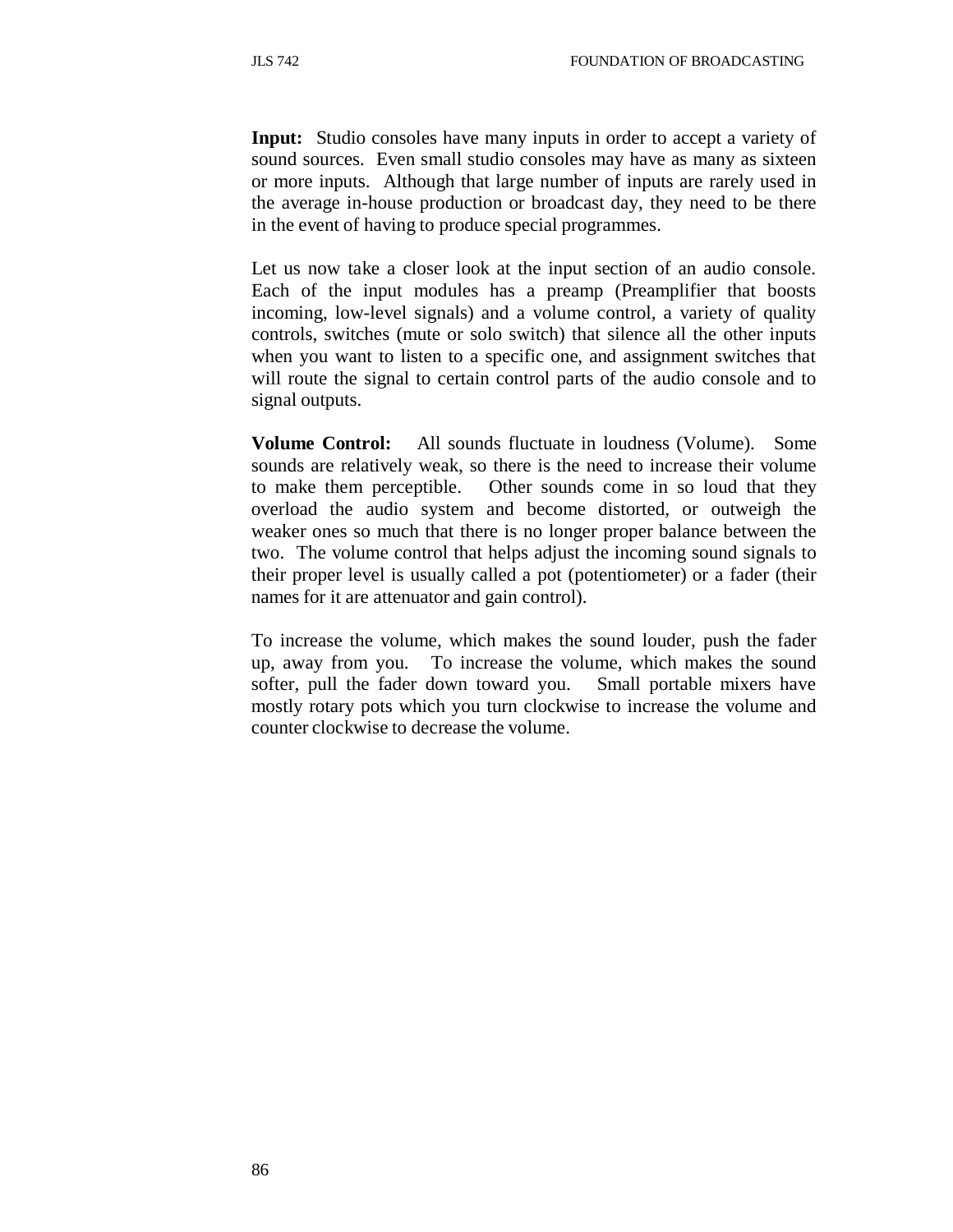**Input:** Studio consoles have many inputs in order to accept a variety of sound sources. Even small studio consoles may have as many as sixteen or more inputs. Although that large number of inputs are rarely used in the average in-house production or broadcast day, they need to be there in the event of having to produce special programmes.

Let us now take a closer look at the input section of an audio console. Each of the input modules has a preamp (Preamplifier that boosts incoming, low-level signals) and a volume control, a variety of quality controls, switches (mute or solo switch) that silence all the other inputs when you want to listen to a specific one, and assignment switches that will route the signal to certain control parts of the audio console and to signal outputs.

**Volume Control:** All sounds fluctuate in loudness (Volume). Some sounds are relatively weak, so there is the need to increase their volume to make them perceptible. Other sounds come in so loud that they overload the audio system and become distorted, or outweigh the weaker ones so much that there is no longer proper balance between the two. The volume control that helps adjust the incoming sound signals to their proper level is usually called a pot (potentiometer) or a fader (their names for it are attenuator and gain control).

To increase the volume, which makes the sound louder, push the fader up, away from you. To increase the volume, which makes the sound softer, pull the fader down toward you. Small portable mixers have mostly rotary pots which you turn clockwise to increase the volume and counter clockwise to decrease the volume.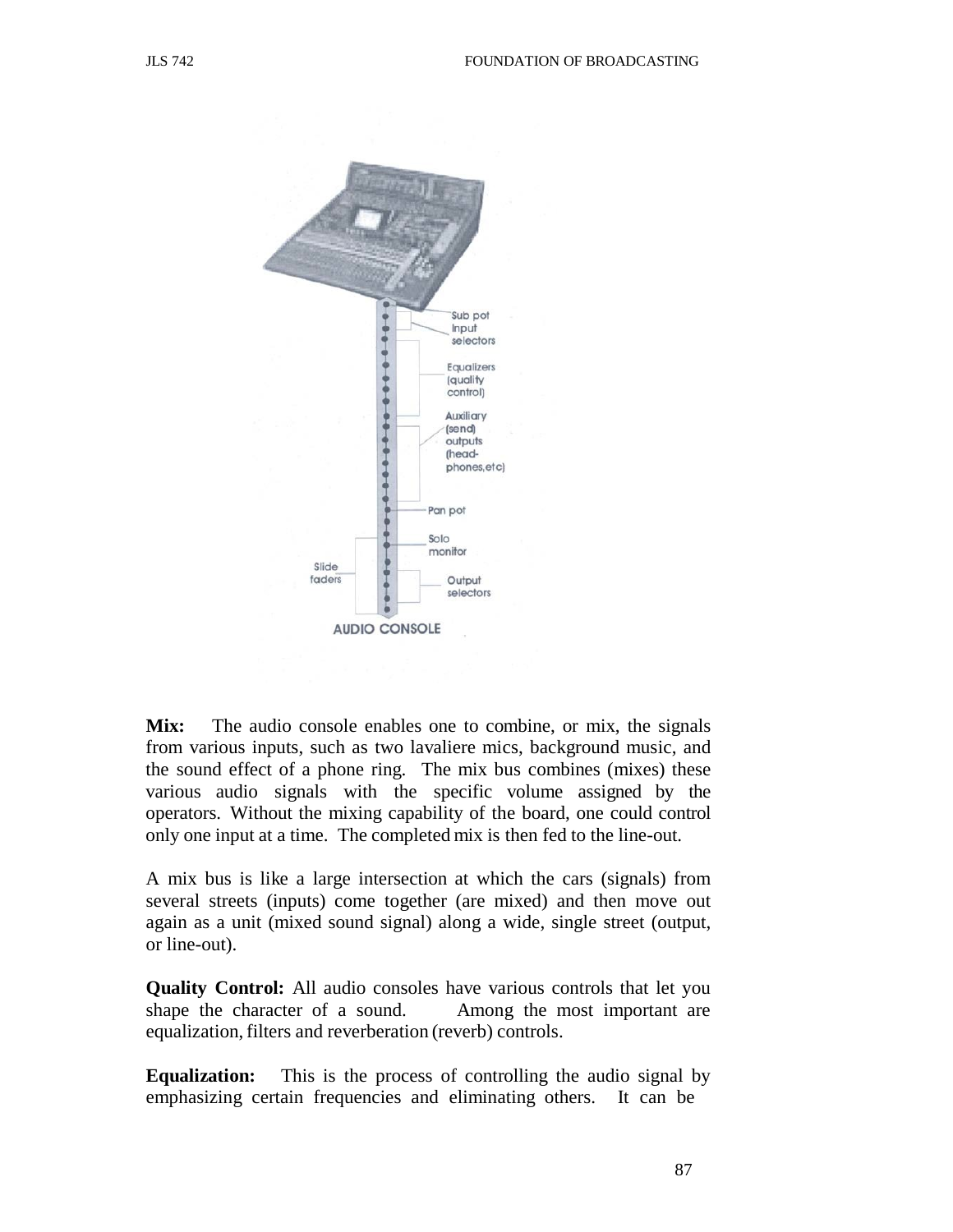Sub pot
Input selectors

Equalizers (quality control)

Auxiliary (send) outputs (head-phones,etc)

Pan pot

Solo monitor

Slide faders

Output selectors

AUDIO CONSOLE

**Mix:** The audio console enables one to combine, or mix, the signals from various inputs, such as two lavaliere mics, background music, and the sound effect of a phone ring. The mix bus combines (mixes) these various audio signals with the specific volume assigned by the operators. Without the mixing capability of the board, one could control only one input at a time. The completed mix is then fed to the line-out.

A mix bus is like a large intersection at which the cars (signals) from several streets (inputs) come together (are mixed) and then move out again as a unit (mixed sound signal) along a wide, single street (output, or line-out).

**Quality Control:** All audio consoles have various controls that let you shape the character of a sound. Among the most important are equalization, filters and reverberation (reverb) controls.

**Equalization:** This is the process of controlling the audio signal by emphasizing certain frequencies and eliminating others. It can be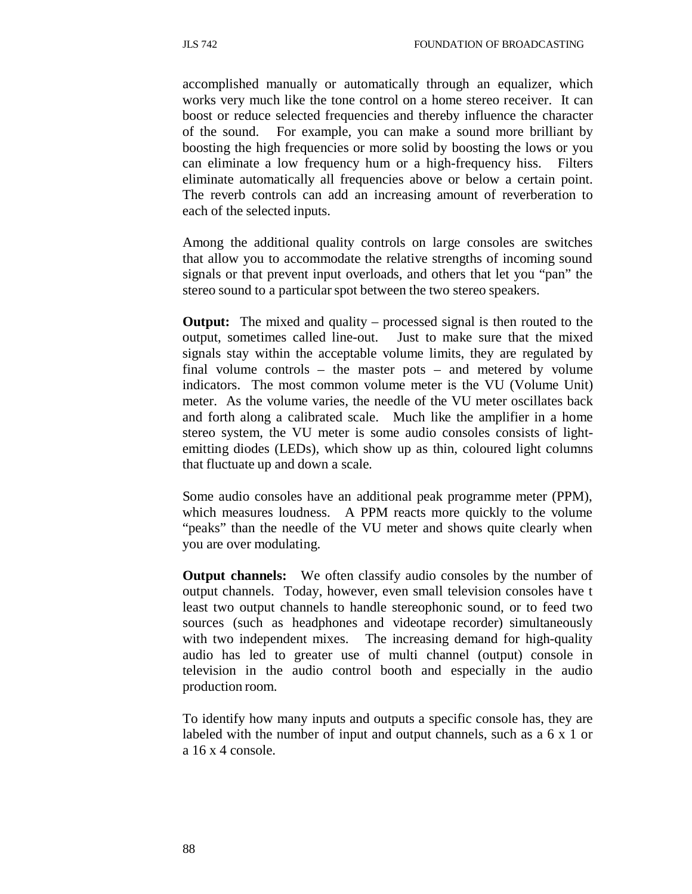accomplished manually or automatically through an equalizer, which works very much like the tone control on a home stereo receiver. It can boost or reduce selected frequencies and thereby influence the character of the sound. For example, you can make a sound more brilliant by boosting the high frequencies or more solid by boosting the lows or you can eliminate a low frequency hum or a high-frequency hiss. Filters eliminate automatically all frequencies above or below a certain point. The reverb controls can add an increasing amount of reverberation to each of the selected inputs.

Among the additional quality controls on large consoles are switches that allow you to accommodate the relative strengths of incoming sound signals or that prevent input overloads, and others that let you "pan" the stereo sound to a particular spot between the two stereo speakers.

**Output:** The mixed and quality – processed signal is then routed to the output, sometimes called line-out. Just to make sure that the mixed signals stay within the acceptable volume limits, they are regulated by final volume controls – the master pots – and metered by volume indicators. The most common volume meter is the VU (Volume Unit) meter. As the volume varies, the needle of the VU meter oscillates back and forth along a calibrated scale. Much like the amplifier in a home stereo system, the VU meter is some audio consoles consists of light-emitting diodes (LEDs), which show up as thin, coloured light columns that fluctuate up and down a scale.

Some audio consoles have an additional peak programme meter (PPM), which measures loudness. A PPM reacts more quickly to the volume "peaks" than the needle of the VU meter and shows quite clearly when you are over modulating.

**Output channels:** We often classify audio consoles by the number of output channels. Today, however, even small television consoles have t least two output channels to handle stereophonic sound, or to feed two sources (such as headphones and videotape recorder) simultaneously with two independent mixes. The increasing demand for high-quality audio has led to greater use of multi channel (output) console in television in the audio control booth and especially in the audio production room.

To identify how many inputs and outputs a specific console has, they are labeled with the number of input and output channels, such as a 6 x 1 or a 16 x 4 console.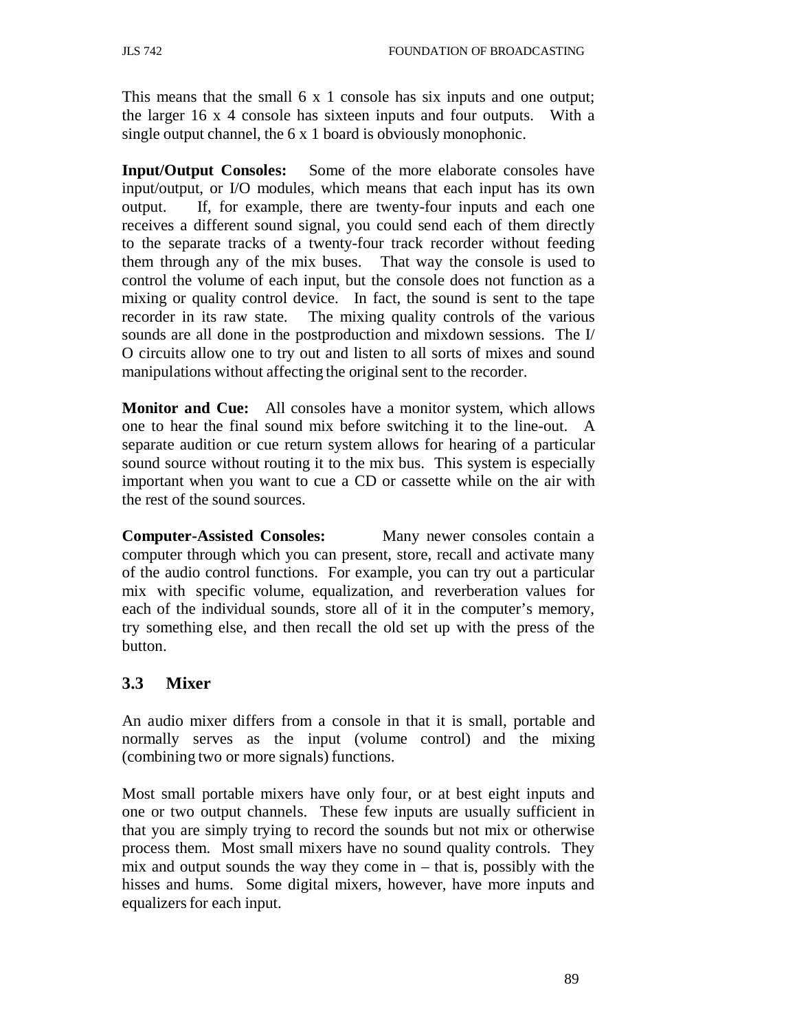This means that the small 6 x 1 console has six inputs and one output; the larger 16 x 4 console has sixteen inputs and four outputs. With a single output channel, the 6 x 1 board is obviously monophonic.

**Input/Output Consoles:** Some of the more elaborate consoles have input/output, or I/O modules, which means that each input has its own output. If, for example, there are twenty-four inputs and each one receives a different sound signal, you could send each of them directly to the separate tracks of a twenty-four track recorder without feeding them through any of the mix buses. That way the console is used to control the volume of each input, but the console does not function as a mixing or quality control device. In fact, the sound is sent to the tape recorder in its raw state. The mixing quality controls of the various sounds are all done in the postproduction and mixdown sessions. The I/O circuits allow one to try out and listen to all sorts of mixes and sound manipulations without affecting the original sent to the recorder.

**Monitor and Cue:** All consoles have a monitor system, which allows one to hear the final sound mix before switching it to the line-out. A separate audition or cue return system allows for hearing of a particular sound source without routing it to the mix bus. This system is especially important when you want to cue a CD or cassette while on the air with the rest of the sound sources.

**Computer-Assisted Consoles:** Many newer consoles contain a computer through which you can present, store, recall and activate many of the audio control functions. For example, you can try out a particular mix with specific volume, equalization, and reverberation values for each of the individual sounds, store all of it in the computer's memory, try something else, and then recall the old set up with the press of the button.

## 3.3 Mixer

An audio mixer differs from a console in that it is small, portable and normally serves as the input (volume control) and the mixing (combining two or more signals) functions.

Most small portable mixers have only four, or at best eight inputs and one or two output channels. These few inputs are usually sufficient in that you are simply trying to record the sounds but not mix or otherwise process them. Most small mixers have no sound quality controls. They mix and output sounds the way they come in – that is, possibly with the hisses and hums. Some digital mixers, however, have more inputs and equalizers for each input.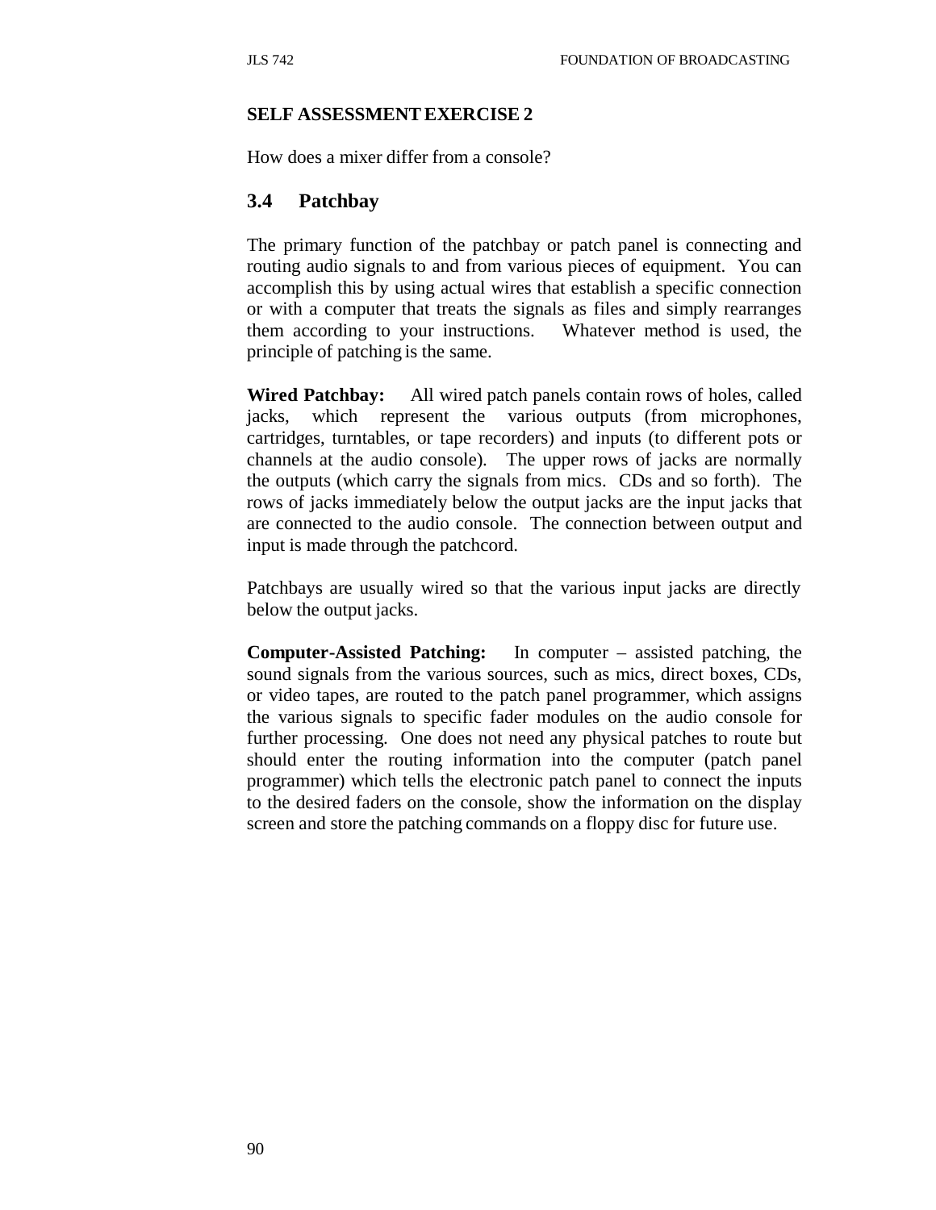**SELF ASSESSMENT EXERCISE 2**

How does a mixer differ from a console?

## 3.4 Patchbay

The primary function of the patchbay or patch panel is connecting and routing audio signals to and from various pieces of equipment. You can accomplish this by using actual wires that establish a specific connection or with a computer that treats the signals as files and simply rearranges them according to your instructions. Whatever method is used, the principle of patching is the same.

**Wired Patchbay:** All wired patch panels contain rows of holes, called jacks, which represent the various outputs (from microphones, cartridges, turntables, or tape recorders) and inputs (to different pots or channels at the audio console). The upper rows of jacks are normally the outputs (which carry the signals from mics. CDs and so forth). The rows of jacks immediately below the output jacks are the input jacks that are connected to the audio console. The connection between output and input is made through the patchcord.

Patchbays are usually wired so that the various input jacks are directly below the output jacks.

**Computer-Assisted Patching:** In computer – assisted patching, the sound signals from the various sources, such as mics, direct boxes, CDs, or video tapes, are routed to the patch panel programmer, which assigns the various signals to specific fader modules on the audio console for further processing. One does not need any physical patches to route but should enter the routing information into the computer (patch panel programmer) which tells the electronic patch panel to connect the inputs to the desired faders on the console, show the information on the display screen and store the patching commands on a floppy disc for future use.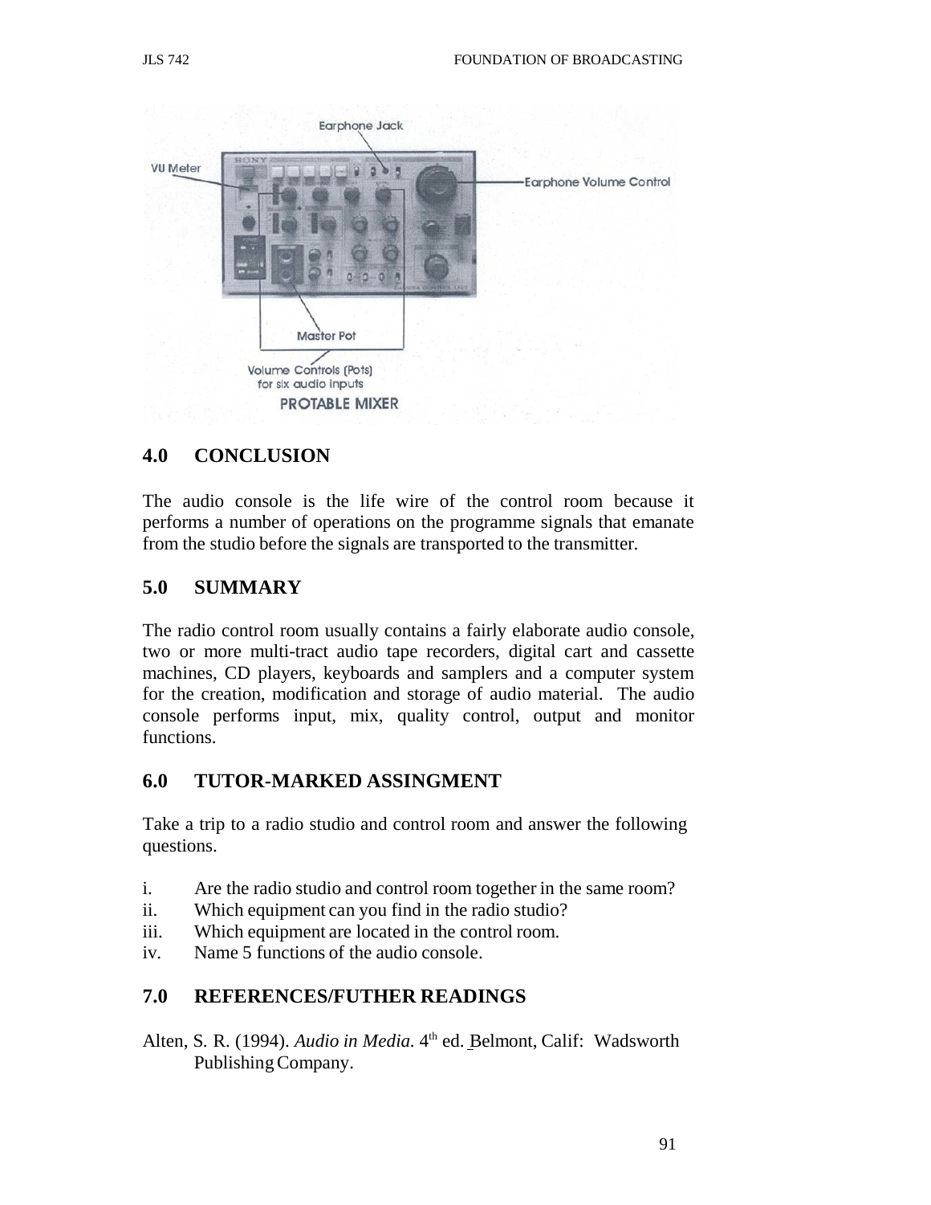## 4.0 CONCLUSION

The audio console is the life wire of the control room because it performs a number of operations on the programme signals that emanate from the studio before the signals are transported to the transmitter.

## 5.0 SUMMARY

The radio control room usually contains a fairly elaborate audio console, two or more multi-tract audio tape recorders, digital cart and cassette machines, CD players, keyboards and samplers and a computer system for the creation, modification and storage of audio material. The audio console performs input, mix, quality control, output and monitor functions.

## 6.0 TUTOR-MARKED ASSINGMENT

Take a trip to a radio studio and control room and answer the following questions.

i. Are the radio studio and control room together in the same room?
ii. Which equipment can you find in the radio studio?
iii. Which equipment are located in the control room.
iv. Name 5 functions of the audio console.

## 7.0 REFERENCES/FUTHER READINGS

Alten, S. R. (1994). *Audio in Media.* 4th ed. Belmont, Calif: Wadsworth Publishing Company.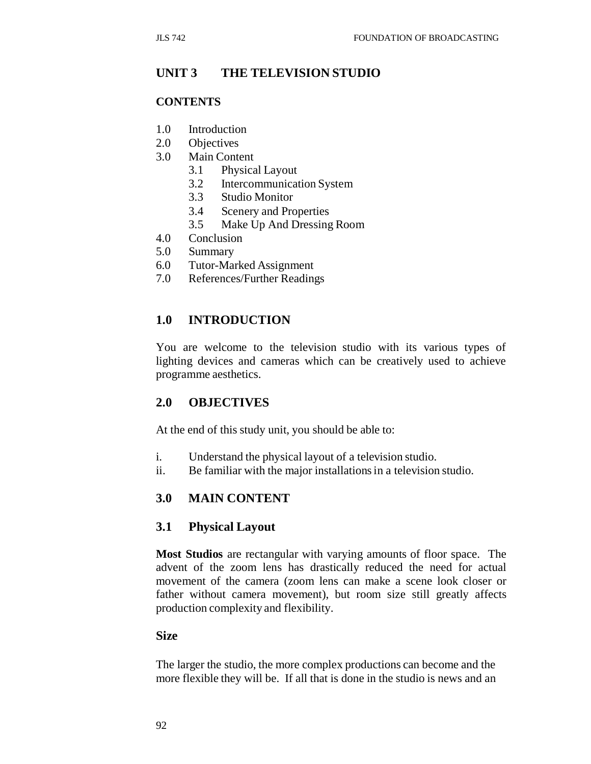## UNIT 3 THE TELEVISION STUDIO

### CONTENTS

1.0 Introduction
2.0 Objectives
3.0 Main Content
 3.1 Physical Layout
 3.2 Intercommunication System
 3.3 Studio Monitor
 3.4 Scenery and Properties
 3.5 Make Up And Dressing Room
4.0 Conclusion
5.0 Summary
6.0 Tutor-Marked Assignment
7.0 References/Further Readings

### 1.0 INTRODUCTION

You are welcome to the television studio with its various types of lighting devices and cameras which can be creatively used to achieve programme aesthetics.

### 2.0 OBJECTIVES

At the end of this study unit, you should be able to:

i. Understand the physical layout of a television studio.
ii. Be familiar with the major installations in a television studio.

### 3.0 MAIN CONTENT

### 3.1 Physical Layout

**Most Studios** are rectangular with varying amounts of floor space. The advent of the zoom lens has drastically reduced the need for actual movement of the camera (zoom lens can make a scene look closer or father without camera movement), but room size still greatly affects production complexity and flexibility.

**Size**

The larger the studio, the more complex productions can become and the more flexible they will be. If all that is done in the studio is news and an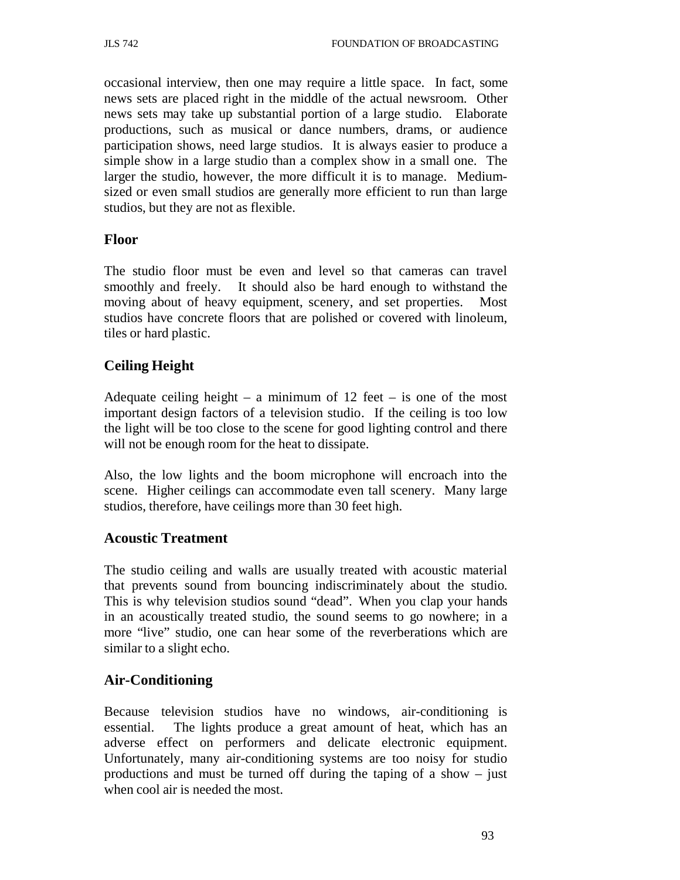occasional interview, then one may require a little space. In fact, some news sets are placed right in the middle of the actual newsroom. Other news sets may take up substantial portion of a large studio. Elaborate productions, such as musical or dance numbers, drams, or audience participation shows, need large studios. It is always easier to produce a simple show in a large studio than a complex show in a small one. The larger the studio, however, the more difficult it is to manage. Medium-sized or even small studios are generally more efficient to run than large studios, but they are not as flexible.

## Floor

The studio floor must be even and level so that cameras can travel smoothly and freely. It should also be hard enough to withstand the moving about of heavy equipment, scenery, and set properties. Most studios have concrete floors that are polished or covered with linoleum, tiles or hard plastic.

## Ceiling Height

Adequate ceiling height – a minimum of 12 feet – is one of the most important design factors of a television studio. If the ceiling is too low the light will be too close to the scene for good lighting control and there will not be enough room for the heat to dissipate.

Also, the low lights and the boom microphone will encroach into the scene. Higher ceilings can accommodate even tall scenery. Many large studios, therefore, have ceilings more than 30 feet high.

## Acoustic Treatment

The studio ceiling and walls are usually treated with acoustic material that prevents sound from bouncing indiscriminately about the studio. This is why television studios sound "dead". When you clap your hands in an acoustically treated studio, the sound seems to go nowhere; in a more "live" studio, one can hear some of the reverberations which are similar to a slight echo.

## Air-Conditioning

Because television studios have no windows, air-conditioning is essential. The lights produce a great amount of heat, which has an adverse effect on performers and delicate electronic equipment. Unfortunately, many air-conditioning systems are too noisy for studio productions and must be turned off during the taping of a show – just when cool air is needed the most.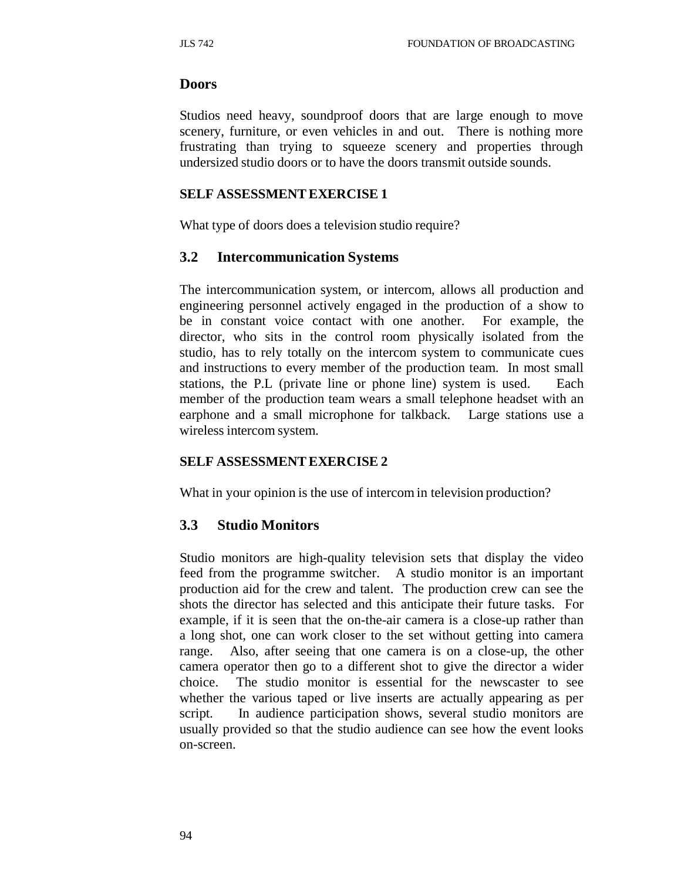### Doors

Studios need heavy, soundproof doors that are large enough to move scenery, furniture, or even vehicles in and out. There is nothing more frustrating than trying to squeeze scenery and properties through undersized studio doors or to have the doors transmit outside sounds.

**SELF ASSESSMENT EXERCISE 1**

What type of doors does a television studio require?

## 3.2 Intercommunication Systems

The intercommunication system, or intercom, allows all production and engineering personnel actively engaged in the production of a show to be in constant voice contact with one another. For example, the director, who sits in the control room physically isolated from the studio, has to rely totally on the intercom system to communicate cues and instructions to every member of the production team. In most small stations, the P.L (private line or phone line) system is used. Each member of the production team wears a small telephone headset with an earphone and a small microphone for talkback. Large stations use a wireless intercom system.

**SELF ASSESSMENT EXERCISE 2**

What in your opinion is the use of intercom in television production?

## 3.3 Studio Monitors

Studio monitors are high-quality television sets that display the video feed from the programme switcher. A studio monitor is an important production aid for the crew and talent. The production crew can see the shots the director has selected and this anticipate their future tasks. For example, if it is seen that the on-the-air camera is a close-up rather than a long shot, one can work closer to the set without getting into camera range. Also, after seeing that one camera is on a close-up, the other camera operator then go to a different shot to give the director a wider choice. The studio monitor is essential for the newscaster to see whether the various taped or live inserts are actually appearing as per script. In audience participation shows, several studio monitors are usually provided so that the studio audience can see how the event looks on-screen.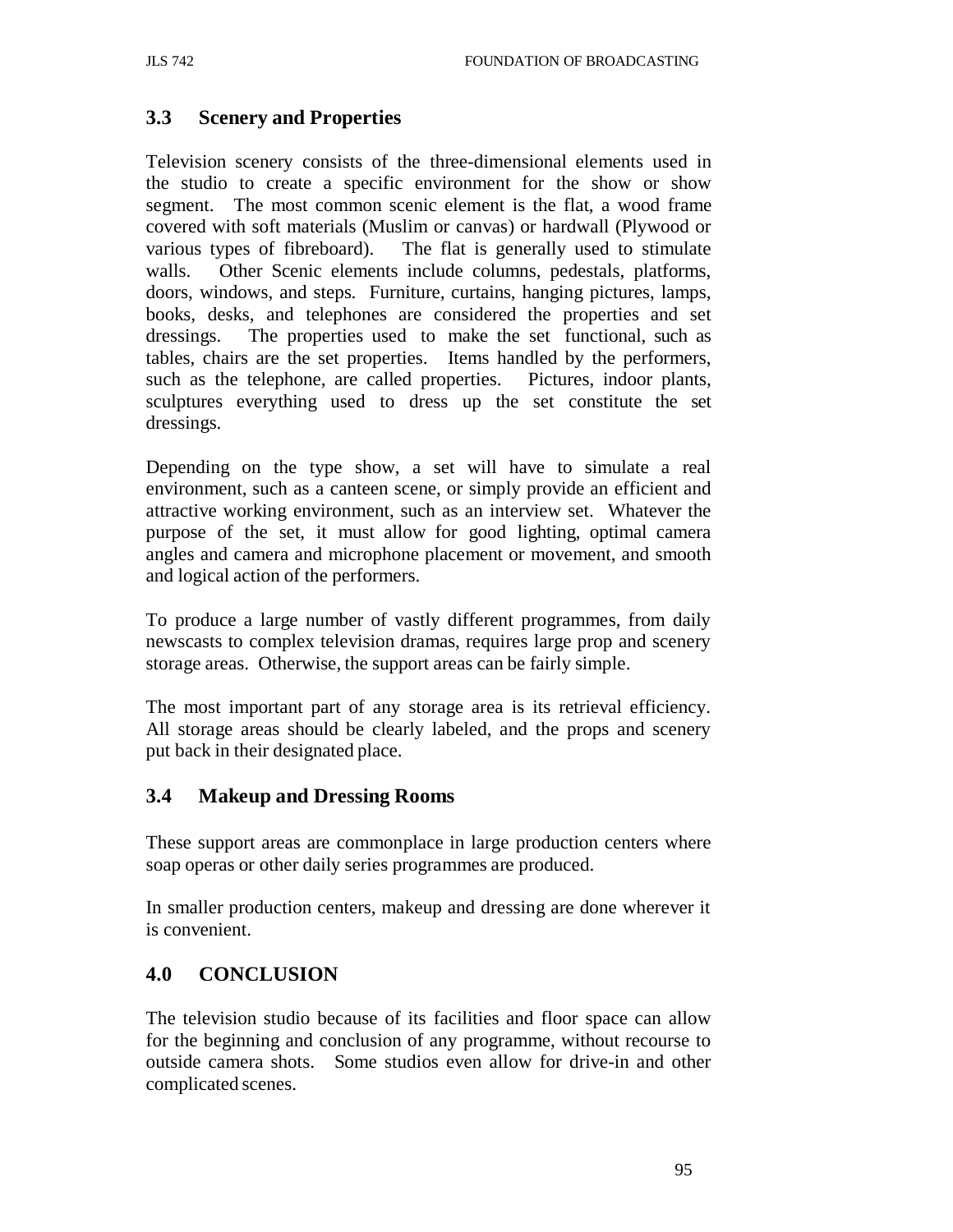## 3.3 Scenery and Properties

Television scenery consists of the three-dimensional elements used in the studio to create a specific environment for the show or show segment. The most common scenic element is the flat, a wood frame covered with soft materials (Muslim or canvas) or hardwall (Plywood or various types of fibreboard). The flat is generally used to stimulate walls. Other Scenic elements include columns, pedestals, platforms, doors, windows, and steps. Furniture, curtains, hanging pictures, lamps, books, desks, and telephones are considered the properties and set dressings. The properties used to make the set functional, such as tables, chairs are the set properties. Items handled by the performers, such as the telephone, are called properties. Pictures, indoor plants, sculptures everything used to dress up the set constitute the set dressings.

Depending on the type show, a set will have to simulate a real environment, such as a canteen scene, or simply provide an efficient and attractive working environment, such as an interview set. Whatever the purpose of the set, it must allow for good lighting, optimal camera angles and camera and microphone placement or movement, and smooth and logical action of the performers.

To produce a large number of vastly different programmes, from daily newscasts to complex television dramas, requires large prop and scenery storage areas. Otherwise, the support areas can be fairly simple.

The most important part of any storage area is its retrieval efficiency. All storage areas should be clearly labeled, and the props and scenery put back in their designated place.

## 3.4 Makeup and Dressing Rooms

These support areas are commonplace in large production centers where soap operas or other daily series programmes are produced.

In smaller production centers, makeup and dressing are done wherever it is convenient.

## 4.0 CONCLUSION

The television studio because of its facilities and floor space can allow for the beginning and conclusion of any programme, without recourse to outside camera shots. Some studios even allow for drive-in and other complicated scenes.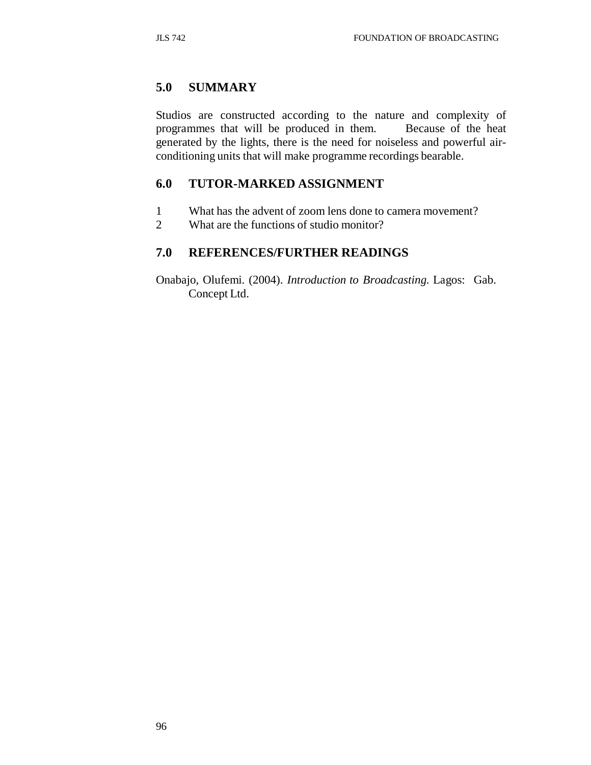## 5.0 SUMMARY

Studios are constructed according to the nature and complexity of programmes that will be produced in them. Because of the heat generated by the lights, there is the need for noiseless and powerful air-conditioning units that will make programme recordings bearable.

## 6.0 TUTOR-MARKED ASSIGNMENT

1. What has the advent of zoom lens done to camera movement?
2. What are the functions of studio monitor?

## 7.0 REFERENCES/FURTHER READINGS

Onabajo, Olufemi. (2004). *Introduction to Broadcasting.* Lagos: Gab. Concept Ltd.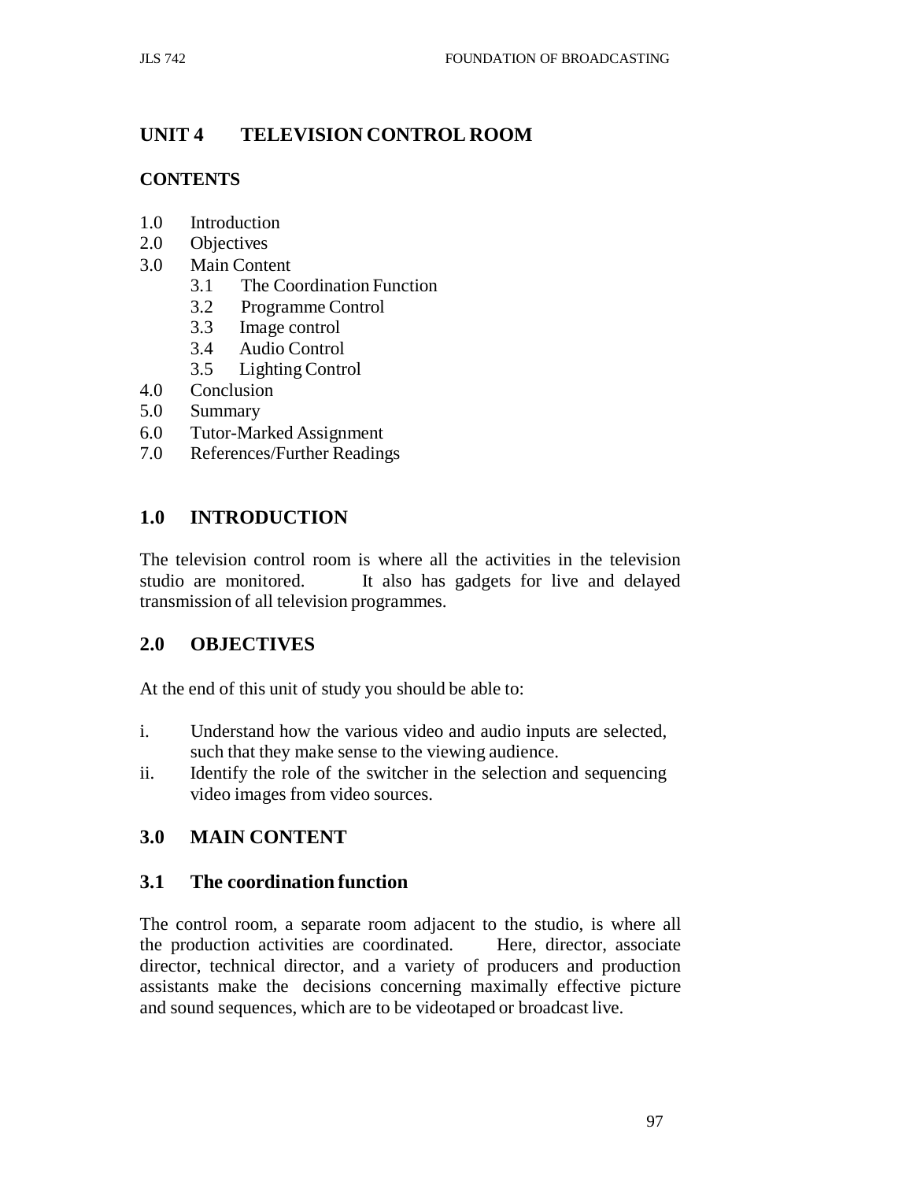## UNIT 4 TELEVISION CONTROL ROOM

**CONTENTS**

1.0 Introduction
2.0 Objectives
3.0 Main Content
    3.1 The Coordination Function
    3.2 Programme Control
    3.3 Image control
    3.4 Audio Control
    3.5 Lighting Control
4.0 Conclusion
5.0 Summary
6.0 Tutor-Marked Assignment
7.0 References/Further Readings

## 1.0 INTRODUCTION

The television control room is where all the activities in the television studio are monitored. It also has gadgets for live and delayed transmission of all television programmes.

## 2.0 OBJECTIVES

At the end of this unit of study you should be able to:

i. Understand how the various video and audio inputs are selected, such that they make sense to the viewing audience.
ii. Identify the role of the switcher in the selection and sequencing video images from video sources.

## 3.0 MAIN CONTENT

### 3.1 The coordination function

The control room, a separate room adjacent to the studio, is where all the production activities are coordinated. Here, director, associate director, technical director, and a variety of producers and production assistants make the decisions concerning maximally effective picture and sound sequences, which are to be videotaped or broadcast live.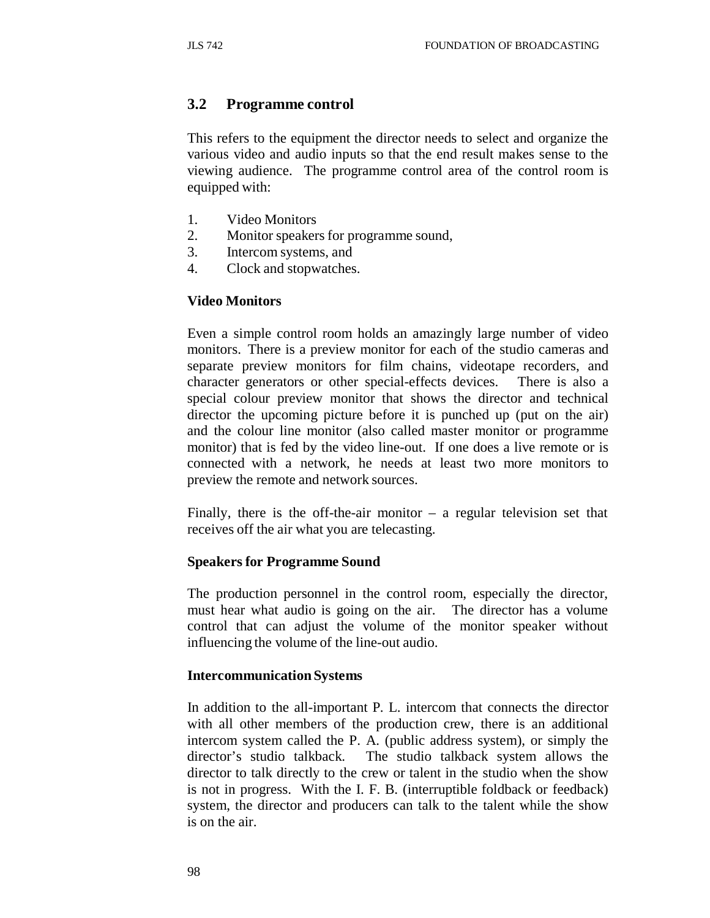## 3.2 Programme control

This refers to the equipment the director needs to select and organize the various video and audio inputs so that the end result makes sense to the viewing audience. The programme control area of the control room is equipped with:

1. Video Monitors
2. Monitor speakers for programme sound,
3. Intercom systems, and
4. Clock and stopwatches.

**Video Monitors**

Even a simple control room holds an amazingly large number of video monitors. There is a preview monitor for each of the studio cameras and separate preview monitors for film chains, videotape recorders, and character generators or other special-effects devices. There is also a special colour preview monitor that shows the director and technical director the upcoming picture before it is punched up (put on the air) and the colour line monitor (also called master monitor or programme monitor) that is fed by the video line-out. If one does a live remote or is connected with a network, he needs at least two more monitors to preview the remote and network sources.

Finally, there is the off-the-air monitor – a regular television set that receives off the air what you are telecasting.

**Speakers for Programme Sound**

The production personnel in the control room, especially the director, must hear what audio is going on the air. The director has a volume control that can adjust the volume of the monitor speaker without influencing the volume of the line-out audio.

**Intercommunication Systems**

In addition to the all-important P. L. intercom that connects the director with all other members of the production crew, there is an additional intercom system called the P. A. (public address system), or simply the director's studio talkback. The studio talkback system allows the director to talk directly to the crew or talent in the studio when the show is not in progress. With the I. F. B. (interruptible foldback or feedback) system, the director and producers can talk to the talent while the show is on the air.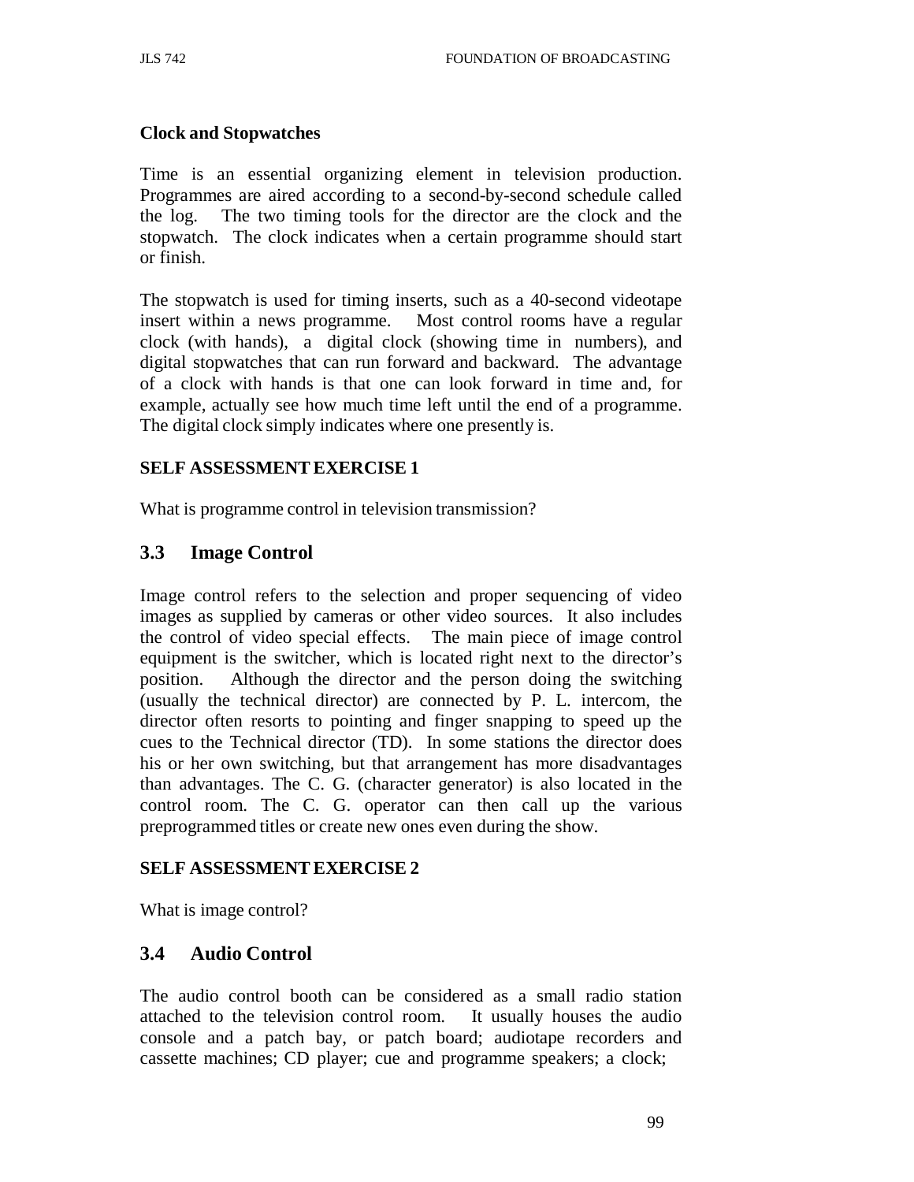**Clock and Stopwatches**

Time is an essential organizing element in television production. Programmes are aired according to a second-by-second schedule called the log. The two timing tools for the director are the clock and the stopwatch. The clock indicates when a certain programme should start or finish.

The stopwatch is used for timing inserts, such as a 40-second videotape insert within a news programme. Most control rooms have a regular clock (with hands), a digital clock (showing time in numbers), and digital stopwatches that can run forward and backward. The advantage of a clock with hands is that one can look forward in time and, for example, actually see how much time left until the end of a programme. The digital clock simply indicates where one presently is.

**SELF ASSESSMENT EXERCISE 1**

What is programme control in television transmission?

## 3.3 Image Control

Image control refers to the selection and proper sequencing of video images as supplied by cameras or other video sources. It also includes the control of video special effects. The main piece of image control equipment is the switcher, which is located right next to the director's position. Although the director and the person doing the switching (usually the technical director) are connected by P. L. intercom, the director often resorts to pointing and finger snapping to speed up the cues to the Technical director (TD). In some stations the director does his or her own switching, but that arrangement has more disadvantages than advantages. The C. G. (character generator) is also located in the control room. The C. G. operator can then call up the various preprogrammed titles or create new ones even during the show.

**SELF ASSESSMENT EXERCISE 2**

What is image control?

## 3.4 Audio Control

The audio control booth can be considered as a small radio station attached to the television control room. It usually houses the audio console and a patch bay, or patch board; audiotape recorders and cassette machines; CD player; cue and programme speakers; a clock;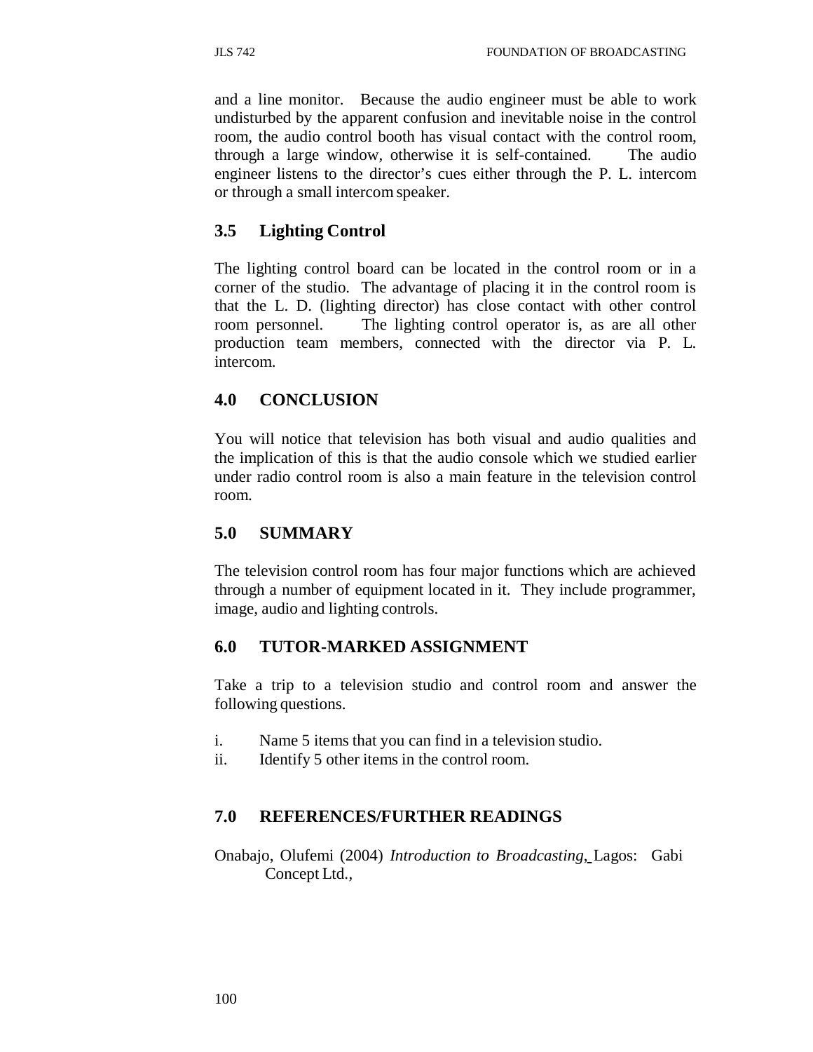and a line monitor. Because the audio engineer must be able to work undisturbed by the apparent confusion and inevitable noise in the control room, the audio control booth has visual contact with the control room, through a large window, otherwise it is self-contained. The audio engineer listens to the director's cues either through the P. L. intercom or through a small intercom speaker.

### 3.5 Lighting Control

The lighting control board can be located in the control room or in a corner of the studio. The advantage of placing it in the control room is that the L. D. (lighting director) has close contact with other control room personnel. The lighting control operator is, as are all other production team members, connected with the director via P. L. intercom.

## 4.0 CONCLUSION

You will notice that television has both visual and audio qualities and the implication of this is that the audio console which we studied earlier under radio control room is also a main feature in the television control room.

## 5.0 SUMMARY

The television control room has four major functions which are achieved through a number of equipment located in it. They include programmer, image, audio and lighting controls.

## 6.0 TUTOR-MARKED ASSIGNMENT

Take a trip to a television studio and control room and answer the following questions.

i. Name 5 items that you can find in a television studio.
ii. Identify 5 other items in the control room.

## 7.0 REFERENCES/FURTHER READINGS

Onabajo, Olufemi (2004) *Introduction to Broadcasting*, Lagos: Gabi Concept Ltd.,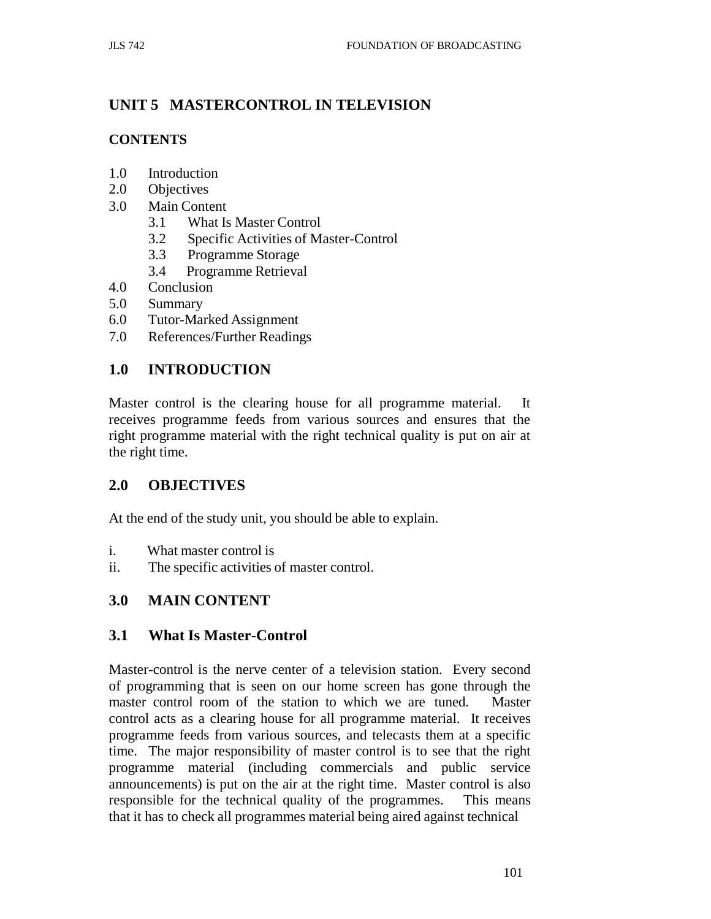# UNIT 5 MASTERCONTROL IN TELEVISION

## CONTENTS

1.0 Introduction
2.0 Objectives
3.0 Main Content
  3.1 What Is Master Control
  3.2 Specific Activities of Master-Control
  3.3 Programme Storage
  3.4 Programme Retrieval
4.0 Conclusion
5.0 Summary
6.0 Tutor-Marked Assignment
7.0 References/Further Readings

## 1.0 INTRODUCTION

Master control is the clearing house for all programme material. It receives programme feeds from various sources and ensures that the right programme material with the right technical quality is put on air at the right time.

## 2.0 OBJECTIVES

At the end of the study unit, you should be able to explain.

i. What master control is
ii. The specific activities of master control.

## 3.0 MAIN CONTENT

### 3.1 What Is Master-Control

Master-control is the nerve center of a television station. Every second of programming that is seen on our home screen has gone through the master control room of the station to which we are tuned. Master control acts as a clearing house for all programme material. It receives programme feeds from various sources, and telecasts them at a specific time. The major responsibility of master control is to see that the right programme material (including commercials and public service announcements) is put on the air at the right time. Master control is also responsible for the technical quality of the programmes. This means that it has to check all programmes material being aired against technical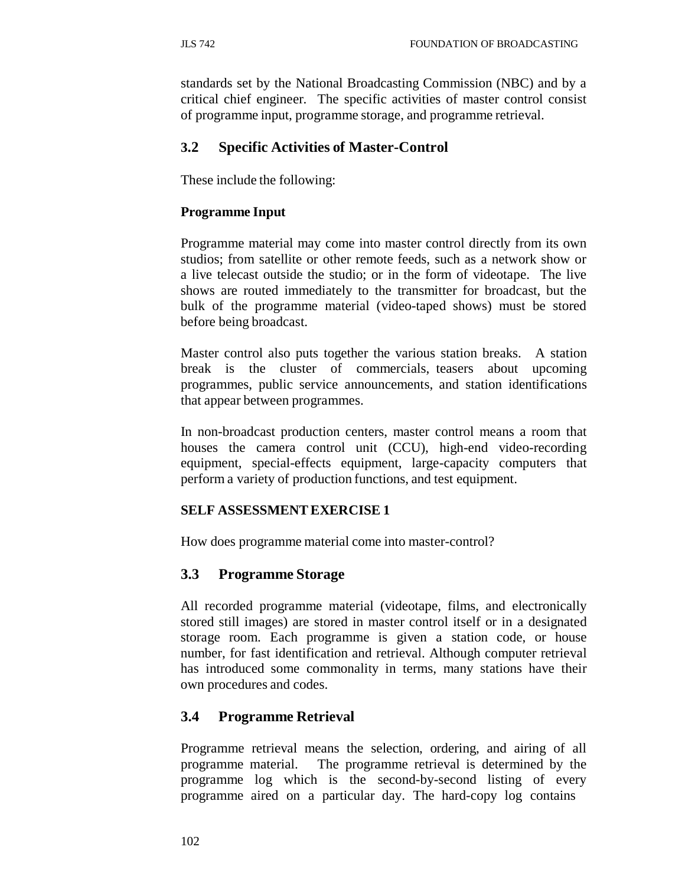standards set by the National Broadcasting Commission (NBC) and by a critical chief engineer. The specific activities of master control consist of programme input, programme storage, and programme retrieval.

## 3.2 Specific Activities of Master-Control

These include the following:

**Programme Input**

Programme material may come into master control directly from its own studios; from satellite or other remote feeds, such as a network show or a live telecast outside the studio; or in the form of videotape. The live shows are routed immediately to the transmitter for broadcast, but the bulk of the programme material (video-taped shows) must be stored before being broadcast.

Master control also puts together the various station breaks. A station break is the cluster of commercials, teasers about upcoming programmes, public service announcements, and station identifications that appear between programmes.

In non-broadcast production centers, master control means a room that houses the camera control unit (CCU), high-end video-recording equipment, special-effects equipment, large-capacity computers that perform a variety of production functions, and test equipment.

**SELF ASSESSMENT EXERCISE 1**

How does programme material come into master-control?

## 3.3 Programme Storage

All recorded programme material (videotape, films, and electronically stored still images) are stored in master control itself or in a designated storage room. Each programme is given a station code, or house number, for fast identification and retrieval. Although computer retrieval has introduced some commonality in terms, many stations have their own procedures and codes.

## 3.4 Programme Retrieval

Programme retrieval means the selection, ordering, and airing of all programme material. The programme retrieval is determined by the programme log which is the second-by-second listing of every programme aired on a particular day. The hard-copy log contains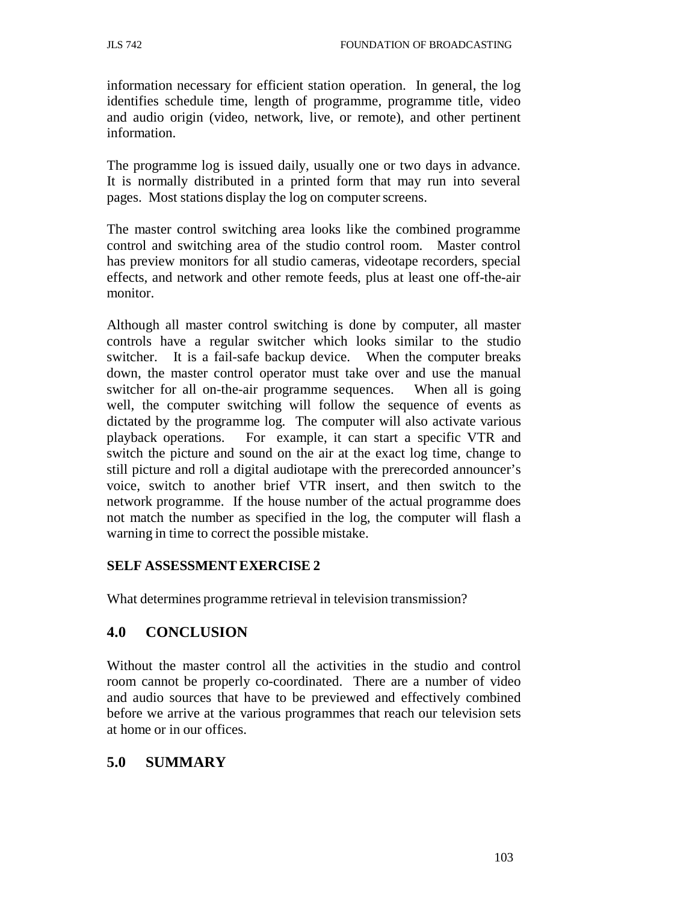information necessary for efficient station operation. In general, the log identifies schedule time, length of programme, programme title, video and audio origin (video, network, live, or remote), and other pertinent information.

The programme log is issued daily, usually one or two days in advance. It is normally distributed in a printed form that may run into several pages. Most stations display the log on computer screens.

The master control switching area looks like the combined programme control and switching area of the studio control room. Master control has preview monitors for all studio cameras, videotape recorders, special effects, and network and other remote feeds, plus at least one off-the-air monitor.

Although all master control switching is done by computer, all master controls have a regular switcher which looks similar to the studio switcher. It is a fail-safe backup device. When the computer breaks down, the master control operator must take over and use the manual switcher for all on-the-air programme sequences. When all is going well, the computer switching will follow the sequence of events as dictated by the programme log. The computer will also activate various playback operations. For example, it can start a specific VTR and switch the picture and sound on the air at the exact log time, change to still picture and roll a digital audiotape with the prerecorded announcer's voice, switch to another brief VTR insert, and then switch to the network programme. If the house number of the actual programme does not match the number as specified in the log, the computer will flash a warning in time to correct the possible mistake.

**SELF ASSESSMENT EXERCISE 2**

What determines programme retrieval in television transmission?

## 4.0 CONCLUSION

Without the master control all the activities in the studio and control room cannot be properly co-coordinated. There are a number of video and audio sources that have to be previewed and effectively combined before we arrive at the various programmes that reach our television sets at home or in our offices.

## 5.0 SUMMARY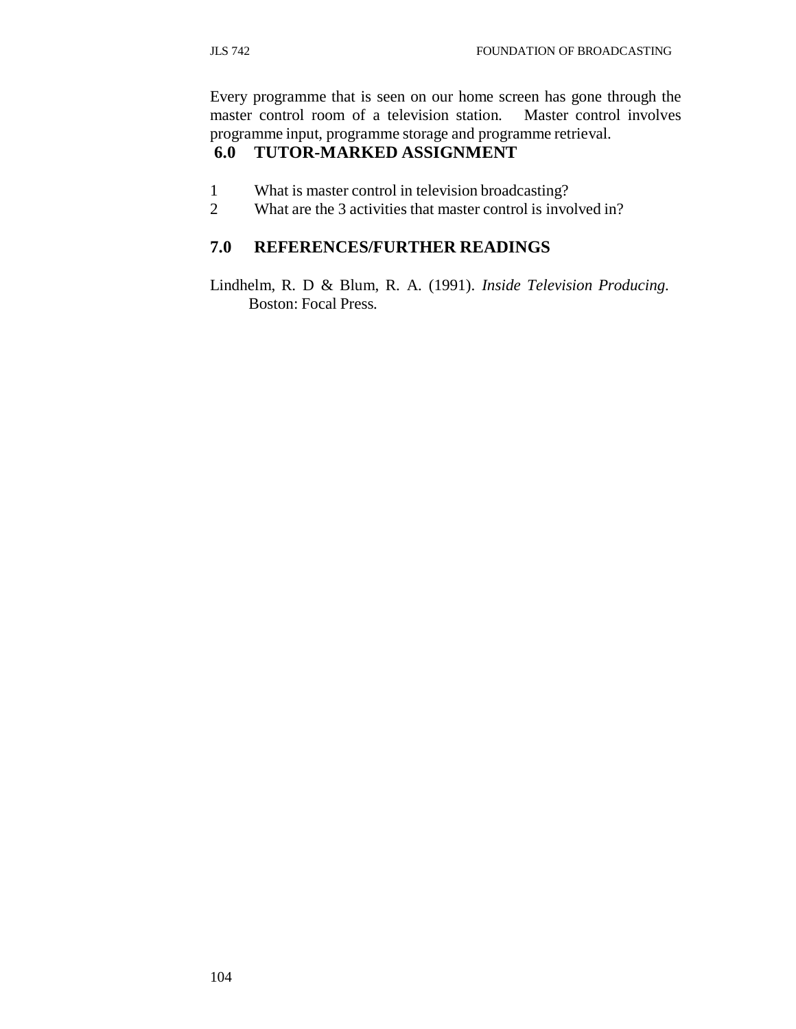Every programme that is seen on our home screen has gone through the master control room of a television station. Master control involves programme input, programme storage and programme retrieval.

## 6.0 TUTOR-MARKED ASSIGNMENT

1. What is master control in television broadcasting?
2. What are the 3 activities that master control is involved in?

## 7.0 REFERENCES/FURTHER READINGS

Lindhelm, R. D & Blum, R. A. (1991). *Inside Television Producing.* Boston: Focal Press.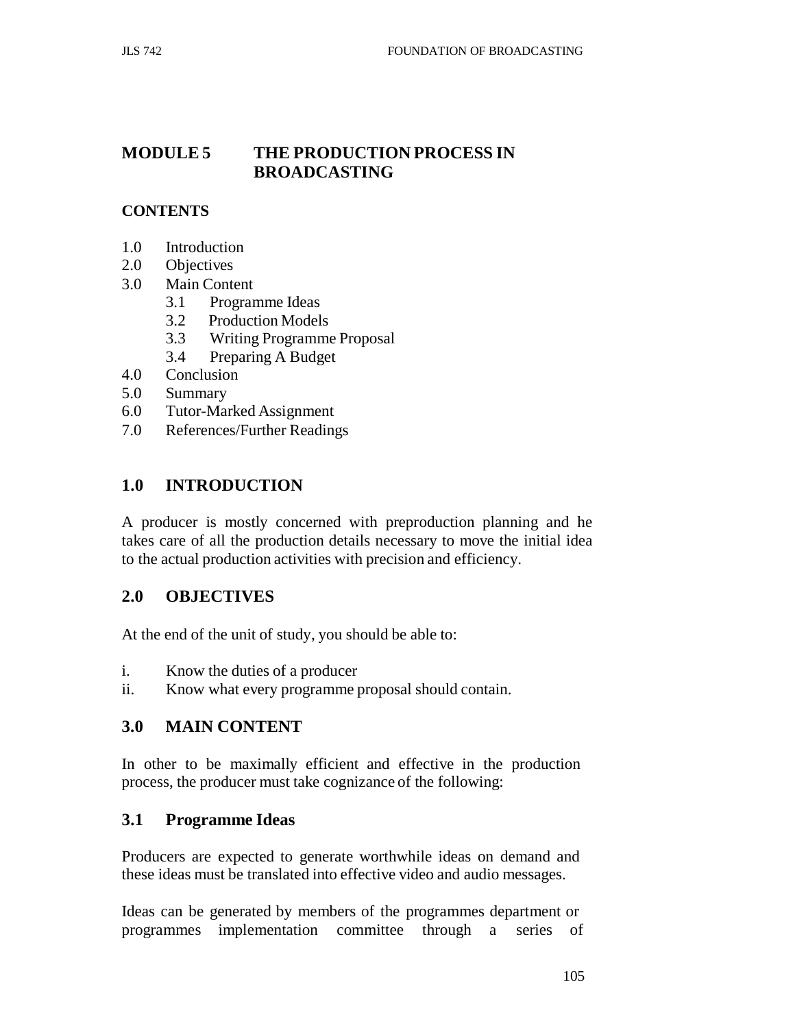# MODULE 5 THE PRODUCTION PROCESS IN BROADCASTING

## CONTENTS

1.0 Introduction
2.0 Objectives
3.0 Main Content
 3.1 Programme Ideas
 3.2 Production Models
 3.3 Writing Programme Proposal
 3.4 Preparing A Budget
4.0 Conclusion
5.0 Summary
6.0 Tutor-Marked Assignment
7.0 References/Further Readings

## 1.0 INTRODUCTION

A producer is mostly concerned with preproduction planning and he takes care of all the production details necessary to move the initial idea to the actual production activities with precision and efficiency.

## 2.0 OBJECTIVES

At the end of the unit of study, you should be able to:

i. Know the duties of a producer
ii. Know what every programme proposal should contain.

## 3.0 MAIN CONTENT

In other to be maximally efficient and effective in the production process, the producer must take cognizance of the following:

### 3.1 Programme Ideas

Producers are expected to generate worthwhile ideas on demand and these ideas must be translated into effective video and audio messages.

Ideas can be generated by members of the programmes department or programmes implementation committee through a series of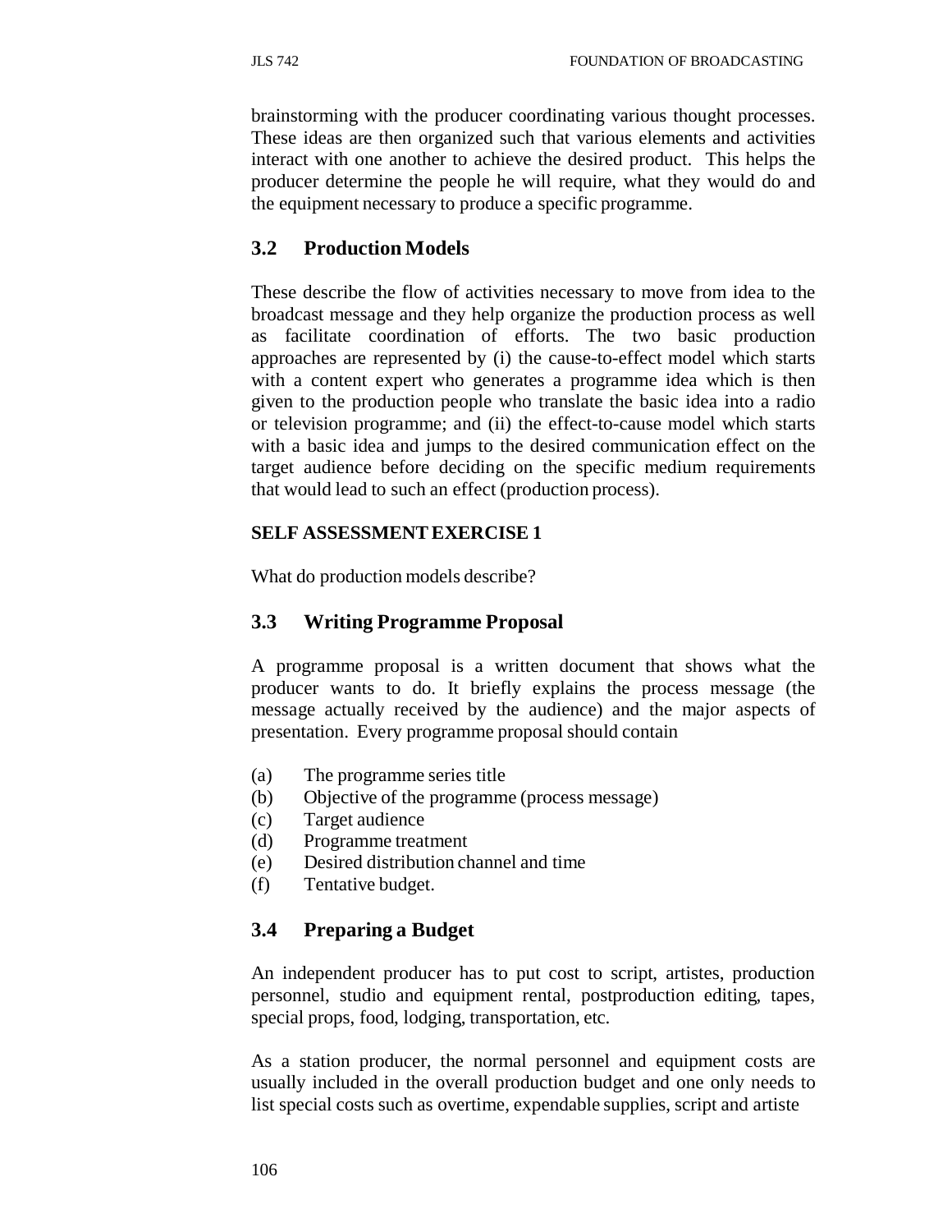brainstorming with the producer coordinating various thought processes. These ideas are then organized such that various elements and activities interact with one another to achieve the desired product. This helps the producer determine the people he will require, what they would do and the equipment necessary to produce a specific programme.

### 3.2 Production Models

These describe the flow of activities necessary to move from idea to the broadcast message and they help organize the production process as well as facilitate coordination of efforts. The two basic production approaches are represented by (i) the cause-to-effect model which starts with a content expert who generates a programme idea which is then given to the production people who translate the basic idea into a radio or television programme; and (ii) the effect-to-cause model which starts with a basic idea and jumps to the desired communication effect on the target audience before deciding on the specific medium requirements that would lead to such an effect (production process).

**SELF ASSESSMENT EXERCISE 1**

What do production models describe?

### 3.3 Writing Programme Proposal

A programme proposal is a written document that shows what the producer wants to do. It briefly explains the process message (the message actually received by the audience) and the major aspects of presentation. Every programme proposal should contain

(a) The programme series title
(b) Objective of the programme (process message)
(c) Target audience
(d) Programme treatment
(e) Desired distribution channel and time
(f) Tentative budget.

### 3.4 Preparing a Budget

An independent producer has to put cost to script, artistes, production personnel, studio and equipment rental, postproduction editing, tapes, special props, food, lodging, transportation, etc.

As a station producer, the normal personnel and equipment costs are usually included in the overall production budget and one only needs to list special costs such as overtime, expendable supplies, script and artiste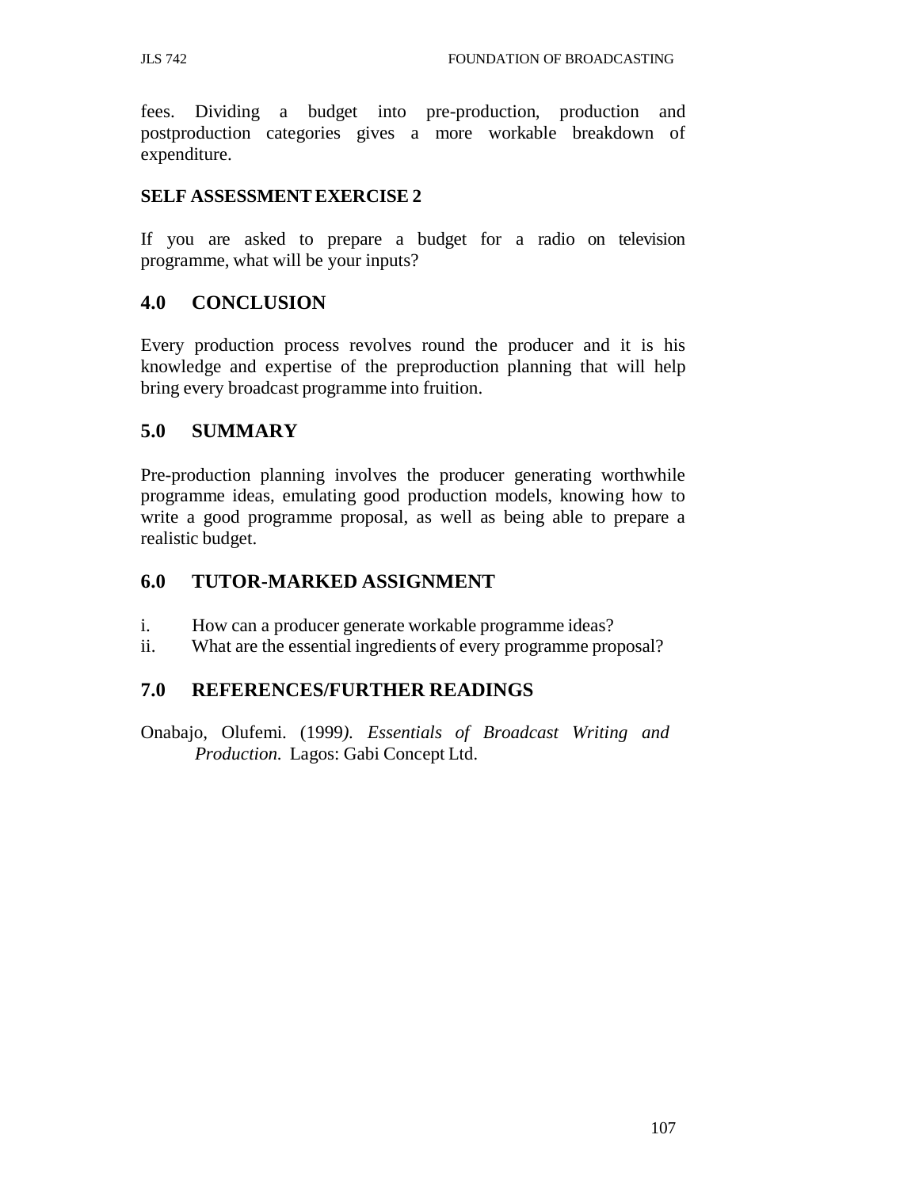fees. Dividing a budget into pre-production, production and postproduction categories gives a more workable breakdown of expenditure.

**SELF ASSESSMENT EXERCISE 2**

If you are asked to prepare a budget for a radio on television programme, what will be your inputs?

## 4.0 CONCLUSION

Every production process revolves round the producer and it is his knowledge and expertise of the preproduction planning that will help bring every broadcast programme into fruition.

## 5.0 SUMMARY

Pre-production planning involves the producer generating worthwhile programme ideas, emulating good production models, knowing how to write a good programme proposal, as well as being able to prepare a realistic budget.

## 6.0 TUTOR-MARKED ASSIGNMENT

i. How can a producer generate workable programme ideas?
ii. What are the essential ingredients of every programme proposal?

## 7.0 REFERENCES/FURTHER READINGS

Onabajo, Olufemi. (1999). *Essentials of Broadcast Writing and Production.* Lagos: Gabi Concept Ltd.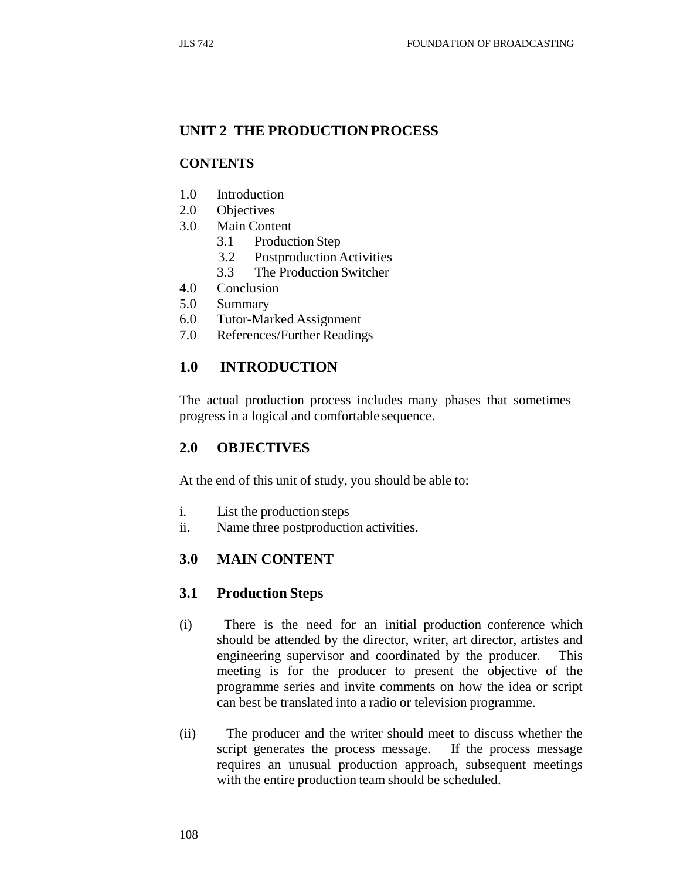## UNIT 2 THE PRODUCTION PROCESS

**CONTENTS**

1.0 Introduction
2.0 Objectives
3.0 Main Content
   3.1 Production Step
   3.2 Postproduction Activities
   3.3 The Production Switcher
4.0 Conclusion
5.0 Summary
6.0 Tutor-Marked Assignment
7.0 References/Further Readings

### 1.0 INTRODUCTION

The actual production process includes many phases that sometimes progress in a logical and comfortable sequence.

### 2.0 OBJECTIVES

At the end of this unit of study, you should be able to:

i. List the production steps
ii. Name three postproduction activities.

### 3.0 MAIN CONTENT

### 3.1 Production Steps

(i) There is the need for an initial production conference which should be attended by the director, writer, art director, artistes and engineering supervisor and coordinated by the producer. This meeting is for the producer to present the objective of the programme series and invite comments on how the idea or script can best be translated into a radio or television programme.

(ii) The producer and the writer should meet to discuss whether the script generates the process message. If the process message requires an unusual production approach, subsequent meetings with the entire production team should be scheduled.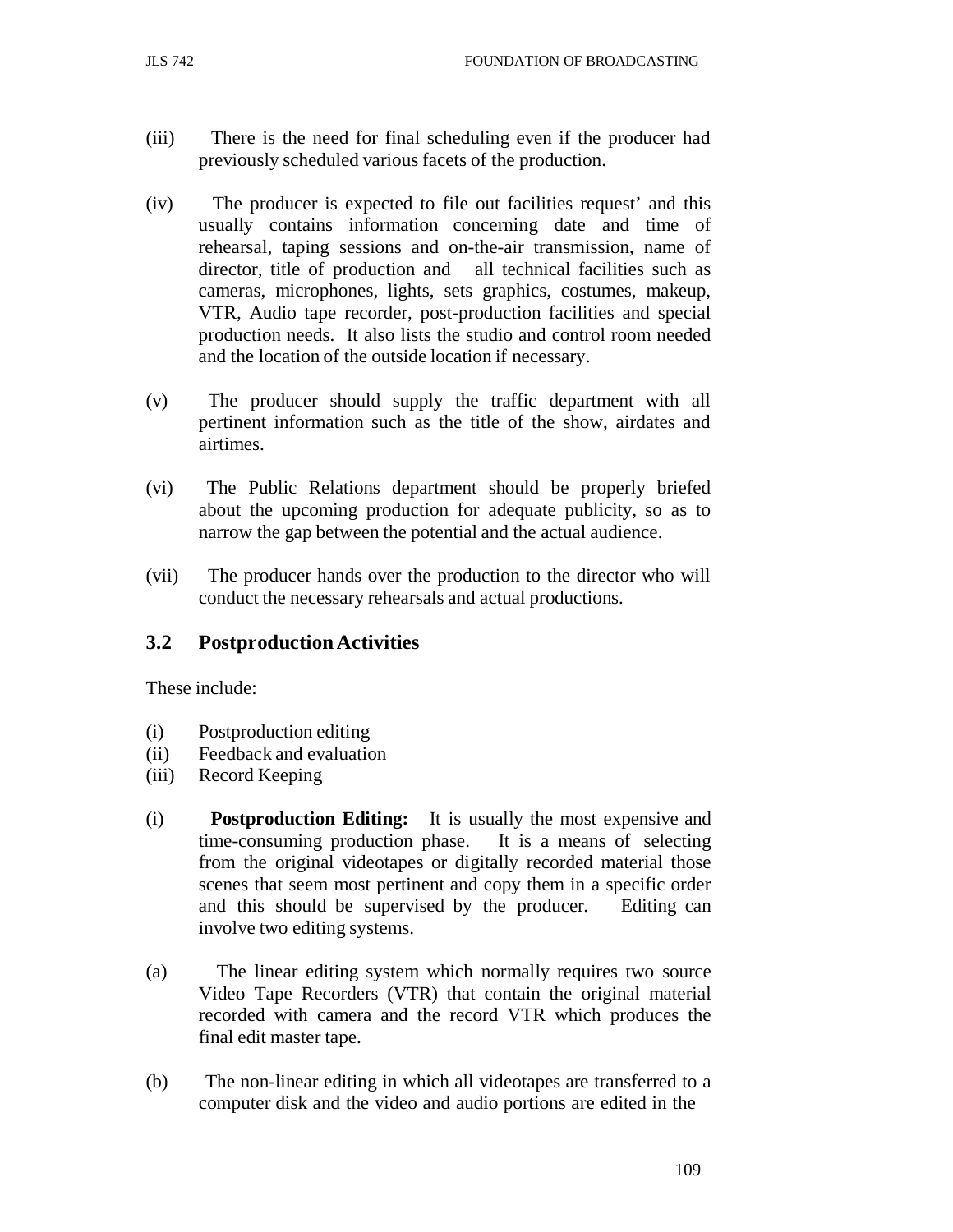(iii) There is the need for final scheduling even if the producer had previously scheduled various facets of the production.

(iv) The producer is expected to file out facilities request' and this usually contains information concerning date and time of rehearsal, taping sessions and on-the-air transmission, name of director, title of production and all technical facilities such as cameras, microphones, lights, sets graphics, costumes, makeup, VTR, Audio tape recorder, post-production facilities and special production needs. It also lists the studio and control room needed and the location of the outside location if necessary.

(v) The producer should supply the traffic department with all pertinent information such as the title of the show, airdates and airtimes.

(vi) The Public Relations department should be properly briefed about the upcoming production for adequate publicity, so as to narrow the gap between the potential and the actual audience.

(vii) The producer hands over the production to the director who will conduct the necessary rehearsals and actual productions.

## 3.2 Postproduction Activities

These include:

(i) Postproduction editing
(ii) Feedback and evaluation
(iii) Record Keeping

(i) **Postproduction Editing:** It is usually the most expensive and time-consuming production phase. It is a means of selecting from the original videotapes or digitally recorded material those scenes that seem most pertinent and copy them in a specific order and this should be supervised by the producer. Editing can involve two editing systems.

(a) The linear editing system which normally requires two source Video Tape Recorders (VTR) that contain the original material recorded with camera and the record VTR which produces the final edit master tape.

(b) The non-linear editing in which all videotapes are transferred to a computer disk and the video and audio portions are edited in the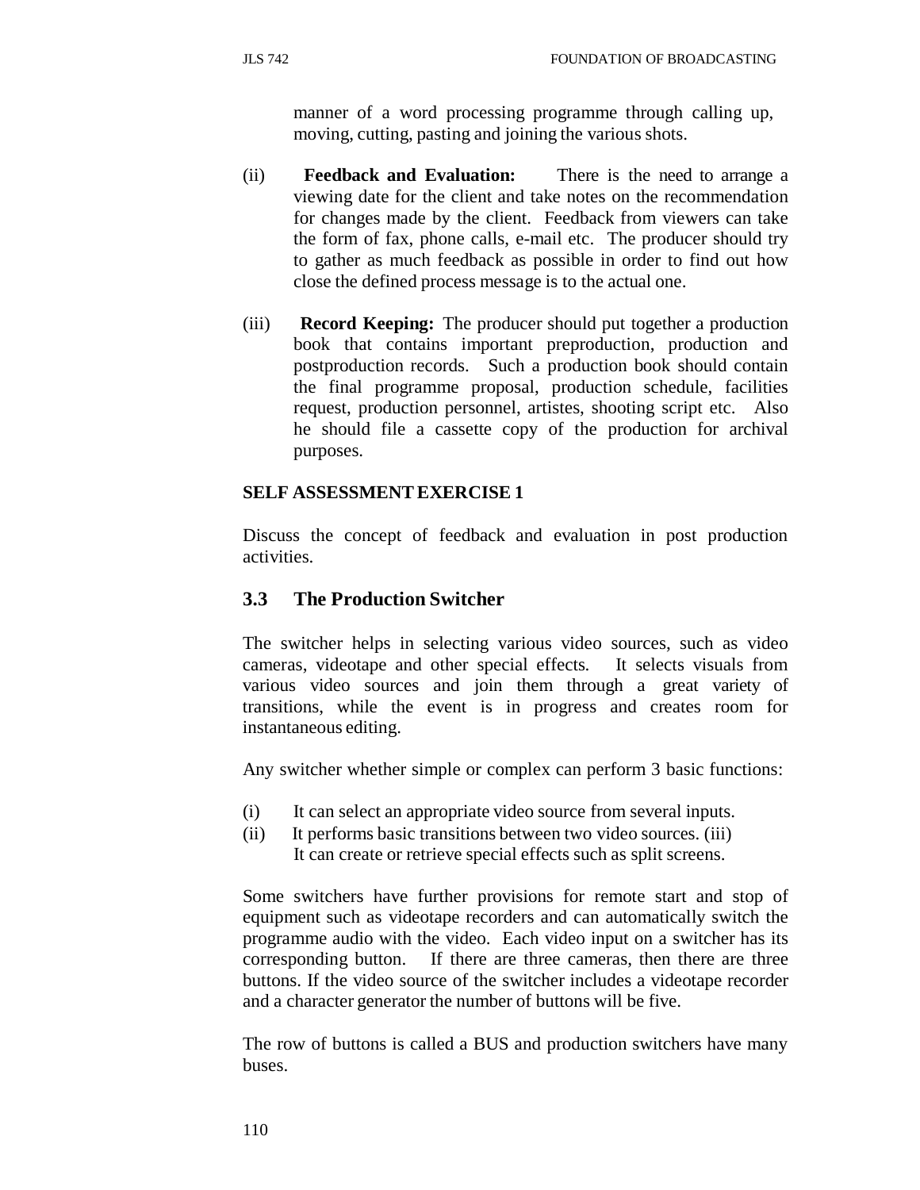manner of a word processing programme through calling up, moving, cutting, pasting and joining the various shots.

(ii) **Feedback and Evaluation:** There is the need to arrange a viewing date for the client and take notes on the recommendation for changes made by the client. Feedback from viewers can take the form of fax, phone calls, e-mail etc. The producer should try to gather as much feedback as possible in order to find out how close the defined process message is to the actual one.

(iii) **Record Keeping:** The producer should put together a production book that contains important preproduction, production and postproduction records. Such a production book should contain the final programme proposal, production schedule, facilities request, production personnel, artistes, shooting script etc. Also he should file a cassette copy of the production for archival purposes.

**SELF ASSESSMENT EXERCISE 1**

Discuss the concept of feedback and evaluation in post production activities.

## 3.3 The Production Switcher

The switcher helps in selecting various video sources, such as video cameras, videotape and other special effects. It selects visuals from various video sources and join them through a great variety of transitions, while the event is in progress and creates room for instantaneous editing.

Any switcher whether simple or complex can perform 3 basic functions:

(i) It can select an appropriate video source from several inputs.
(ii) It performs basic transitions between two video sources.
(iii) It can create or retrieve special effects such as split screens.

Some switchers have further provisions for remote start and stop of equipment such as videotape recorders and can automatically switch the programme audio with the video. Each video input on a switcher has its corresponding button. If there are three cameras, then there are three buttons. If the video source of the switcher includes a videotape recorder and a character generator the number of buttons will be five.

The row of buttons is called a BUS and production switchers have many buses.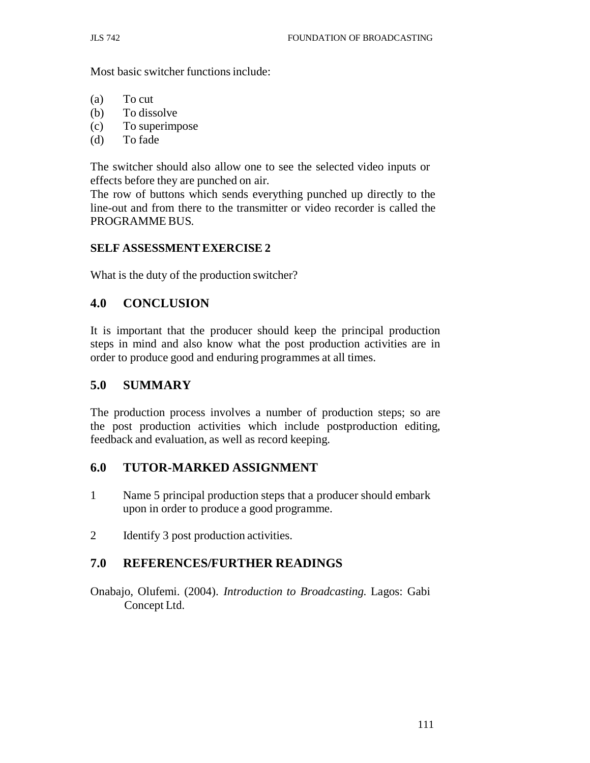Most basic switcher functions include:

(a) To cut
(b) To dissolve
(c) To superimpose
(d) To fade

The switcher should also allow one to see the selected video inputs or effects before they are punched on air.
The row of buttons which sends everything punched up directly to the line-out and from there to the transmitter or video recorder is called the PROGRAMME BUS.

**SELF ASSESSMENT EXERCISE 2**

What is the duty of the production switcher?

## 4.0 CONCLUSION

It is important that the producer should keep the principal production steps in mind and also know what the post production activities are in order to produce good and enduring programmes at all times.

## 5.0 SUMMARY

The production process involves a number of production steps; so are the post production activities which include postproduction editing, feedback and evaluation, as well as record keeping.

## 6.0 TUTOR-MARKED ASSIGNMENT

1. Name 5 principal production steps that a producer should embark upon in order to produce a good programme.

2. Identify 3 post production activities.

## 7.0 REFERENCES/FURTHER READINGS

Onabajo, Olufemi. (2004). *Introduction to Broadcasting.* Lagos: Gabi Concept Ltd.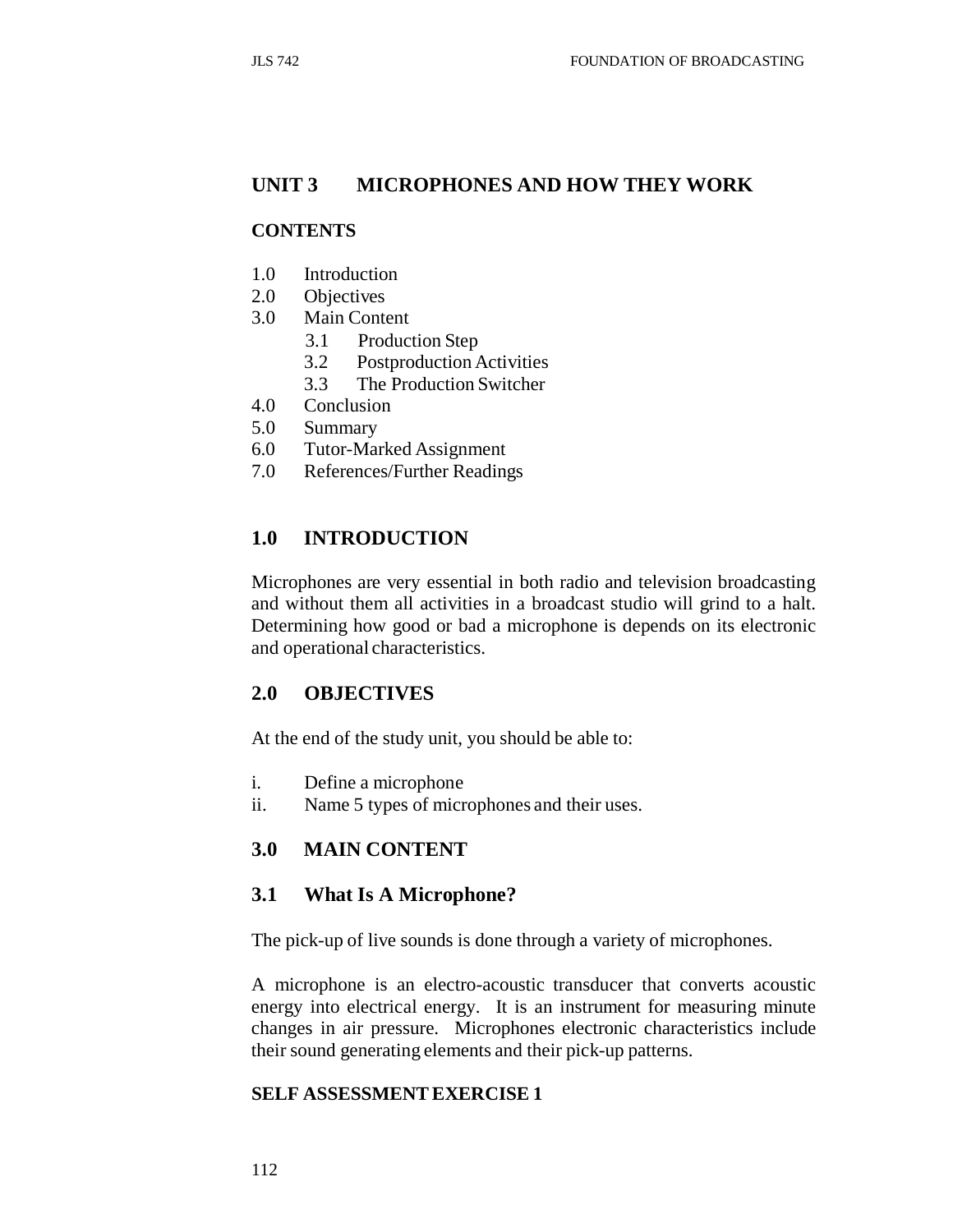## UNIT 3 MICROPHONES AND HOW THEY WORK

**CONTENTS**

1.0 Introduction
2.0 Objectives
3.0 Main Content
   3.1 Production Step
   3.2 Postproduction Activities
   3.3 The Production Switcher
4.0 Conclusion
5.0 Summary
6.0 Tutor-Marked Assignment
7.0 References/Further Readings

## 1.0 INTRODUCTION

Microphones are very essential in both radio and television broadcasting and without them all activities in a broadcast studio will grind to a halt. Determining how good or bad a microphone is depends on its electronic and operational characteristics.

## 2.0 OBJECTIVES

At the end of the study unit, you should be able to:

i. Define a microphone
ii. Name 5 types of microphones and their uses.

## 3.0 MAIN CONTENT

### 3.1 What Is A Microphone?

The pick-up of live sounds is done through a variety of microphones.

A microphone is an electro-acoustic transducer that converts acoustic energy into electrical energy. It is an instrument for measuring minute changes in air pressure. Microphones electronic characteristics include their sound generating elements and their pick-up patterns.

**SELF ASSESSMENT EXERCISE 1**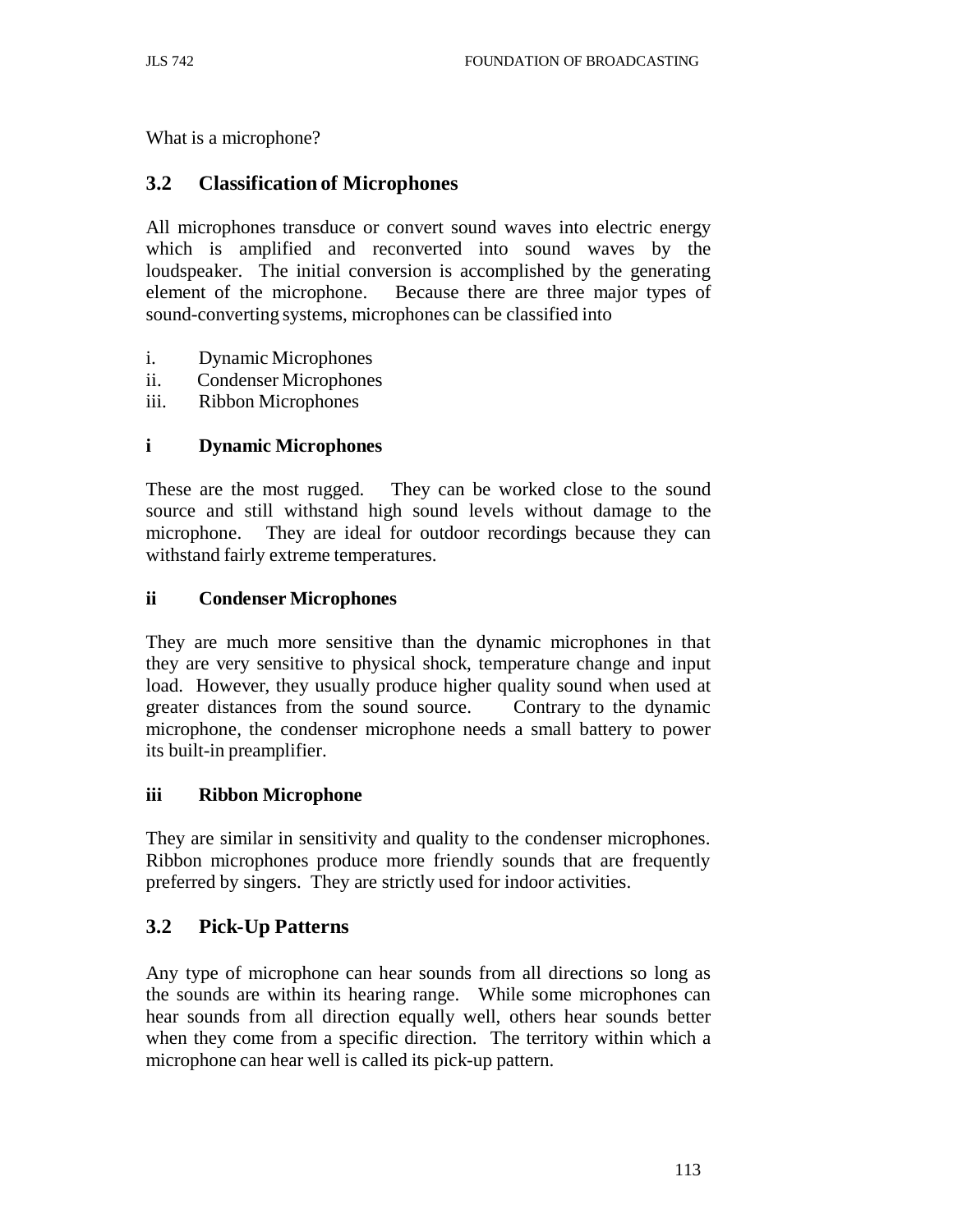What is a microphone?

## 3.2 Classification of Microphones

All microphones transduce or convert sound waves into electric energy which is amplified and reconverted into sound waves by the loudspeaker. The initial conversion is accomplished by the generating element of the microphone. Because there are three major types of sound-converting systems, microphones can be classified into

i. Dynamic Microphones
ii. Condenser Microphones
iii. Ribbon Microphones

### i Dynamic Microphones

These are the most rugged. They can be worked close to the sound source and still withstand high sound levels without damage to the microphone. They are ideal for outdoor recordings because they can withstand fairly extreme temperatures.

### ii Condenser Microphones

They are much more sensitive than the dynamic microphones in that they are very sensitive to physical shock, temperature change and input load. However, they usually produce higher quality sound when used at greater distances from the sound source. Contrary to the dynamic microphone, the condenser microphone needs a small battery to power its built-in preamplifier.

### iii Ribbon Microphone

They are similar in sensitivity and quality to the condenser microphones. Ribbon microphones produce more friendly sounds that are frequently preferred by singers. They are strictly used for indoor activities.

## 3.2 Pick-Up Patterns

Any type of microphone can hear sounds from all directions so long as the sounds are within its hearing range. While some microphones can hear sounds from all direction equally well, others hear sounds better when they come from a specific direction. The territory within which a microphone can hear well is called its pick-up pattern.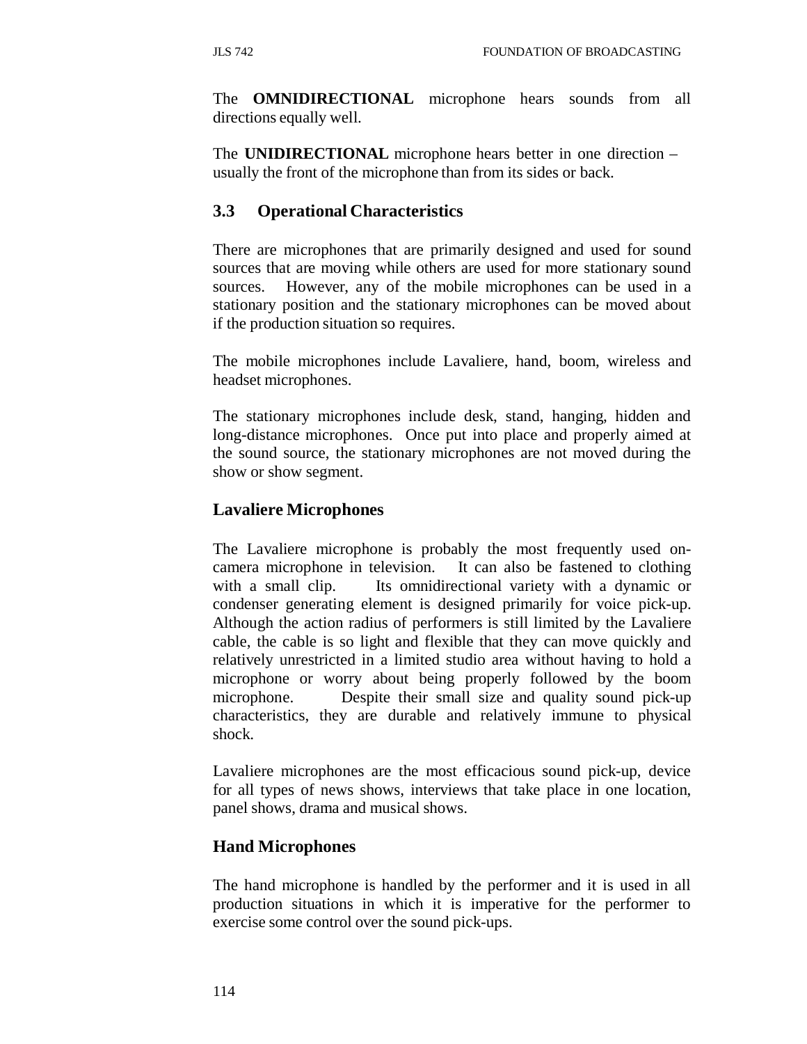The **OMNIDIRECTIONAL** microphone hears sounds from all directions equally well.

The **UNIDIRECTIONAL** microphone hears better in one direction – usually the front of the microphone than from its sides or back.

## 3.3 Operational Characteristics

There are microphones that are primarily designed and used for sound sources that are moving while others are used for more stationary sound sources. However, any of the mobile microphones can be used in a stationary position and the stationary microphones can be moved about if the production situation so requires.

The mobile microphones include Lavaliere, hand, boom, wireless and headset microphones.

The stationary microphones include desk, stand, hanging, hidden and long-distance microphones. Once put into place and properly aimed at the sound source, the stationary microphones are not moved during the show or show segment.

### Lavaliere Microphones

The Lavaliere microphone is probably the most frequently used on-camera microphone in television. It can also be fastened to clothing with a small clip. Its omnidirectional variety with a dynamic or condenser generating element is designed primarily for voice pick-up. Although the action radius of performers is still limited by the Lavaliere cable, the cable is so light and flexible that they can move quickly and relatively unrestricted in a limited studio area without having to hold a microphone or worry about being properly followed by the boom microphone. Despite their small size and quality sound pick-up characteristics, they are durable and relatively immune to physical shock.

Lavaliere microphones are the most efficacious sound pick-up, device for all types of news shows, interviews that take place in one location, panel shows, drama and musical shows.

### Hand Microphones

The hand microphone is handled by the performer and it is used in all production situations in which it is imperative for the performer to exercise some control over the sound pick-ups.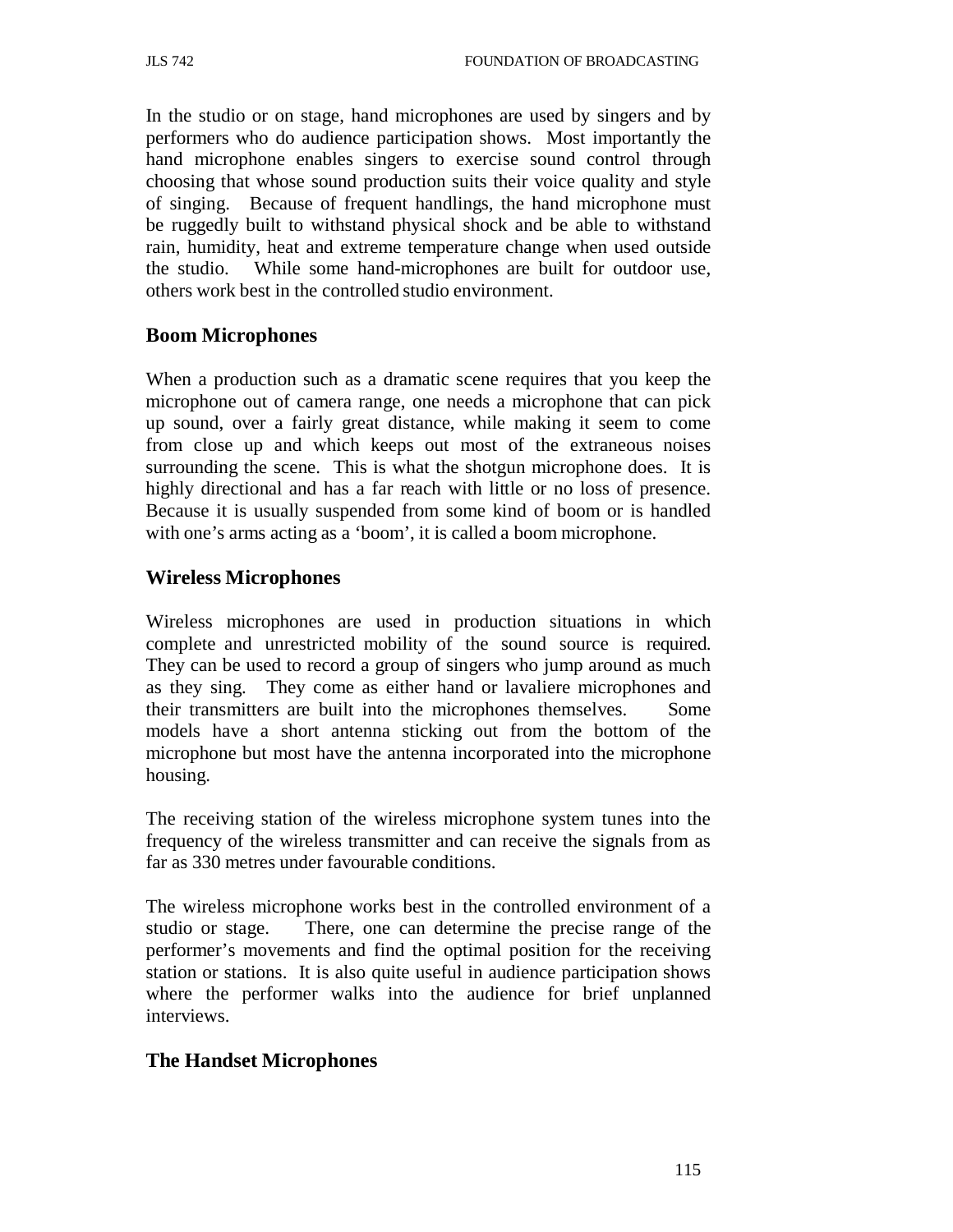In the studio or on stage, hand microphones are used by singers and by performers who do audience participation shows. Most importantly the hand microphone enables singers to exercise sound control through choosing that whose sound production suits their voice quality and style of singing. Because of frequent handlings, the hand microphone must be ruggedly built to withstand physical shock and be able to withstand rain, humidity, heat and extreme temperature change when used outside the studio. While some hand-microphones are built for outdoor use, others work best in the controlled studio environment.

### Boom Microphones

When a production such as a dramatic scene requires that you keep the microphone out of camera range, one needs a microphone that can pick up sound, over a fairly great distance, while making it seem to come from close up and which keeps out most of the extraneous noises surrounding the scene. This is what the shotgun microphone does. It is highly directional and has a far reach with little or no loss of presence. Because it is usually suspended from some kind of boom or is handled with one's arms acting as a 'boom', it is called a boom microphone.

### Wireless Microphones

Wireless microphones are used in production situations in which complete and unrestricted mobility of the sound source is required. They can be used to record a group of singers who jump around as much as they sing. They come as either hand or lavaliere microphones and their transmitters are built into the microphones themselves. Some models have a short antenna sticking out from the bottom of the microphone but most have the antenna incorporated into the microphone housing.

The receiving station of the wireless microphone system tunes into the frequency of the wireless transmitter and can receive the signals from as far as 330 metres under favourable conditions.

The wireless microphone works best in the controlled environment of a studio or stage. There, one can determine the precise range of the performer's movements and find the optimal position for the receiving station or stations. It is also quite useful in audience participation shows where the performer walks into the audience for brief unplanned interviews.

### The Handset Microphones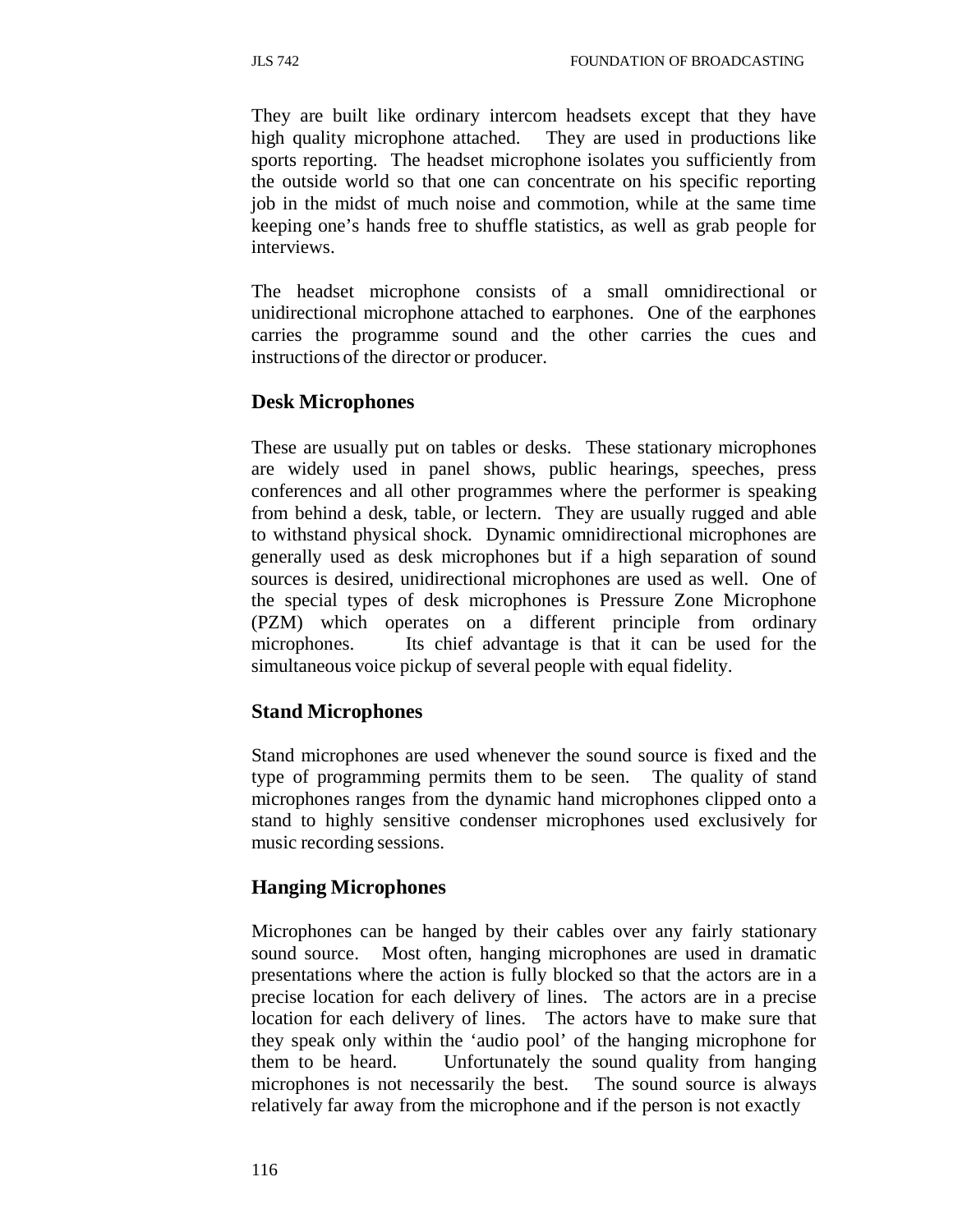They are built like ordinary intercom headsets except that they have high quality microphone attached. They are used in productions like sports reporting. The headset microphone isolates you sufficiently from the outside world so that one can concentrate on his specific reporting job in the midst of much noise and commotion, while at the same time keeping one's hands free to shuffle statistics, as well as grab people for interviews.

The headset microphone consists of a small omnidirectional or unidirectional microphone attached to earphones. One of the earphones carries the programme sound and the other carries the cues and instructions of the director or producer.

### Desk Microphones

These are usually put on tables or desks. These stationary microphones are widely used in panel shows, public hearings, speeches, press conferences and all other programmes where the performer is speaking from behind a desk, table, or lectern. They are usually rugged and able to withstand physical shock. Dynamic omnidirectional microphones are generally used as desk microphones but if a high separation of sound sources is desired, unidirectional microphones are used as well. One of the special types of desk microphones is Pressure Zone Microphone (PZM) which operates on a different principle from ordinary microphones. Its chief advantage is that it can be used for the simultaneous voice pickup of several people with equal fidelity.

### Stand Microphones

Stand microphones are used whenever the sound source is fixed and the type of programming permits them to be seen. The quality of stand microphones ranges from the dynamic hand microphones clipped onto a stand to highly sensitive condenser microphones used exclusively for music recording sessions.

### Hanging Microphones

Microphones can be hanged by their cables over any fairly stationary sound source. Most often, hanging microphones are used in dramatic presentations where the action is fully blocked so that the actors are in a precise location for each delivery of lines. The actors are in a precise location for each delivery of lines. The actors have to make sure that they speak only within the 'audio pool' of the hanging microphone for them to be heard. Unfortunately the sound quality from hanging microphones is not necessarily the best. The sound source is always relatively far away from the microphone and if the person is not exactly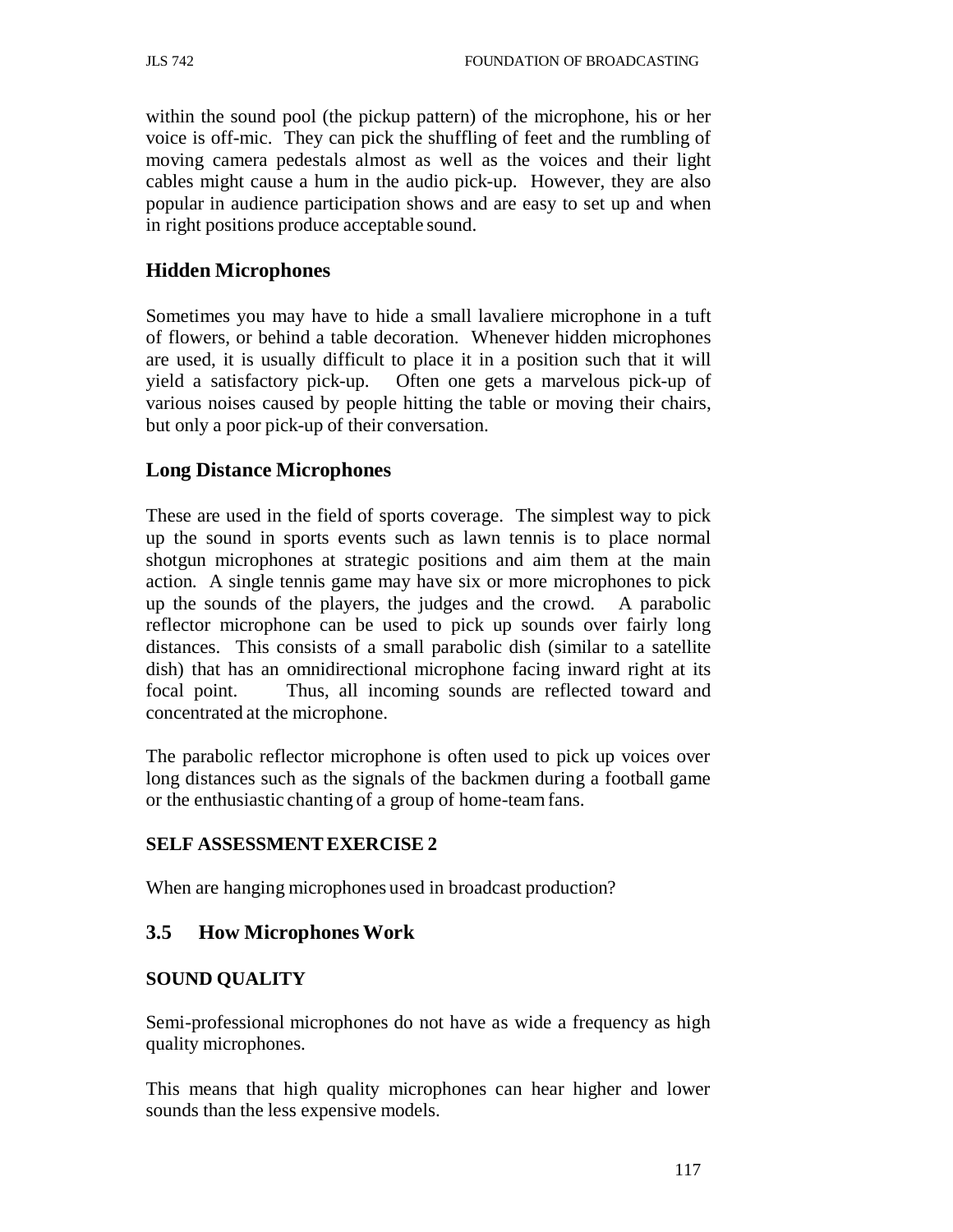within the sound pool (the pickup pattern) of the microphone, his or her voice is off-mic. They can pick the shuffling of feet and the rumbling of moving camera pedestals almost as well as the voices and their light cables might cause a hum in the audio pick-up. However, they are also popular in audience participation shows and are easy to set up and when in right positions produce acceptable sound.

## Hidden Microphones

Sometimes you may have to hide a small lavaliere microphone in a tuft of flowers, or behind a table decoration. Whenever hidden microphones are used, it is usually difficult to place it in a position such that it will yield a satisfactory pick-up. Often one gets a marvelous pick-up of various noises caused by people hitting the table or moving their chairs, but only a poor pick-up of their conversation.

## Long Distance Microphones

These are used in the field of sports coverage. The simplest way to pick up the sound in sports events such as lawn tennis is to place normal shotgun microphones at strategic positions and aim them at the main action. A single tennis game may have six or more microphones to pick up the sounds of the players, the judges and the crowd. A parabolic reflector microphone can be used to pick up sounds over fairly long distances. This consists of a small parabolic dish (similar to a satellite dish) that has an omnidirectional microphone facing inward right at its focal point. Thus, all incoming sounds are reflected toward and concentrated at the microphone.

The parabolic reflector microphone is often used to pick up voices over long distances such as the signals of the backmen during a football game or the enthusiastic chanting of a group of home-team fans.

**SELF ASSESSMENT EXERCISE 2**

When are hanging microphones used in broadcast production?

## 3.5 How Microphones Work

**SOUND QUALITY**

Semi-professional microphones do not have as wide a frequency as high quality microphones.

This means that high quality microphones can hear higher and lower sounds than the less expensive models.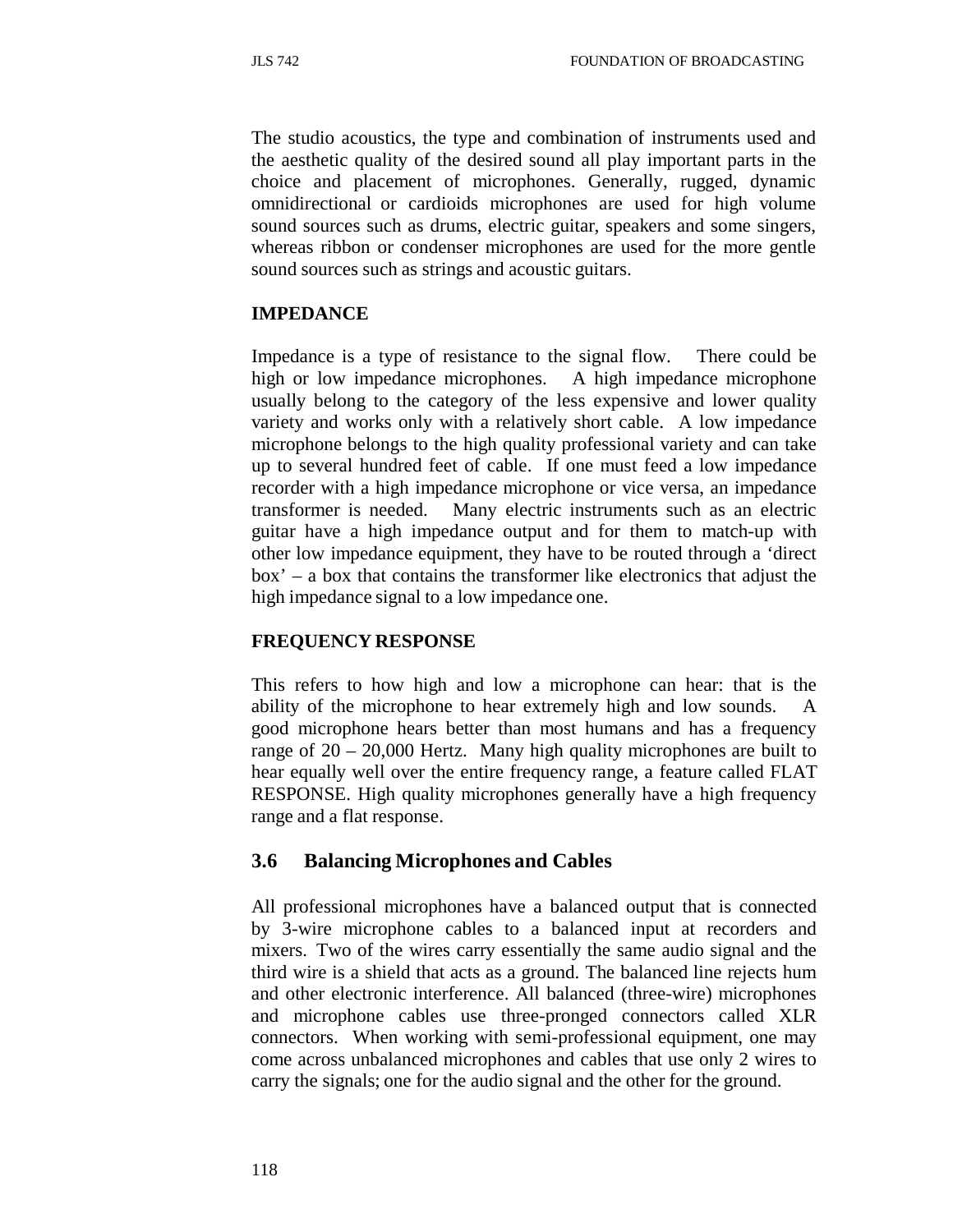The studio acoustics, the type and combination of instruments used and the aesthetic quality of the desired sound all play important parts in the choice and placement of microphones. Generally, rugged, dynamic omnidirectional or cardioids microphones are used for high volume sound sources such as drums, electric guitar, speakers and some singers, whereas ribbon or condenser microphones are used for the more gentle sound sources such as strings and acoustic guitars.

**IMPEDANCE**

Impedance is a type of resistance to the signal flow. There could be high or low impedance microphones. A high impedance microphone usually belong to the category of the less expensive and lower quality variety and works only with a relatively short cable. A low impedance microphone belongs to the high quality professional variety and can take up to several hundred feet of cable. If one must feed a low impedance recorder with a high impedance microphone or vice versa, an impedance transformer is needed. Many electric instruments such as an electric guitar have a high impedance output and for them to match-up with other low impedance equipment, they have to be routed through a 'direct box' – a box that contains the transformer like electronics that adjust the high impedance signal to a low impedance one.

**FREQUENCY RESPONSE**

This refers to how high and low a microphone can hear: that is the ability of the microphone to hear extremely high and low sounds. A good microphone hears better than most humans and has a frequency range of 20 – 20,000 Hertz. Many high quality microphones are built to hear equally well over the entire frequency range, a feature called FLAT RESPONSE. High quality microphones generally have a high frequency range and a flat response.

## 3.6 Balancing Microphones and Cables

All professional microphones have a balanced output that is connected by 3-wire microphone cables to a balanced input at recorders and mixers. Two of the wires carry essentially the same audio signal and the third wire is a shield that acts as a ground. The balanced line rejects hum and other electronic interference. All balanced (three-wire) microphones and microphone cables use three-pronged connectors called XLR connectors. When working with semi-professional equipment, one may come across unbalanced microphones and cables that use only 2 wires to carry the signals; one for the audio signal and the other for the ground.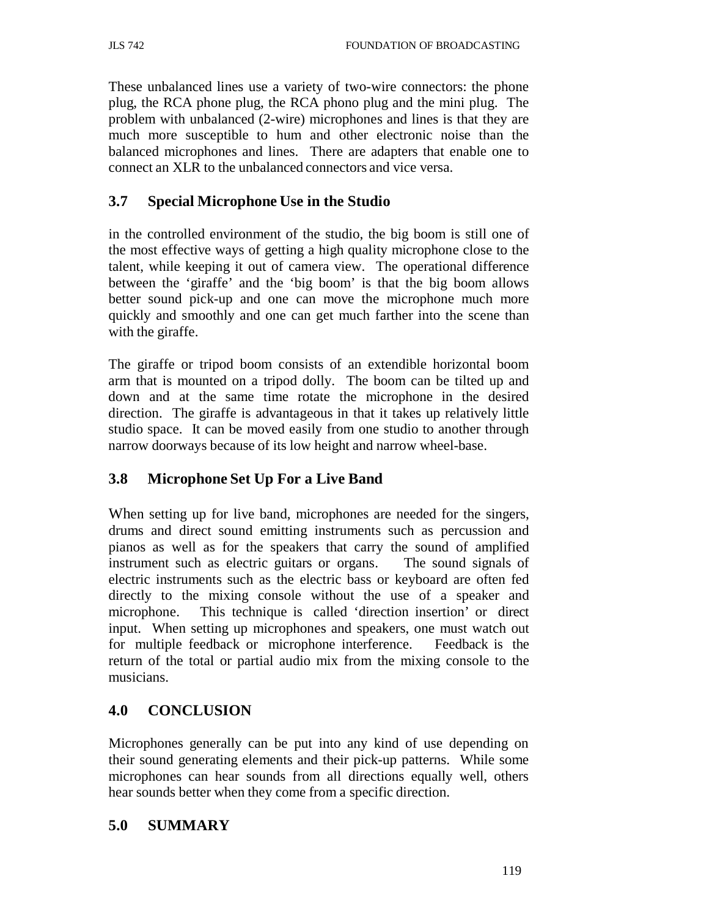These unbalanced lines use a variety of two-wire connectors: the phone plug, the RCA phone plug, the RCA phono plug and the mini plug. The problem with unbalanced (2-wire) microphones and lines is that they are much more susceptible to hum and other electronic noise than the balanced microphones and lines. There are adapters that enable one to connect an XLR to the unbalanced connectors and vice versa.

## 3.7 Special Microphone Use in the Studio

in the controlled environment of the studio, the big boom is still one of the most effective ways of getting a high quality microphone close to the talent, while keeping it out of camera view. The operational difference between the 'giraffe' and the 'big boom' is that the big boom allows better sound pick-up and one can move the microphone much more quickly and smoothly and one can get much farther into the scene than with the giraffe.

The giraffe or tripod boom consists of an extendible horizontal boom arm that is mounted on a tripod dolly. The boom can be tilted up and down and at the same time rotate the microphone in the desired direction. The giraffe is advantageous in that it takes up relatively little studio space. It can be moved easily from one studio to another through narrow doorways because of its low height and narrow wheel-base.

## 3.8 Microphone Set Up For a Live Band

When setting up for live band, microphones are needed for the singers, drums and direct sound emitting instruments such as percussion and pianos as well as for the speakers that carry the sound of amplified instrument such as electric guitars or organs. The sound signals of electric instruments such as the electric bass or keyboard are often fed directly to the mixing console without the use of a speaker and microphone. This technique is called 'direction insertion' or direct input. When setting up microphones and speakers, one must watch out for multiple feedback or microphone interference. Feedback is the return of the total or partial audio mix from the mixing console to the musicians.

# 4.0 CONCLUSION

Microphones generally can be put into any kind of use depending on their sound generating elements and their pick-up patterns. While some microphones can hear sounds from all directions equally well, others hear sounds better when they come from a specific direction.

# 5.0 SUMMARY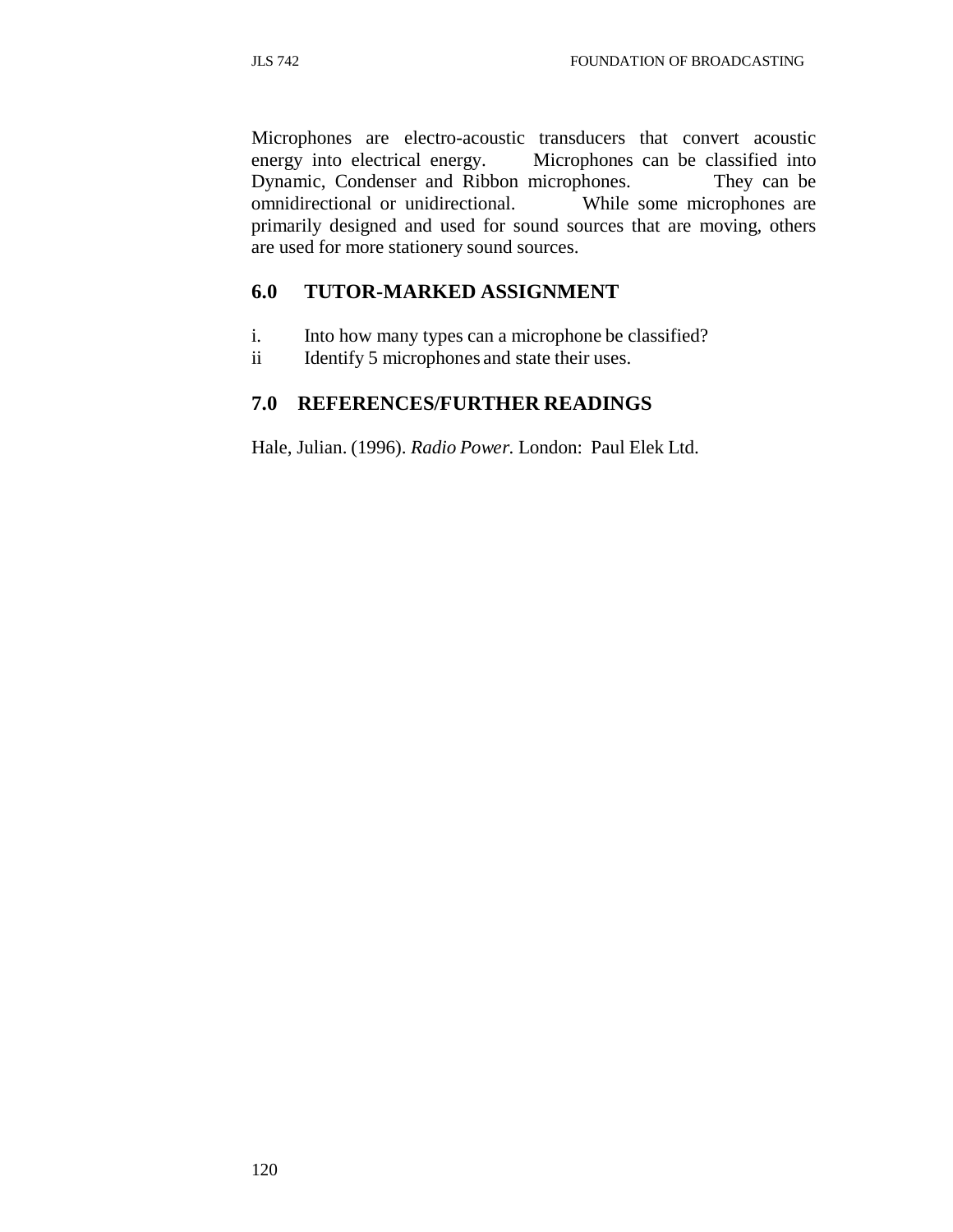Microphones are electro-acoustic transducers that convert acoustic energy into electrical energy. Microphones can be classified into Dynamic, Condenser and Ribbon microphones. They can be omnidirectional or unidirectional. While some microphones are primarily designed and used for sound sources that are moving, others are used for more stationery sound sources.

## 6.0 TUTOR-MARKED ASSIGNMENT

i. Into how many types can a microphone be classified?

ii Identify 5 microphones and state their uses.

## 7.0 REFERENCES/FURTHER READINGS

Hale, Julian. (1996). *Radio Power.* London: Paul Elek Ltd.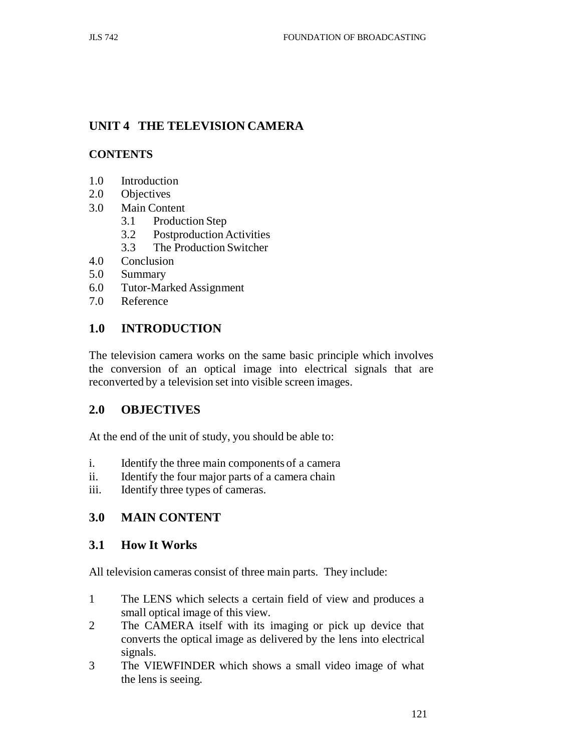## UNIT 4 THE TELEVISION CAMERA

### CONTENTS

1.0 Introduction
2.0 Objectives
3.0 Main Content
 3.1 Production Step
 3.2 Postproduction Activities
 3.3 The Production Switcher
4.0 Conclusion
5.0 Summary
6.0 Tutor-Marked Assignment
7.0 Reference

## 1.0 INTRODUCTION

The television camera works on the same basic principle which involves the conversion of an optical image into electrical signals that are reconverted by a television set into visible screen images.

## 2.0 OBJECTIVES

At the end of the unit of study, you should be able to:

i. Identify the three main components of a camera
ii. Identify the four major parts of a camera chain
iii. Identify three types of cameras.

## 3.0 MAIN CONTENT

### 3.1 How It Works

All television cameras consist of three main parts. They include:

1 The LENS which selects a certain field of view and produces a small optical image of this view.
2 The CAMERA itself with its imaging or pick up device that converts the optical image as delivered by the lens into electrical signals.
3 The VIEWFINDER which shows a small video image of what the lens is seeing.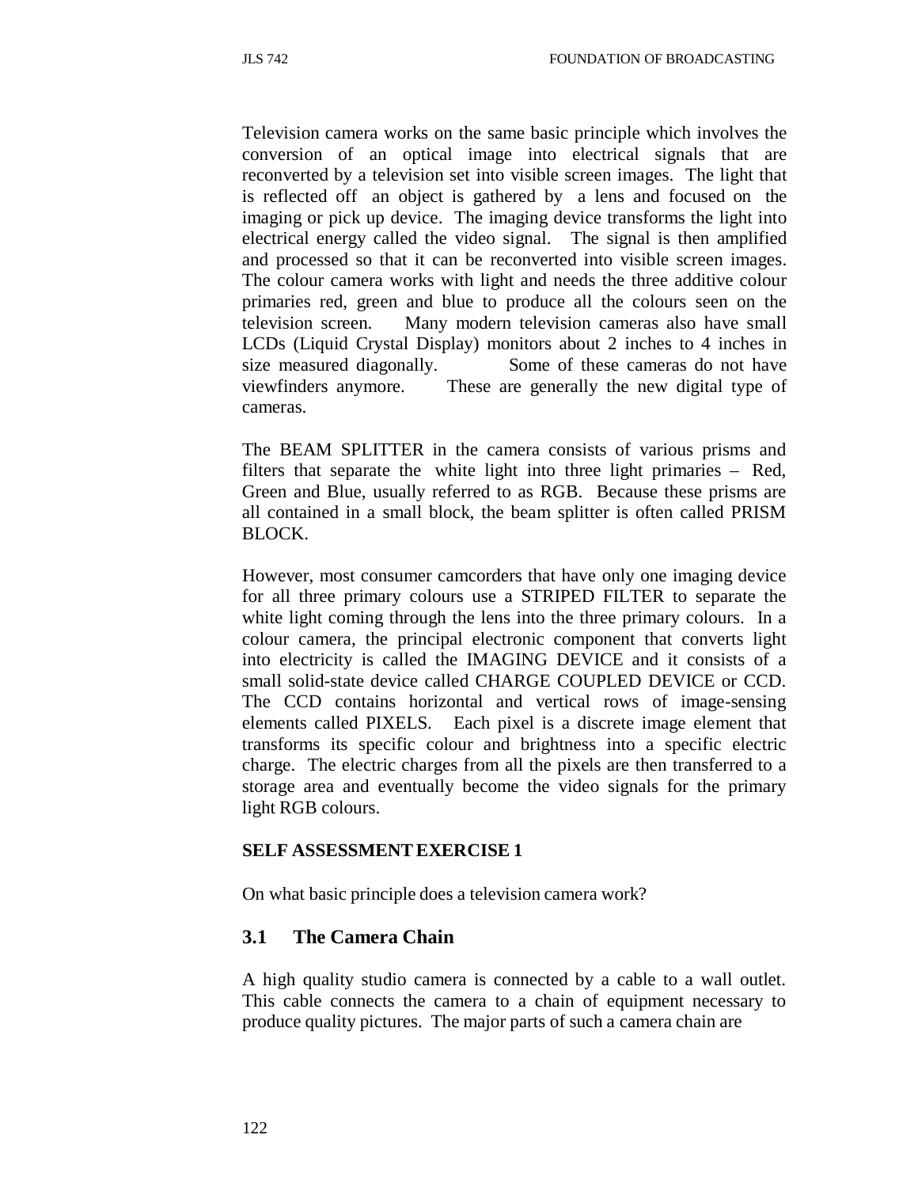Television camera works on the same basic principle which involves the conversion of an optical image into electrical signals that are reconverted by a television set into visible screen images. The light that is reflected off an object is gathered by a lens and focused on the imaging or pick up device. The imaging device transforms the light into electrical energy called the video signal. The signal is then amplified and processed so that it can be reconverted into visible screen images. The colour camera works with light and needs the three additive colour primaries red, green and blue to produce all the colours seen on the television screen. Many modern television cameras also have small LCDs (Liquid Crystal Display) monitors about 2 inches to 4 inches in size measured diagonally. Some of these cameras do not have viewfinders anymore. These are generally the new digital type of cameras.

The BEAM SPLITTER in the camera consists of various prisms and filters that separate the white light into three light primaries – Red, Green and Blue, usually referred to as RGB. Because these prisms are all contained in a small block, the beam splitter is often called PRISM BLOCK.

However, most consumer camcorders that have only one imaging device for all three primary colours use a STRIPED FILTER to separate the white light coming through the lens into the three primary colours. In a colour camera, the principal electronic component that converts light into electricity is called the IMAGING DEVICE and it consists of a small solid-state device called CHARGE COUPLED DEVICE or CCD. The CCD contains horizontal and vertical rows of image-sensing elements called PIXELS. Each pixel is a discrete image element that transforms its specific colour and brightness into a specific electric charge. The electric charges from all the pixels are then transferred to a storage area and eventually become the video signals for the primary light RGB colours.

**SELF ASSESSMENT EXERCISE 1**

On what basic principle does a television camera work?

## 3.1 The Camera Chain

A high quality studio camera is connected by a cable to a wall outlet. This cable connects the camera to a chain of equipment necessary to produce quality pictures. The major parts of such a camera chain are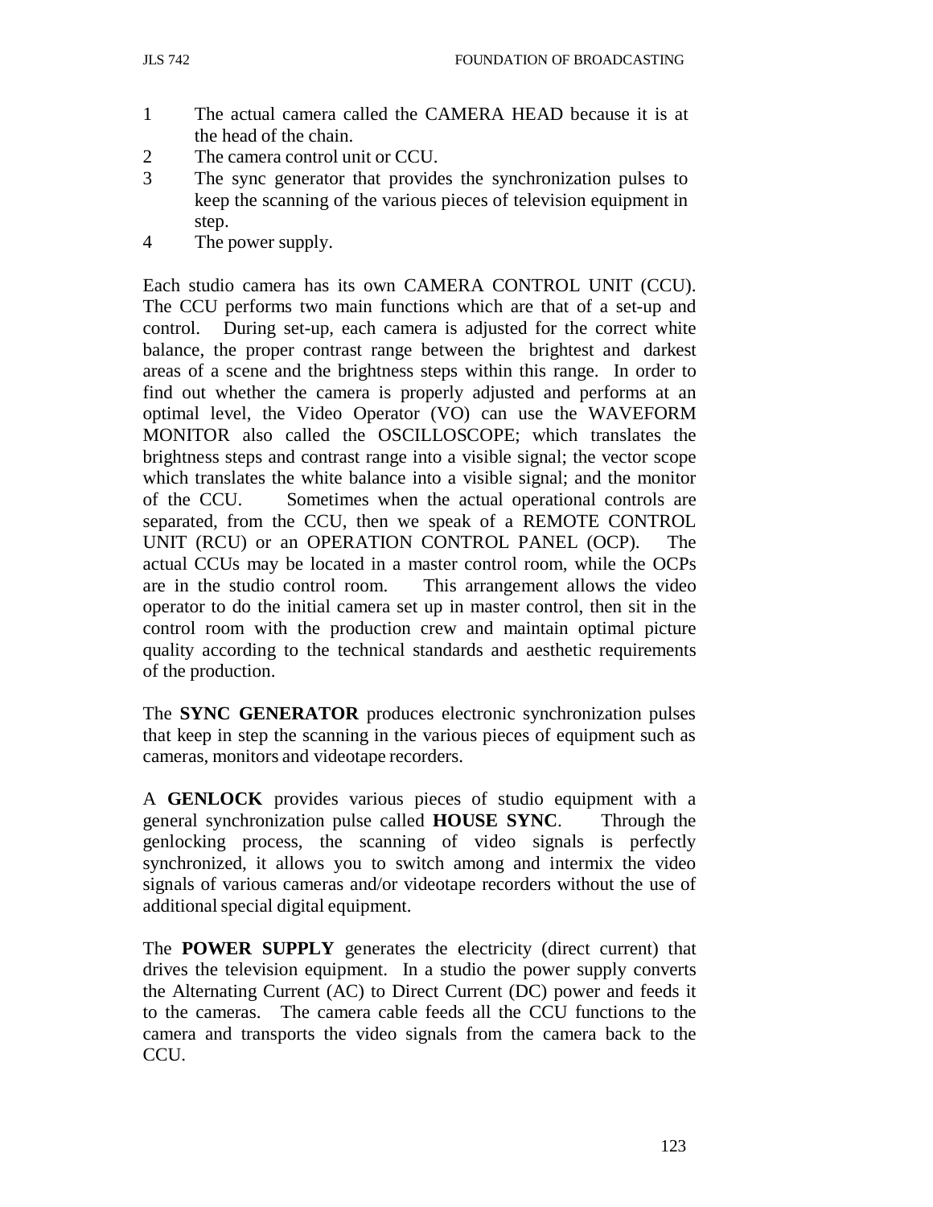1. The actual camera called the CAMERA HEAD because it is at the head of the chain.
2. The camera control unit or CCU.
3. The sync generator that provides the synchronization pulses to keep the scanning of the various pieces of television equipment in step.
4. The power supply.

Each studio camera has its own CAMERA CONTROL UNIT (CCU). The CCU performs two main functions which are that of a set-up and control. During set-up, each camera is adjusted for the correct white balance, the proper contrast range between the brightest and darkest areas of a scene and the brightness steps within this range. In order to find out whether the camera is properly adjusted and performs at an optimal level, the Video Operator (VO) can use the WAVEFORM MONITOR also called the OSCILLOSCOPE; which translates the brightness steps and contrast range into a visible signal; the vector scope which translates the white balance into a visible signal; and the monitor of the CCU. Sometimes when the actual operational controls are separated, from the CCU, then we speak of a REMOTE CONTROL UNIT (RCU) or an OPERATION CONTROL PANEL (OCP). The actual CCUs may be located in a master control room, while the OCPs are in the studio control room. This arrangement allows the video operator to do the initial camera set up in master control, then sit in the control room with the production crew and maintain optimal picture quality according to the technical standards and aesthetic requirements of the production.

The **SYNC GENERATOR** produces electronic synchronization pulses that keep in step the scanning in the various pieces of equipment such as cameras, monitors and videotape recorders.

A **GENLOCK** provides various pieces of studio equipment with a general synchronization pulse called **HOUSE SYNC**. Through the genlocking process, the scanning of video signals is perfectly synchronized, it allows you to switch among and intermix the video signals of various cameras and/or videotape recorders without the use of additional special digital equipment.

The **POWER SUPPLY** generates the electricity (direct current) that drives the television equipment. In a studio the power supply converts the Alternating Current (AC) to Direct Current (DC) power and feeds it to the cameras. The camera cable feeds all the CCU functions to the camera and transports the video signals from the camera back to the CCU.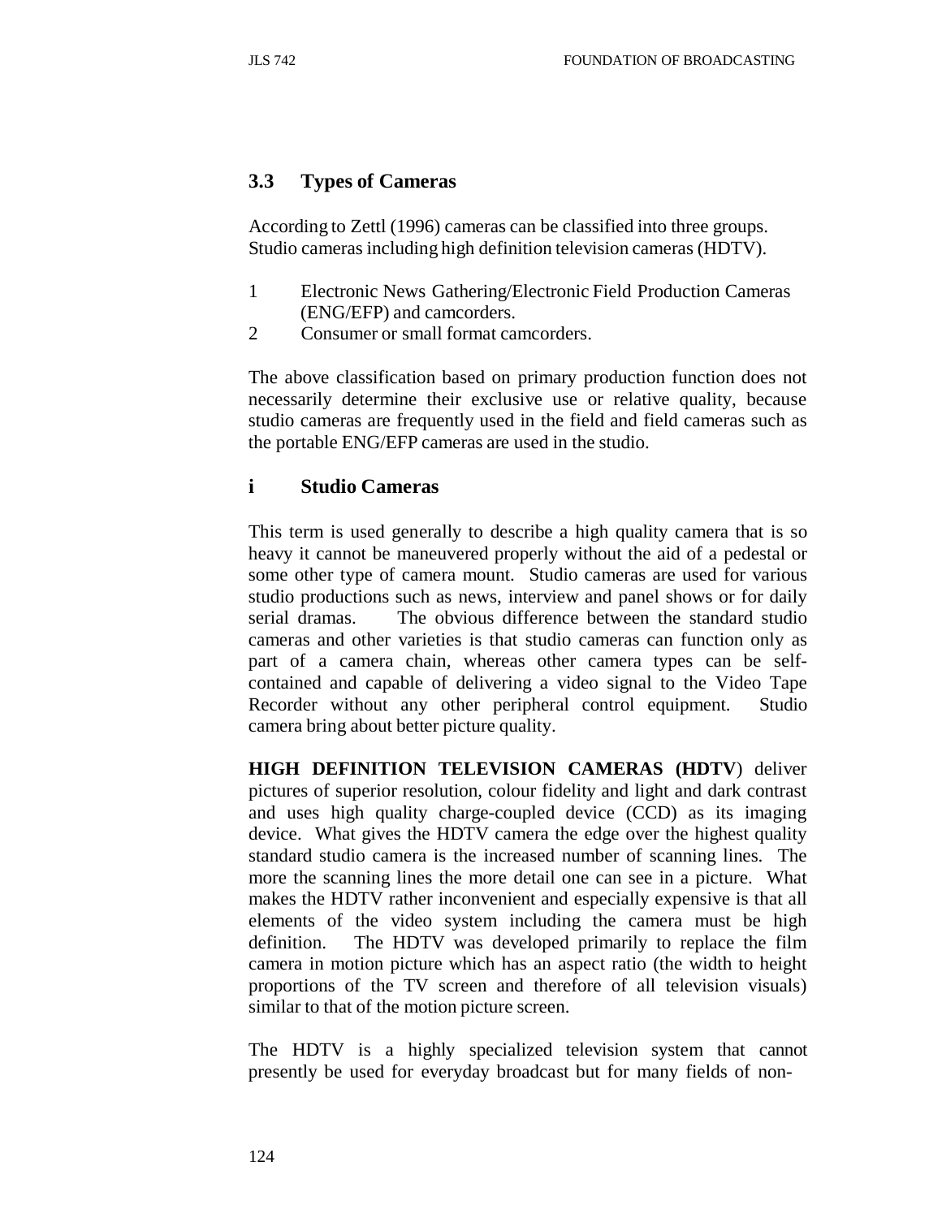## 3.3 Types of Cameras

According to Zettl (1996) cameras can be classified into three groups. Studio cameras including high definition television cameras (HDTV).

1 Electronic News Gathering/Electronic Field Production Cameras (ENG/EFP) and camcorders.
2 Consumer or small format camcorders.

The above classification based on primary production function does not necessarily determine their exclusive use or relative quality, because studio cameras are frequently used in the field and field cameras such as the portable ENG/EFP cameras are used in the studio.

### i Studio Cameras

This term is used generally to describe a high quality camera that is so heavy it cannot be maneuvered properly without the aid of a pedestal or some other type of camera mount. Studio cameras are used for various studio productions such as news, interview and panel shows or for daily serial dramas. The obvious difference between the standard studio cameras and other varieties is that studio cameras can function only as part of a camera chain, whereas other camera types can be self-contained and capable of delivering a video signal to the Video Tape Recorder without any other peripheral control equipment. Studio camera bring about better picture quality.

**HIGH DEFINITION TELEVISION CAMERAS (HDTV**) deliver pictures of superior resolution, colour fidelity and light and dark contrast and uses high quality charge-coupled device (CCD) as its imaging device. What gives the HDTV camera the edge over the highest quality standard studio camera is the increased number of scanning lines. The more the scanning lines the more detail one can see in a picture. What makes the HDTV rather inconvenient and especially expensive is that all elements of the video system including the camera must be high definition. The HDTV was developed primarily to replace the film camera in motion picture which has an aspect ratio (the width to height proportions of the TV screen and therefore of all television visuals) similar to that of the motion picture screen.

The HDTV is a highly specialized television system that cannot presently be used for everyday broadcast but for many fields of non-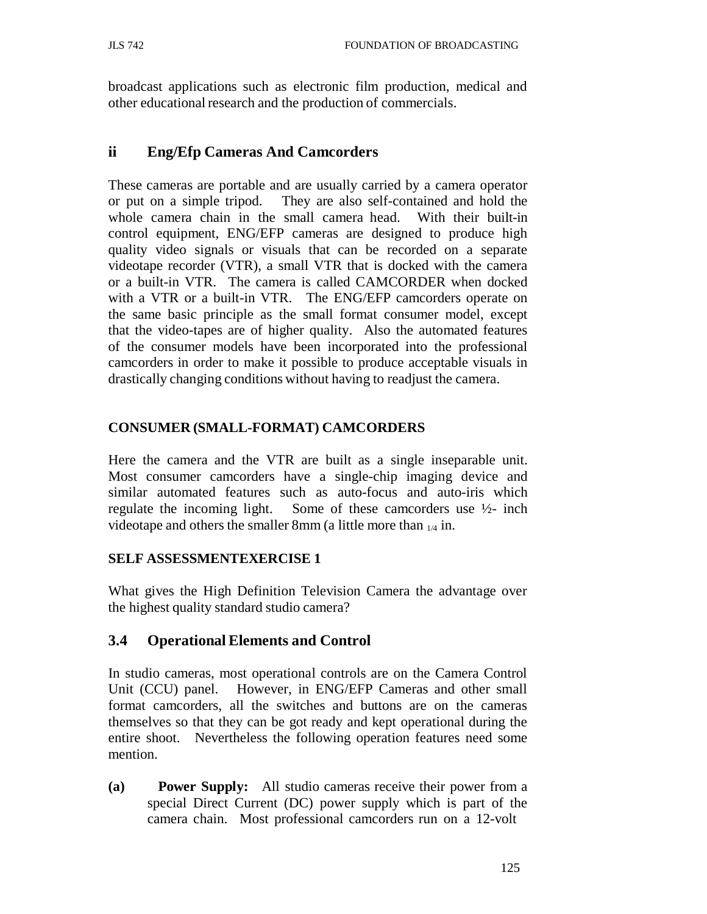broadcast applications such as electronic film production, medical and other educational research and the production of commercials.

## ii Eng/Efp Cameras And Camcorders

These cameras are portable and are usually carried by a camera operator or put on a simple tripod. They are also self-contained and hold the whole camera chain in the small camera head. With their built-in control equipment, ENG/EFP cameras are designed to produce high quality video signals or visuals that can be recorded on a separate videotape recorder (VTR), a small VTR that is docked with the camera or a built-in VTR. The camera is called CAMCORDER when docked with a VTR or a built-in VTR. The ENG/EFP camcorders operate on the same basic principle as the small format consumer model, except that the video-tapes are of higher quality. Also the automated features of the consumer models have been incorporated into the professional camcorders in order to make it possible to produce acceptable visuals in drastically changing conditions without having to readjust the camera.

### CONSUMER (SMALL-FORMAT) CAMCORDERS

Here the camera and the VTR are built as a single inseparable unit. Most consumer camcorders have a single-chip imaging device and similar automated features such as auto-focus and auto-iris which regulate the incoming light. Some of these camcorders use ½- inch videotape and others the smaller 8mm (a little more than $_{1/4}$ in.

### SELF ASSESSMENTEXERCISE 1

What gives the High Definition Television Camera the advantage over the highest quality standard studio camera?

## 3.4 Operational Elements and Control

In studio cameras, most operational controls are on the Camera Control Unit (CCU) panel. However, in ENG/EFP Cameras and other small format camcorders, all the switches and buttons are on the cameras themselves so that they can be got ready and kept operational during the entire shoot. Nevertheless the following operation features need some mention.

**(a) Power Supply:** All studio cameras receive their power from a special Direct Current (DC) power supply which is part of the camera chain. Most professional camcorders run on a 12-volt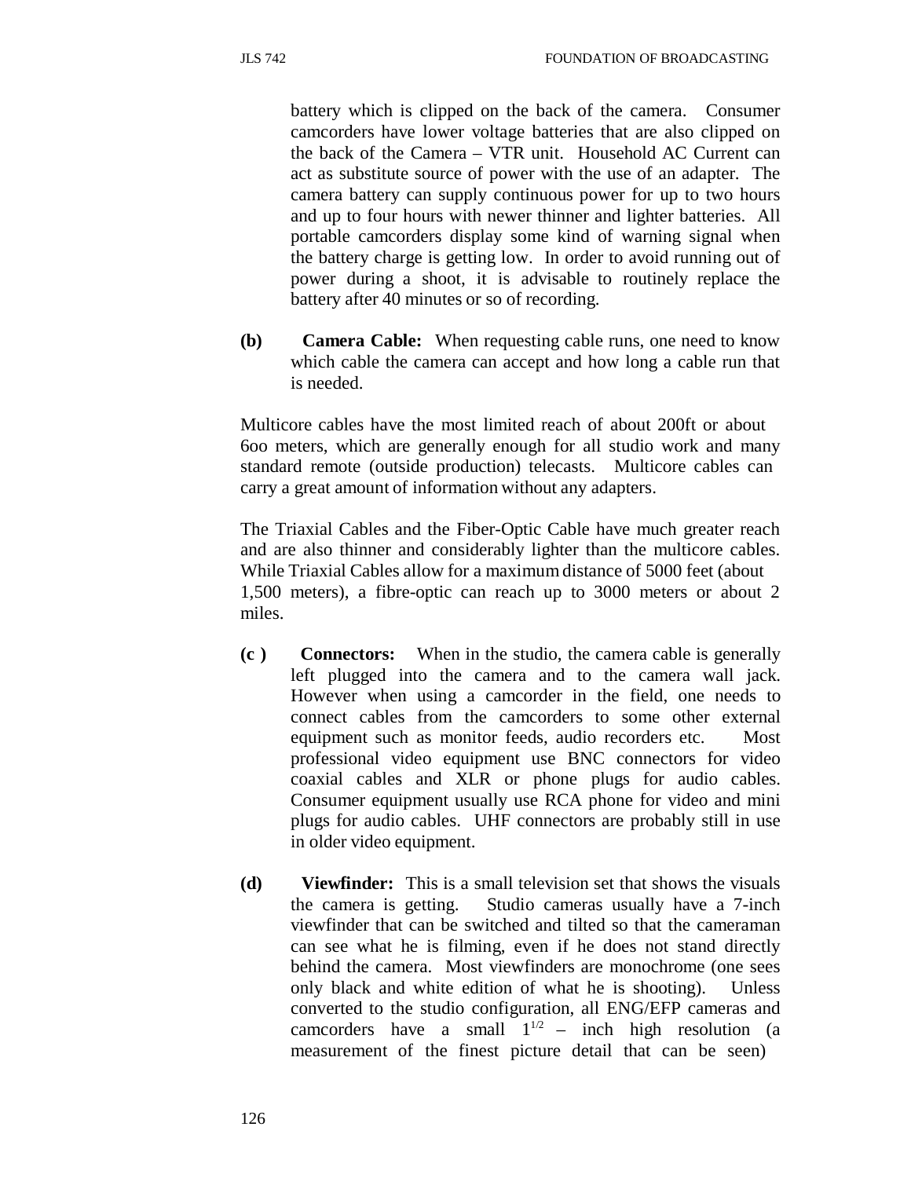battery which is clipped on the back of the camera. Consumer camcorders have lower voltage batteries that are also clipped on the back of the Camera – VTR unit. Household AC Current can act as substitute source of power with the use of an adapter. The camera battery can supply continuous power for up to two hours and up to four hours with newer thinner and lighter batteries. All portable camcorders display some kind of warning signal when the battery charge is getting low. In order to avoid running out of power during a shoot, it is advisable to routinely replace the battery after 40 minutes or so of recording.

**(b) Camera Cable:** When requesting cable runs, one need to know which cable the camera can accept and how long a cable run that is needed.

Multicore cables have the most limited reach of about 200ft or about 6oo meters, which are generally enough for all studio work and many standard remote (outside production) telecasts. Multicore cables can carry a great amount of information without any adapters.

The Triaxial Cables and the Fiber-Optic Cable have much greater reach and are also thinner and considerably lighter than the multicore cables. While Triaxial Cables allow for a maximum distance of 5000 feet (about 1,500 meters), a fibre-optic can reach up to 3000 meters or about 2 miles.

**(c ) Connectors:** When in the studio, the camera cable is generally left plugged into the camera and to the camera wall jack. However when using a camcorder in the field, one needs to connect cables from the camcorders to some other external equipment such as monitor feeds, audio recorders etc. Most professional video equipment use BNC connectors for video coaxial cables and XLR or phone plugs for audio cables. Consumer equipment usually use RCA phone for video and mini plugs for audio cables. UHF connectors are probably still in use in older video equipment.

**(d) Viewfinder:** This is a small television set that shows the visuals the camera is getting. Studio cameras usually have a 7-inch viewfinder that can be switched and tilted so that the cameraman can see what he is filming, even if he does not stand directly behind the camera. Most viewfinders are monochrome (one sees only black and white edition of what he is shooting). Unless converted to the studio configuration, all ENG/EFP cameras and camcorders have a small $1^{1/2}$ – inch high resolution (a measurement of the finest picture detail that can be seen)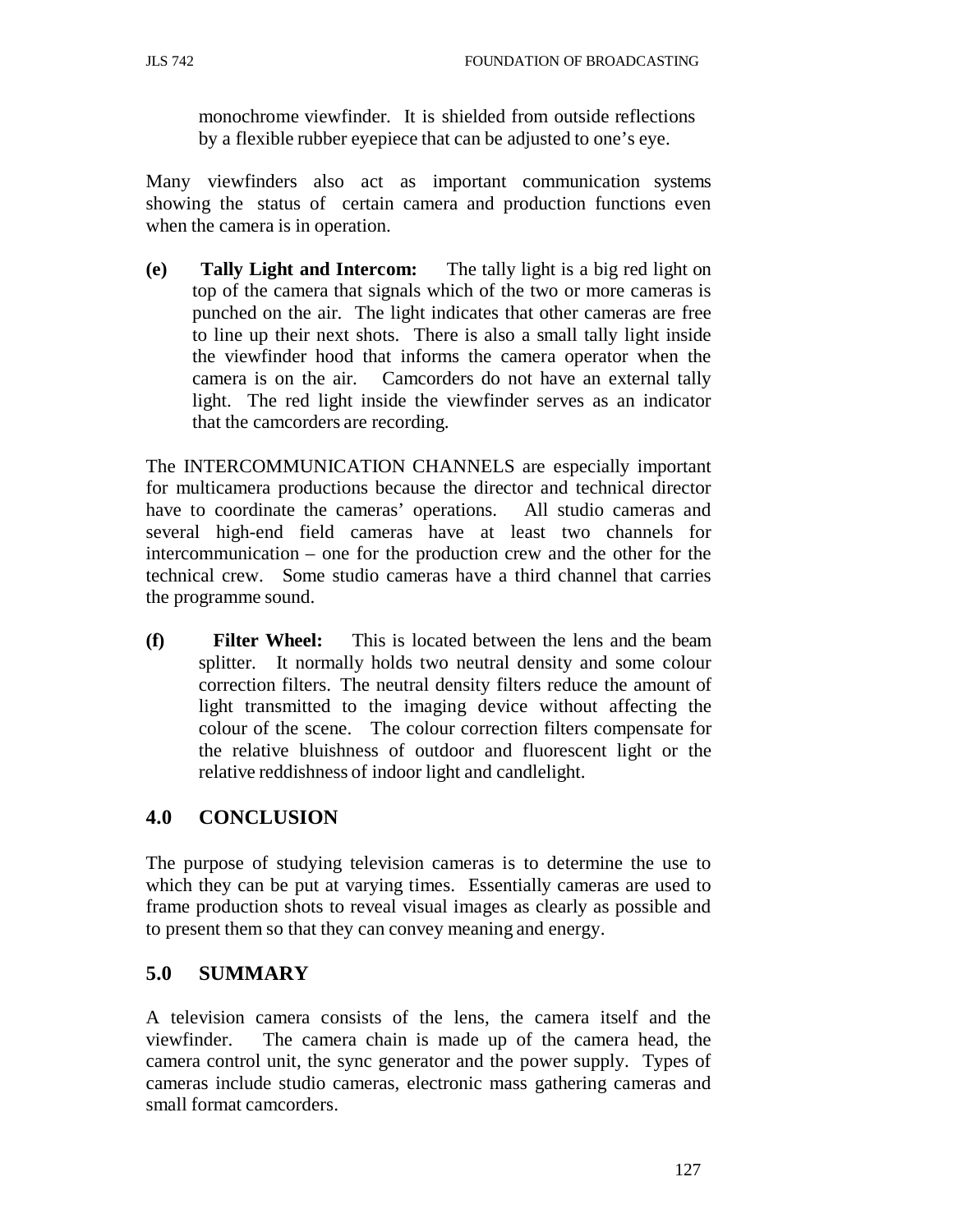monochrome viewfinder. It is shielded from outside reflections by a flexible rubber eyepiece that can be adjusted to one's eye.

Many viewfinders also act as important communication systems showing the status of certain camera and production functions even when the camera is in operation.

**(e) Tally Light and Intercom:** The tally light is a big red light on top of the camera that signals which of the two or more cameras is punched on the air. The light indicates that other cameras are free to line up their next shots. There is also a small tally light inside the viewfinder hood that informs the camera operator when the camera is on the air. Camcorders do not have an external tally light. The red light inside the viewfinder serves as an indicator that the camcorders are recording.

The INTERCOMMUNICATION CHANNELS are especially important for multicamera productions because the director and technical director have to coordinate the cameras' operations. All studio cameras and several high-end field cameras have at least two channels for intercommunication – one for the production crew and the other for the technical crew. Some studio cameras have a third channel that carries the programme sound.

**(f) Filter Wheel:** This is located between the lens and the beam splitter. It normally holds two neutral density and some colour correction filters. The neutral density filters reduce the amount of light transmitted to the imaging device without affecting the colour of the scene. The colour correction filters compensate for the relative bluishness of outdoor and fluorescent light or the relative reddishness of indoor light and candlelight.

## 4.0 CONCLUSION

The purpose of studying television cameras is to determine the use to which they can be put at varying times. Essentially cameras are used to frame production shots to reveal visual images as clearly as possible and to present them so that they can convey meaning and energy.

## 5.0 SUMMARY

A television camera consists of the lens, the camera itself and the viewfinder. The camera chain is made up of the camera head, the camera control unit, the sync generator and the power supply. Types of cameras include studio cameras, electronic mass gathering cameras and small format camcorders.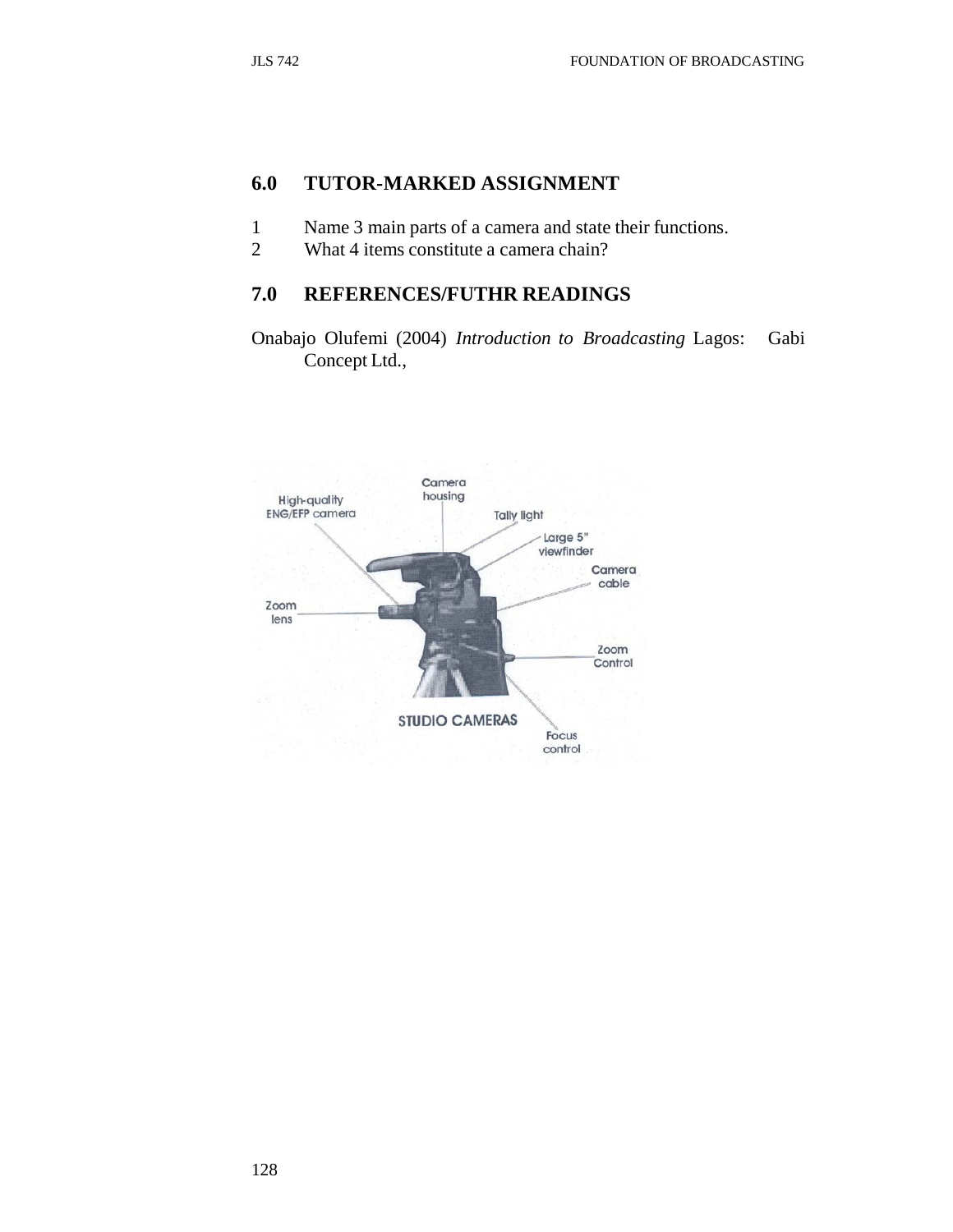## 6.0 TUTOR-MARKED ASSIGNMENT

1. Name 3 main parts of a camera and state their functions.
2. What 4 items constitute a camera chain?

## 7.0 REFERENCES/FUTHR READINGS

Onabajo Olufemi (2004) *Introduction to Broadcasting* Lagos: Gabi Concept Ltd.,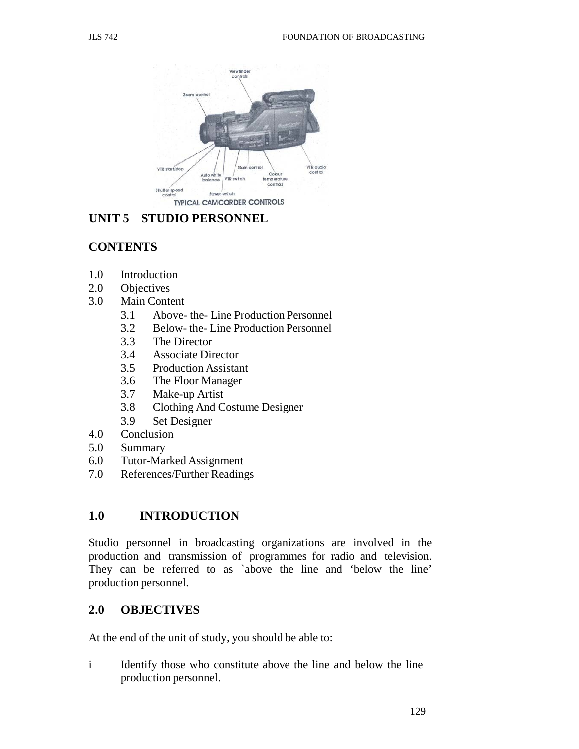TYPICAL CAMCORDER CONTROLS

## UNIT 5 STUDIO PERSONNEL

### CONTENTS

1.0 Introduction
2.0 Objectives
3.0 Main Content
   3.1 Above- the- Line Production Personnel
   3.2 Below- the- Line Production Personnel
   3.3 The Director
   3.4 Associate Director
   3.5 Production Assistant
   3.6 The Floor Manager
   3.7 Make-up Artist
   3.8 Clothing And Costume Designer
   3.9 Set Designer
4.0 Conclusion
5.0 Summary
6.0 Tutor-Marked Assignment
7.0 References/Further Readings

### 1.0 INTRODUCTION

Studio personnel in broadcasting organizations are involved in the production and transmission of programmes for radio and television. They can be referred to as `above the line and 'below the line' production personnel.

### 2.0 OBJECTIVES

At the end of the unit of study, you should be able to:

i Identify those who constitute above the line and below the line production personnel.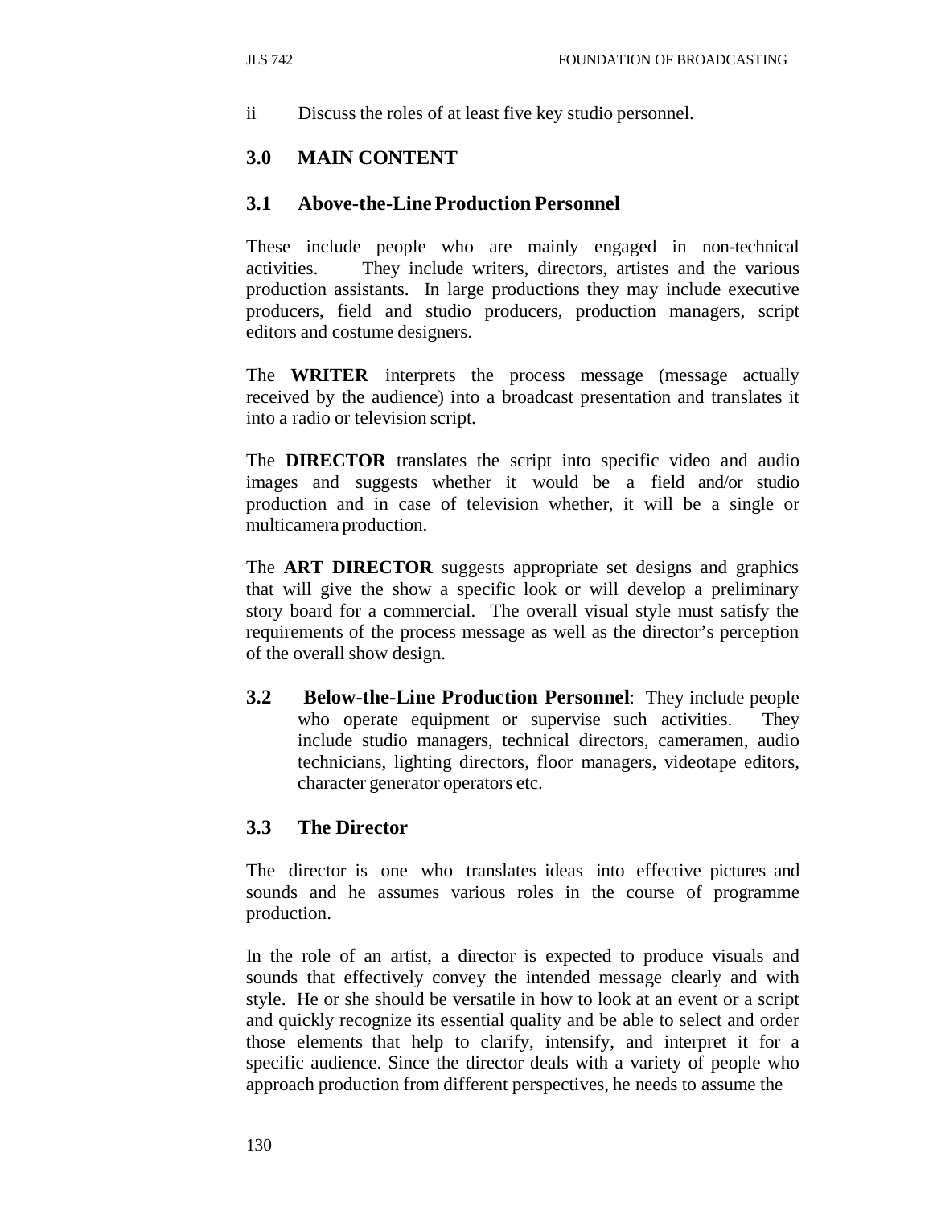ii Discuss the roles of at least five key studio personnel.

## 3.0 MAIN CONTENT

### 3.1 Above-the-Line Production Personnel

These include people who are mainly engaged in non-technical activities. They include writers, directors, artistes and the various production assistants. In large productions they may include executive producers, field and studio producers, production managers, script editors and costume designers.

The **WRITER** interprets the process message (message actually received by the audience) into a broadcast presentation and translates it into a radio or television script.

The **DIRECTOR** translates the script into specific video and audio images and suggests whether it would be a field and/or studio production and in case of television whether, it will be a single or multicamera production.

The **ART DIRECTOR** suggests appropriate set designs and graphics that will give the show a specific look or will develop a preliminary story board for a commercial. The overall visual style must satisfy the requirements of the process message as well as the director's perception of the overall show design.

### 3.2 Below-the-Line Production Personnel

**Below-the-Line Production Personnel**: They include people who operate equipment or supervise such activities. They include studio managers, technical directors, cameramen, audio technicians, lighting directors, floor managers, videotape editors, character generator operators etc.

### 3.3 The Director

The director is one who translates ideas into effective pictures and sounds and he assumes various roles in the course of programme production.

In the role of an artist, a director is expected to produce visuals and sounds that effectively convey the intended message clearly and with style. He or she should be versatile in how to look at an event or a script and quickly recognize its essential quality and be able to select and order those elements that help to clarify, intensify, and interpret it for a specific audience. Since the director deals with a variety of people who approach production from different perspectives, he needs to assume the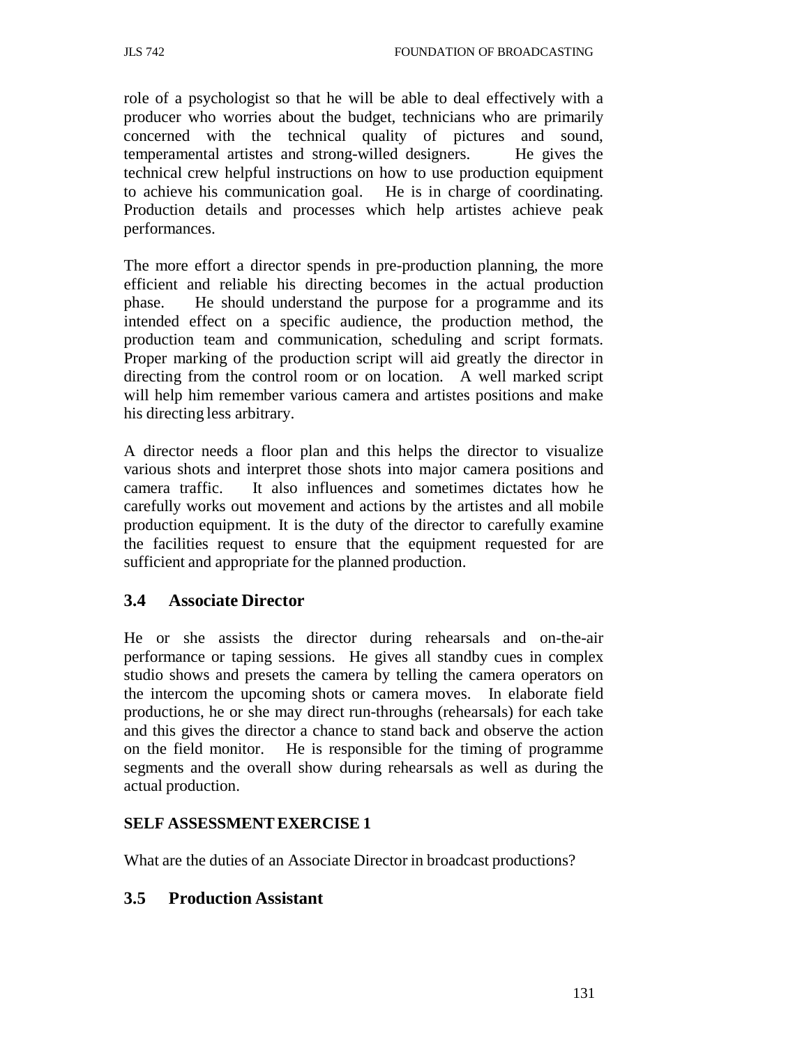role of a psychologist so that he will be able to deal effectively with a producer who worries about the budget, technicians who are primarily concerned with the technical quality of pictures and sound, temperamental artistes and strong-willed designers. He gives the technical crew helpful instructions on how to use production equipment to achieve his communication goal. He is in charge of coordinating. Production details and processes which help artistes achieve peak performances.

The more effort a director spends in pre-production planning, the more efficient and reliable his directing becomes in the actual production phase. He should understand the purpose for a programme and its intended effect on a specific audience, the production method, the production team and communication, scheduling and script formats. Proper marking of the production script will aid greatly the director in directing from the control room or on location. A well marked script will help him remember various camera and artistes positions and make his directing less arbitrary.

A director needs a floor plan and this helps the director to visualize various shots and interpret those shots into major camera positions and camera traffic. It also influences and sometimes dictates how he carefully works out movement and actions by the artistes and all mobile production equipment. It is the duty of the director to carefully examine the facilities request to ensure that the equipment requested for are sufficient and appropriate for the planned production.

## 3.4 Associate Director

He or she assists the director during rehearsals and on-the-air performance or taping sessions. He gives all standby cues in complex studio shows and presets the camera by telling the camera operators on the intercom the upcoming shots or camera moves. In elaborate field productions, he or she may direct run-throughs (rehearsals) for each take and this gives the director a chance to stand back and observe the action on the field monitor. He is responsible for the timing of programme segments and the overall show during rehearsals as well as during the actual production.

**SELF ASSESSMENT EXERCISE 1**

What are the duties of an Associate Director in broadcast productions?

## 3.5 Production Assistant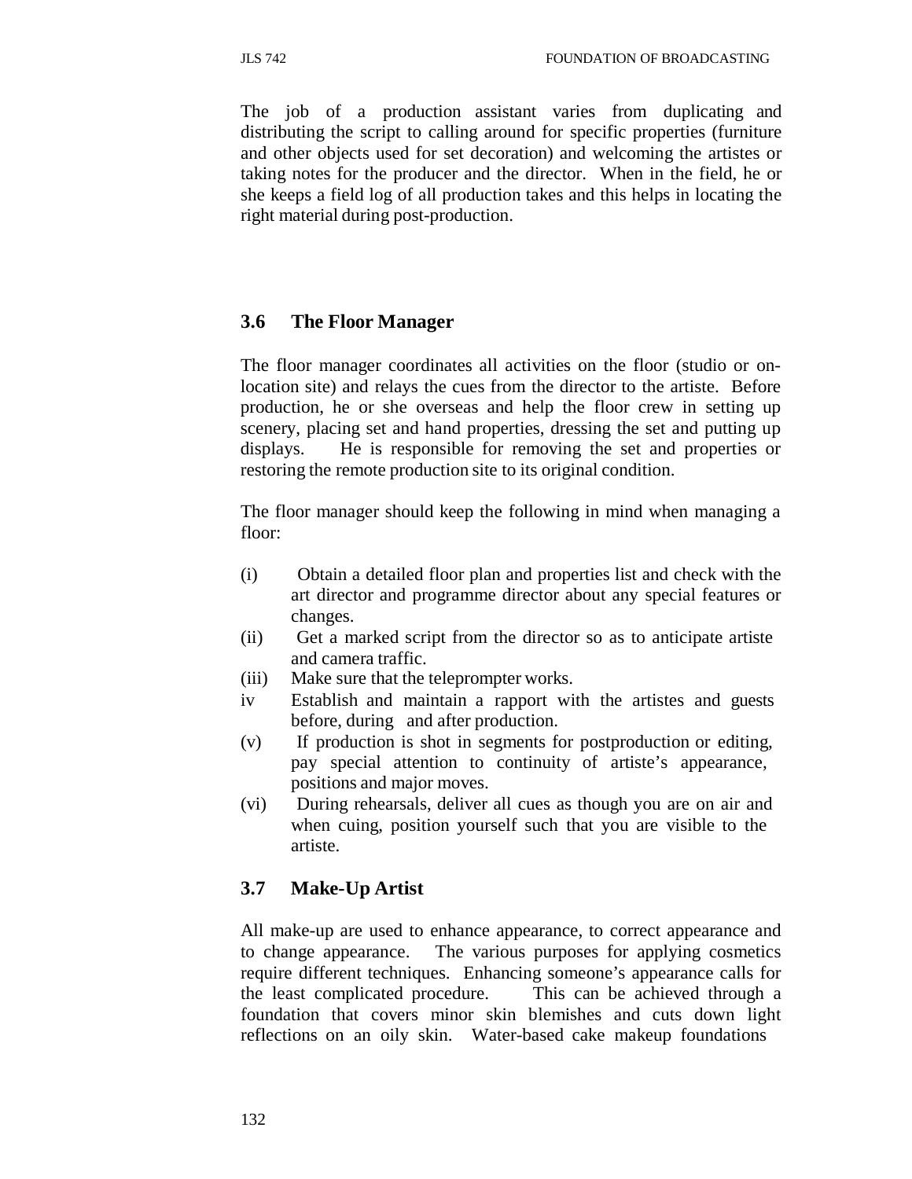The job of a production assistant varies from duplicating and distributing the script to calling around for specific properties (furniture and other objects used for set decoration) and welcoming the artistes or taking notes for the producer and the director. When in the field, he or she keeps a field log of all production takes and this helps in locating the right material during post-production.

### 3.6 The Floor Manager

The floor manager coordinates all activities on the floor (studio or on-location site) and relays the cues from the director to the artiste. Before production, he or she overseas and help the floor crew in setting up scenery, placing set and hand properties, dressing the set and putting up displays. He is responsible for removing the set and properties or restoring the remote production site to its original condition.

The floor manager should keep the following in mind when managing a floor:

(i) Obtain a detailed floor plan and properties list and check with the art director and programme director about any special features or changes.

(ii) Get a marked script from the director so as to anticipate artiste and camera traffic.

(iii) Make sure that the teleprompter works.

iv Establish and maintain a rapport with the artistes and guests before, during and after production.

(v) If production is shot in segments for postproduction or editing, pay special attention to continuity of artiste's appearance, positions and major moves.

(vi) During rehearsals, deliver all cues as though you are on air and when cuing, position yourself such that you are visible to the artiste.

### 3.7 Make-Up Artist

All make-up are used to enhance appearance, to correct appearance and to change appearance. The various purposes for applying cosmetics require different techniques. Enhancing someone's appearance calls for the least complicated procedure. This can be achieved through a foundation that covers minor skin blemishes and cuts down light reflections on an oily skin. Water-based cake makeup foundations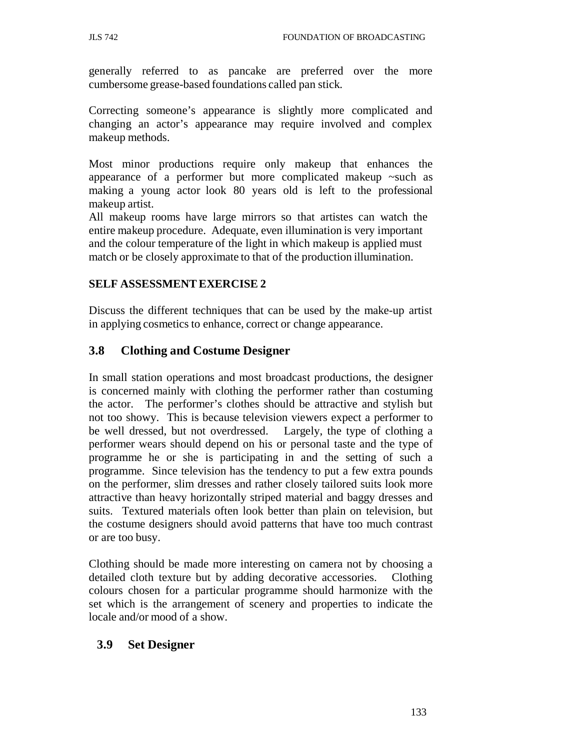generally referred to as pancake are preferred over the more cumbersome grease-based foundations called pan stick.

Correcting someone's appearance is slightly more complicated and changing an actor's appearance may require involved and complex makeup methods.

Most minor productions require only makeup that enhances the appearance of a performer but more complicated makeup ~such as making a young actor look 80 years old is left to the professional makeup artist.
All makeup rooms have large mirrors so that artistes can watch the entire makeup procedure. Adequate, even illumination is very important and the colour temperature of the light in which makeup is applied must match or be closely approximate to that of the production illumination.

**SELF ASSESSMENT EXERCISE 2**

Discuss the different techniques that can be used by the make-up artist in applying cosmetics to enhance, correct or change appearance.

## 3.8 Clothing and Costume Designer

In small station operations and most broadcast productions, the designer is concerned mainly with clothing the performer rather than costuming the actor. The performer's clothes should be attractive and stylish but not too showy. This is because television viewers expect a performer to be well dressed, but not overdressed. Largely, the type of clothing a performer wears should depend on his or personal taste and the type of programme he or she is participating in and the setting of such a programme. Since television has the tendency to put a few extra pounds on the performer, slim dresses and rather closely tailored suits look more attractive than heavy horizontally striped material and baggy dresses and suits. Textured materials often look better than plain on television, but the costume designers should avoid patterns that have too much contrast or are too busy.

Clothing should be made more interesting on camera not by choosing a detailed cloth texture but by adding decorative accessories. Clothing colours chosen for a particular programme should harmonize with the set which is the arrangement of scenery and properties to indicate the locale and/or mood of a show.

## 3.9 Set Designer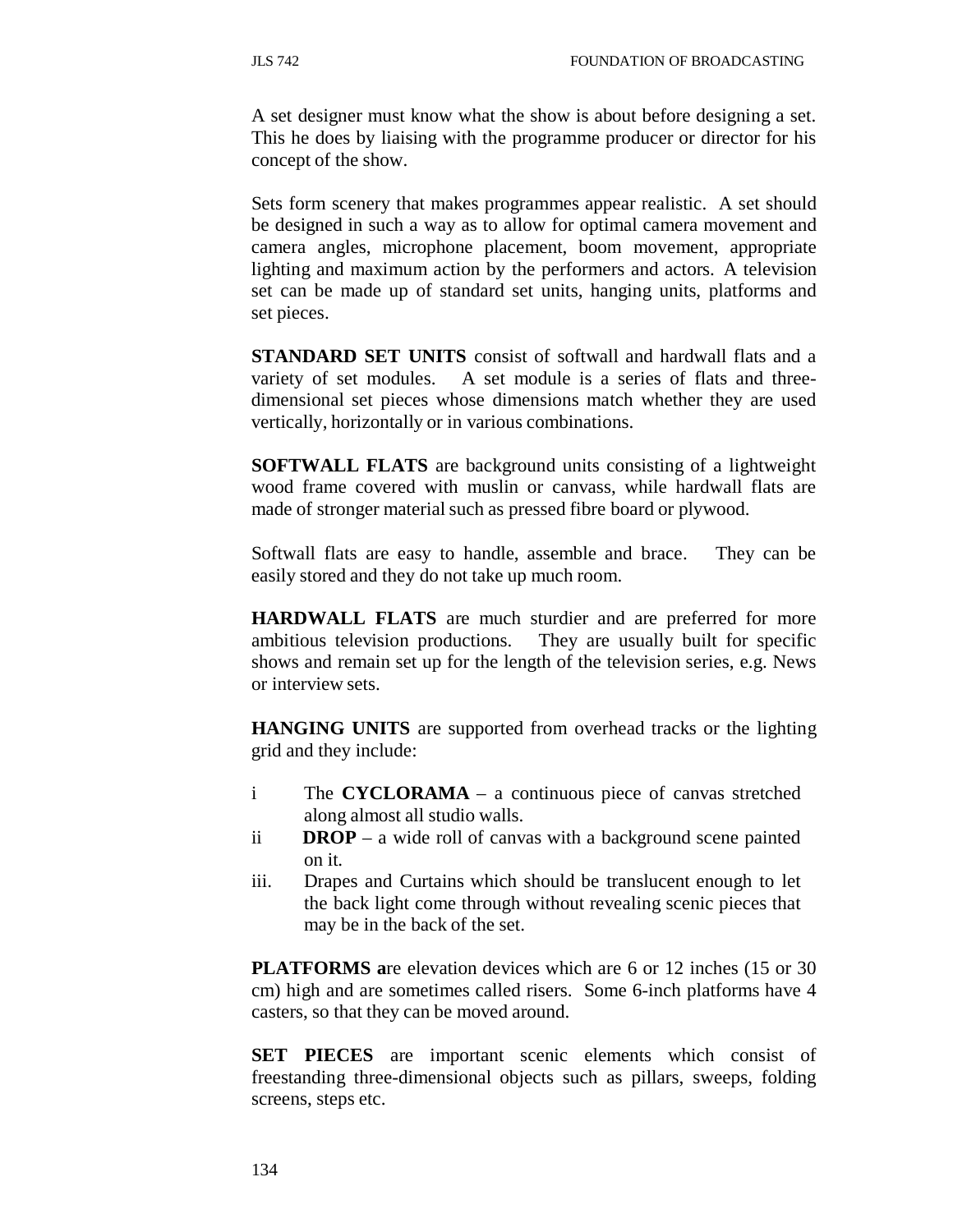A set designer must know what the show is about before designing a set. This he does by liaising with the programme producer or director for his concept of the show.

Sets form scenery that makes programmes appear realistic. A set should be designed in such a way as to allow for optimal camera movement and camera angles, microphone placement, boom movement, appropriate lighting and maximum action by the performers and actors. A television set can be made up of standard set units, hanging units, platforms and set pieces.

**STANDARD SET UNITS** consist of softwall and hardwall flats and a variety of set modules. A set module is a series of flats and three-dimensional set pieces whose dimensions match whether they are used vertically, horizontally or in various combinations.

**SOFTWALL FLATS** are background units consisting of a lightweight wood frame covered with muslin or canvass, while hardwall flats are made of stronger material such as pressed fibre board or plywood.

Softwall flats are easy to handle, assemble and brace. They can be easily stored and they do not take up much room.

**HARDWALL FLATS** are much sturdier and are preferred for more ambitious television productions. They are usually built for specific shows and remain set up for the length of the television series, e.g. News or interview sets.

**HANGING UNITS** are supported from overhead tracks or the lighting grid and they include:

i The **CYCLORAMA** – a continuous piece of canvas stretched along almost all studio walls.

ii **DROP** – a wide roll of canvas with a background scene painted on it.

iii. Drapes and Curtains which should be translucent enough to let the back light come through without revealing scenic pieces that may be in the back of the set.

**PLATFORMS a**re elevation devices which are 6 or 12 inches (15 or 30 cm) high and are sometimes called risers. Some 6-inch platforms have 4 casters, so that they can be moved around.

**SET PIECES** are important scenic elements which consist of freestanding three-dimensional objects such as pillars, sweeps, folding screens, steps etc.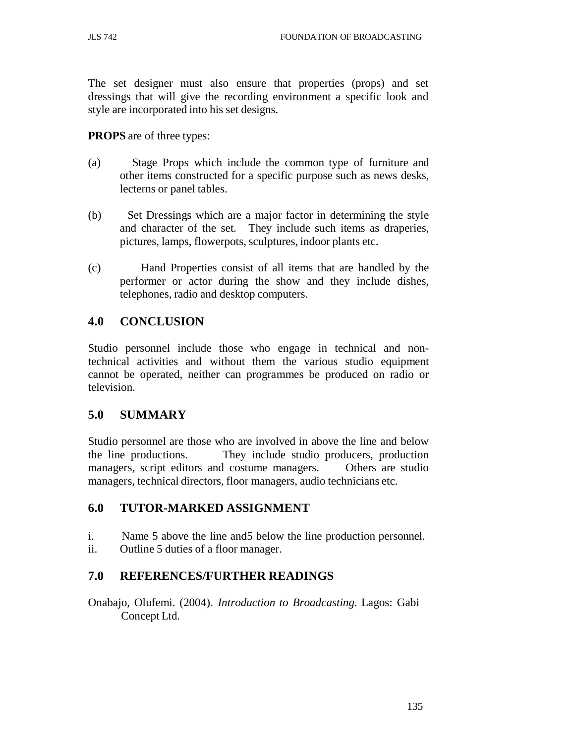The set designer must also ensure that properties (props) and set dressings that will give the recording environment a specific look and style are incorporated into his set designs.

**PROPS** are of three types:

(a) Stage Props which include the common type of furniture and other items constructed for a specific purpose such as news desks, lecterns or panel tables.

(b) Set Dressings which are a major factor in determining the style and character of the set. They include such items as draperies, pictures, lamps, flowerpots, sculptures, indoor plants etc.

(c) Hand Properties consist of all items that are handled by the performer or actor during the show and they include dishes, telephones, radio and desktop computers.

## 4.0 CONCLUSION

Studio personnel include those who engage in technical and non-technical activities and without them the various studio equipment cannot be operated, neither can programmes be produced on radio or television.

## 5.0 SUMMARY

Studio personnel are those who are involved in above the line and below the line productions. They include studio producers, production managers, script editors and costume managers. Others are studio managers, technical directors, floor managers, audio technicians etc.

## 6.0 TUTOR-MARKED ASSIGNMENT

i. Name 5 above the line and5 below the line production personnel.
ii. Outline 5 duties of a floor manager.

## 7.0 REFERENCES/FURTHER READINGS

Onabajo, Olufemi. (2004). *Introduction to Broadcasting.* Lagos: Gabi Concept Ltd.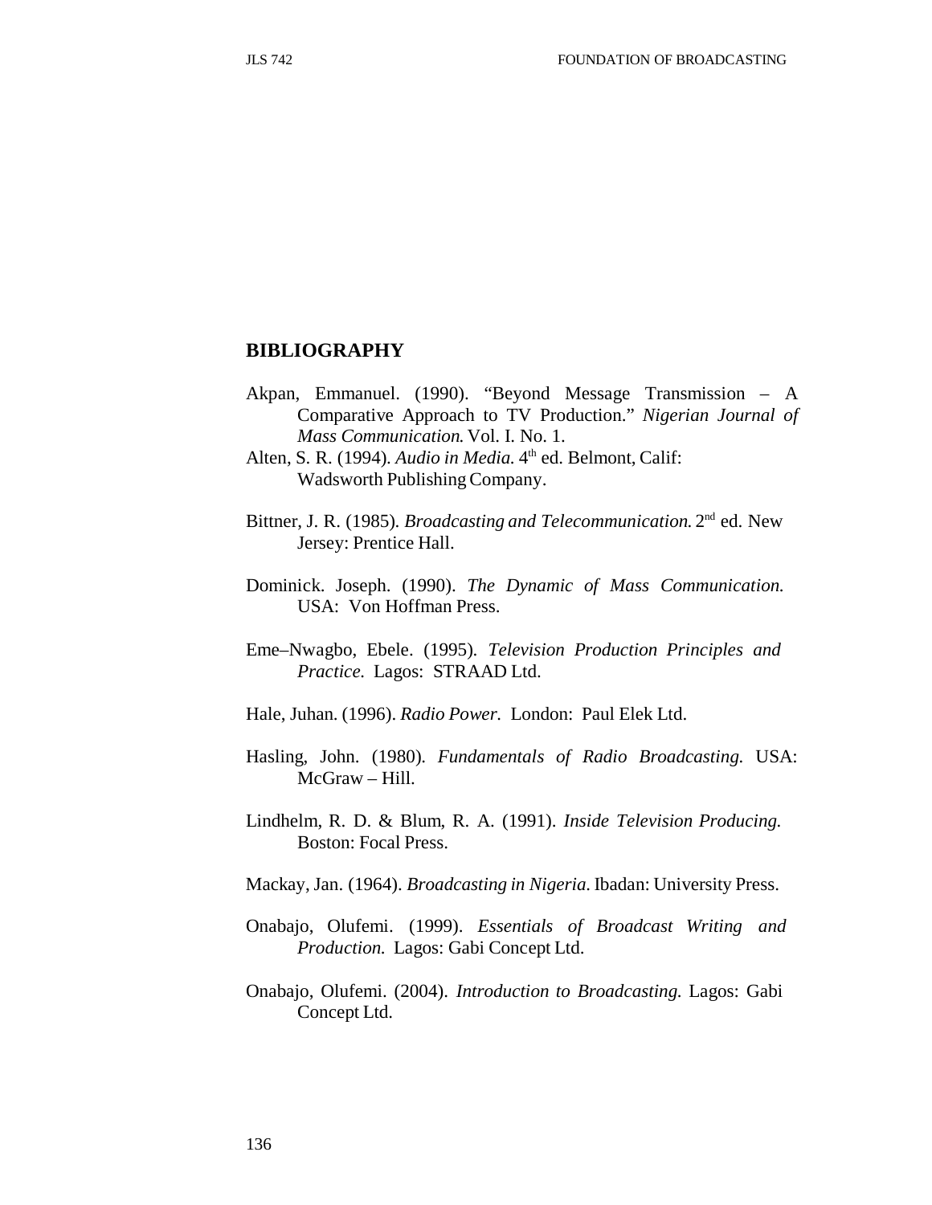## BIBLIOGRAPHY

Akpan, Emmanuel. (1990). "Beyond Message Transmission – A Comparative Approach to TV Production." *Nigerian Journal of Mass Communication.* Vol. I. No. 1.

Alten, S. R. (1994). *Audio in Media.* 4th ed. Belmont, Calif: Wadsworth Publishing Company.

Bittner, J. R. (1985). *Broadcasting and Telecommunication.* 2nd ed. New Jersey: Prentice Hall.

Dominick. Joseph. (1990). *The Dynamic of Mass Communication.* USA: Von Hoffman Press.

Eme–Nwagbo, Ebele. (1995). *Television Production Principles and Practice.* Lagos: STRAAD Ltd.

Hale, Juhan. (1996). *Radio Power.* London: Paul Elek Ltd.

Hasling, John. (1980). *Fundamentals of Radio Broadcasting.* USA: McGraw – Hill.

Lindhelm, R. D. & Blum, R. A. (1991). *Inside Television Producing.* Boston: Focal Press.

Mackay, Jan. (1964). *Broadcasting in Nigeria.* Ibadan: University Press.

Onabajo, Olufemi. (1999). *Essentials of Broadcast Writing and Production.* Lagos: Gabi Concept Ltd.

Onabajo, Olufemi. (2004). *Introduction to Broadcasting.* Lagos: Gabi Concept Ltd.